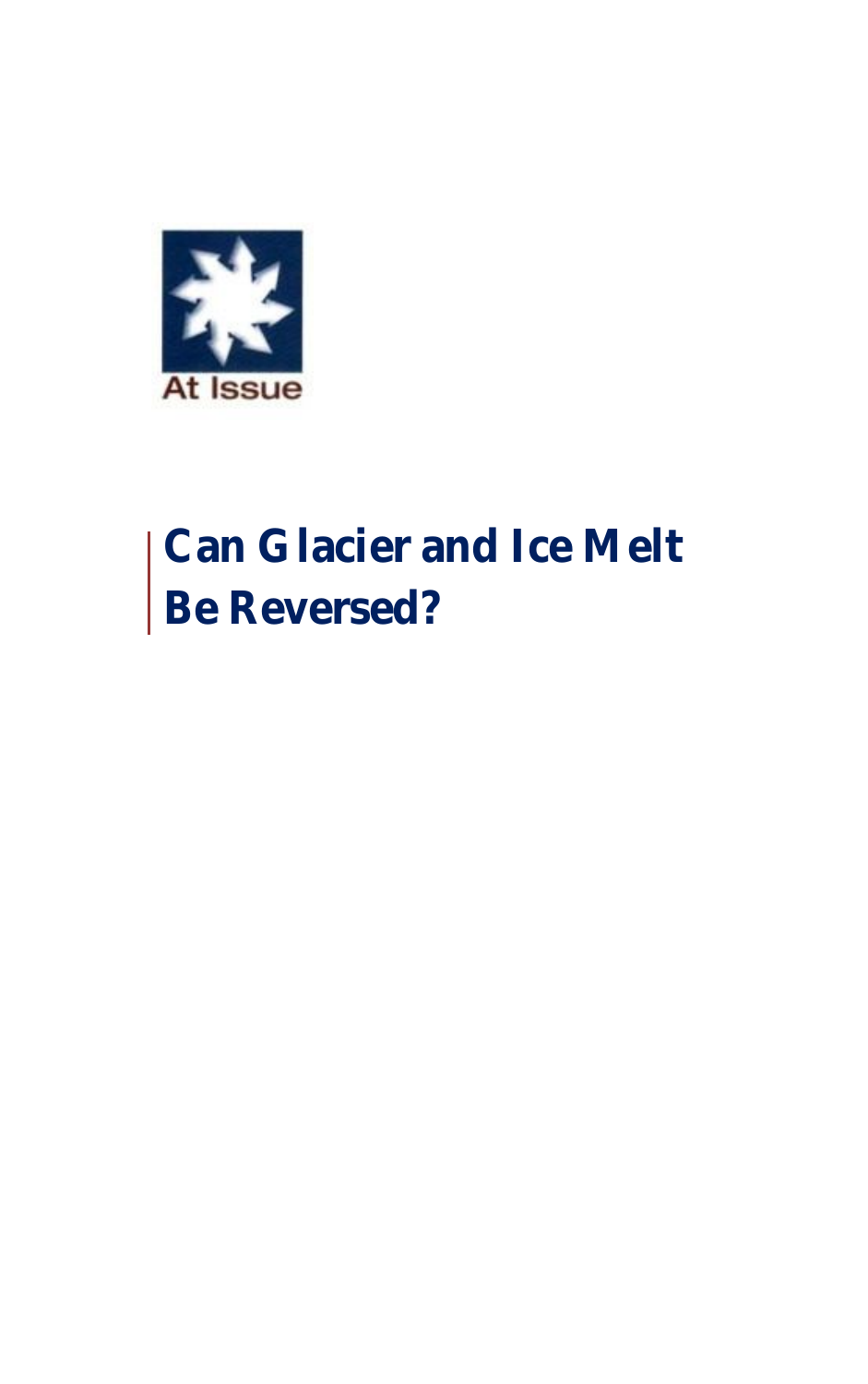At Issue

# Can Glacier and Ice Melt Be Reversed?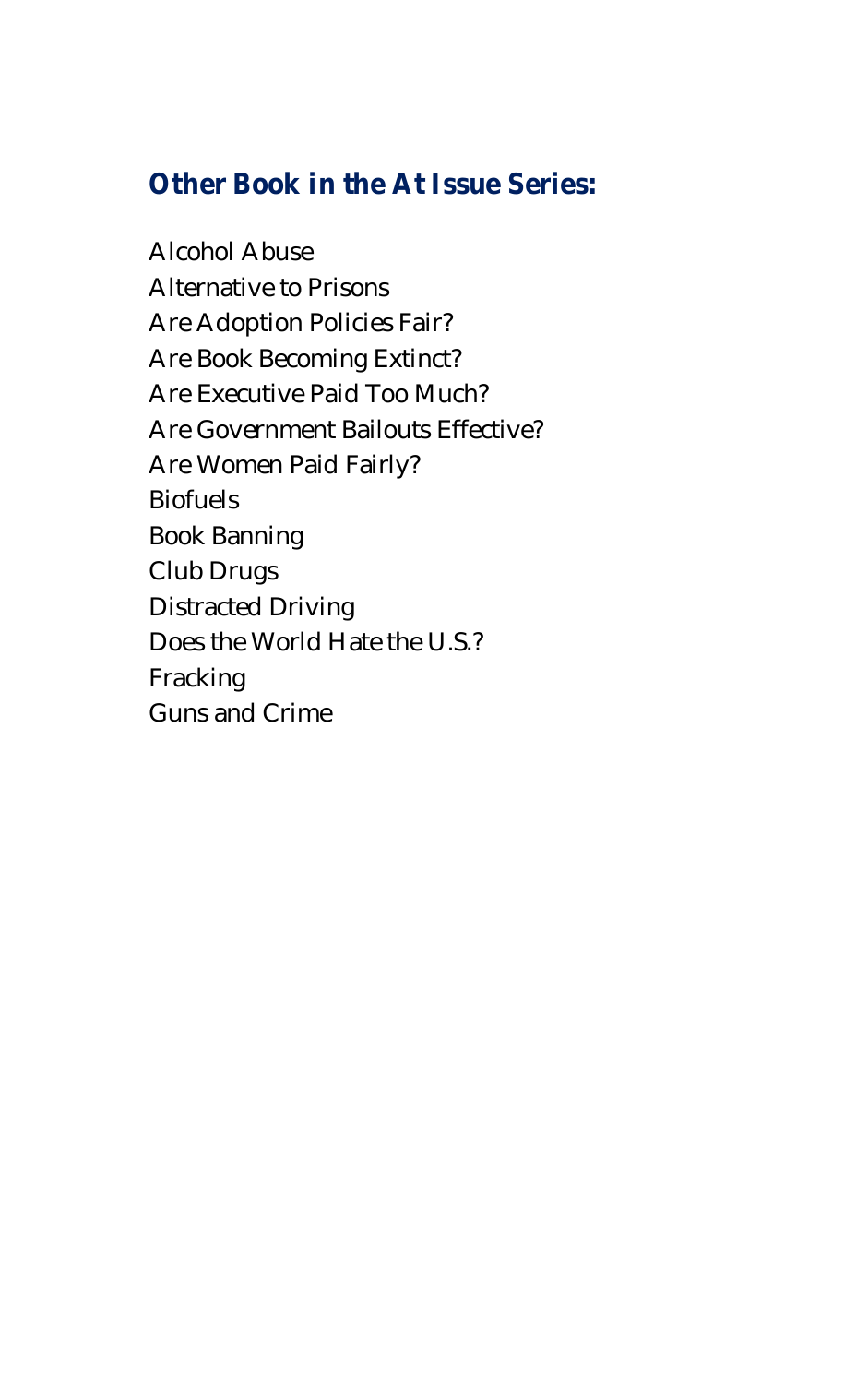## Other Book in the At Issue Series:

Alcohol Abuse
Alternative to Prisons
Are Adoption Policies Fair?
Are Book Becoming Extinct?
Are Executive Paid Too Much?
Are Government Bailouts Effective?
Are Women Paid Fairly?
Biofuels
Book Banning
Club Drugs
Distracted Driving
Does the World Hate the U.S.?
Fracking
Guns and Crime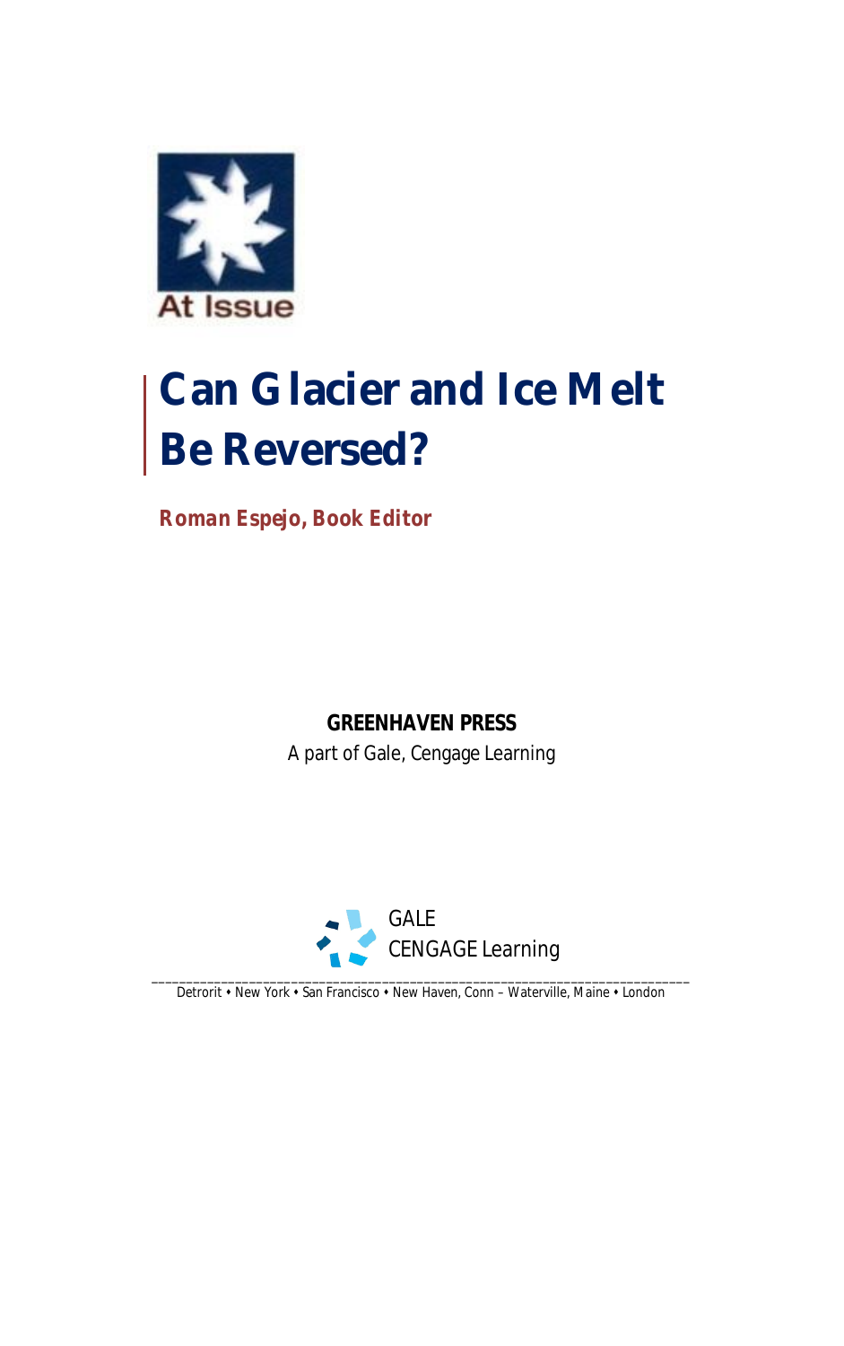At Issue

# Can Glacier and Ice Melt Be Reversed?

***Roman Espejo, Book Editor***

**GREENHAVEN PRESS**

A part of Gale, Cengage Learning

GALE
CENGAGE Learning

Detrorit • New York • San Francisco • New Haven, Conn – Waterville, Maine • London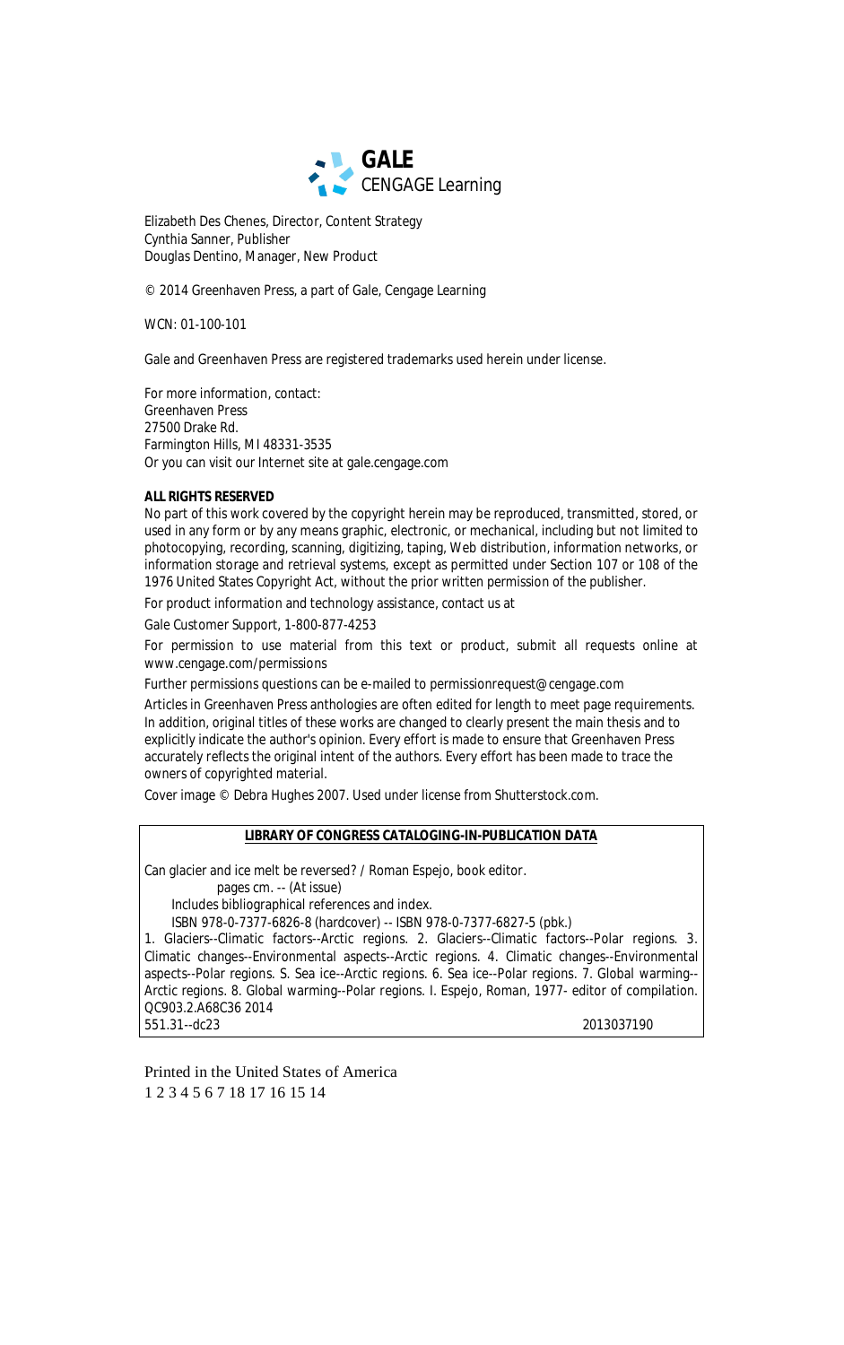**GALE**
CENGAGE Learning

Elizabeth Des Chenes, Director, Content Strategy
Cynthia Sanner, Publisher
Douglas Dentino, Manager, New Product

© 2014 Greenhaven Press, a part of Gale, Cengage Learning

WCN: 01-100-101

Gale and Greenhaven Press are registered trademarks used herein under license.

For more information, contact:
Greenhaven Press
27500 Drake Rd.
Farmington Hills, MI 48331-3535
Or you can visit our Internet site at gale.cengage.com

**ALL RIGHTS RESERVED**

No part of this work covered by the copyright herein may be reproduced, transmitted, stored, or used in any form or by any means graphic, electronic, or mechanical, including but not limited to photocopying, recording, scanning, digitizing, taping, Web distribution, information networks, or information storage and retrieval systems, except as permitted under Section 107 or 108 of the 1976 United States Copyright Act, without the prior written permission of the publisher.

For product information and technology assistance, contact us at

Gale Customer Support, 1-800-877-4253

For permission to use material from this text or product, submit all requests online at www.cengage.com/permissions

Further permissions questions can be e-mailed to permissionrequest@cengage.com

Articles in Greenhaven Press anthologies are often edited for length to meet page requirements. In addition, original titles of these works are changed to clearly present the main thesis and to explicitly indicate the author's opinion. Every effort is made to ensure that Greenhaven Press accurately reflects the original intent of the authors. Every effort has been made to trace the owners of copyrighted material.

Cover image © Debra Hughes 2007. Used under license from Shutterstock.com.

**LIBRARY OF CONGRESS CATALOGING-IN-PUBLICATION DATA**

Can glacier and ice melt be reversed? / Roman Espejo, book editor.
pages cm. -- (At issue)
Includes bibliographical references and index.
ISBN 978-0-7377-6826-8 (hardcover) -- ISBN 978-0-7377-6827-5 (pbk.)
1. Glaciers--Climatic factors--Arctic regions. 2. Glaciers--Climatic factors--Polar regions. 3. Climatic changes--Environmental aspects--Arctic regions. 4. Climatic changes--Environmental aspects--Polar regions. S. Sea ice--Arctic regions. 6. Sea ice--Polar regions. 7. Global warming--Arctic regions. 8. Global warming--Polar regions. I. Espejo, Roman, 1977- editor of compilation.
QC903.2.A68C36 2014
551.31--dc23 2013037190

Printed in the United States of America
1 2 3 4 5 6 7 18 17 16 15 14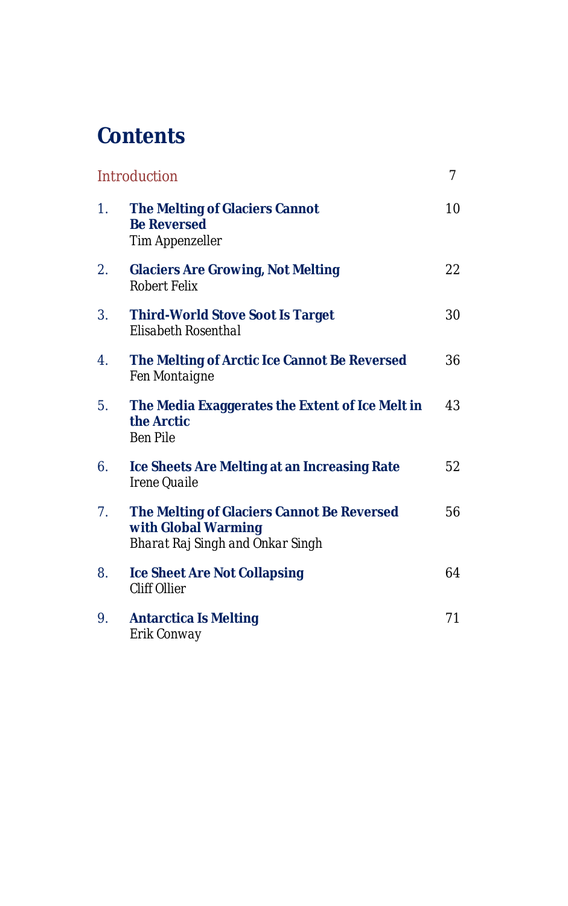# Contents

| | | |
|---|---|---|
| Introduction | | 7 |
| 1. | **The Melting of Glaciers Cannot Be Reversed**<br>Tim Appenzeller | 10 |
| 2. | **Glaciers Are Growing, Not Melting**<br>Robert Felix | 22 |
| 3. | **Third-World Stove Soot Is Target**<br>Elisabeth Rosenthal | 30 |
| 4. | **The Melting of Arctic Ice Cannot Be Reversed**<br>Fen Montaigne | 36 |
| 5. | **The Media Exaggerates the Extent of Ice Melt in the Arctic**<br>Ben Pile | 43 |
| 6. | **Ice Sheets Are Melting at an Increasing Rate**<br>Irene Quaile | 52 |
| 7. | **The Melting of Glaciers Cannot Be Reversed with Global Warming**<br>Bharat Raj Singh and Onkar Singh | 56 |
| 8. | **Ice Sheet Are Not Collapsing**<br>Cliff Ollier | 64 |
| 9. | **Antarctica Is Melting**<br>Erik Conway | 71 |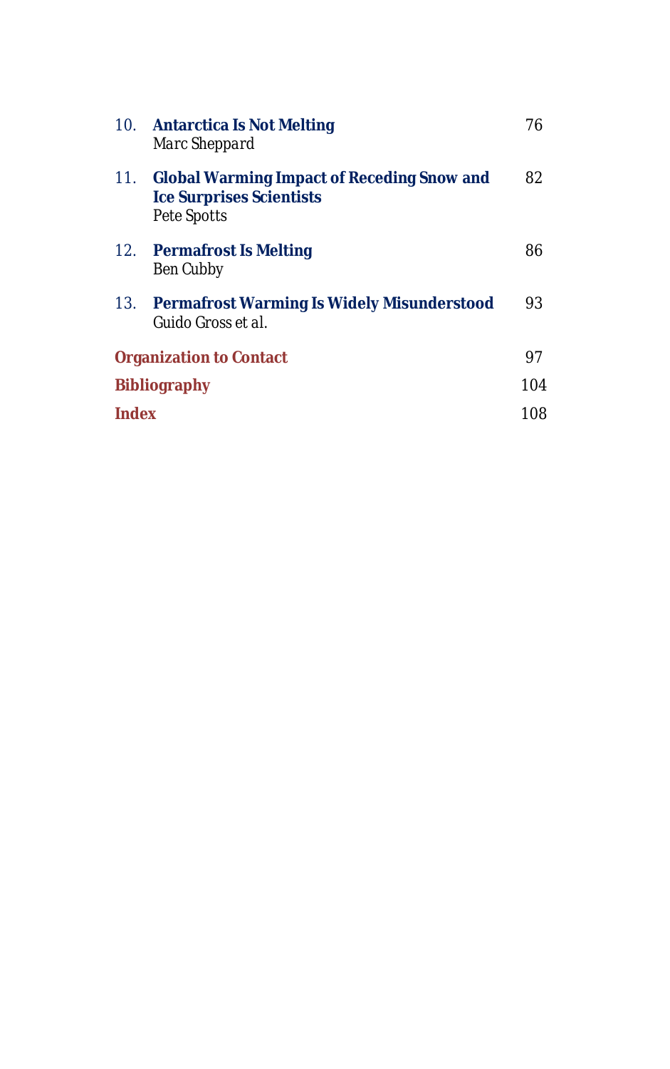10. **Antarctica Is Not Melting** — 76
    *Marc Sheppard*

11. **Global Warming Impact of Receding Snow and Ice Surprises Scientists** — 82
    Pete Spotts

12. **Permafrost Is Melting** — 86
    Ben Cubby

13. **Permafrost Warming Is Widely Misunderstood** — 93
    Guido Gross et al.

**Organization to Contact** — 97

**Bibliography** — 104

**Index** — 108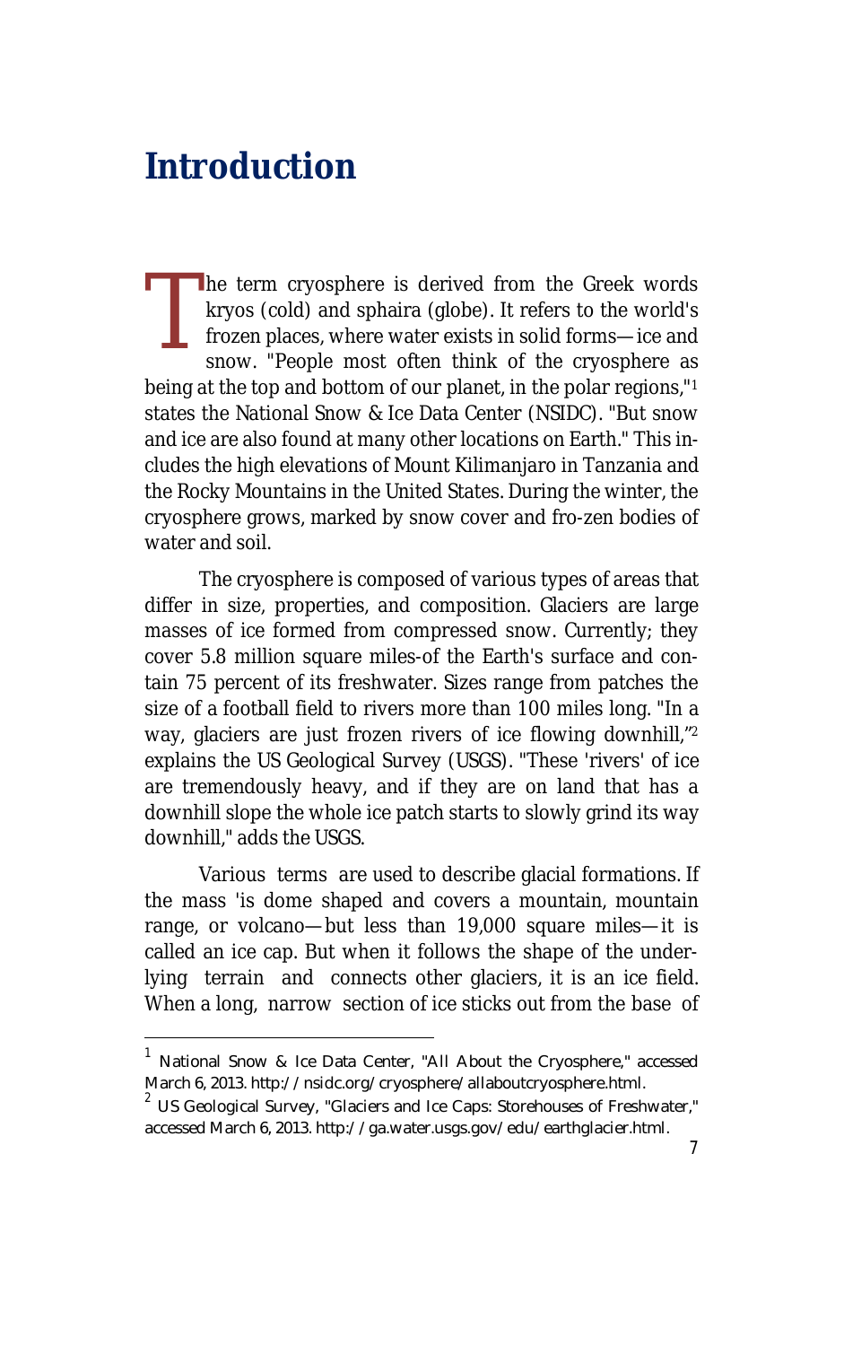# Introduction

The term cryosphere is derived from the Greek words kryos (cold) and sphaira (globe). It refers to the world's frozen places, where water exists in solid forms—ice and snow. "People most often think of the cryosphere as being at the top and bottom of our planet, in the polar regions,"[1] states the National Snow & Ice Data Center (NSIDC). "But snow and ice are also found at many other locations on Earth." This includes the high elevations of Mount Kilimanjaro in Tanzania and the Rocky Mountains in the United States. During the winter, the cryosphere grows, marked by snow cover and fro-zen bodies of water and soil.

The cryosphere is composed of various types of areas that differ in size, properties, and composition. Glaciers are large masses of ice formed from compressed snow. Currently; they cover 5.8 million square miles-of the Earth's surface and contain 75 percent of its freshwater. Sizes range from patches the size of a football field to rivers more than 100 miles long. "In a way, glaciers are just frozen rivers of ice flowing downhill,"[2] explains the US Geological Survey (USGS). "These 'rivers' of ice are tremendously heavy, and if they are on land that has a downhill slope the whole ice patch starts to slowly grind its way downhill," adds the USGS.

Various terms are used to describe glacial formations. If the mass 'is dome shaped and covers a mountain, mountain range, or volcano—but less than 19,000 square miles—it is called an ice cap. But when it follows the shape of the underlying terrain and connects other glaciers, it is an ice field. When a long, narrow section of ice sticks out from the base of

---

[1] National Snow & Ice Data Center, "All About the Cryosphere," accessed March 6, 2013. http://nsidc.org/cryosphere/allaboutcryosphere.html.

[2] US Geological Survey, "Glaciers and Ice Caps: Storehouses of Freshwater," accessed March 6, 2013. http://ga.water.usgs.gov/edu/earthglacier.html.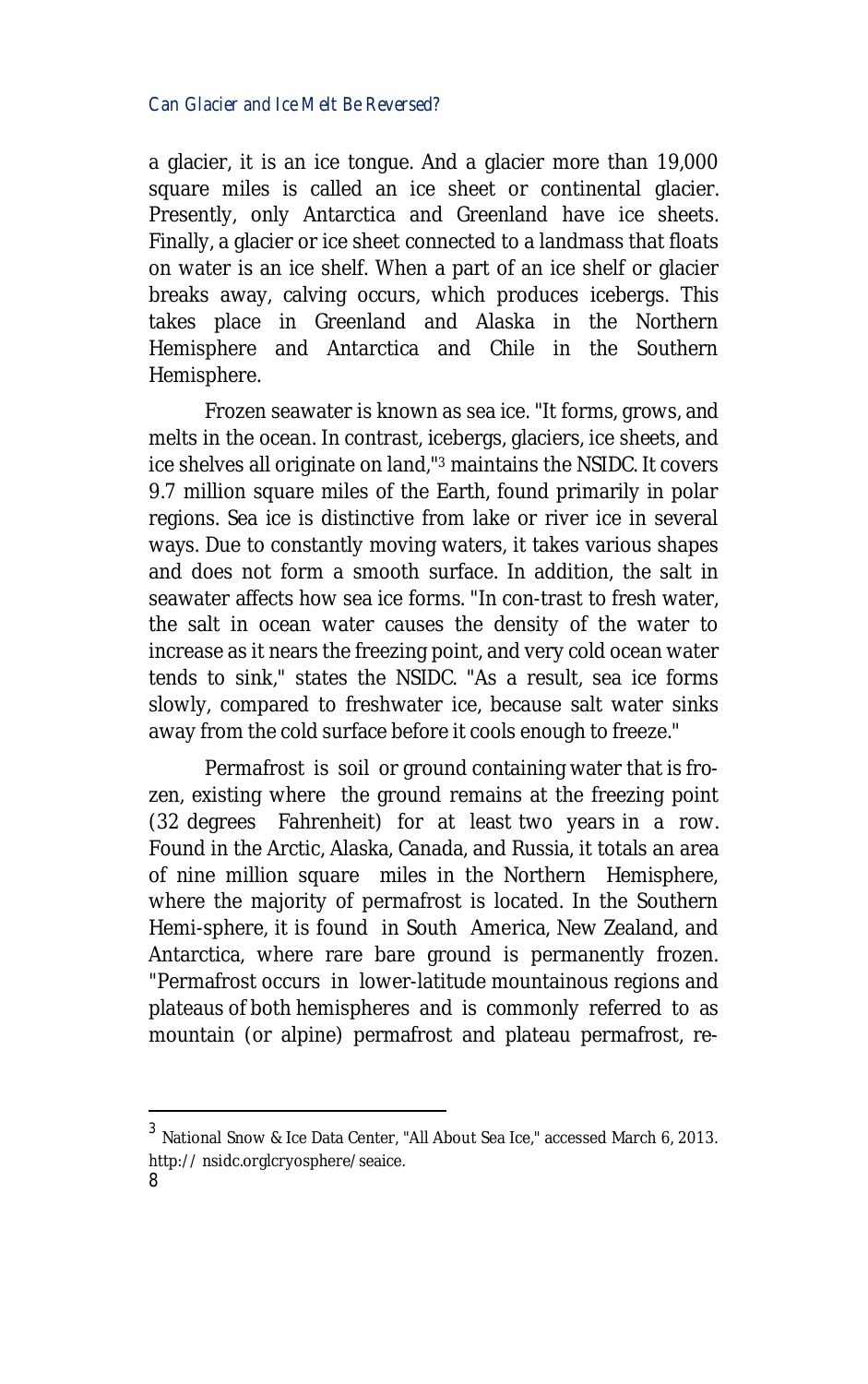a glacier, it is an ice tongue. And a glacier more than 19,000 square miles is called an ice sheet or continental glacier. Presently, only Antarctica and Greenland have ice sheets. Finally, a glacier or ice sheet connected to a landmass that floats on water is an ice shelf. When a part of an ice shelf or glacier breaks away, calving occurs, which produces icebergs. This takes place in Greenland and Alaska in the Northern Hemisphere and Antarctica and Chile in the Southern Hemisphere.

Frozen seawater is known as sea ice. "It forms, grows, and melts in the ocean. In contrast, icebergs, glaciers, ice sheets, and ice shelves all originate on land,"[3] maintains the NSIDC. It covers 9.7 million square miles of the Earth, found primarily in polar regions. Sea ice is distinctive from lake or river ice in several ways. Due to constantly moving waters, it takes various shapes and does not form a smooth surface. In addition, the salt in seawater affects how sea ice forms. "In con-trast to fresh water, the salt in ocean water causes the density of the water to increase as it nears the freezing point, and very cold ocean water tends to sink," states the NSIDC. "As a result, sea ice forms slowly, compared to freshwater ice, because salt water sinks away from the cold surface before it cools enough to freeze."

Permafrost is soil or ground containing water that is frozen, existing where the ground remains at the freezing point (32 degrees Fahrenheit) for at least two years in a row. Found in the Arctic, Alaska, Canada, and Russia, it totals an area of nine million square miles in the Northern Hemisphere, where the majority of permafrost is located. In the Southern Hemi-sphere, it is found in South America, New Zealand, and Antarctica, where rare bare ground is permanently frozen. "Permafrost occurs in lower-latitude mountainous regions and plateaus of both hemispheres and is commonly referred to as mountain (or alpine) permafrost and plateau permafrost, re-

---

[3] National Snow & Ice Data Center, "All About Sea Ice," accessed March 6, 2013. http:// nsidc.orglcryosphere/ seaice.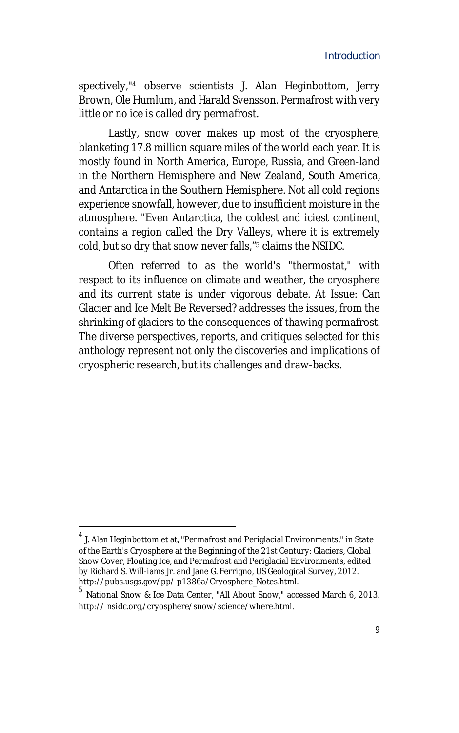spectively,"[4] observe scientists J. Alan Heginbottom, Jerry Brown, Ole Humlum, and Harald Svensson. Permafrost with very little or no ice is called dry permafrost.

Lastly, snow cover makes up most of the cryosphere, blanketing 17.8 million square miles of the world each year. It is mostly found in North America, Europe, Russia, and Green-land in the Northern Hemisphere and New Zealand, South America, and Antarctica in the Southern Hemisphere. Not all cold regions experience snowfall, however, due to insufficient moisture in the atmosphere. "Even Antarctica, the coldest and iciest continent, contains a region called the Dry Valleys, where it is extremely cold, but so dry that snow never falls,"[5] claims the NSIDC.

Often referred to as the world's "thermostat," with respect to its influence on climate and weather, the cryosphere and its current state is under vigorous debate. At Issue: Can Glacier and Ice Melt Be Reversed? addresses the issues, from the shrinking of glaciers to the consequences of thawing permafrost. The diverse perspectives, reports, and critiques selected for this anthology represent not only the discoveries and implications of cryospheric research, but its challenges and draw-backs.

---

[4] J. Alan Heginbottom et at, "Permafrost and Periglacial Environments," in State of the Earth's Cryosphere at the Beginning of the 21st Century: Glaciers, Global Snow Cover, Floating Ice, and Permafrost and Periglacial Environments, edited by Richard S. Will-iams Jr. and Jane G. Ferrigno, US Geological Survey, 2012. http://pubs.usgs.gov/pp/ p1386a/Cryosphere_Notes.html.

[5] National Snow & Ice Data Center, "All About Snow," accessed March 6, 2013. http:// nsidc.org,/cryosphere/snow/science/where.html.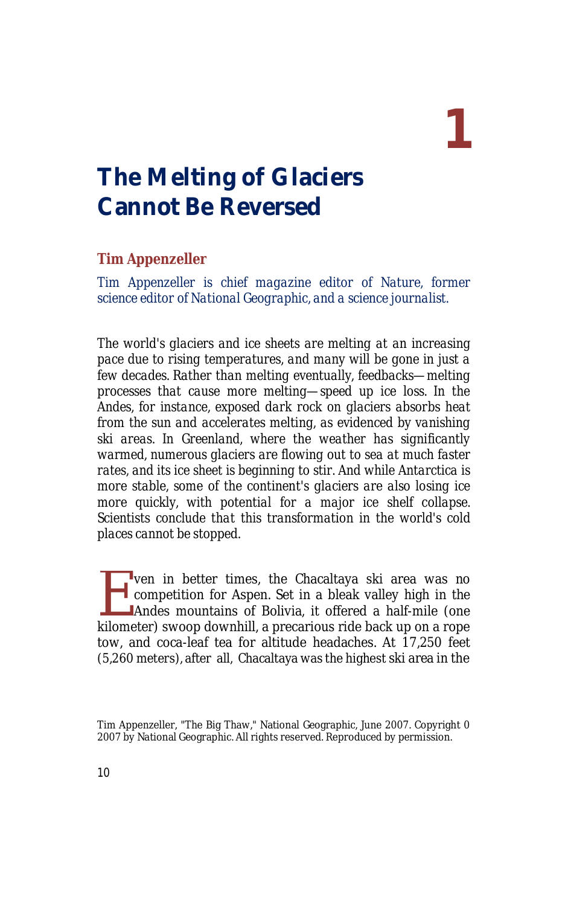# 1

# The Melting of Glaciers Cannot Be Reversed

## Tim Appenzeller

*Tim Appenzeller is chief magazine editor of Nature, former science editor of National Geographic, and a science journalist.*

The world's glaciers and ice sheets are melting at an increasing pace due to rising temperatures, and many will be gone in just a few decades. Rather than melting eventually, feedbacks—melting processes that cause more melting—speed up ice loss. In the Andes, for instance, exposed dark rock on glaciers absorbs heat from the sun and accelerates melting, as evidenced by vanishing ski areas. In Greenland, where the weather has significantly warmed, numerous glaciers are flowing out to sea at much faster rates, and its ice sheet is beginning to stir. And while Antarctica is more stable, some of the continent's glaciers are also losing ice more quickly, with potential for a major ice shelf collapse. Scientists conclude that this transformation in the world's cold places cannot be stopped.

Even in better times, the Chacaltaya ski area was no competition for Aspen. Set in a bleak valley high in the Andes mountains of Bolivia, it offered a half-mile (one kilometer) swoop downhill, a precarious ride back up on a rope tow, and coca-leaf tea for altitude headaches. At 17,250 feet (5,260 meters), after all, Chacaltaya was the highest ski area in the

Tim Appenzeller, "The Big Thaw," National Geographic, June 2007. Copyright 0 2007 by National Geographic. All rights reserved. Reproduced by permission.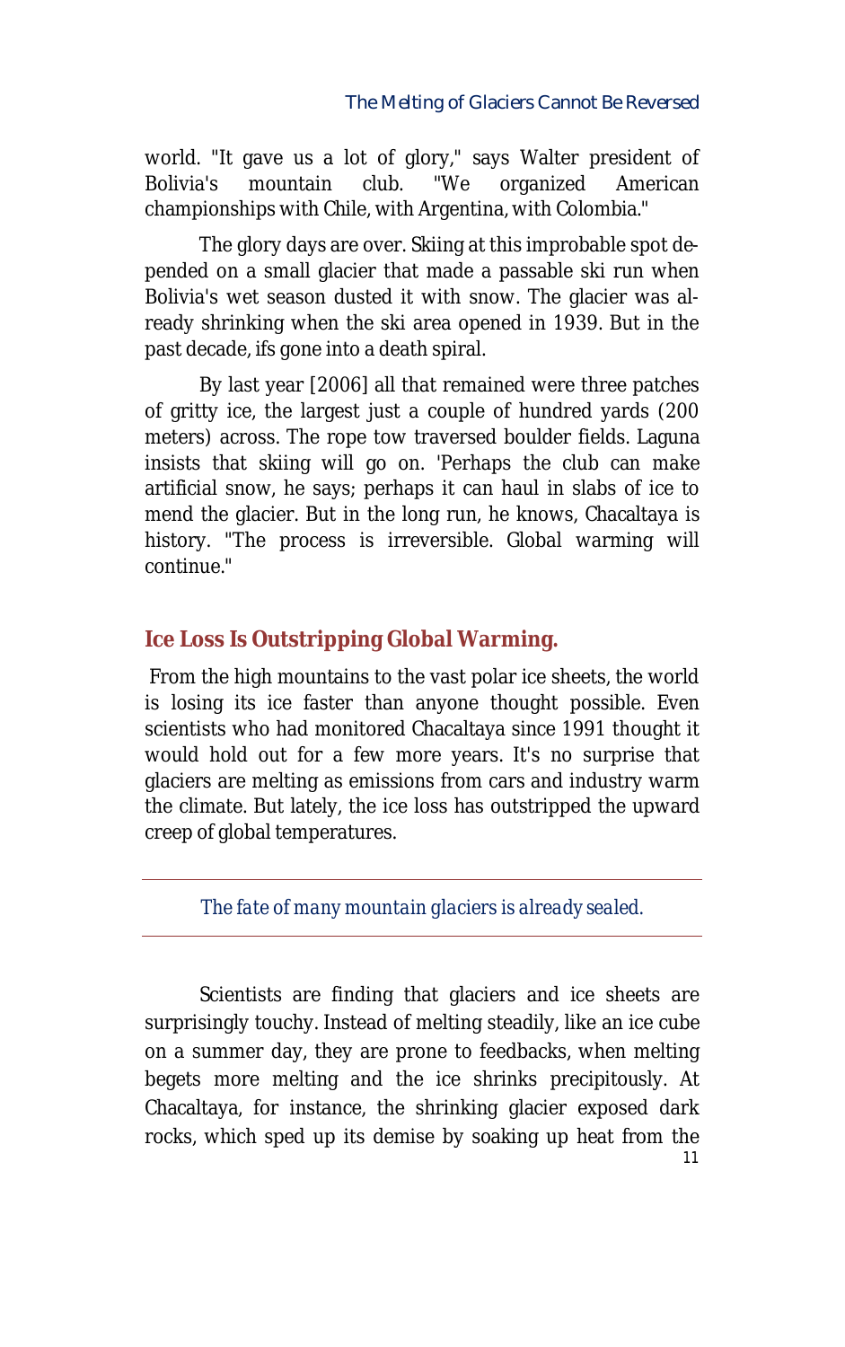world. "It gave us a lot of glory," says Walter president of Bolivia's mountain club. "We organized American championships with Chile, with Argentina, with Colombia."

The glory days are over. Skiing at this improbable spot depended on a small glacier that made a passable ski run when Bolivia's wet season dusted it with snow. The glacier was already shrinking when the ski area opened in 1939. But in the past decade, ifs gone into a death spiral.

By last year [2006] all that remained were three patches of gritty ice, the largest just a couple of hundred yards (200 meters) across. The rope tow traversed boulder fields. Laguna insists that skiing will go on. 'Perhaps the club can make artificial snow, he says; perhaps it can haul in slabs of ice to mend the glacier. But in the long run, he knows, Chacaltaya is history. "The process is irreversible. Global warming will continue."

## Ice Loss Is Outstripping Global Warming.

From the high mountains to the vast polar ice sheets, the world is losing its ice faster than anyone thought possible. Even scientists who had monitored Chacaltaya since 1991 thought it would hold out for a few more years. It's no surprise that glaciers are melting as emissions from cars and industry warm the climate. But lately, the ice loss has outstripped the upward creep of global temperatures.

*The fate of many mountain glaciers is already sealed.*

Scientists are finding that glaciers and ice sheets are surprisingly touchy. Instead of melting steadily, like an ice cube on a summer day, they are prone to feedbacks, when melting begets more melting and the ice shrinks precipitously. At Chacaltaya, for instance, the shrinking glacier exposed dark rocks, which sped up its demise by soaking up heat from the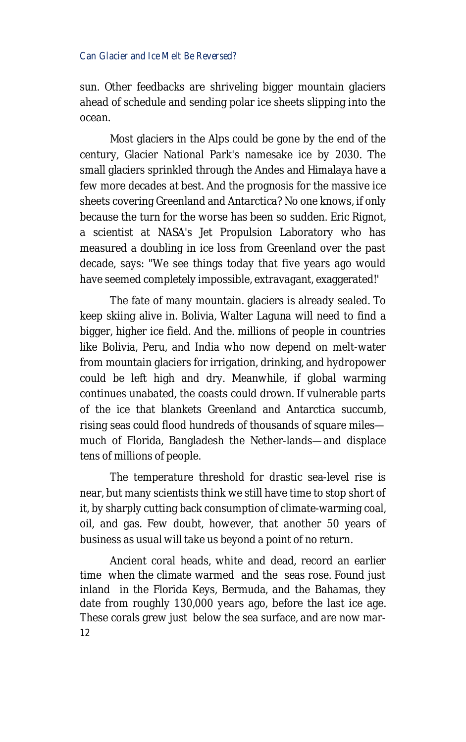sun. Other feedbacks are shriveling bigger mountain glaciers ahead of schedule and sending polar ice sheets slipping into the ocean.

Most glaciers in the Alps could be gone by the end of the century, Glacier National Park's namesake ice by 2030. The small glaciers sprinkled through the Andes and Himalaya have a few more decades at best. And the prognosis for the massive ice sheets covering Greenland and Antarctica? No one knows, if only because the turn for the worse has been so sudden. Eric Rignot, a scientist at NASA's Jet Propulsion Laboratory who has measured a doubling in ice loss from Greenland over the past decade, says: "We see things today that five years ago would have seemed completely impossible, extravagant, exaggerated!'

The fate of many mountain. glaciers is already sealed. To keep skiing alive in. Bolivia, Walter Laguna will need to find a bigger, higher ice field. And the. millions of people in countries like Bolivia, Peru, and India who now depend on melt-water from mountain glaciers for irrigation, drinking, and hydropower could be left high and dry. Meanwhile, if global warming continues unabated, the coasts could drown. If vulnerable parts of the ice that blankets Greenland and Antarctica succumb, rising seas could flood hundreds of thousands of square miles—much of Florida, Bangladesh the Nether-lands—and displace tens of millions of people.

The temperature threshold for drastic sea-level rise is near, but many scientists think we still have time to stop short of it, by sharply cutting back consumption of climate-warming coal, oil, and gas. Few doubt, however, that another 50 years of business as usual will take us beyond a point of no return.

Ancient coral heads, white and dead, record an earlier time when the climate warmed and the seas rose. Found just inland in the Florida Keys, Bermuda, and the Bahamas, they date from roughly 130,000 years ago, before the last ice age. These corals grew just below the sea surface, and are now mar-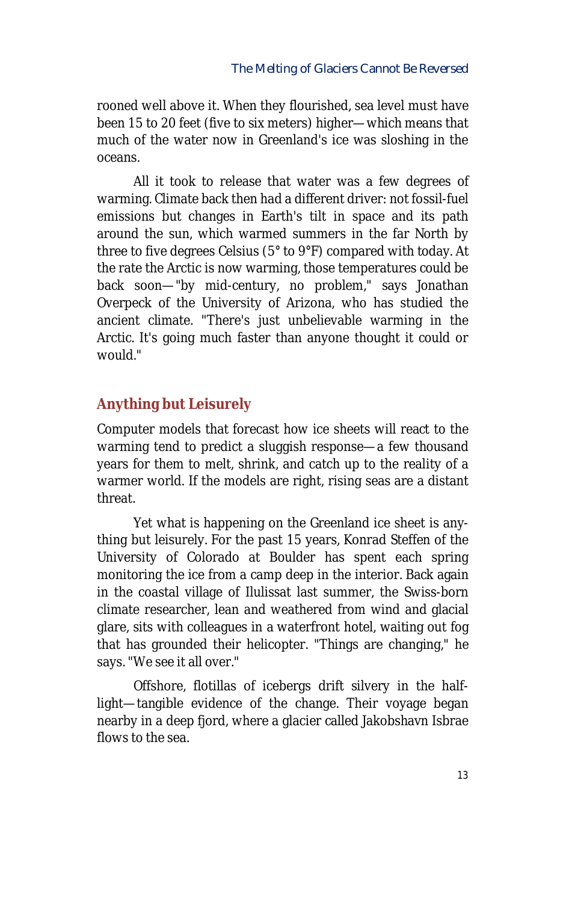rooned well above it. When they flourished, sea level must have been 15 to 20 feet (five to six meters) higher—which means that much of the water now in Greenland's ice was sloshing in the oceans.

All it took to release that water was a few degrees of warming. Climate back then had a different driver: not fossil-fuel emissions but changes in Earth's tilt in space and its path around the sun, which warmed summers in the far North by three to five degrees Celsius (5° to 9°F) compared with today. At the rate the Arctic is now warming, those temperatures could be back soon—"by mid-century, no problem," says Jonathan Overpeck of the University of Arizona, who has studied the ancient climate. "There's just unbelievable warming in the Arctic. It's going much faster than anyone thought it could or would."

## Anything but Leisurely

Computer models that forecast how ice sheets will react to the warming tend to predict a sluggish response—a few thousand years for them to melt, shrink, and catch up to the reality of a warmer world. If the models are right, rising seas are a distant threat.

Yet what is happening on the Greenland ice sheet is anything but leisurely. For the past 15 years, Konrad Steffen of the University of Colorado at Boulder has spent each spring monitoring the ice from a camp deep in the interior. Back again in the coastal village of Ilulissat last summer, the Swiss-born climate researcher, lean and weathered from wind and glacial glare, sits with colleagues in a waterfront hotel, waiting out fog that has grounded their helicopter. "Things are changing," he says. "We see it all over."

Offshore, flotillas of icebergs drift silvery in the half-light—tangible evidence of the change. Their voyage began nearby in a deep fjord, where a glacier called Jakobshavn Isbrae flows to the sea.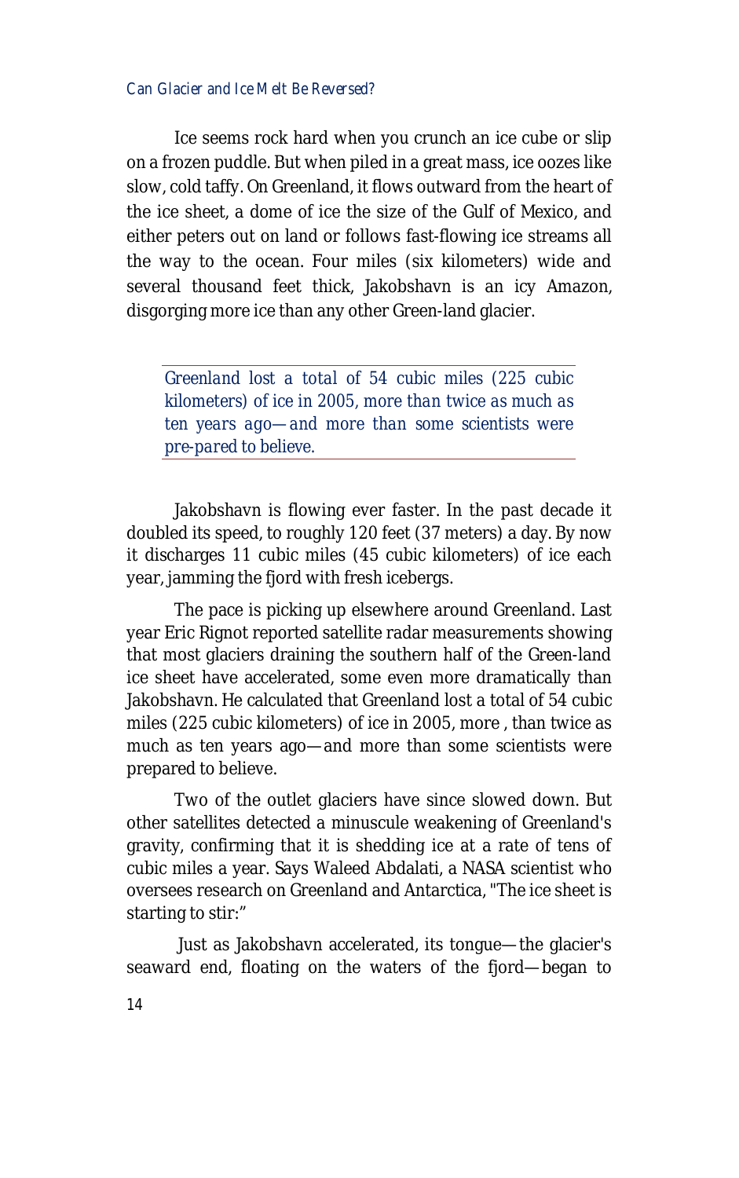Ice seems rock hard when you crunch an ice cube or slip on a frozen puddle. But when piled in a great mass, ice oozes like slow, cold taffy. On Greenland, it flows outward from the heart of the ice sheet, a dome of ice the size of the Gulf of Mexico, and either peters out on land or follows fast-flowing ice streams all the way to the ocean. Four miles (six kilometers) wide and several thousand feet thick, Jakobshavn is an icy Amazon, disgorging more ice than any other Green-land glacier.

> *Greenland lost a total of 54 cubic miles (225 cubic kilometers) of ice in 2005, more than twice as much as ten years ago—and more than some scientists were pre-pared to believe.*

Jakobshavn is flowing ever faster. In the past decade it doubled its speed, to roughly 120 feet (37 meters) a day. By now it discharges 11 cubic miles (45 cubic kilometers) of ice each year, jamming the fjord with fresh icebergs.

The pace is picking up elsewhere around Greenland. Last year Eric Rignot reported satellite radar measurements showing that most glaciers draining the southern half of the Green-land ice sheet have accelerated, some even more dramatically than Jakobshavn. He calculated that Greenland lost a total of 54 cubic miles (225 cubic kilometers) of ice in 2005, more , than twice as much as ten years ago—and more than some scientists were prepared to believe.

Two of the outlet glaciers have since slowed down. But other satellites detected a minuscule weakening of Greenland's gravity, confirming that it is shedding ice at a rate of tens of cubic miles a year. Says Waleed Abdalati, a NASA scientist who oversees research on Greenland and Antarctica, "The ice sheet is starting to stir:"

Just as Jakobshavn accelerated, its tongue—the glacier's seaward end, floating on the waters of the fjord—began to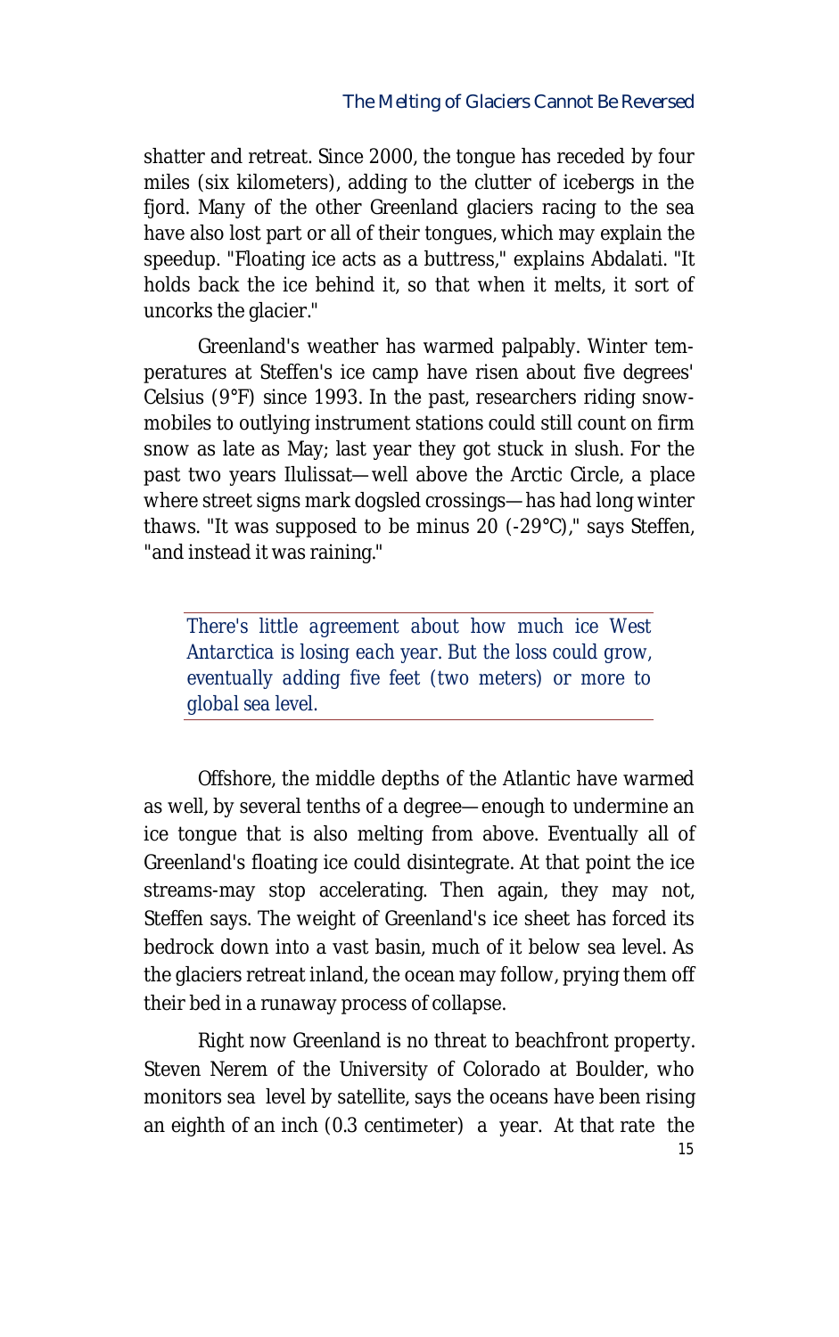shatter and retreat. Since 2000, the tongue has receded by four miles (six kilometers), adding to the clutter of icebergs in the fjord. Many of the other Greenland glaciers racing to the sea have also lost part or all of their tongues, which may explain the speedup. "Floating ice acts as a buttress," explains Abdalati. "It holds back the ice behind it, so that when it melts, it sort of uncorks the glacier."

Greenland's weather has warmed palpably. Winter temperatures at Steffen's ice camp have risen about five degrees' Celsius (9°F) since 1993. In the past, researchers riding snowmobiles to outlying instrument stations could still count on firm snow as late as May; last year they got stuck in slush. For the past two years Ilulissat—well above the Arctic Circle, a place where street signs mark dogsled crossings—has had long winter thaws. "It was supposed to be minus 20 (-29°C)," says Steffen, "and instead it was raining."

> *There's little agreement about how much ice West Antarctica is losing each year. But the loss could grow, eventually adding five feet (two meters) or more to global sea level.*

Offshore, the middle depths of the Atlantic have warmed as well, by several tenths of a degree—enough to undermine an ice tongue that is also melting from above. Eventually all of Greenland's floating ice could disintegrate. At that point the ice streams-may stop accelerating. Then again, they may not, Steffen says. The weight of Greenland's ice sheet has forced its bedrock down into a vast basin, much of it below sea level. As the glaciers retreat inland, the ocean may follow, prying them off their bed in a runaway process of collapse.

Right now Greenland is no threat to beachfront property. Steven Nerem of the University of Colorado at Boulder, who monitors sea level by satellite, says the oceans have been rising an eighth of an inch (0.3 centimeter) a year. At that rate the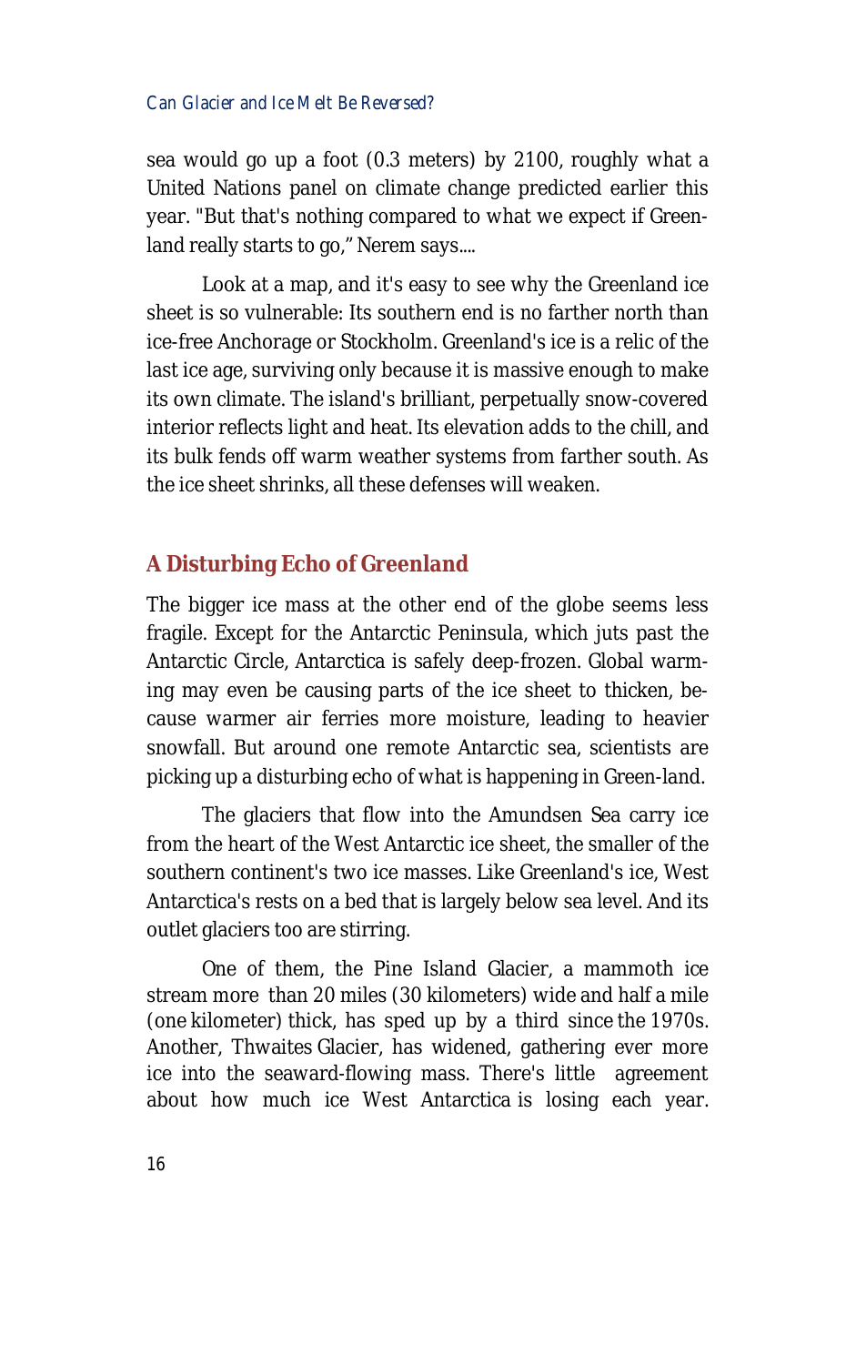sea would go up a foot (0.3 meters) by 2100, roughly what a United Nations panel on climate change predicted earlier this year. "But that's nothing compared to what we expect if Greenland really starts to go," Nerem says....

Look at a map, and it's easy to see why the Greenland ice sheet is so vulnerable: Its southern end is no farther north than ice-free Anchorage or Stockholm. Greenland's ice is a relic of the last ice age, surviving only because it is massive enough to make its own climate. The island's brilliant, perpetually snow-covered interior reflects light and heat. Its elevation adds to the chill, and its bulk fends off warm weather systems from farther south. As the ice sheet shrinks, all these defenses will weaken.

## A Disturbing Echo of Greenland

The bigger ice mass at the other end of the globe seems less fragile. Except for the Antarctic Peninsula, which juts past the Antarctic Circle, Antarctica is safely deep-frozen. Global warming may even be causing parts of the ice sheet to thicken, because warmer air ferries more moisture, leading to heavier snowfall. But around one remote Antarctic sea, scientists are picking up a disturbing echo of what is happening in Green-land.

The glaciers that flow into the Amundsen Sea carry ice from the heart of the West Antarctic ice sheet, the smaller of the southern continent's two ice masses. Like Greenland's ice, West Antarctica's rests on a bed that is largely below sea level. And its outlet glaciers too are stirring.

One of them, the Pine Island Glacier, a mammoth ice stream more than 20 miles (30 kilometers) wide and half a mile (one kilometer) thick, has sped up by a third since the 1970s. Another, Thwaites Glacier, has widened, gathering ever more ice into the seaward-flowing mass. There's little agreement about how much ice West Antarctica is losing each year.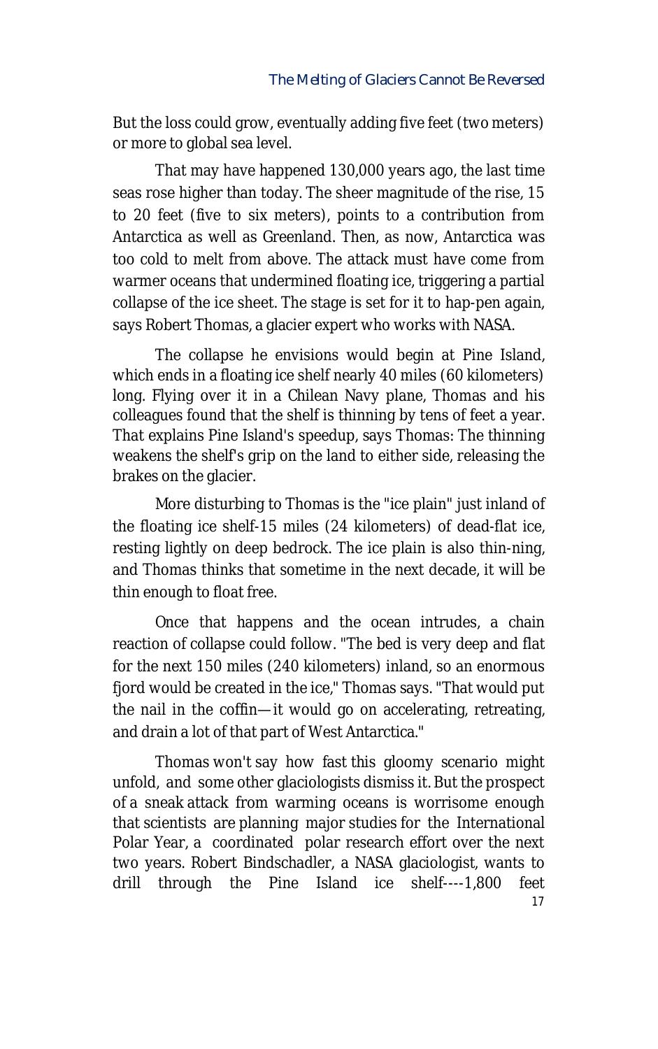But the loss could grow, eventually adding five feet (two meters) or more to global sea level.

That may have happened 130,000 years ago, the last time seas rose higher than today. The sheer magnitude of the rise, 15 to 20 feet (five to six meters), points to a contribution from Antarctica as well as Greenland. Then, as now, Antarctica was too cold to melt from above. The attack must have come from warmer oceans that undermined floating ice, triggering a partial collapse of the ice sheet. The stage is set for it to hap-pen again, says Robert Thomas, a glacier expert who works with NASA.

The collapse he envisions would begin at Pine Island, which ends in a floating ice shelf nearly 40 miles (60 kilometers) long. Flying over it in a Chilean Navy plane, Thomas and his colleagues found that the shelf is thinning by tens of feet a year. That explains Pine Island's speedup, says Thomas: The thinning weakens the shelf's grip on the land to either side, releasing the brakes on the glacier.

More disturbing to Thomas is the "ice plain" just inland of the floating ice shelf-15 miles (24 kilometers) of dead-flat ice, resting lightly on deep bedrock. The ice plain is also thin-ning, and Thomas thinks that sometime in the next decade, it will be thin enough to float free.

Once that happens and the ocean intrudes, a chain reaction of collapse could follow. "The bed is very deep and flat for the next 150 miles (240 kilometers) inland, so an enormous fjord would be created in the ice," Thomas says. "That would put the nail in the coffin—it would go on accelerating, retreating, and drain a lot of that part of West Antarctica."

Thomas won't say how fast this gloomy scenario might unfold, and some other glaciologists dismiss it. But the prospect of a sneak attack from warming oceans is worrisome enough that scientists are planning major studies for the International Polar Year, a coordinated polar research effort over the next two years. Robert Bindschadler, a NASA glaciologist, wants to drill through the Pine Island ice shelf----1,800 feet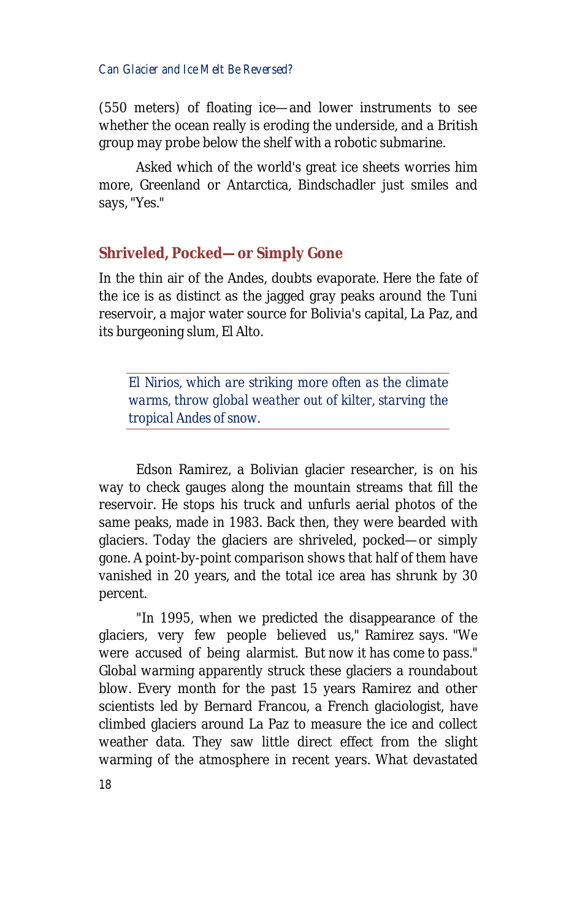(550 meters) of floating ice—and lower instruments to see whether the ocean really is eroding the underside, and a British group may probe below the shelf with a robotic submarine.

Asked which of the world's great ice sheets worries him more, Greenland or Antarctica, Bindschadler just smiles and says, "Yes."

## Shriveled, Pocked—or Simply Gone

In the thin air of the Andes, doubts evaporate. Here the fate of the ice is as distinct as the jagged gray peaks around the Tuni reservoir, a major water source for Bolivia's capital, La Paz, and its burgeoning slum, El Alto.

> *El Nirios, which are striking more often as the climate warms, throw global weather out of kilter, starving the tropical Andes of snow.*

Edson Ramirez, a Bolivian glacier researcher, is on his way to check gauges along the mountain streams that fill the reservoir. He stops his truck and unfurls aerial photos of the same peaks, made in 1983. Back then, they were bearded with glaciers. Today the glaciers are shriveled, pocked—or simply gone. A point-by-point comparison shows that half of them have vanished in 20 years, and the total ice area has shrunk by 30 percent.

"In 1995, when we predicted the disappearance of the glaciers, very few people believed us," Ramirez says. "We were accused of being alarmist. But now it has come to pass." Global warming apparently struck these glaciers a roundabout blow. Every month for the past 15 years Ramirez and other scientists led by Bernard Francou, a French glaciologist, have climbed glaciers around La Paz to measure the ice and collect weather data. They saw little direct effect from the slight warming of the atmosphere in recent years. What devastated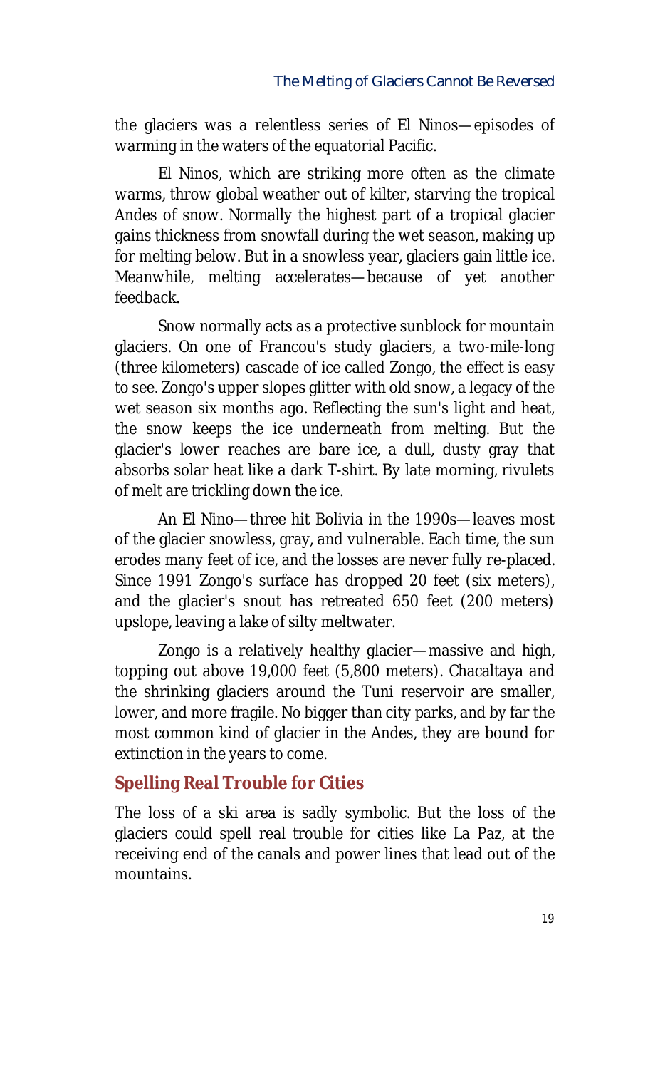the glaciers was a relentless series of El Ninos—episodes of warming in the waters of the equatorial Pacific.

El Ninos, which are striking more often as the climate warms, throw global weather out of kilter, starving the tropical Andes of snow. Normally the highest part of a tropical glacier gains thickness from snowfall during the wet season, making up for melting below. But in a snowless year, glaciers gain little ice. Meanwhile, melting accelerates—because of yet another feedback.

Snow normally acts as a protective sunblock for mountain glaciers. On one of Francou's study glaciers, a two-mile-long (three kilometers) cascade of ice called Zongo, the effect is easy to see. Zongo's upper slopes glitter with old snow, a legacy of the wet season six months ago. Reflecting the sun's light and heat, the snow keeps the ice underneath from melting. But the glacier's lower reaches are bare ice, a dull, dusty gray that absorbs solar heat like a dark T-shirt. By late morning, rivulets of melt are trickling down the ice.

An El Nino—three hit Bolivia in the 1990s—leaves most of the glacier snowless, gray, and vulnerable. Each time, the sun erodes many feet of ice, and the losses are never fully re-placed. Since 1991 Zongo's surface has dropped 20 feet (six meters), and the glacier's snout has retreated 650 feet (200 meters) upslope, leaving a lake of silty meltwater.

Zongo is a relatively healthy glacier—massive and high, topping out above 19,000 feet (5,800 meters). Chacaltaya and the shrinking glaciers around the Tuni reservoir are smaller, lower, and more fragile. No bigger than city parks, and by far the most common kind of glacier in the Andes, they are bound for extinction in the years to come.

## Spelling Real Trouble for Cities

The loss of a ski area is sadly symbolic. But the loss of the glaciers could spell real trouble for cities like La Paz, at the receiving end of the canals and power lines that lead out of the mountains.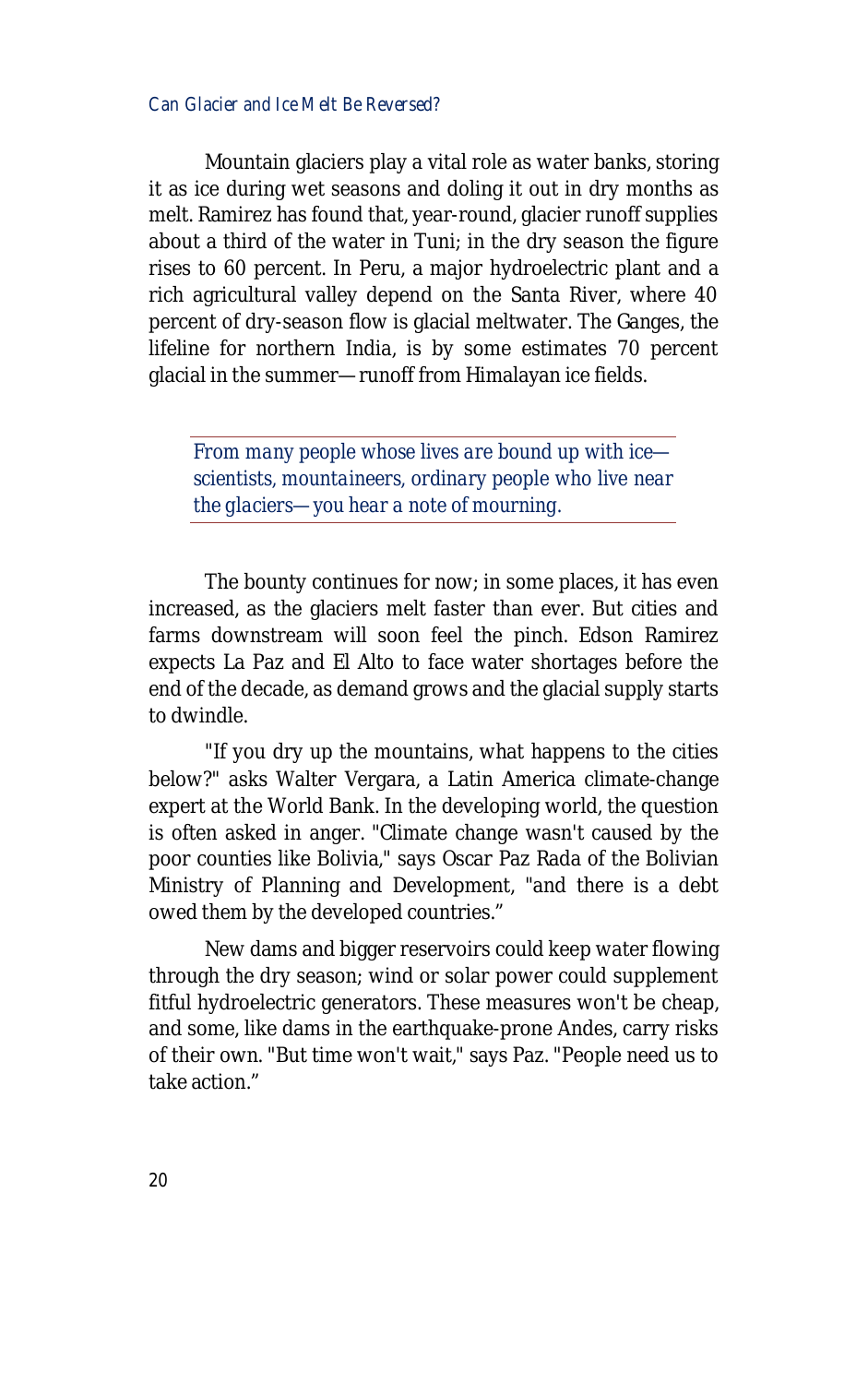Mountain glaciers play a vital role as water banks, storing it as ice during wet seasons and doling it out in dry months as melt. Ramirez has found that, year-round, glacier runoff supplies about a third of the water in Tuni; in the dry season the figure rises to 60 percent. In Peru, a major hydroelectric plant and a rich agricultural valley depend on the Santa River, where 40 percent of dry-season flow is glacial meltwater. The Ganges, the lifeline for northern India, is by some estimates 70 percent glacial in the summer—runoff from Himalayan ice fields.

> *From many people whose lives are bound up with ice—scientists, mountaineers, ordinary people who live near the glaciers—you hear a note of mourning.*

The bounty continues for now; in some places, it has even increased, as the glaciers melt faster than ever. But cities and farms downstream will soon feel the pinch. Edson Ramirez expects La Paz and El Alto to face water shortages before the end of the decade, as demand grows and the glacial supply starts to dwindle.

"If you dry up the mountains, what happens to the cities below?" asks Walter Vergara, a Latin America climate-change expert at the World Bank. In the developing world, the question is often asked in anger. "Climate change wasn't caused by the poor counties like Bolivia," says Oscar Paz Rada of the Bolivian Ministry of Planning and Development, "and there is a debt owed them by the developed countries."

New dams and bigger reservoirs could keep water flowing through the dry season; wind or solar power could supplement fitful hydroelectric generators. These measures won't be cheap, and some, like dams in the earthquake-prone Andes, carry risks of their own. "But time won't wait," says Paz. "People need us to take action."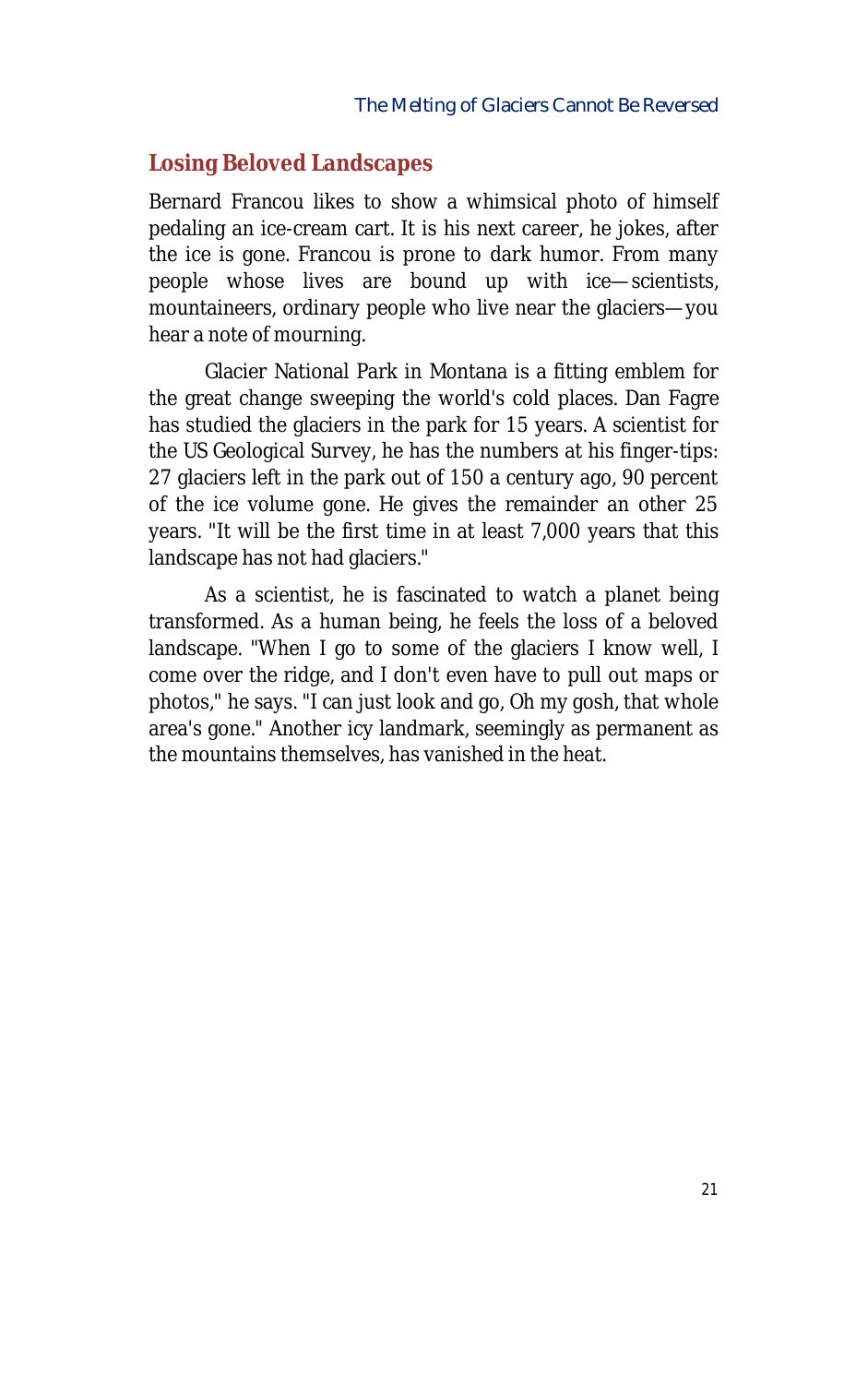## Losing Beloved Landscapes

Bernard Francou likes to show a whimsical photo of himself pedaling an ice-cream cart. It is his next career, he jokes, after the ice is gone. Francou is prone to dark humor. From many people whose lives are bound up with ice—scientists, mountaineers, ordinary people who live near the glaciers—you hear a note of mourning.

Glacier National Park in Montana is a fitting emblem for the great change sweeping the world's cold places. Dan Fagre has studied the glaciers in the park for 15 years. A scientist for the US Geological Survey, he has the numbers at his finger-tips: 27 glaciers left in the park out of 150 a century ago, 90 percent of the ice volume gone. He gives the remainder an other 25 years. "It will be the first time in at least 7,000 years that this landscape has not had glaciers."

As a scientist, he is fascinated to watch a planet being transformed. As a human being, he feels the loss of a beloved landscape. "When I go to some of the glaciers I know well, I come over the ridge, and I don't even have to pull out maps or photos," he says. "I can just look and go, Oh my gosh, that whole area's gone." Another icy landmark, seemingly as permanent as the mountains themselves, has vanished in the heat.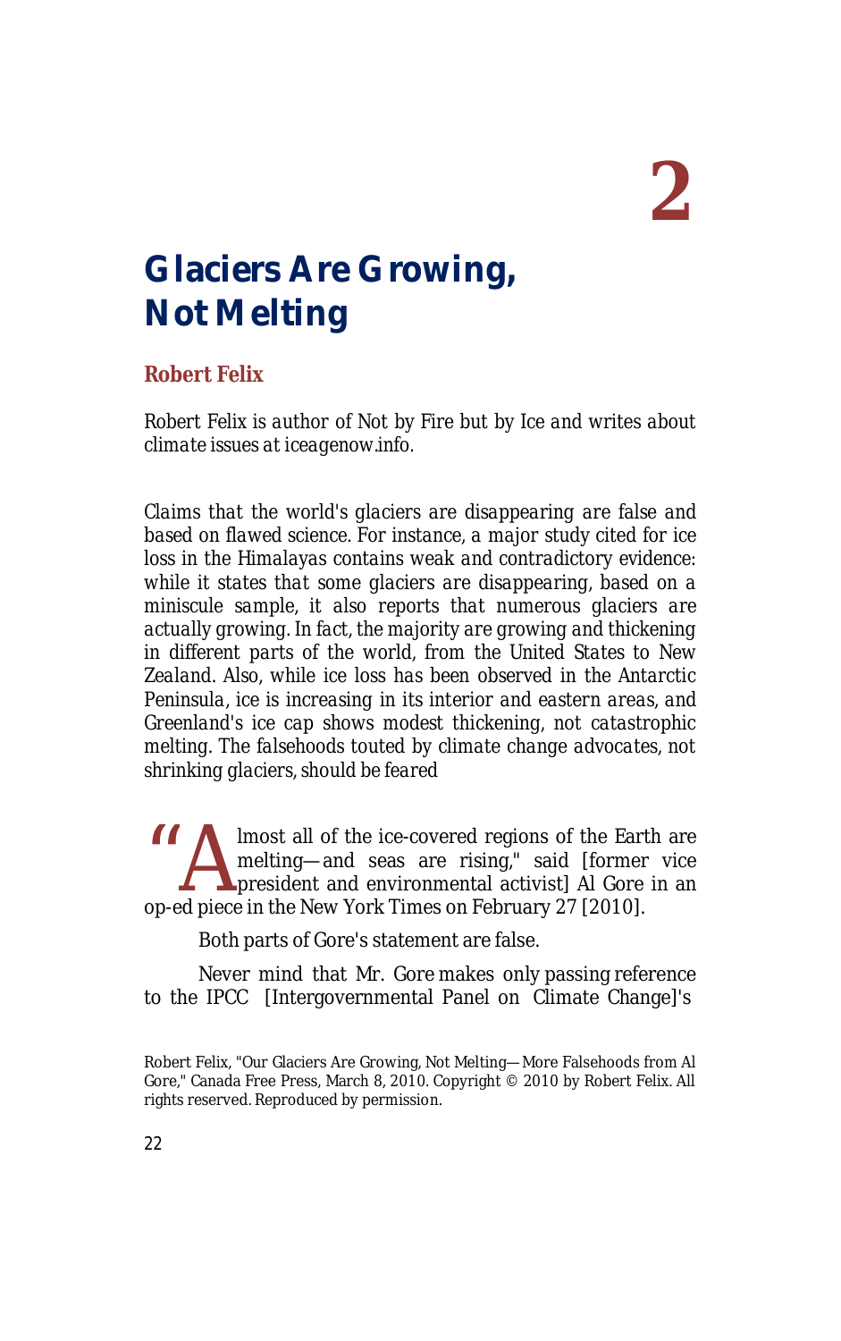# 2

# Glaciers Are Growing, Not Melting

## Robert Felix

*Robert Felix is author of* Not by Fire but by Ice *and writes about climate issues at* iceagenow.info.

*Claims that the world's glaciers are disappearing are false and based on flawed science. For instance, a major study cited for ice loss in the Himalayas contains weak and contradictory evidence: while it states that some glaciers are disappearing, based on a miniscule sample, it also reports that numerous glaciers are actually growing. In fact, the majority are growing and thickening in different parts of the world, from the United States to New Zealand. Also, while ice loss has been observed in the Antarctic Peninsula, ice is increasing in its interior and eastern areas, and Greenland's ice cap shows modest thickening, not catastrophic melting. The falsehoods touted by climate change advocates, not shrinking glaciers, should be feared*

"Almost all of the ice-covered regions of the Earth are melting—and seas are rising," said [former vice president and environmental activist] Al Gore in an op-ed piece in the New York Times on February 27 [2010].

Both parts of Gore's statement are false.

Never mind that Mr. Gore makes only passing reference to the IPCC [Intergovernmental Panel on Climate Change]'s

Robert Felix, "Our Glaciers Are Growing, Not Melting—More Falsehoods from Al Gore," Canada Free Press, March 8, 2010. Copyright © 2010 by Robert Felix. All rights reserved. Reproduced by permission.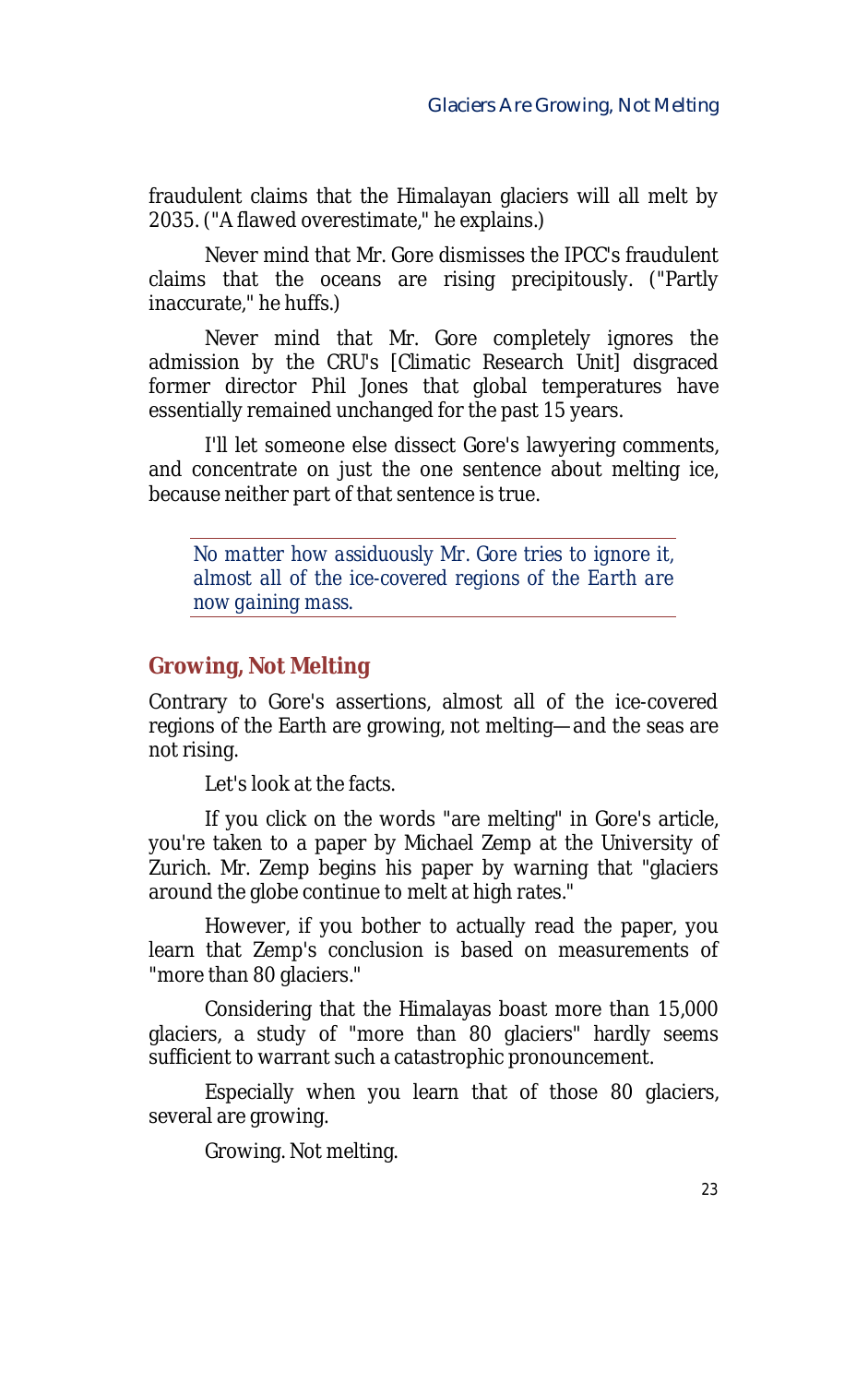fraudulent claims that the Himalayan glaciers will all melt by 2035. ("A flawed overestimate," he explains.)

Never mind that Mr. Gore dismisses the IPCC's fraudulent claims that the oceans are rising precipitously. ("Partly inaccurate," he huffs.)

Never mind that Mr. Gore completely ignores the admission by the CRU's [Climatic Research Unit] disgraced former director Phil Jones that global temperatures have essentially remained unchanged for the past 15 years.

I'll let someone else dissect Gore's lawyering comments, and concentrate on just the one sentence about melting ice, because neither part of that sentence is true.

> *No matter how assiduously Mr. Gore tries to ignore it, almost all of the ice-covered regions of the Earth are now gaining mass.*

## Growing, Not Melting

Contrary to Gore's assertions, almost all of the ice-covered regions of the Earth are growing, not melting—and the seas are not rising.

Let's look at the facts.

If you click on the words "are melting" in Gore's article, you're taken to a paper by Michael Zemp at the University of Zurich. Mr. Zemp begins his paper by warning that "glaciers around the globe continue to melt at high rates."

However, if you bother to actually read the paper, you learn that Zemp's conclusion is based on measurements of "more than 80 glaciers."

Considering that the Himalayas boast more than 15,000 glaciers, a study of "more than 80 glaciers" hardly seems sufficient to warrant such a catastrophic pronouncement.

Especially when you learn that of those 80 glaciers, several are growing.

Growing. Not melting.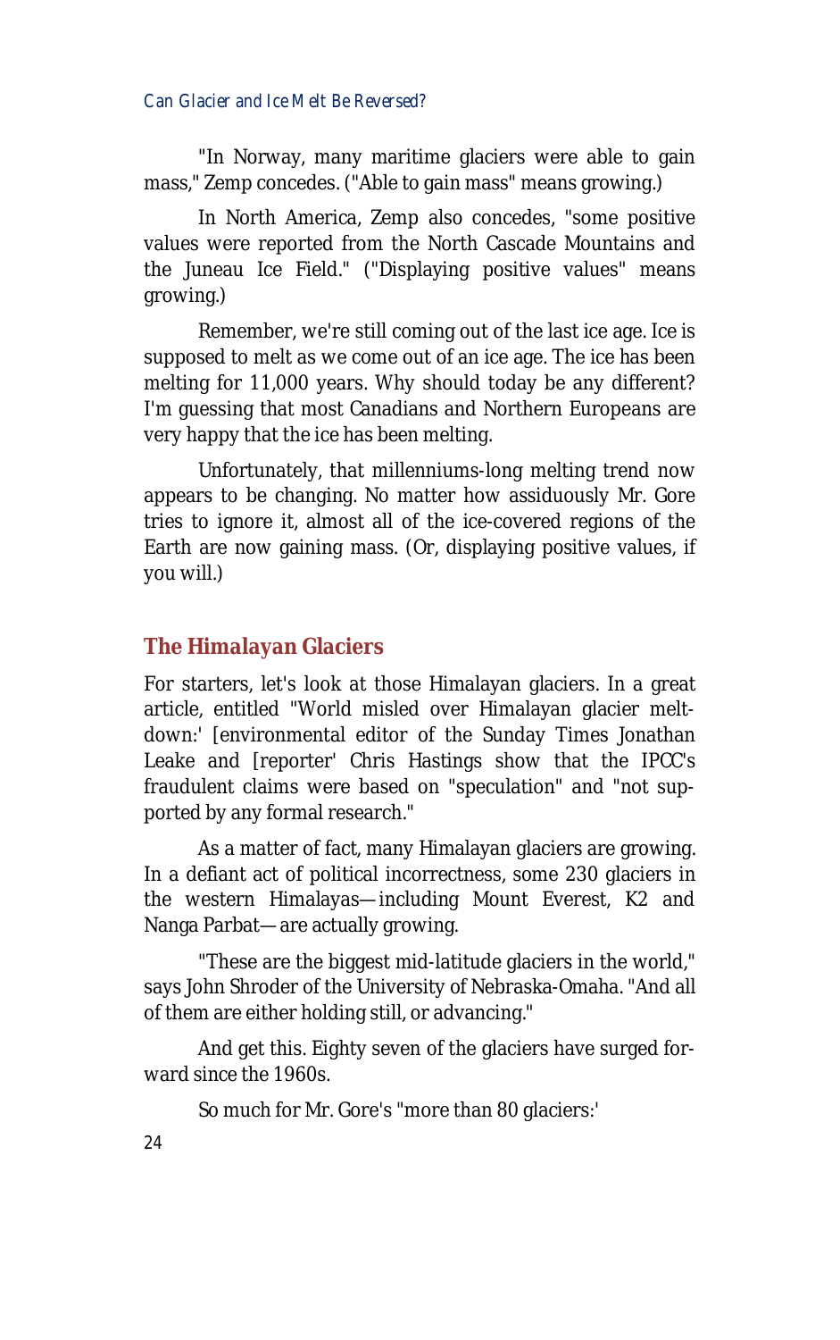"In Norway, many maritime glaciers were able to gain mass," Zemp concedes. ("Able to gain mass" means growing.)

In North America, Zemp also concedes, "some positive values were reported from the North Cascade Mountains and the Juneau Ice Field." ("Displaying positive values" means growing.)

Remember, we're still coming out of the last ice age. Ice is supposed to melt as we come out of an ice age. The ice has been melting for 11,000 years. Why should today be any different? I'm guessing that most Canadians and Northern Europeans are very happy that the ice has been melting.

Unfortunately, that millenniums-long melting trend now appears to be changing. No matter how assiduously Mr. Gore tries to ignore it, almost all of the ice-covered regions of the Earth are now gaining mass. (Or, displaying positive values, if you will.)

## The Himalayan Glaciers

For starters, let's look at those Himalayan glaciers. In a great article, entitled "World misled over Himalayan glacier meltdown:' [environmental editor of the Sunday Times Jonathan Leake and [reporter' Chris Hastings show that the IPCC's fraudulent claims were based on "speculation" and "not supported by any formal research."

As a matter of fact, many Himalayan glaciers are growing. In a defiant act of political incorrectness, some 230 glaciers in the western Himalayas—including Mount Everest, K2 and Nanga Parbat—are actually growing.

"These are the biggest mid-latitude glaciers in the world," says John Shroder of the University of Nebraska-Omaha. "And all of them are either holding still, or advancing."

And get this. Eighty seven of the glaciers have surged forward since the 1960s.

So much for Mr. Gore's "more than 80 glaciers:'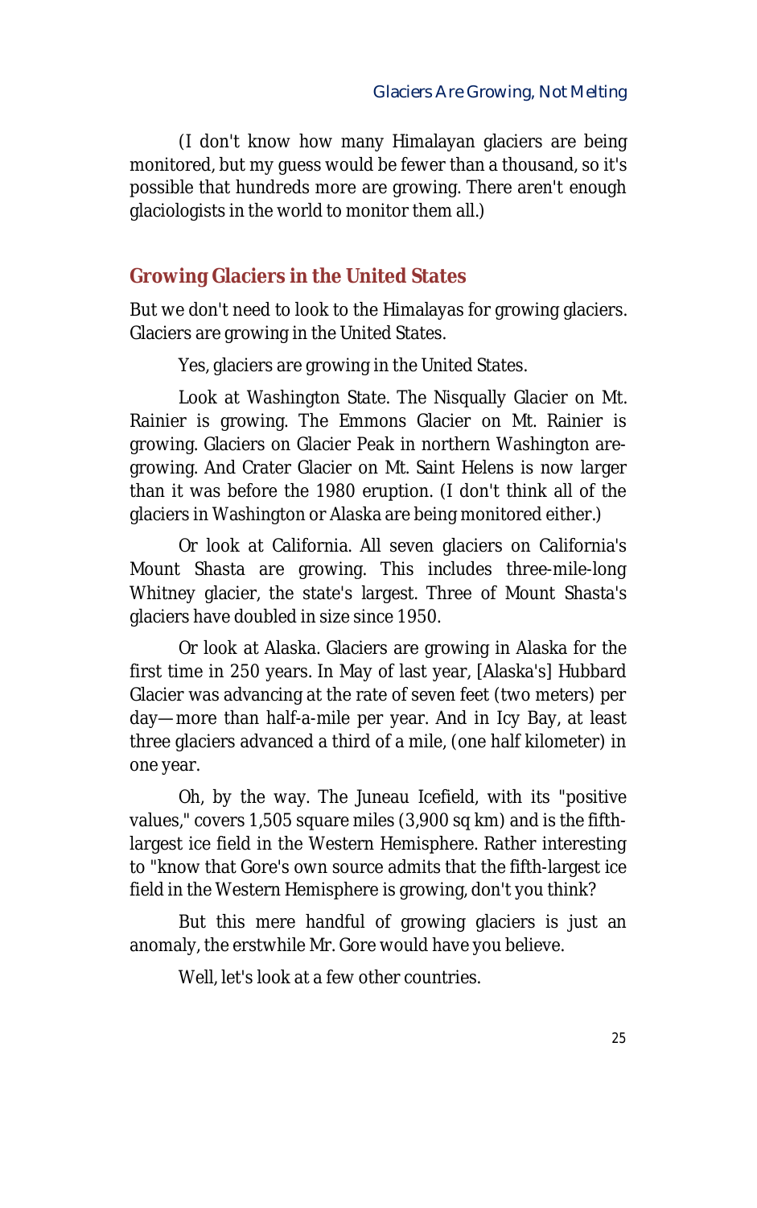(I don't know how many Himalayan glaciers are being monitored, but my guess would be fewer than a thousand, so it's possible that hundreds more are growing. There aren't enough glaciologists in the world to monitor them all.)

## Growing Glaciers in the United States

But we don't need to look to the Himalayas for growing glaciers. Glaciers are growing in the United States.

Yes, glaciers are growing in the United States.

Look at Washington State. The Nisqually Glacier on Mt. Rainier is growing. The Emmons Glacier on Mt. Rainier is growing. Glaciers on Glacier Peak in northern Washington are-growing. And Crater Glacier on Mt. Saint Helens is now larger than it was before the 1980 eruption. (I don't think all of the glaciers in Washington or Alaska are being monitored either.)

Or look at California. All seven glaciers on California's Mount Shasta are growing. This includes three-mile-long Whitney glacier, the state's largest. Three of Mount Shasta's glaciers have doubled in size since 1950.

Or look at Alaska. Glaciers are growing in Alaska for the first time in 250 years. In May of last year, [Alaska's] Hubbard Glacier was advancing at the rate of seven feet (two meters) per day—more than half-a-mile per year. And in Icy Bay, at least three glaciers advanced a third of a mile, (one half kilometer) in one year.

Oh, by the way. The Juneau Icefield, with its "positive values," covers 1,505 square miles (3,900 sq km) and is the fifth-largest ice field in the Western Hemisphere. Rather interesting to "know that Gore's own source admits that the fifth-largest ice field in the Western Hemisphere is growing, don't you think?

But this mere handful of growing glaciers is just an anomaly, the erstwhile Mr. Gore would have you believe.

Well, let's look at a few other countries.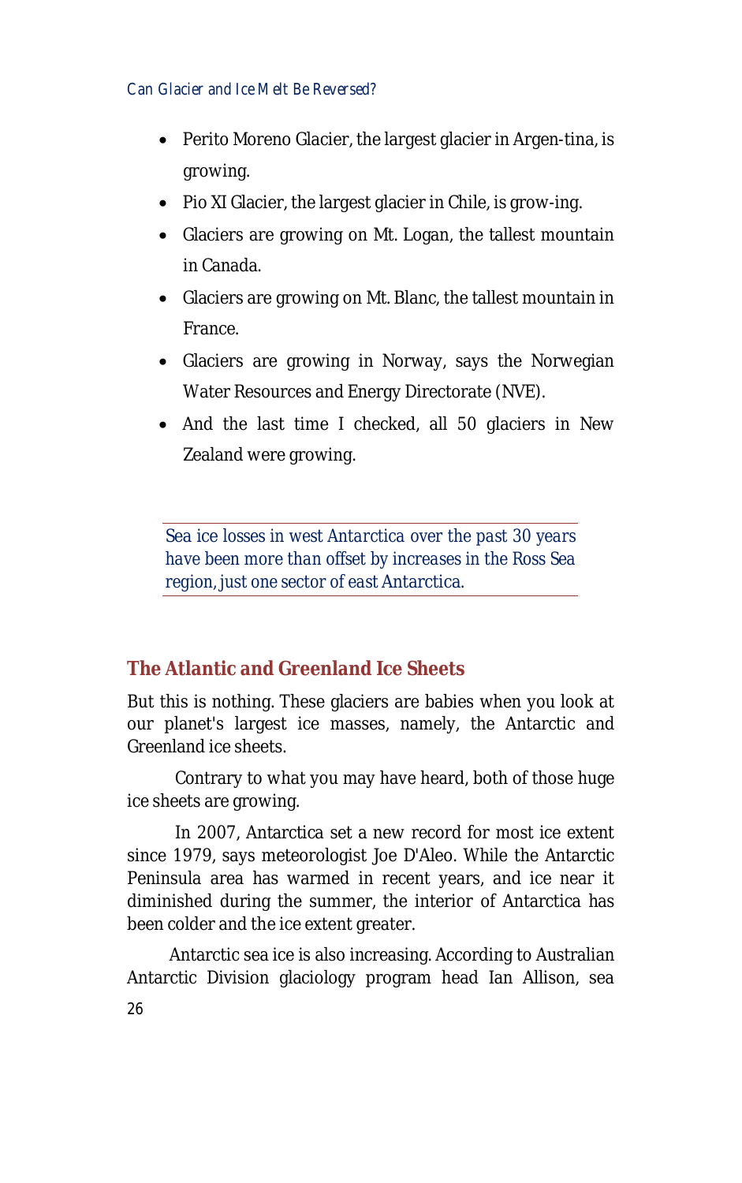- Perito Moreno Glacier, the largest glacier in Argen-tina, is growing.
- Pio XI Glacier, the largest glacier in Chile, is grow-ing.
- Glaciers are growing on Mt. Logan, the tallest mountain in Canada.
- Glaciers are growing on Mt. Blanc, the tallest mountain in France.
- Glaciers are growing in Norway, says the Norwegian Water Resources and Energy Directorate (NVE).
- And the last time I checked, all 50 glaciers in New Zealand were growing.

> *Sea ice losses in west Antarctica over the past 30 years have been more than offset by increases in the Ross Sea region, just one sector of east Antarctica.*

## The Atlantic and Greenland Ice Sheets

But this is nothing. These glaciers are babies when you look at our planet's largest ice masses, namely, the Antarctic and Greenland ice sheets.

Contrary to what you may have heard, both of those huge ice sheets are growing.

In 2007, Antarctica set a new record for most ice extent since 1979, says meteorologist Joe D'Aleo. While the Antarctic Peninsula area has warmed in recent years, and ice near it diminished during the summer, the interior of Antarctica has been colder and the ice extent greater.

Antarctic sea ice is also increasing. According to Australian Antarctic Division glaciology program head Ian Allison, sea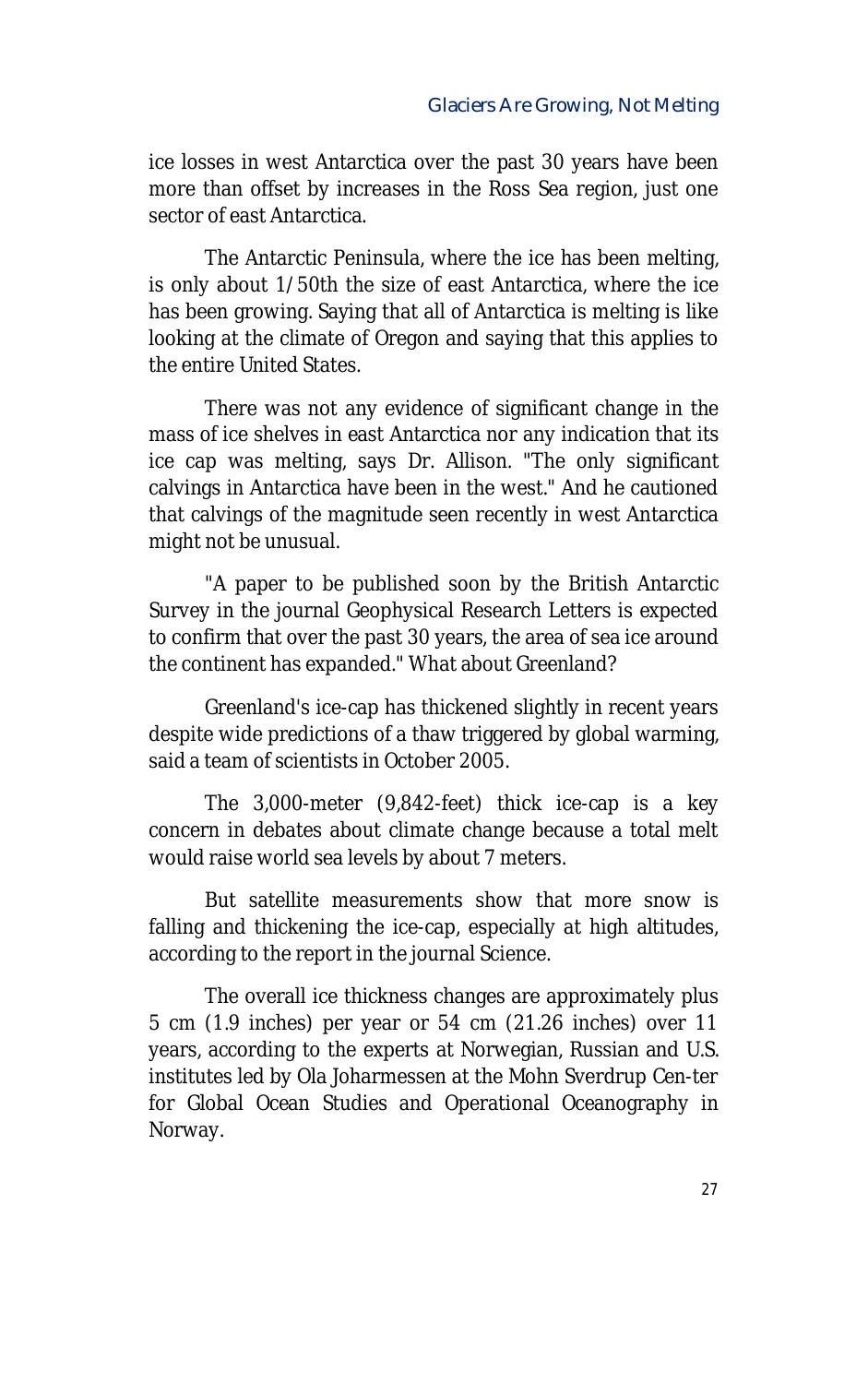ice losses in west Antarctica over the past 30 years have been more than offset by increases in the Ross Sea region, just one sector of east Antarctica.

The Antarctic Peninsula, where the ice has been melting, is only about 1/50th the size of east Antarctica, where the ice has been growing. Saying that all of Antarctica is melting is like looking at the climate of Oregon and saying that this applies to the entire United States.

There was not any evidence of significant change in the mass of ice shelves in east Antarctica nor any indication that its ice cap was melting, says Dr. Allison. "The only significant calvings in Antarctica have been in the west." And he cautioned that calvings of the magnitude seen recently in west Antarctica might not be unusual.

"A paper to be published soon by the British Antarctic Survey in the journal Geophysical Research Letters is expected to confirm that over the past 30 years, the area of sea ice around the continent has expanded." What about Greenland?

Greenland's ice-cap has thickened slightly in recent years despite wide predictions of a thaw triggered by global warming, said a team of scientists in October 2005.

The 3,000-meter (9,842-feet) thick ice-cap is a key concern in debates about climate change because a total melt would raise world sea levels by about 7 meters.

But satellite measurements show that more snow is falling and thickening the ice-cap, especially at high altitudes, according to the report in the journal Science.

The overall ice thickness changes are approximately plus 5 cm (1.9 inches) per year or 54 cm (21.26 inches) over 11 years, according to the experts at Norwegian, Russian and U.S. institutes led by Ola Joharmessen at the Mohn Sverdrup Cen-ter for Global Ocean Studies and Operational Oceanography in Norway.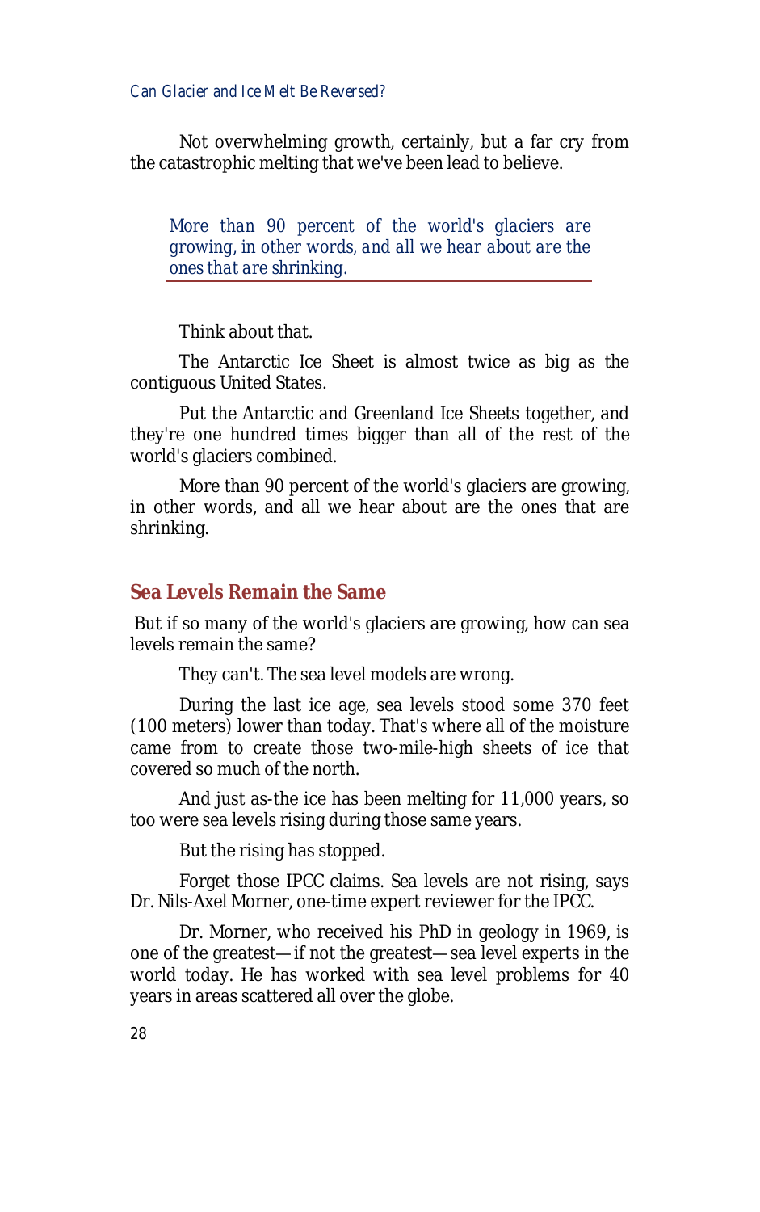Not overwhelming growth, certainly, but a far cry from the catastrophic melting that we've been lead to believe.

> *More than 90 percent of the world's glaciers are growing, in other words, and all we hear about are the ones that are shrinking.*

Think about that.

The Antarctic Ice Sheet is almost twice as big as the contiguous United States.

Put the Antarctic and Greenland Ice Sheets together, and they're one hundred times bigger than all of the rest of the world's glaciers combined.

More than 90 percent of the world's glaciers are growing, in other words, and all we hear about are the ones that are shrinking.

## Sea Levels Remain the Same

But if so many of the world's glaciers are growing, how can sea levels remain the same?

They can't. The sea level models are wrong.

During the last ice age, sea levels stood some 370 feet (100 meters) lower than today. That's where all of the moisture came from to create those two-mile-high sheets of ice that covered so much of the north.

And just as-the ice has been melting for 11,000 years, so too were sea levels rising during those same years.

But the rising has stopped.

Forget those IPCC claims. Sea levels are not rising, says Dr. Nils-Axel Morner, one-time expert reviewer for the IPCC.

Dr. Morner, who received his PhD in geology in 1969, is one of the greatest—if not the greatest—sea level experts in the world today. He has worked with sea level problems for 40 years in areas scattered all over the globe.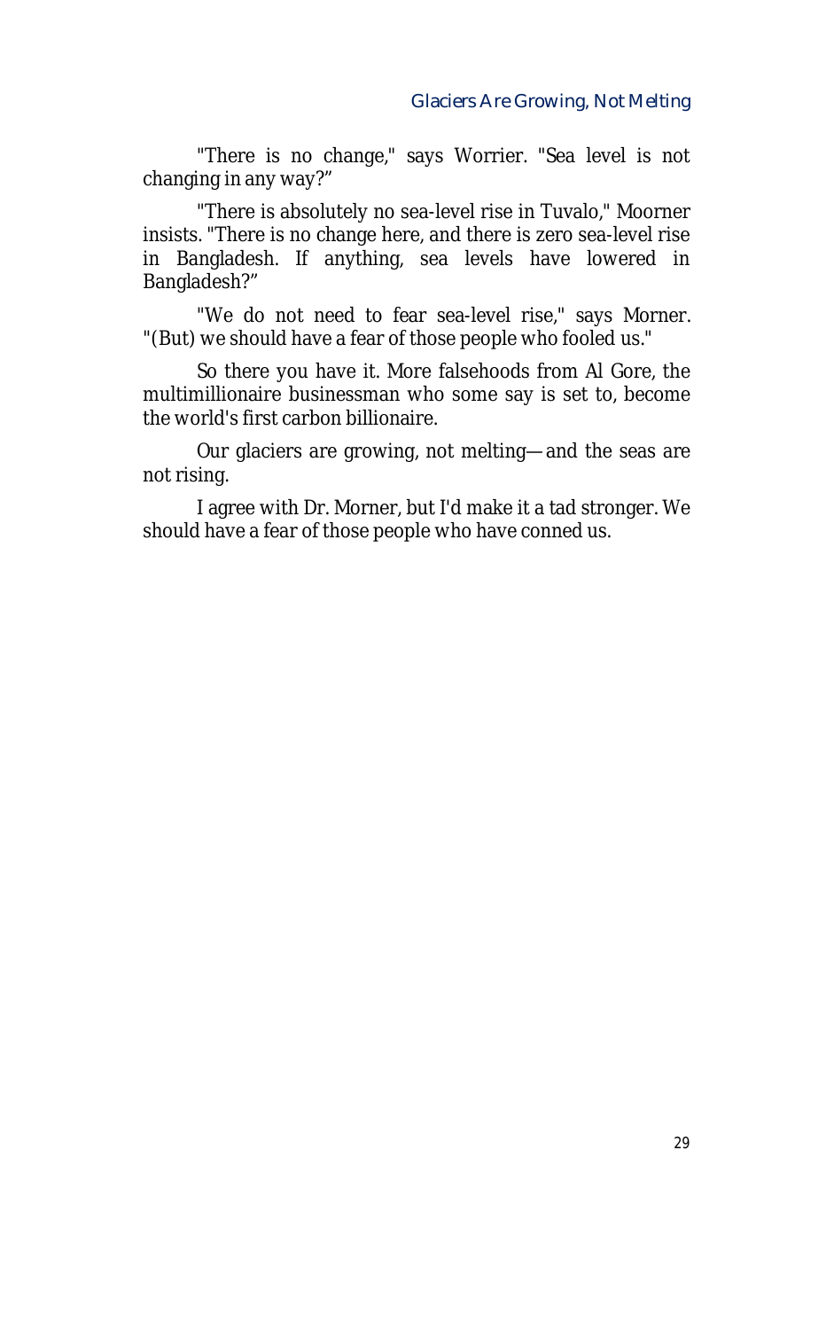"There is no change," says Worrier. "Sea level is not changing in any way?"

"There is absolutely no sea-level rise in Tuvalo," Moorner insists. "There is no change here, and there is zero sea-level rise in Bangladesh. If anything, sea levels have lowered in Bangladesh?"

"We do not need to fear sea-level rise," says Morner. "(But) we should have a fear of those people who fooled us."

So there you have it. More falsehoods from Al Gore, the multimillionaire businessman who some say is set to, become the world's first carbon billionaire.

Our glaciers are growing, not melting—and the seas are not rising.

I agree with Dr. Morner, but I'd make it a tad stronger. We should have a fear of those people who have conned us.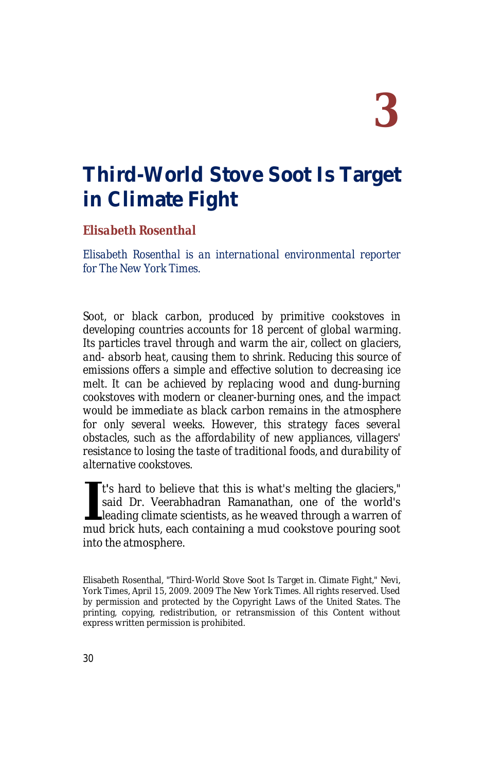# 3

# Third-World Stove Soot Is Target in Climate Fight

**Elisabeth Rosenthal**

*Elisabeth Rosenthal is an international environmental reporter for The New York Times.*

*Soot, or black carbon, produced by primitive cookstoves in developing countries accounts for 18 percent of global warming. Its particles travel through and warm the air, collect on glaciers, and- absorb heat, causing them to shrink. Reducing this source of emissions offers a simple and effective solution to decreasing ice melt. It can be achieved by replacing wood and dung-burning cookstoves with modern or cleaner-burning ones, and the impact would be immediate as black carbon remains in the atmosphere for only several weeks. However, this strategy faces several obstacles, such as the affordability of new appliances, villagers' resistance to losing the taste of traditional foods, and durability of alternative cookstoves.*

It's hard to believe that this is what's melting the glaciers," said Dr. Veerabhadran Ramanathan, one of the world's leading climate scientists, as he weaved through a warren of mud brick huts, each containing a mud cookstove pouring soot into the atmosphere.

Elisabeth Rosenthal, "Third-World Stove Soot Is Target in. Climate Fight," Nevi, York Times, April 15, 2009. 2009 The New York Times. All rights reserved. Used by permission and protected by the Copyright Laws of the United States. The printing, copying, redistribution, or retransmission of this Content without express written permission is prohibited.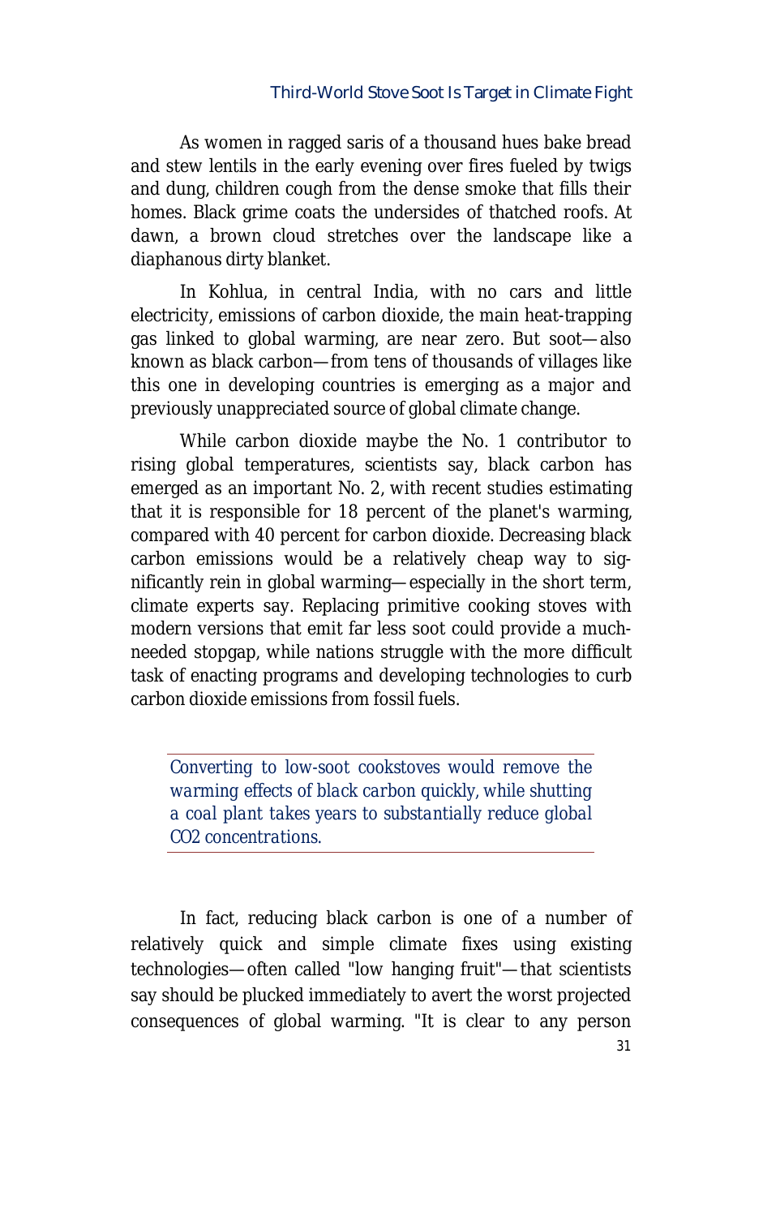As women in ragged saris of a thousand hues bake bread and stew lentils in the early evening over fires fueled by twigs and dung, children cough from the dense smoke that fills their homes. Black grime coats the undersides of thatched roofs. At dawn, a brown cloud stretches over the landscape like a diaphanous dirty blanket.

In Kohlua, in central India, with no cars and little electricity, emissions of carbon dioxide, the main heat-trapping gas linked to global warming, are near zero. But soot—also known as black carbon—from tens of thousands of villages like this one in developing countries is emerging as a major and previously unappreciated source of global climate change.

While carbon dioxide maybe the No. 1 contributor to rising global temperatures, scientists say, black carbon has emerged as an important No. 2, with recent studies estimating that it is responsible for 18 percent of the planet's warming, compared with 40 percent for carbon dioxide. Decreasing black carbon emissions would be a relatively cheap way to significantly rein in global warming—especially in the short term, climate experts say. Replacing primitive cooking stoves with modern versions that emit far less soot could provide a much-needed stopgap, while nations struggle with the more difficult task of enacting programs and developing technologies to curb carbon dioxide emissions from fossil fuels.

> *Converting to low-soot cookstoves would remove the warming effects of black carbon quickly, while shutting a coal plant takes years to substantially reduce global $CO_2$ concentrations.*

In fact, reducing black carbon is one of a number of relatively quick and simple climate fixes using existing technologies—often called "low hanging fruit"—that scientists say should be plucked immediately to avert the worst projected consequences of global warming. "It is clear to any person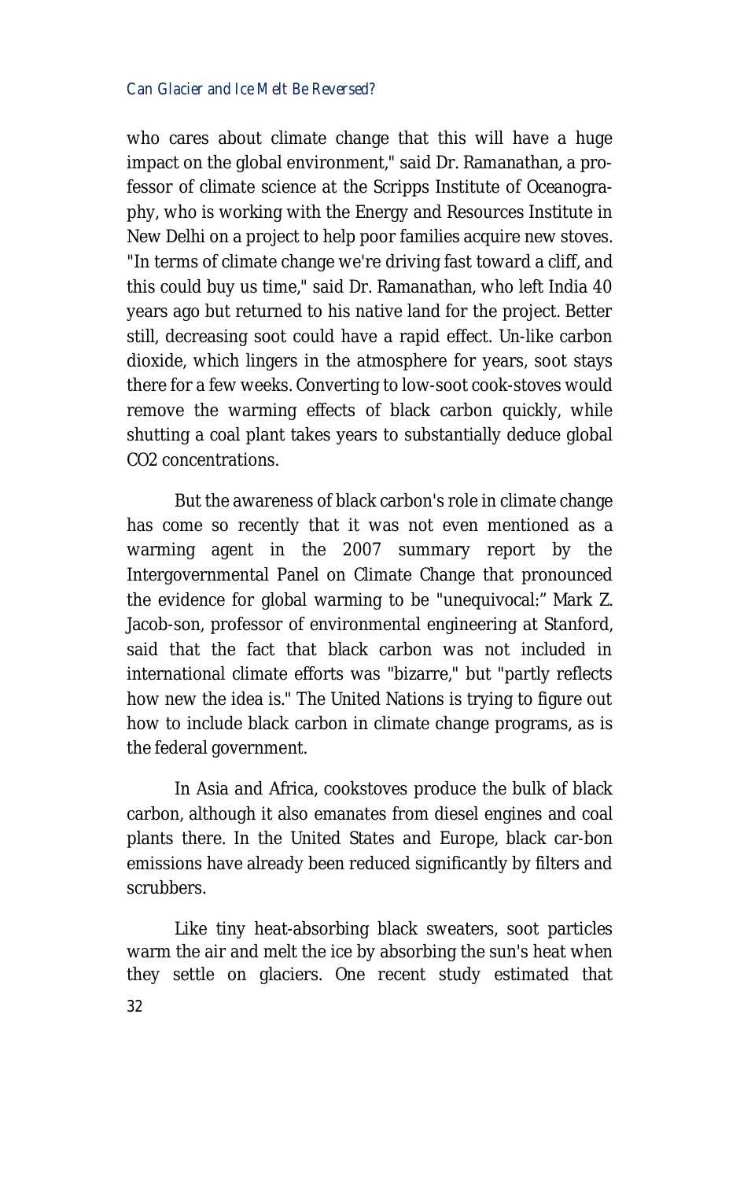who cares about climate change that this will have a huge impact on the global environment," said Dr. Ramanathan, a professor of climate science at the Scripps Institute of Oceanography, who is working with the Energy and Resources Institute in New Delhi on a project to help poor families acquire new stoves. "In terms of climate change we're driving fast toward a cliff, and this could buy us time," said Dr. Ramanathan, who left India 40 years ago but returned to his native land for the project. Better still, decreasing soot could have a rapid effect. Un-like carbon dioxide, which lingers in the atmosphere for years, soot stays there for a few weeks. Converting to low-soot cook-stoves would remove the warming effects of black carbon quickly, while shutting a coal plant takes years to substantially deduce global $CO_2$ concentrations.

But the awareness of black carbon's role in climate change has come so recently that it was not even mentioned as a warming agent in the 2007 summary report by the Intergovernmental Panel on Climate Change that pronounced the evidence for global warming to be "unequivocal:" Mark Z. Jacob-son, professor of environmental engineering at Stanford, said that the fact that black carbon was not included in international climate efforts was "bizarre," but "partly reflects how new the idea is." The United Nations is trying to figure out how to include black carbon in climate change programs, as is the federal government.

In Asia and Africa, cookstoves produce the bulk of black carbon, although it also emanates from diesel engines and coal plants there. In the United States and Europe, black car-bon emissions have already been reduced significantly by filters and scrubbers.

Like tiny heat-absorbing black sweaters, soot particles warm the air and melt the ice by absorbing the sun's heat when they settle on glaciers. One recent study estimated that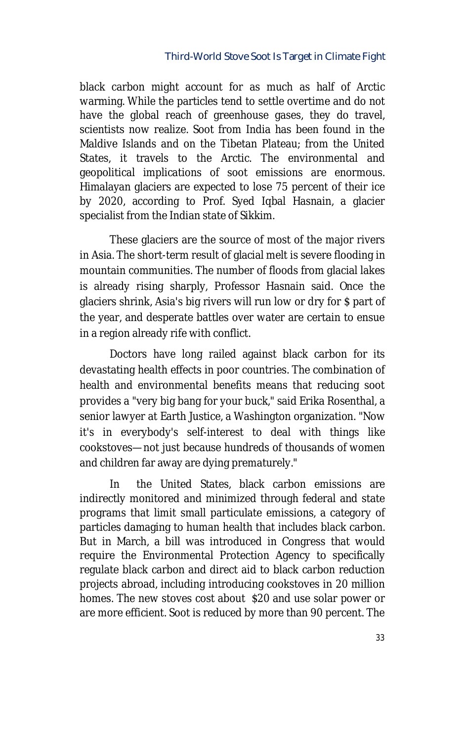black carbon might account for as much as half of Arctic warming. While the particles tend to settle overtime and do not have the global reach of greenhouse gases, they do travel, scientists now realize. Soot from India has been found in the Maldive Islands and on the Tibetan Plateau; from the United States, it travels to the Arctic. The environmental and geopolitical implications of soot emissions are enormous. Himalayan glaciers are expected to lose 75 percent of their ice by 2020, according to Prof. Syed Iqbal Hasnain, a glacier specialist from the Indian state of Sikkim.

These glaciers are the source of most of the major rivers in Asia. The short-term result of glacial melt is severe flooding in mountain communities. The number of floods from glacial lakes is already rising sharply, Professor Hasnain said. Once the glaciers shrink, Asia's big rivers will run low or dry for $ part of the year, and desperate battles over water are certain to ensue in a region already rife with conflict.

Doctors have long railed against black carbon for its devastating health effects in poor countries. The combination of health and environmental benefits means that reducing soot provides a "very big bang for your buck," said Erika Rosenthal, a senior lawyer at Earth Justice, a Washington organization. "Now it's in everybody's self-interest to deal with things like cookstoves—not just because hundreds of thousands of women and children far away are dying prematurely."

In the United States, black carbon emissions are indirectly monitored and minimized through federal and state programs that limit small particulate emissions, a category of particles damaging to human health that includes black carbon. But in March, a bill was introduced in Congress that would require the Environmental Protection Agency to specifically regulate black carbon and direct aid to black carbon reduction projects abroad, including introducing cookstoves in 20 million homes. The new stoves cost about $20 and use solar power or are more efficient. Soot is reduced by more than 90 percent. The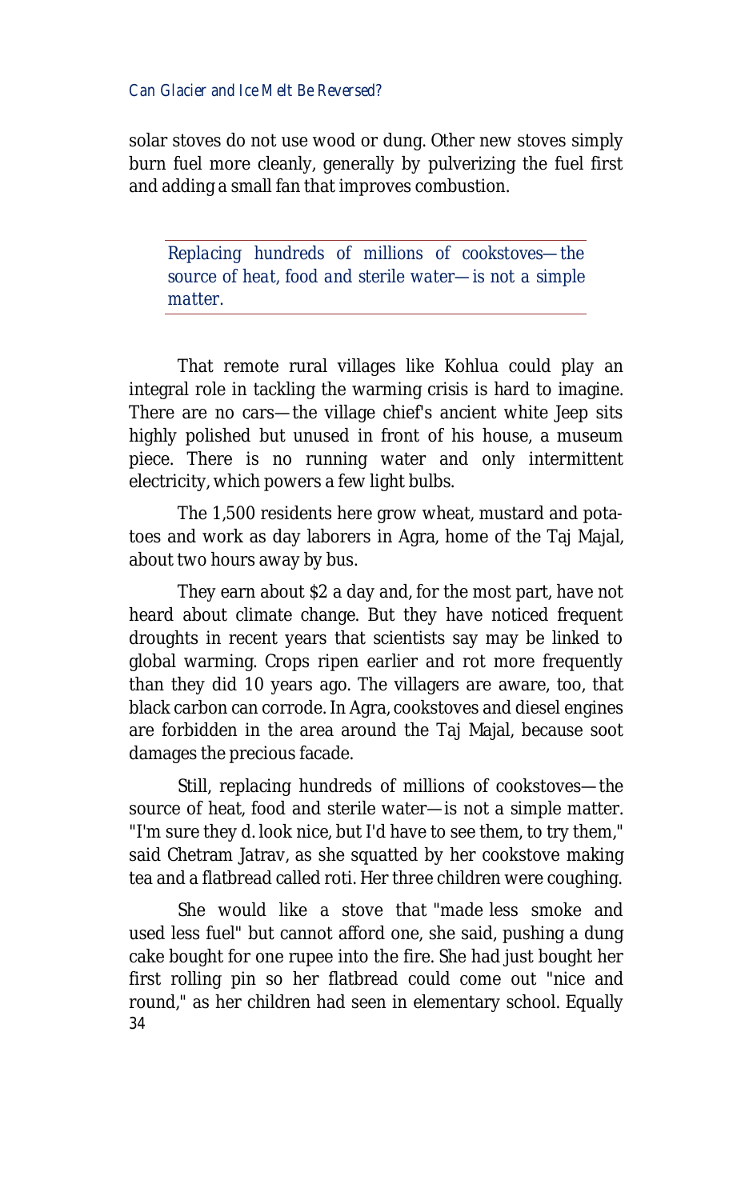solar stoves do not use wood or dung. Other new stoves simply burn fuel more cleanly, generally by pulverizing the fuel first and adding a small fan that improves combustion.

> *Replacing hundreds of millions of cookstoves—the source of heat, food and sterile water—is not a simple matter.*

That remote rural villages like Kohlua could play an integral role in tackling the warming crisis is hard to imagine. There are no cars—the village chief's ancient white Jeep sits highly polished but unused in front of his house, a museum piece. There is no running water and only intermittent electricity, which powers a few light bulbs.

The 1,500 residents here grow wheat, mustard and potatoes and work as day laborers in Agra, home of the Taj Majal, about two hours away by bus.

They earn about $2 a day and, for the most part, have not heard about climate change. But they have noticed frequent droughts in recent years that scientists say may be linked to global warming. Crops ripen earlier and rot more frequently than they did 10 years ago. The villagers are aware, too, that black carbon can corrode. In Agra, cookstoves and diesel engines are forbidden in the area around the Taj Majal, because soot damages the precious facade.

Still, replacing hundreds of millions of cookstoves—the source of heat, food and sterile water—is not a simple matter. "I'm sure they d. look nice, but I'd have to see them, to try them," said Chetram Jatrav, as she squatted by her cookstove making tea and a flatbread called roti. Her three children were coughing.

She would like a stove that "made less smoke and used less fuel" but cannot afford one, she said, pushing a dung cake bought for one rupee into the fire. She had just bought her first rolling pin so her flatbread could come out "nice and round," as her children had seen in elementary school. Equally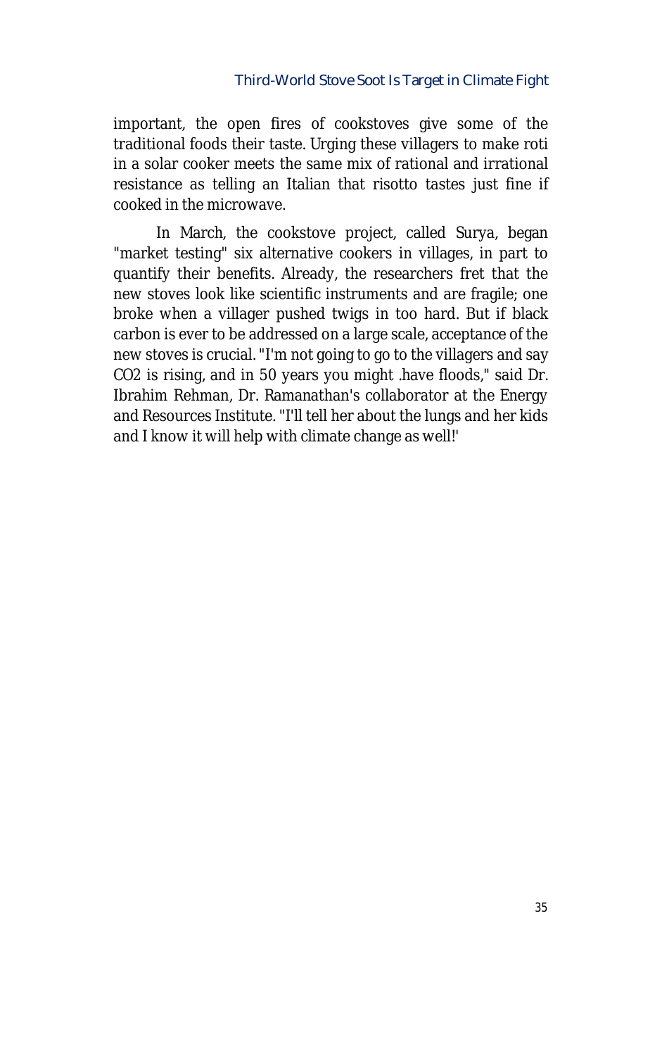important, the open fires of cookstoves give some of the traditional foods their taste. Urging these villagers to make roti in a solar cooker meets the same mix of rational and irrational resistance as telling an Italian that risotto tastes just fine if cooked in the microwave.

In March, the cookstove project, called Surya, began "market testing" six alternative cookers in villages, in part to quantify their benefits. Already, the researchers fret that the new stoves look like scientific instruments and are fragile; one broke when a villager pushed twigs in too hard. But if black carbon is ever to be addressed on a large scale, acceptance of the new stoves is crucial. "I'm not going to go to the villagers and say $CO_2$ is rising, and in 50 years you might .have floods," said Dr. Ibrahim Rehman, Dr. Ramanathan's collaborator at the Energy and Resources Institute. "I'll tell her about the lungs and her kids and I know it will help with climate change as well!'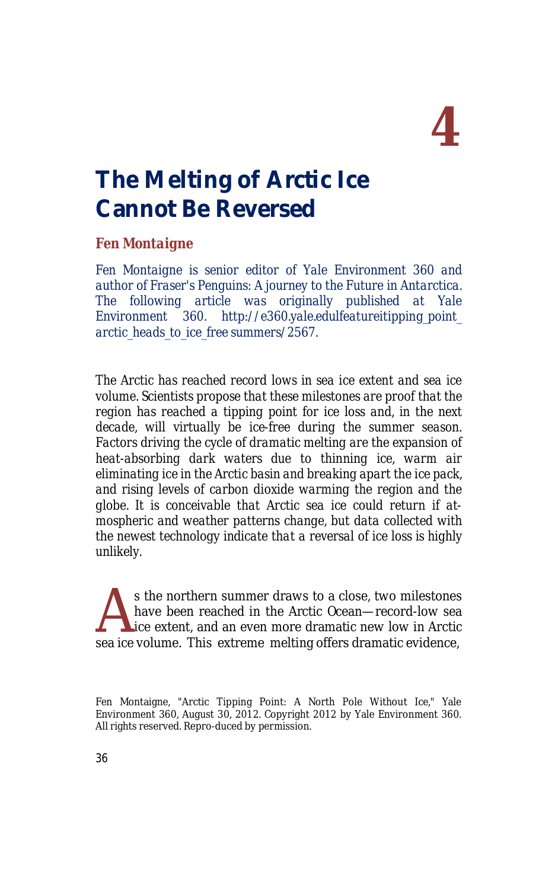# 4

# The Melting of Arctic Ice Cannot Be Reversed

**Fen Montaigne**

*Fen Montaigne is senior editor of Yale Environment 360 and author of Fraser's Penguins: A journey to the Future in Antarctica. The following article was originally published at Yale Environment 360. http://e360.yale.edulfeatureitipping_point_arctic_heads_to_ice_free summers/2567.*

*The Arctic has reached record lows in sea ice extent and sea ice volume. Scientists propose that these milestones are proof that the region has reached a tipping point for ice loss and, in the next decade, will virtually be ice-free during the summer season. Factors driving the cycle of dramatic melting are the expansion of heat-absorbing dark waters due to thinning ice, warm air eliminating ice in the Arctic basin and breaking apart the ice pack, and rising levels of carbon dioxide warming the region and the globe. It is conceivable that Arctic sea ice could return if atmospheric and weather patterns change, but data collected with the newest technology indicate that a reversal of ice loss is highly unlikely.*

As the northern summer draws to a close, two milestones have been reached in the Arctic Ocean—record-low sea ice extent, and an even more dramatic new low in Arctic sea ice volume. This extreme melting offers dramatic evidence,

Fen Montaigne, "Arctic Tipping Point: A North Pole Without Ice," Yale Environment 360, August 30, 2012. Copyright 2012 by Yale Environment 360. All rights reserved. Repro-duced by permission.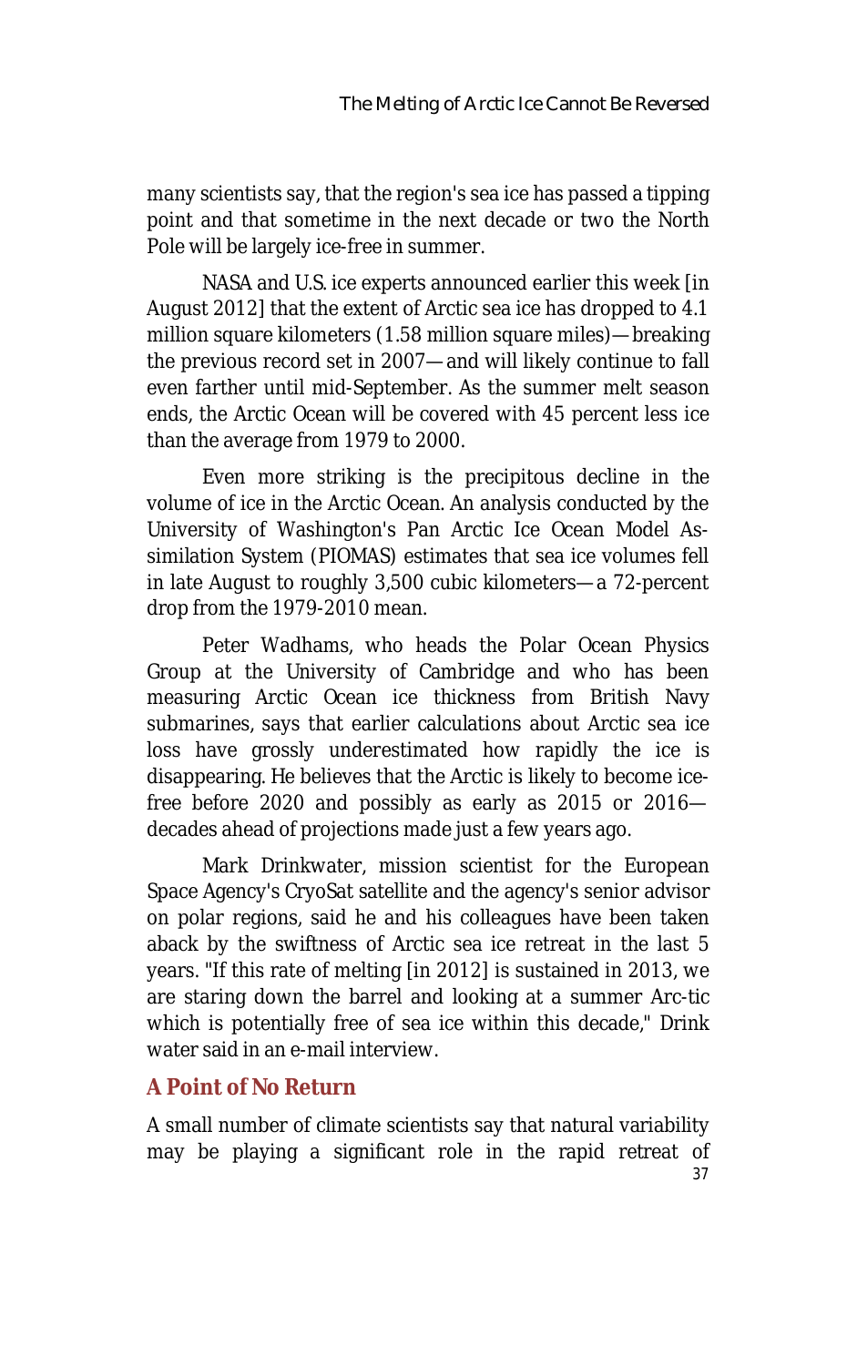many scientists say, that the region's sea ice has passed a tipping point and that sometime in the next decade or two the North Pole will be largely ice-free in summer.

NASA and U.S. ice experts announced earlier this week [in August 2012] that the extent of Arctic sea ice has dropped to 4.1 million square kilometers (1.58 million square miles)—breaking the previous record set in 2007—and will likely continue to fall even farther until mid-September. As the summer melt season ends, the Arctic Ocean will be covered with 45 percent less ice than the average from 1979 to 2000.

Even more striking is the precipitous decline in the volume of ice in the Arctic Ocean. An analysis conducted by the University of Washington's Pan Arctic Ice Ocean Model Assimilation System (PIOMAS) estimates that sea ice volumes fell in late August to roughly 3,500 cubic kilometers—a 72-percent drop from the 1979-2010 mean.

Peter Wadhams, who heads the Polar Ocean Physics Group at the University of Cambridge and who has been measuring Arctic Ocean ice thickness from British Navy submarines, says that earlier calculations about Arctic sea ice loss have grossly underestimated how rapidly the ice is disappearing. He believes that the Arctic is likely to become ice-free before 2020 and possibly as early as 2015 or 2016—decades ahead of projections made just a few years ago.

Mark Drinkwater, mission scientist for the European Space Agency's CryoSat satellite and the agency's senior advisor on polar regions, said he and his colleagues have been taken aback by the swiftness of Arctic sea ice retreat in the last 5 years. "If this rate of melting [in 2012] is sustained in 2013, we are staring down the barrel and looking at a summer Arc-tic which is potentially free of sea ice within this decade," Drink water said in an e-mail interview.

## A Point of No Return

A small number of climate scientists say that natural variability may be playing a significant role in the rapid retreat of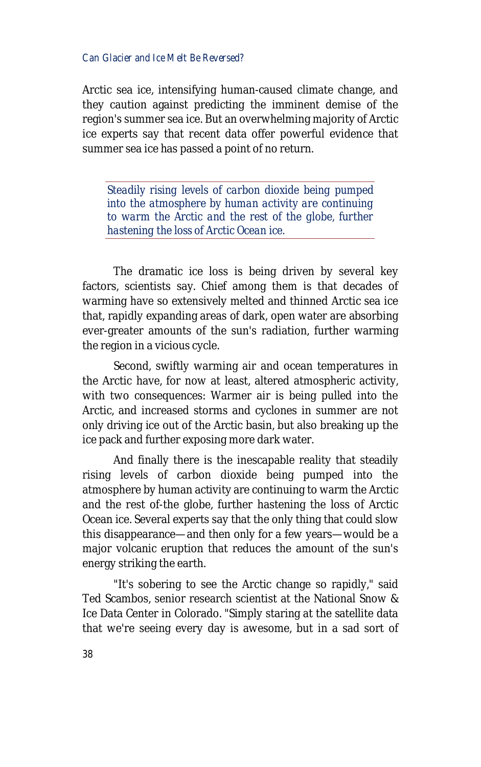Arctic sea ice, intensifying human-caused climate change, and they caution against predicting the imminent demise of the region's summer sea ice. But an overwhelming majority of Arctic ice experts say that recent data offer powerful evidence that summer sea ice has passed a point of no return.

> *Steadily rising levels of carbon dioxide being pumped into the atmosphere by human activity are continuing to warm the Arctic and the rest of the globe, further hastening the loss of Arctic Ocean ice.*

The dramatic ice loss is being driven by several key factors, scientists say. Chief among them is that decades of warming have so extensively melted and thinned Arctic sea ice that, rapidly expanding areas of dark, open water are absorbing ever-greater amounts of the sun's radiation, further warming the region in a vicious cycle.

Second, swiftly warming air and ocean temperatures in the Arctic have, for now at least, altered atmospheric activity, with two consequences: Warmer air is being pulled into the Arctic, and increased storms and cyclones in summer are not only driving ice out of the Arctic basin, but also breaking up the ice pack and further exposing more dark water.

And finally there is the inescapable reality that steadily rising levels of carbon dioxide being pumped into the atmosphere by human activity are continuing to warm the Arctic and the rest of-the globe, further hastening the loss of Arctic Ocean ice. Several experts say that the only thing that could slow this disappearance—and then only for a few years—would be a major volcanic eruption that reduces the amount of the sun's energy striking the earth.

"It's sobering to see the Arctic change so rapidly," said Ted Scambos, senior research scientist at the National Snow & Ice Data Center in Colorado. "Simply staring at the satellite data that we're seeing every day is awesome, but in a sad sort of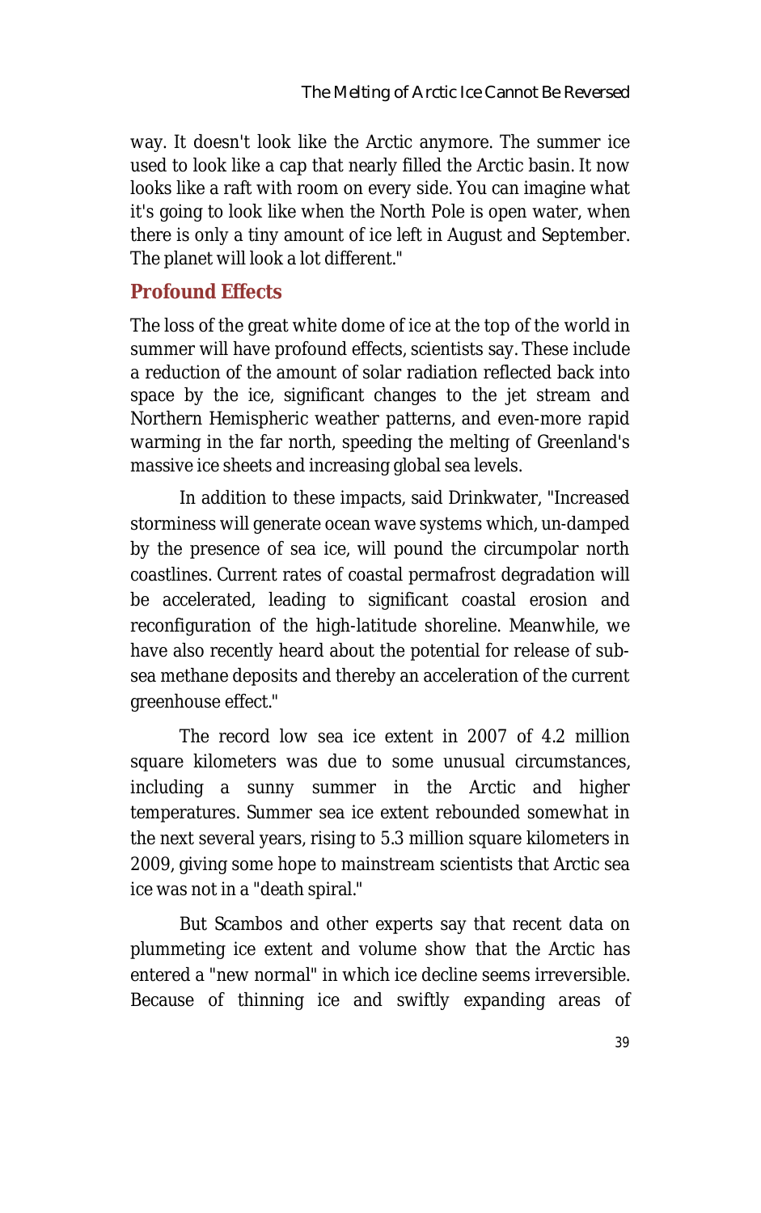way. It doesn't look like the Arctic anymore. The summer ice used to look like a cap that nearly filled the Arctic basin. It now looks like a raft with room on every side. You can imagine what it's going to look like when the North Pole is open water, when there is only a tiny amount of ice left in August and September. The planet will look a lot different."

## Profound Effects

The loss of the great white dome of ice at the top of the world in summer will have profound effects, scientists say. These include a reduction of the amount of solar radiation reflected back into space by the ice, significant changes to the jet stream and Northern Hemispheric weather patterns, and even-more rapid warming in the far north, speeding the melting of Greenland's massive ice sheets and increasing global sea levels.

In addition to these impacts, said Drinkwater, "Increased storminess will generate ocean wave systems which, un-damped by the presence of sea ice, will pound the circumpolar north coastlines. Current rates of coastal permafrost degradation will be accelerated, leading to significant coastal erosion and reconfiguration of the high-latitude shoreline. Meanwhile, we have also recently heard about the potential for release of sub-sea methane deposits and thereby an acceleration of the current greenhouse effect."

The record low sea ice extent in 2007 of 4.2 million square kilometers was due to some unusual circumstances, including a sunny summer in the Arctic and higher temperatures. Summer sea ice extent rebounded somewhat in the next several years, rising to 5.3 million square kilometers in 2009, giving some hope to mainstream scientists that Arctic sea ice was not in a "death spiral."

But Scambos and other experts say that recent data on plummeting ice extent and volume show that the Arctic has entered a "new normal" in which ice decline seems irreversible. Because of thinning ice and swiftly expanding areas of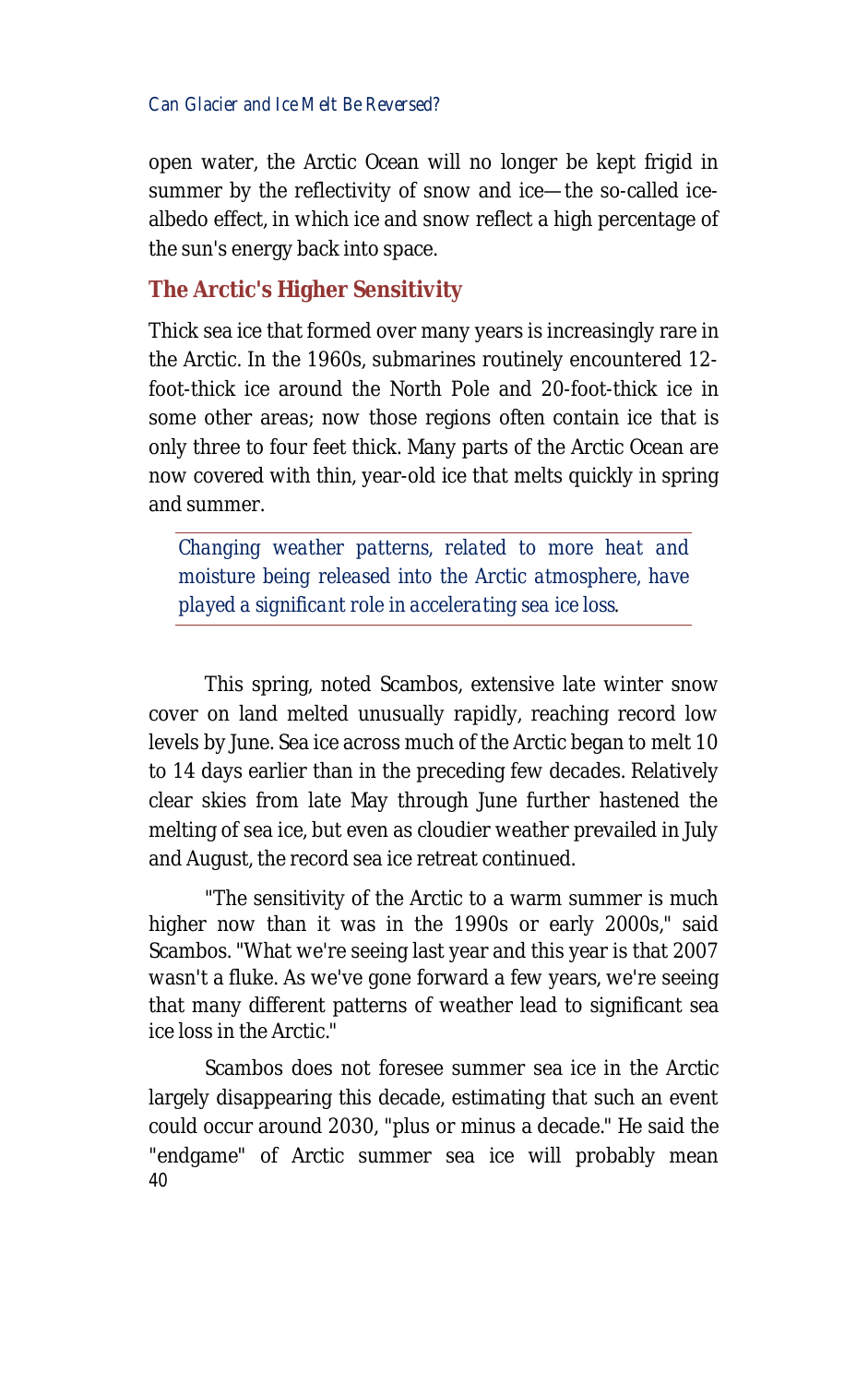open water, the Arctic Ocean will no longer be kept frigid in summer by the reflectivity of snow and ice—the so-called ice-albedo effect, in which ice and snow reflect a high percentage of the sun's energy back into space.

## The Arctic's Higher Sensitivity

Thick sea ice that formed over many years is increasingly rare in the Arctic. In the 1960s, submarines routinely encountered 12-foot-thick ice around the North Pole and 20-foot-thick ice in some other areas; now those regions often contain ice that is only three to four feet thick. Many parts of the Arctic Ocean are now covered with thin, year-old ice that melts quickly in spring and summer.

> *Changing weather patterns, related to more heat and moisture being released into the Arctic atmosphere, have played a significant role in accelerating sea ice loss.*

This spring, noted Scambos, extensive late winter snow cover on land melted unusually rapidly, reaching record low levels by June. Sea ice across much of the Arctic began to melt 10 to 14 days earlier than in the preceding few decades. Relatively clear skies from late May through June further hastened the melting of sea ice, but even as cloudier weather prevailed in July and August, the record sea ice retreat continued.

"The sensitivity of the Arctic to a warm summer is much higher now than it was in the 1990s or early 2000s," said Scambos. "What we're seeing last year and this year is that 2007 wasn't a fluke. As we've gone forward a few years, we're seeing that many different patterns of weather lead to significant sea ice loss in the Arctic."

Scambos does not foresee summer sea ice in the Arctic largely disappearing this decade, estimating that such an event could occur around 2030, "plus or minus a decade." He said the "endgame" of Arctic summer sea ice will probably mean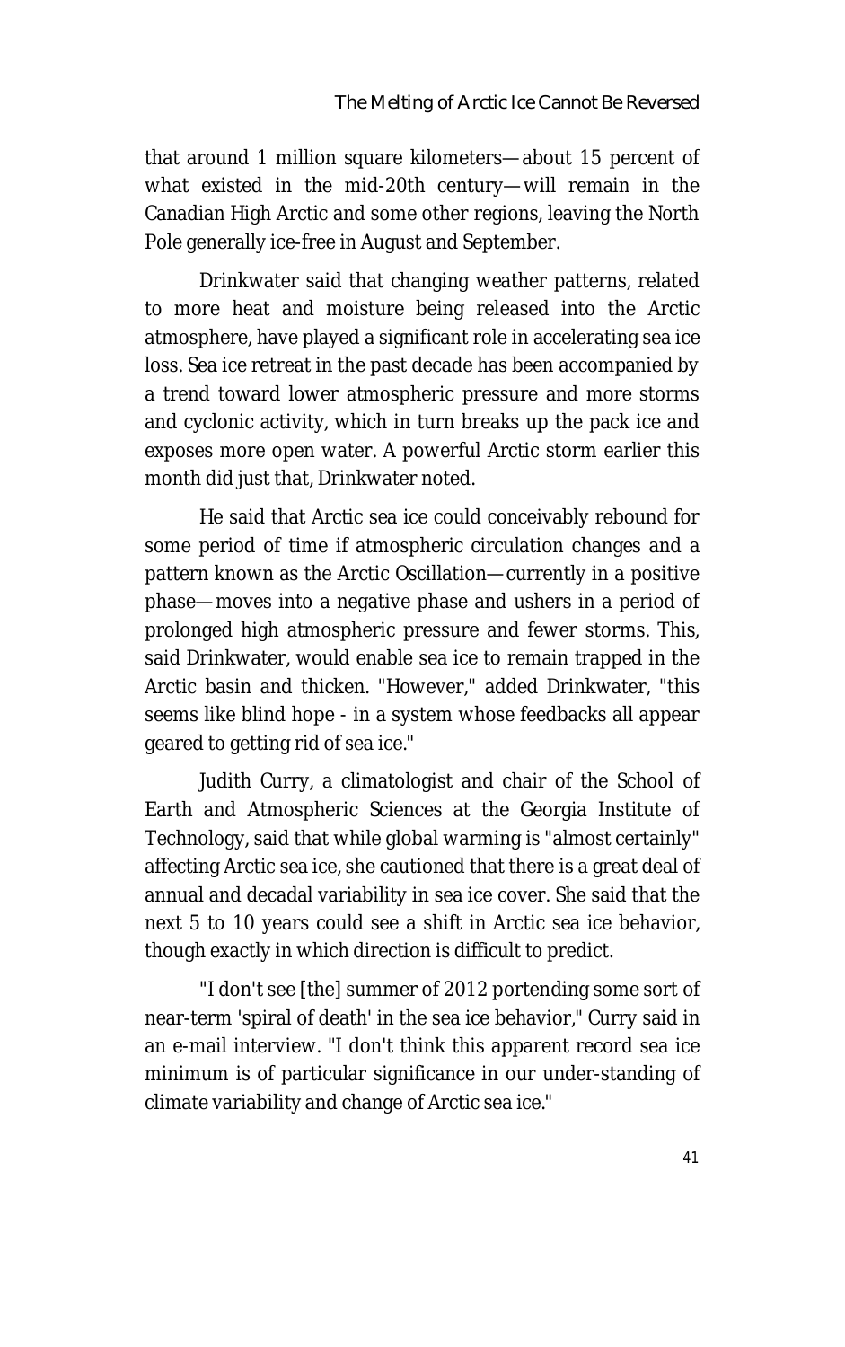that around 1 million square kilometers—about 15 percent of what existed in the mid-20th century—will remain in the Canadian High Arctic and some other regions, leaving the North Pole generally ice-free in August and September.

Drinkwater said that changing weather patterns, related to more heat and moisture being released into the Arctic atmosphere, have played a significant role in accelerating sea ice loss. Sea ice retreat in the past decade has been accompanied by a trend toward lower atmospheric pressure and more storms and cyclonic activity, which in turn breaks up the pack ice and exposes more open water. A powerful Arctic storm earlier this month did just that, Drinkwater noted.

He said that Arctic sea ice could conceivably rebound for some period of time if atmospheric circulation changes and a pattern known as the Arctic Oscillation—currently in a positive phase—moves into a negative phase and ushers in a period of prolonged high atmospheric pressure and fewer storms. This, said Drinkwater, would enable sea ice to remain trapped in the Arctic basin and thicken. "However," added Drinkwater, "this seems like blind hope - in a system whose feedbacks all appear geared to getting rid of sea ice."

Judith Curry, a climatologist and chair of the School of Earth and Atmospheric Sciences at the Georgia Institute of Technology, said that while global warming is "almost certainly" affecting Arctic sea ice, she cautioned that there is a great deal of annual and decadal variability in sea ice cover. She said that the next 5 to 10 years could see a shift in Arctic sea ice behavior, though exactly in which direction is difficult to predict.

"I don't see [the] summer of 2012 portending some sort of near-term 'spiral of death' in the sea ice behavior," Curry said in an e-mail interview. "I don't think this apparent record sea ice minimum is of particular significance in our under-standing of climate variability and change of Arctic sea ice."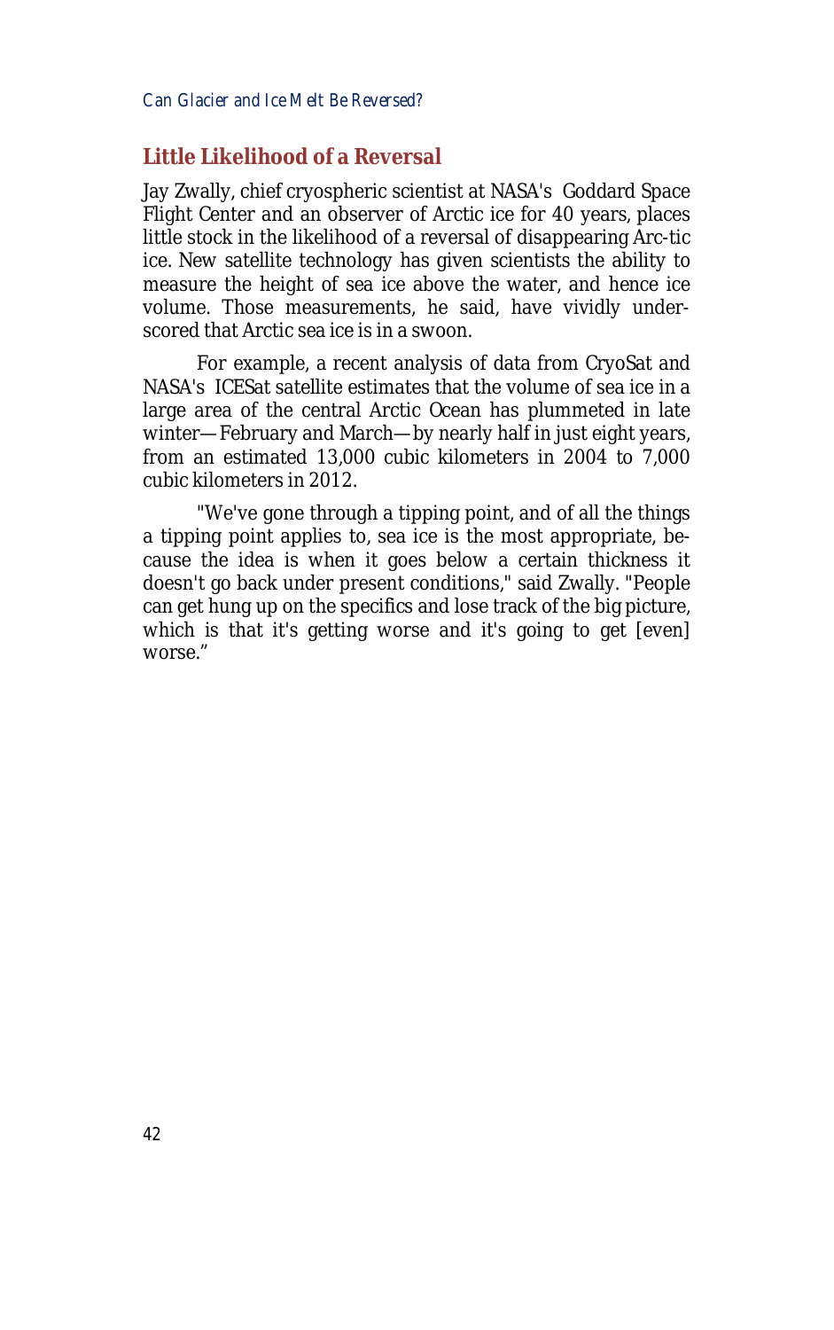## Little Likelihood of a Reversal

Jay Zwally, chief cryospheric scientist at NASA's Goddard Space Flight Center and an observer of Arctic ice for 40 years, places little stock in the likelihood of a reversal of disappearing Arctic ice. New satellite technology has given scientists the ability to measure the height of sea ice above the water, and hence ice volume. Those measurements, he said, have vividly underscored that Arctic sea ice is in a swoon.

For example, a recent analysis of data from CryoSat and NASA's ICESat satellite estimates that the volume of sea ice in a large area of the central Arctic Ocean has plummeted in late winter—February and March—by nearly half in just eight years, from an estimated 13,000 cubic kilometers in 2004 to 7,000 cubic kilometers in 2012.

"We've gone through a tipping point, and of all the things a tipping point applies to, sea ice is the most appropriate, because the idea is when it goes below a certain thickness it doesn't go back under present conditions," said Zwally. "People can get hung up on the specifics and lose track of the big picture, which is that it's getting worse and it's going to get [even] worse."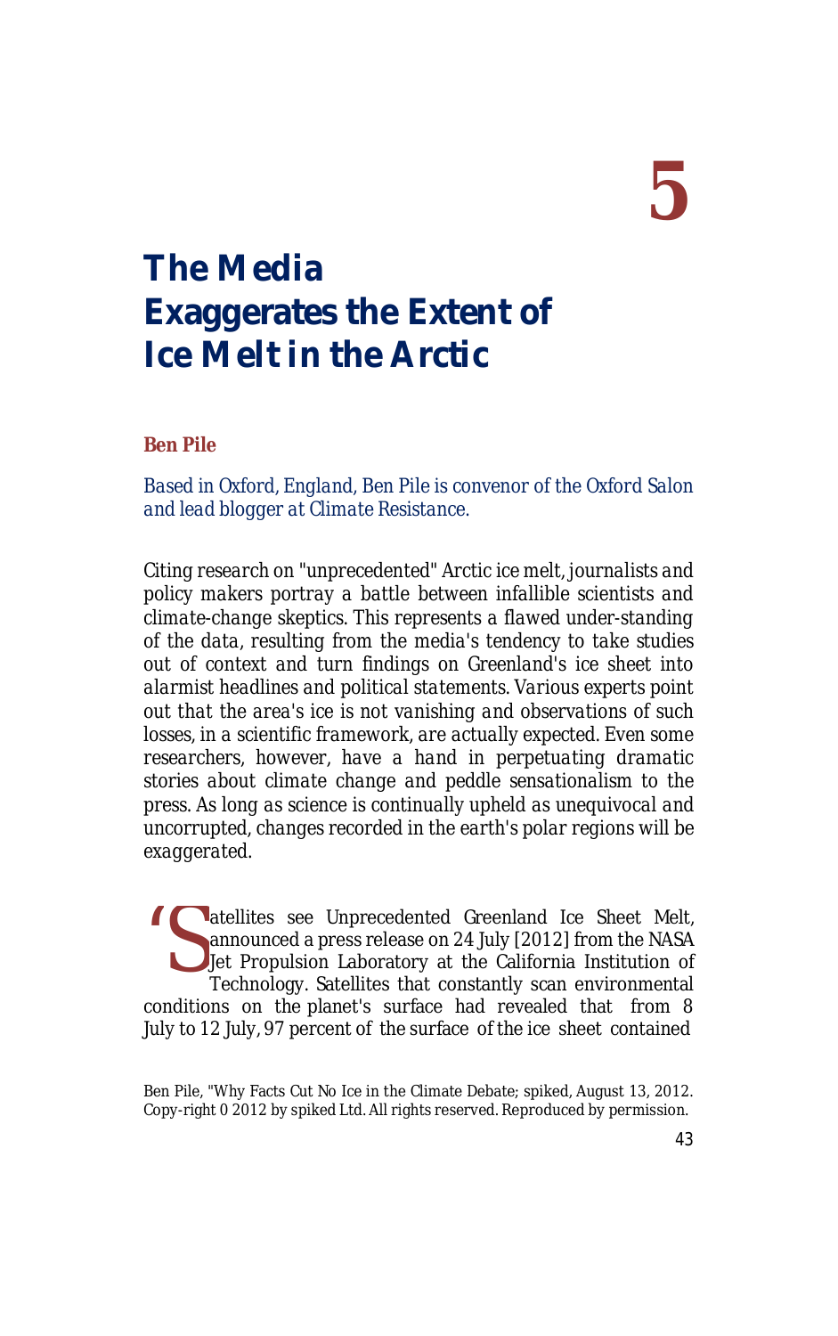# 5

# The Media Exaggerates the Extent of Ice Melt in the Arctic

**Ben Pile**

*Based in Oxford, England, Ben Pile is convenor of the Oxford Salon and lead blogger at Climate Resistance.*

*Citing research on "unprecedented" Arctic ice melt, journalists and policy makers portray a battle between infallible scientists and climate-change skeptics. This represents a flawed under-standing of the data, resulting from the media's tendency to take studies out of context and turn findings on Greenland's ice sheet into alarmist headlines and political statements. Various experts point out that the area's ice is not vanishing and observations of such losses, in a scientific framework, are actually expected. Even some researchers, however, have a hand in perpetuating dramatic stories about climate change and peddle sensationalism to the press. As long as science is continually upheld as unequivocal and uncorrupted, changes recorded in the earth's polar regions will be exaggerated.*

'Satellites see Unprecedented Greenland Ice Sheet Melt, announced a press release on 24 July [2012] from the NASA Jet Propulsion Laboratory at the California Institution of Technology. Satellites that constantly scan environmental conditions on the planet's surface had revealed that from 8 July to 12 July, 97 percent of the surface of the ice sheet contained

Ben Pile, "Why Facts Cut No Ice in the Climate Debate; spiked, August 13, 2012. Copy-right 0 2012 by spiked Ltd. All rights reserved. Reproduced by permission.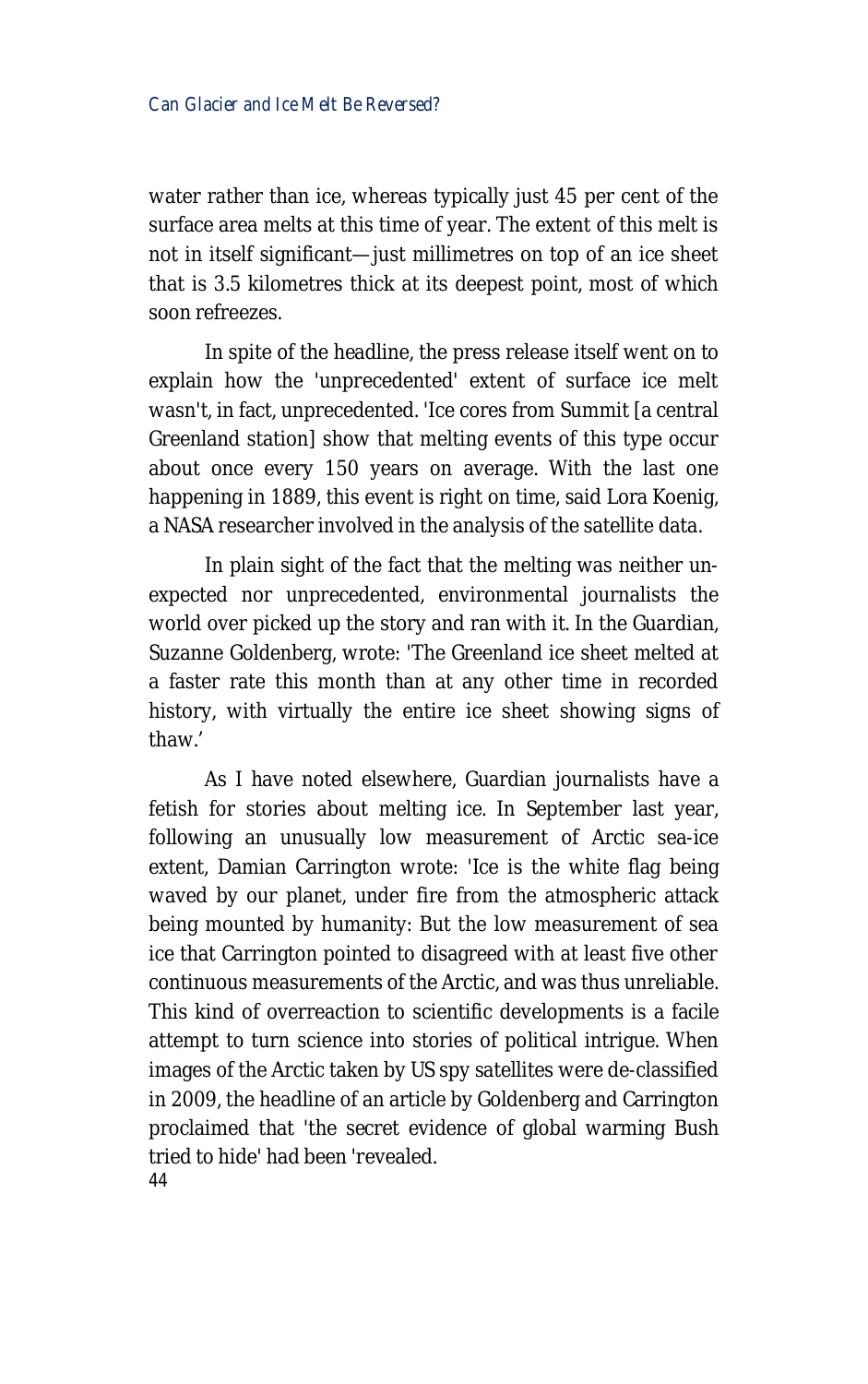water rather than ice, whereas typically just 45 per cent of the surface area melts at this time of year. The extent of this melt is not in itself significant—just millimetres on top of an ice sheet that is 3.5 kilometres thick at its deepest point, most of which soon refreezes.

In spite of the headline, the press release itself went on to explain how the 'unprecedented' extent of surface ice melt wasn't, in fact, unprecedented. 'Ice cores from Summit [a central Greenland station] show that melting events of this type occur about once every 150 years on average. With the last one happening in 1889, this event is right on time, said Lora Koenig, a NASA researcher involved in the analysis of the satellite data.

In plain sight of the fact that the melting was neither un-expected nor unprecedented, environmental journalists the world over picked up the story and ran with it. In the Guardian, Suzanne Goldenberg, wrote: 'The Greenland ice sheet melted at a faster rate this month than at any other time in recorded history, with virtually the entire ice sheet showing signs of thaw.'

As I have noted elsewhere, Guardian journalists have a fetish for stories about melting ice. In September last year, following an unusually low measurement of Arctic sea-ice extent, Damian Carrington wrote: 'Ice is the white flag being waved by our planet, under fire from the atmospheric attack being mounted by humanity: But the low measurement of sea ice that Carrington pointed to disagreed with at least five other continuous measurements of the Arctic, and was thus unreliable. This kind of overreaction to scientific developments is a facile attempt to turn science into stories of political intrigue. When images of the Arctic taken by US spy satellites were de-classified in 2009, the headline of an article by Goldenberg and Carrington proclaimed that 'the secret evidence of global warming Bush tried to hide' had been 'revealed.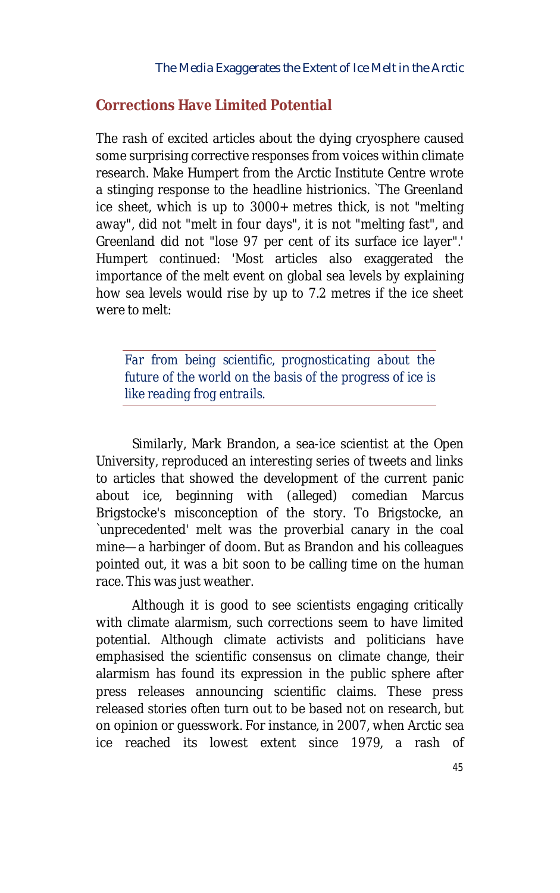## Corrections Have Limited Potential

The rash of excited articles about the dying cryosphere caused some surprising corrective responses from voices within climate research. Make Humpert from the Arctic Institute Centre wrote a stinging response to the headline histrionics. `The Greenland ice sheet, which is up to 3000+ metres thick, is not "melting away", did not "melt in four days", it is not "melting fast", and Greenland did not "lose 97 per cent of its surface ice layer".' Humpert continued: 'Most articles also exaggerated the importance of the melt event on global sea levels by explaining how sea levels would rise by up to 7.2 metres if the ice sheet were to melt:

> *Far from being scientific, prognosticating about the future of the world on the basis of the progress of ice is like reading frog entrails.*

Similarly, Mark Brandon, a sea-ice scientist at the Open University, reproduced an interesting series of tweets and links to articles that showed the development of the current panic about ice, beginning with (alleged) comedian Marcus Brigstocke's misconception of the story. To Brigstocke, an `unprecedented' melt was the proverbial canary in the coal mine—a harbinger of doom. But as Brandon and his colleagues pointed out, it was a bit soon to be calling time on the human race. This was just weather.

Although it is good to see scientists engaging critically with climate alarmism, such corrections seem to have limited potential. Although climate activists and politicians have emphasised the scientific consensus on climate change, their alarmism has found its expression in the public sphere after press releases announcing scientific claims. These press released stories often turn out to be based not on research, but on opinion or guesswork. For instance, in 2007, when Arctic sea ice reached its lowest extent since 1979, a rash of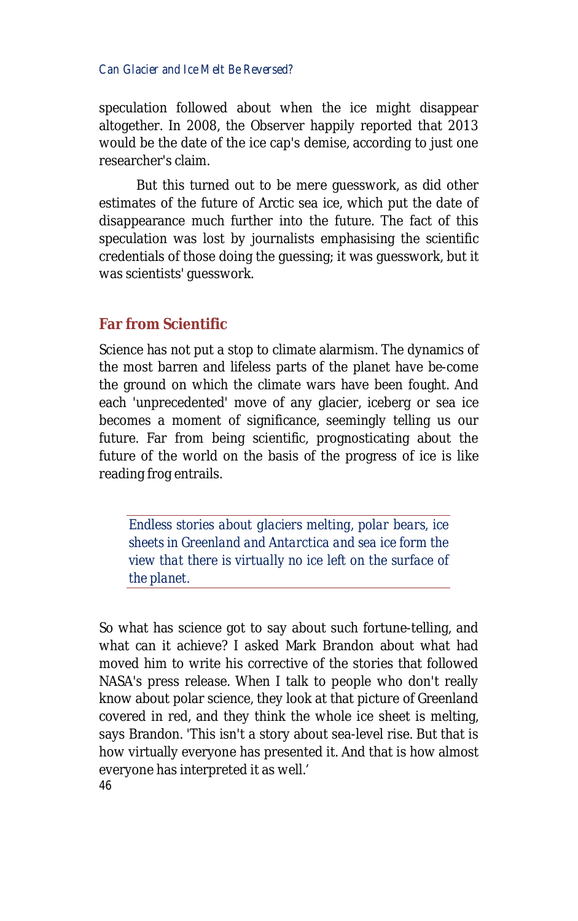speculation followed about when the ice might disappear altogether. In 2008, the Observer happily reported that 2013 would be the date of the ice cap's demise, according to just one researcher's claim.

But this turned out to be mere guesswork, as did other estimates of the future of Arctic sea ice, which put the date of disappearance much further into the future. The fact of this speculation was lost by journalists emphasising the scientific credentials of those doing the guessing; it was guesswork, but it was scientists' guesswork.

## Far from Scientific

Science has not put a stop to climate alarmism. The dynamics of the most barren and lifeless parts of the planet have be-come the ground on which the climate wars have been fought. And each 'unprecedented' move of any glacier, iceberg or sea ice becomes a moment of significance, seemingly telling us our future. Far from being scientific, prognosticating about the future of the world on the basis of the progress of ice is like reading frog entrails.

> *Endless stories about glaciers melting, polar bears, ice sheets in Greenland and Antarctica and sea ice form the view that there is virtually no ice left on the surface of the planet.*

So what has science got to say about such fortune-telling, and what can it achieve? I asked Mark Brandon about what had moved him to write his corrective of the stories that followed NASA's press release. When I talk to people who don't really know about polar science, they look at that picture of Greenland covered in red, and they think the whole ice sheet is melting, says Brandon. 'This isn't a story about sea-level rise. But that is how virtually everyone has presented it. And that is how almost everyone has interpreted it as well.'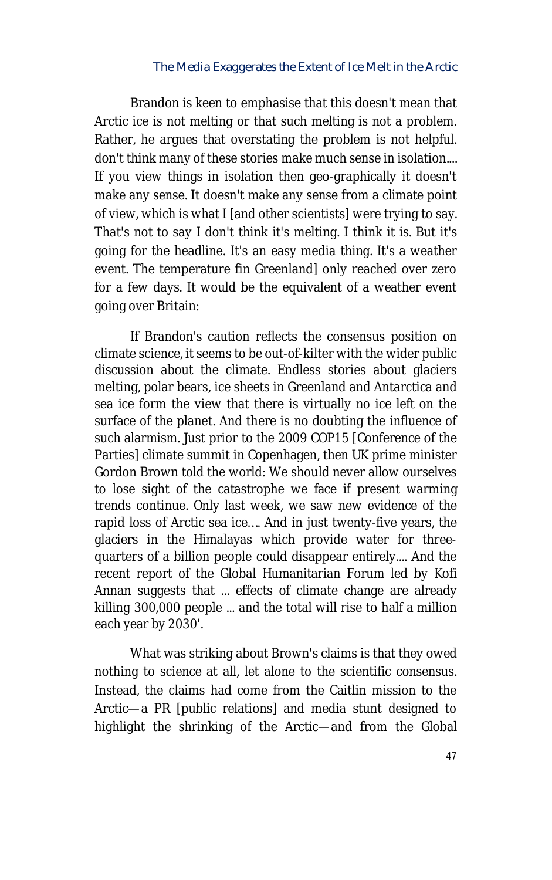Brandon is keen to emphasise that this doesn't mean that Arctic ice is not melting or that such melting is not a problem. Rather, he argues that overstating the problem is not helpful. don't think many of these stories make much sense in isolation.... If you view things in isolation then geo-graphically it doesn't make any sense. It doesn't make any sense from a climate point of view, which is what I [and other scientists] were trying to say. That's not to say I don't think it's melting. I think it is. But it's going for the headline. It's an easy media thing. It's a weather event. The temperature fin Greenland] only reached over zero for a few days. It would be the equivalent of a weather event going over Britain:

If Brandon's caution reflects the consensus position on climate science, it seems to be out-of-kilter with the wider public discussion about the climate. Endless stories about glaciers melting, polar bears, ice sheets in Greenland and Antarctica and sea ice form the view that there is virtually no ice left on the surface of the planet. And there is no doubting the influence of such alarmism. Just prior to the 2009 COP15 [Conference of the Parties] climate summit in Copenhagen, then UK prime minister Gordon Brown told the world: We should never allow ourselves to lose sight of the catastrophe we face if present warming trends continue. Only last week, we saw new evidence of the rapid loss of Arctic sea ice…. And in just twenty-five years, the glaciers in the Himalayas which provide water for three-quarters of a billion people could disappear entirely.... And the recent report of the Global Humanitarian Forum led by Kofi Annan suggests that ... effects of climate change are already killing 300,000 people ... and the total will rise to half a million each year by 2030'.

What was striking about Brown's claims is that they owed nothing to science at all, let alone to the scientific consensus. Instead, the claims had come from the Caitlin mission to the Arctic—a PR [public relations] and media stunt designed to highlight the shrinking of the Arctic—and from the Global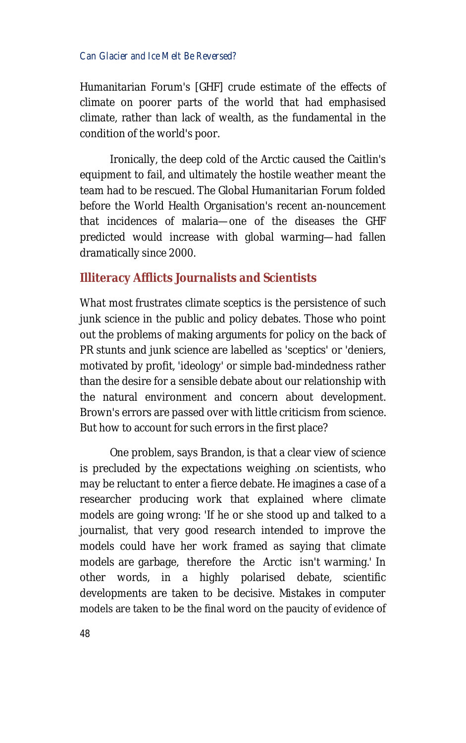Humanitarian Forum's [GHF] crude estimate of the effects of climate on poorer parts of the world that had emphasised climate, rather than lack of wealth, as the fundamental in the condition of the world's poor.

Ironically, the deep cold of the Arctic caused the Caitlin's equipment to fail, and ultimately the hostile weather meant the team had to be rescued. The Global Humanitarian Forum folded before the World Health Organisation's recent an-nouncement that incidences of malaria—one of the diseases the GHF predicted would increase with global warming—had fallen dramatically since 2000.

## Illiteracy Afflicts Journalists and Scientists

What most frustrates climate sceptics is the persistence of such junk science in the public and policy debates. Those who point out the problems of making arguments for policy on the back of PR stunts and junk science are labelled as 'sceptics' or 'deniers, motivated by profit, 'ideology' or simple bad-mindedness rather than the desire for a sensible debate about our relationship with the natural environment and concern about development. Brown's errors are passed over with little criticism from science. But how to account for such errors in the first place?

One problem, says Brandon, is that a clear view of science is precluded by the expectations weighing .on scientists, who may be reluctant to enter a fierce debate. He imagines a case of a researcher producing work that explained where climate models are going wrong: 'If he or she stood up and talked to a journalist, that very good research intended to improve the models could have her work framed as saying that climate models are garbage, therefore the Arctic isn't warming.' In other words, in a highly polarised debate, scientific developments are taken to be decisive. Mistakes in computer models are taken to be the final word on the paucity of evidence of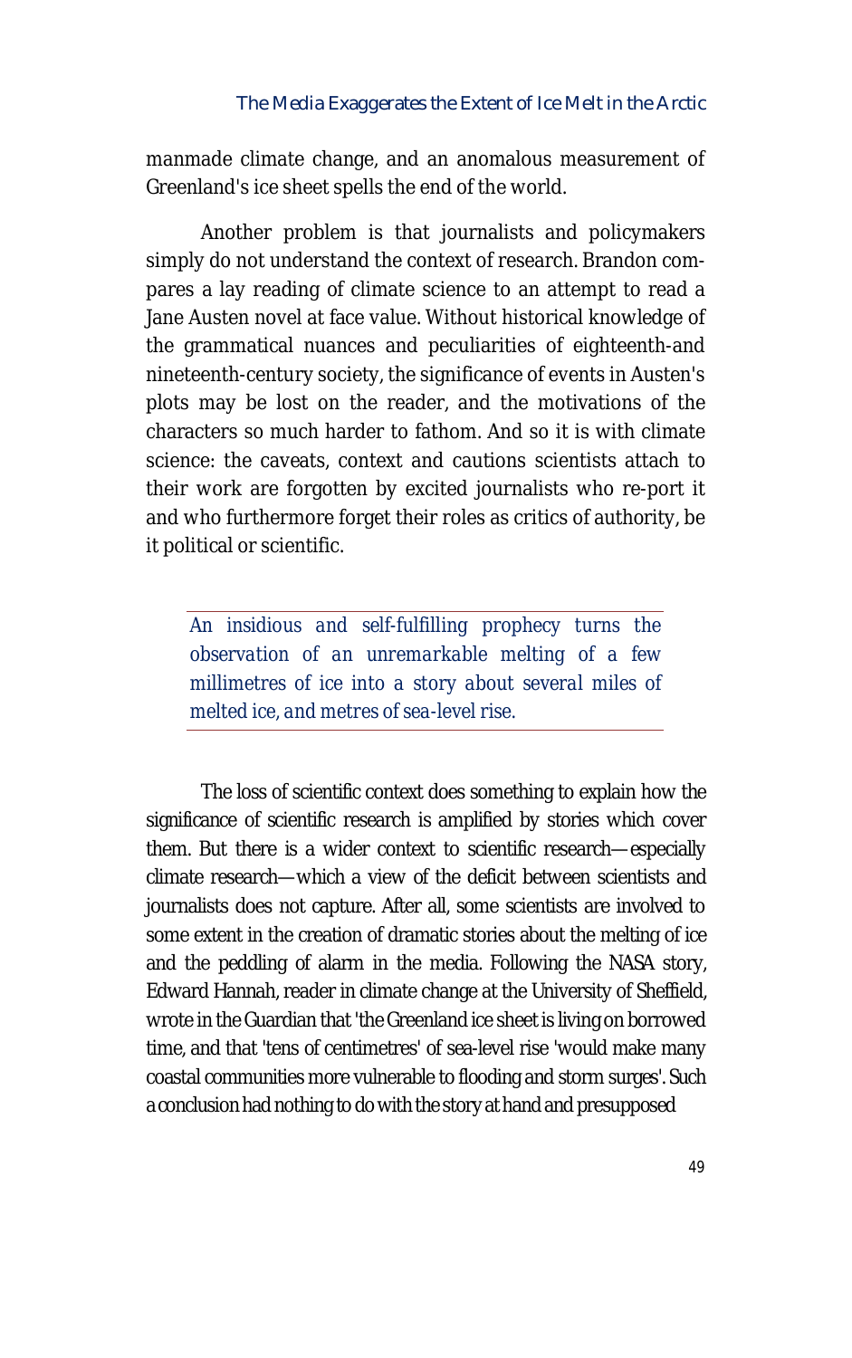manmade climate change, and an anomalous measurement of Greenland's ice sheet spells the end of the world.

Another problem is that journalists and policymakers simply do not understand the context of research. Brandon compares a lay reading of climate science to an attempt to read a Jane Austen novel at face value. Without historical knowledge of the grammatical nuances and peculiarities of eighteenth-and nineteenth-century society, the significance of events in Austen's plots may be lost on the reader, and the motivations of the characters so much harder to fathom. And so it is with climate science: the caveats, context and cautions scientists attach to their work are forgotten by excited journalists who re-port it and who furthermore forget their roles as critics of authority, be it political or scientific.

> *An insidious and self-fulfilling prophecy turns the observation of an unremarkable melting of a few millimetres of ice into a story about several miles of melted ice, and metres of sea-level rise.*

The loss of scientific context does something to explain how the significance of scientific research is amplified by stories which cover them. But there is a wider context to scientific research—especially climate research—which a view of the deficit between scientists and journalists does not capture. After all, some scientists are involved to some extent in the creation of dramatic stories about the melting of ice and the peddling of alarm in the media. Following the NASA story, Edward Hannah, reader in climate change at the University of Sheffield, wrote in the Guardian that 'the Greenland ice sheet is living on borrowed time, and that 'tens of centimetres' of sea-level rise 'would make many coastal communities more vulnerable to flooding and storm surges'. Such a conclusion had nothing to do with the story at hand and presupposed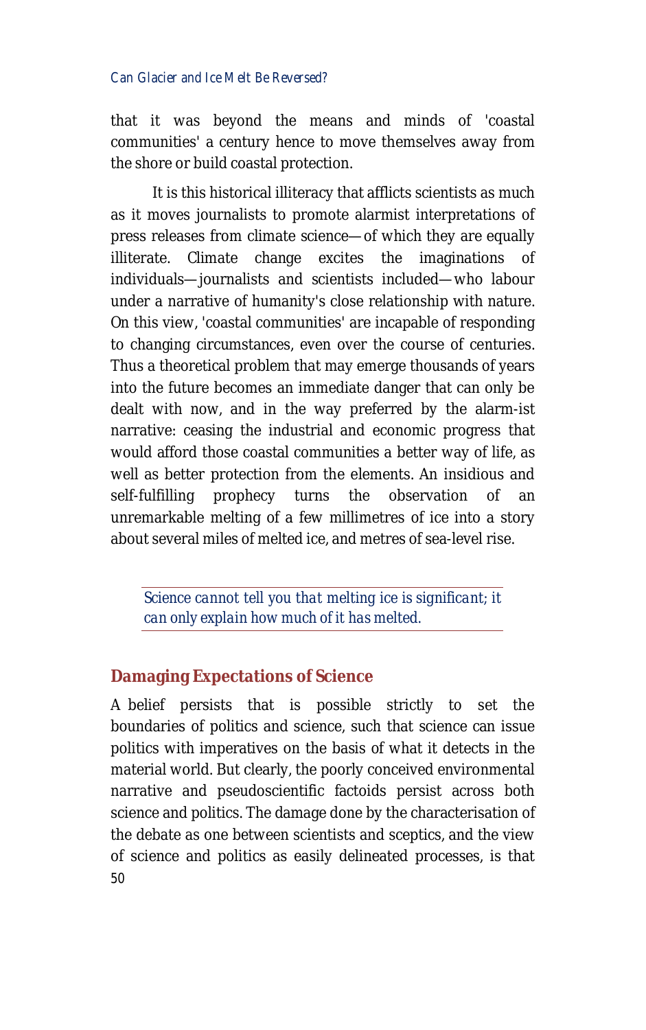that it was beyond the means and minds of 'coastal communities' a century hence to move themselves away from the shore or build coastal protection.

It is this historical illiteracy that afflicts scientists as much as it moves journalists to promote alarmist interpretations of press releases from climate science—of which they are equally illiterate. Climate change excites the imaginations of individuals—journalists and scientists included—who labour under a narrative of humanity's close relationship with nature. On this view, 'coastal communities' are incapable of responding to changing circumstances, even over the course of centuries. Thus a theoretical problem that may emerge thousands of years into the future becomes an immediate danger that can only be dealt with now, and in the way preferred by the alarm-ist narrative: ceasing the industrial and economic progress that would afford those coastal communities a better way of life, as well as better protection from the elements. An insidious and self-fulfilling prophecy turns the observation of an unremarkable melting of a few millimetres of ice into a story about several miles of melted ice, and metres of sea-level rise.

> *Science cannot tell you that melting ice is significant; it can only explain how much of it has melted.*

## Damaging Expectations of Science

A belief persists that is possible strictly to set the boundaries of politics and science, such that science can issue politics with imperatives on the basis of what it detects in the material world. But clearly, the poorly conceived environmental narrative and pseudoscientific factoids persist across both science and politics. The damage done by the characterisation of the debate as one between scientists and sceptics, and the view of science and politics as easily delineated processes, is that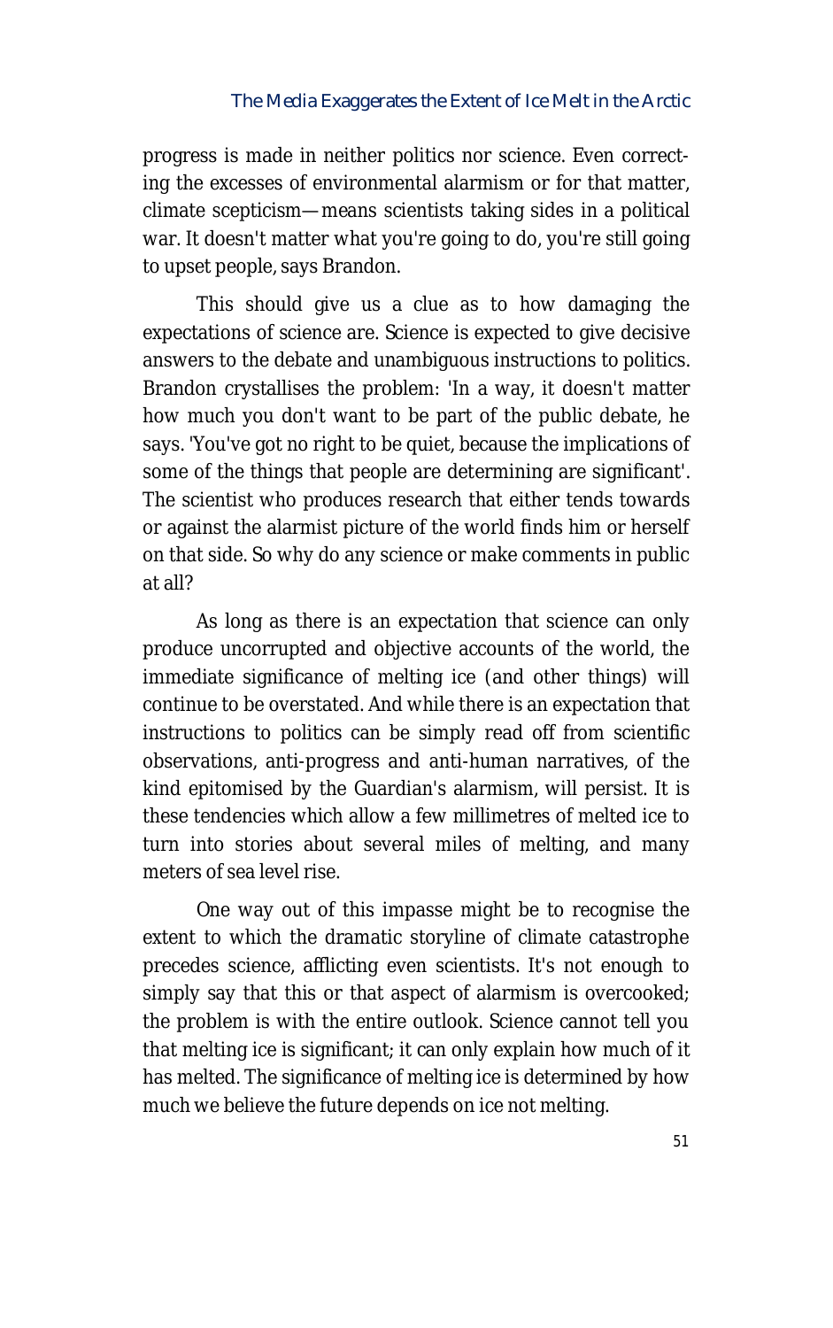progress is made in neither politics nor science. Even correcting the excesses of environmental alarmism or for that matter, climate scepticism—means scientists taking sides in a political war. It doesn't matter what you're going to do, you're still going to upset people, says Brandon.

This should give us a clue as to how damaging the expectations of science are. Science is expected to give decisive answers to the debate and unambiguous instructions to politics. Brandon crystallises the problem: 'In a way, it doesn't matter how much you don't want to be part of the public debate, he says. 'You've got no right to be quiet, because the implications of some of the things that people are determining are significant'. The scientist who produces research that either tends towards or against the alarmist picture of the world finds him or herself on that side. So why do any science or make comments in public at all?

As long as there is an expectation that science can only produce uncorrupted and objective accounts of the world, the immediate significance of melting ice (and other things) will continue to be overstated. And while there is an expectation that instructions to politics can be simply read off from scientific observations, anti-progress and anti-human narratives, of the kind epitomised by the Guardian's alarmism, will persist. It is these tendencies which allow a few millimetres of melted ice to turn into stories about several miles of melting, and many meters of sea level rise.

One way out of this impasse might be to recognise the extent to which the dramatic storyline of climate catastrophe precedes science, afflicting even scientists. It's not enough to simply say that this or that aspect of alarmism is overcooked; the problem is with the entire outlook. Science cannot tell you that melting ice is significant; it can only explain how much of it has melted. The significance of melting ice is determined by how much we believe the future depends on ice not melting.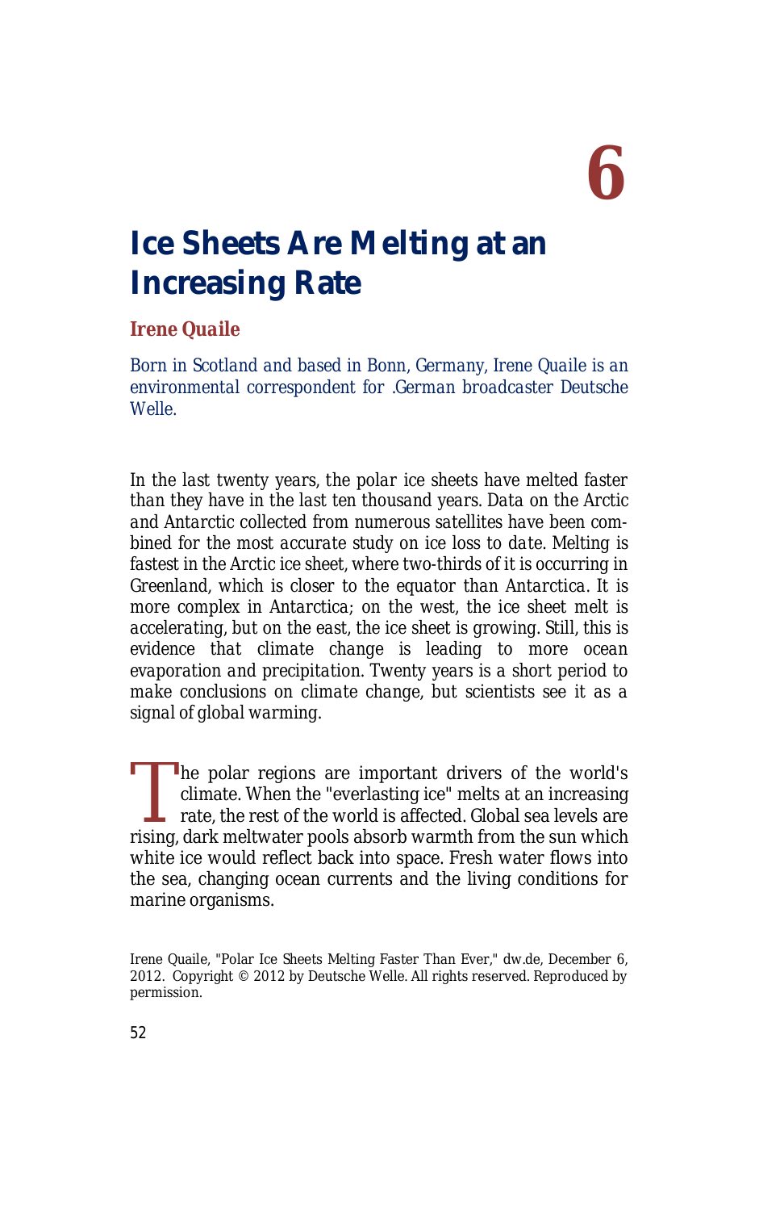# 6

# Ice Sheets Are Melting at an Increasing Rate

**Irene Quaile**

*Born in Scotland and based in Bonn, Germany, Irene Quaile is an environmental correspondent for .German broadcaster Deutsche Welle.*

*In the last twenty years, the polar ice sheets have melted faster than they have in the last ten thousand years. Data on the Arctic and Antarctic collected from numerous satellites have been combined for the most accurate study on ice loss to date. Melting is fastest in the Arctic ice sheet, where two-thirds of it is occurring in Greenland, which is closer to the equator than Antarctica. It is more complex in Antarctica; on the west, the ice sheet melt is accelerating, but on the east, the ice sheet is growing. Still, this is evidence that climate change is leading to more ocean evaporation and precipitation. Twenty years is a short period to make conclusions on climate change, but scientists see it as a signal of global warming.*

The polar regions are important drivers of the world's climate. When the "everlasting ice" melts at an increasing rate, the rest of the world is affected. Global sea levels are rising, dark meltwater pools absorb warmth from the sun which white ice would reflect back into space. Fresh water flows into the sea, changing ocean currents and the living conditions for marine organisms.

Irene Quaile, "Polar Ice Sheets Melting Faster Than Ever," dw.de, December 6, 2012. Copyright © 2012 by Deutsche Welle. All rights reserved. Reproduced by permission.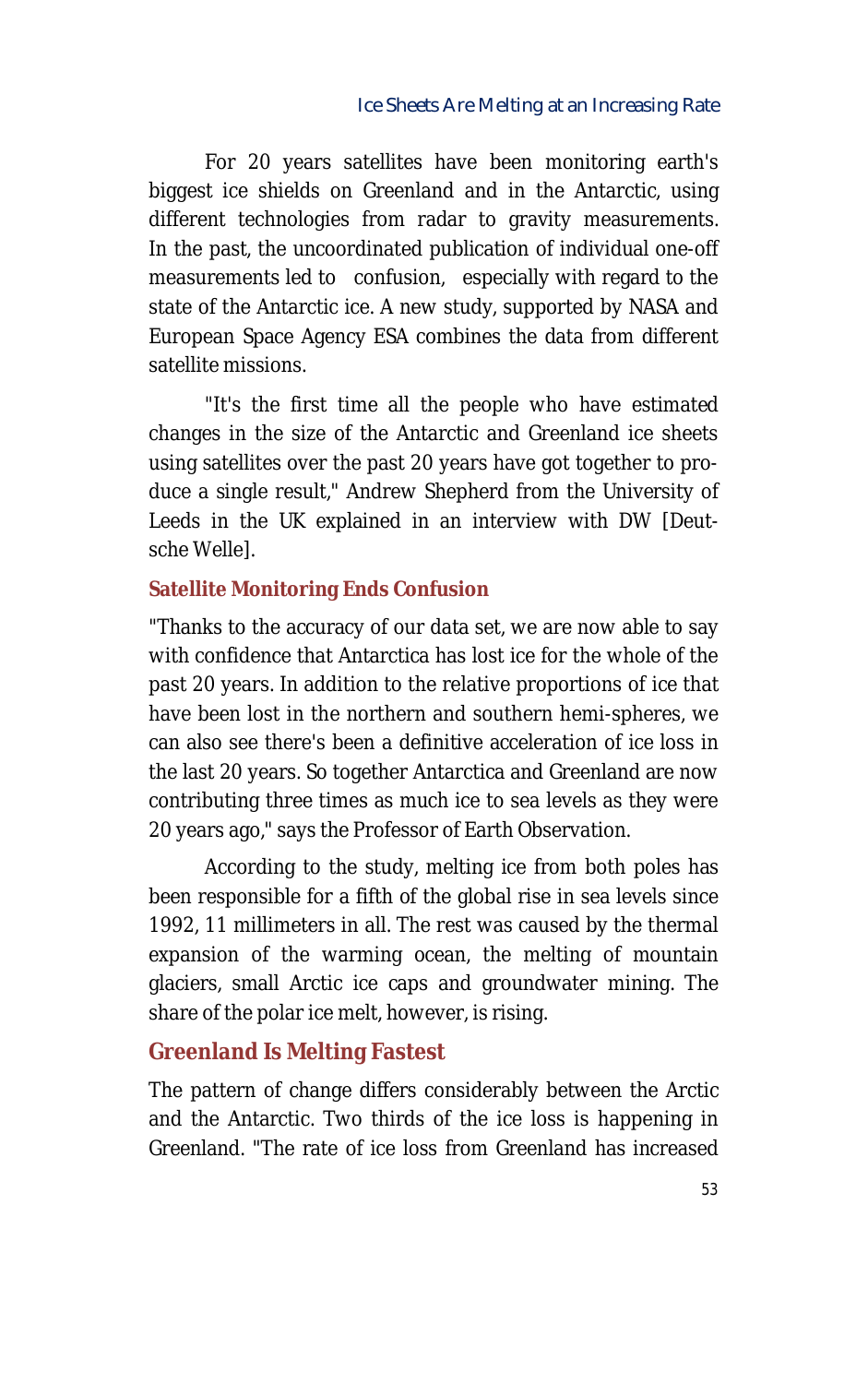For 20 years satellites have been monitoring earth's biggest ice shields on Greenland and in the Antarctic, using different technologies from radar to gravity measurements. In the past, the uncoordinated publication of individual one-off measurements led to confusion, especially with regard to the state of the Antarctic ice. A new study, supported by NASA and European Space Agency ESA combines the data from different satellite missions.

"It's the first time all the people who have estimated changes in the size of the Antarctic and Greenland ice sheets using satellites over the past 20 years have got together to produce a single result," Andrew Shepherd from the University of Leeds in the UK explained in an interview with DW [Deutsche Welle].

### Satellite Monitoring Ends Confusion

"Thanks to the accuracy of our data set, we are now able to say with confidence that Antarctica has lost ice for the whole of the past 20 years. In addition to the relative proportions of ice that have been lost in the northern and southern hemi-spheres, we can also see there's been a definitive acceleration of ice loss in the last 20 years. So together Antarctica and Greenland are now contributing three times as much ice to sea levels as they were 20 years ago," says the Professor of Earth Observation.

According to the study, melting ice from both poles has been responsible for a fifth of the global rise in sea levels since 1992, 11 millimeters in all. The rest was caused by the thermal expansion of the warming ocean, the melting of mountain glaciers, small Arctic ice caps and groundwater mining. The share of the polar ice melt, however, is rising.

### Greenland Is Melting Fastest

The pattern of change differs considerably between the Arctic and the Antarctic. Two thirds of the ice loss is happening in Greenland. "The rate of ice loss from Greenland has increased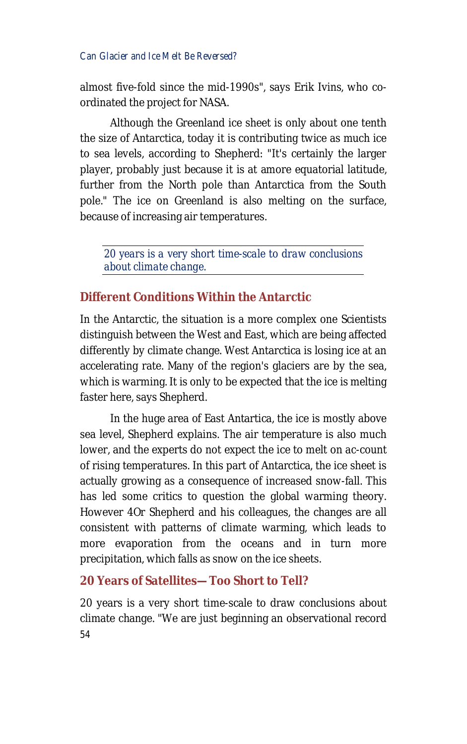almost five-fold since the mid-1990s", says Erik Ivins, who co-ordinated the project for NASA.

Although the Greenland ice sheet is only about one tenth the size of Antarctica, today it is contributing twice as much ice to sea levels, according to Shepherd: "It's certainly the larger player, probably just because it is at amore equatorial latitude, further from the North pole than Antarctica from the South pole." The ice on Greenland is also melting on the surface, because of increasing air temperatures.

> *20 years is a very short time-scale to draw conclusions about climate change.*

## Different Conditions Within the Antarctic

In the Antarctic, the situation is a more complex one Scientists distinguish between the West and East, which are being affected differently by climate change. West Antarctica is losing ice at an accelerating rate. Many of the region's glaciers are by the sea, which is warming. It is only to be expected that the ice is melting faster here, says Shepherd.

In the huge area of East Antartica, the ice is mostly above sea level, Shepherd explains. The air temperature is also much lower, and the experts do not expect the ice to melt on ac-count of rising temperatures. In this part of Antarctica, the ice sheet is actually growing as a consequence of increased snow-fall. This has led some critics to question the global warming theory. However 4Or Shepherd and his colleagues, the changes are all consistent with patterns of climate warming, which leads to more evaporation from the oceans and in turn more precipitation, which falls as snow on the ice sheets.

## 20 Years of Satellites—Too Short to Tell?

20 years is a very short time-scale to draw conclusions about climate change. "We are just beginning an observational record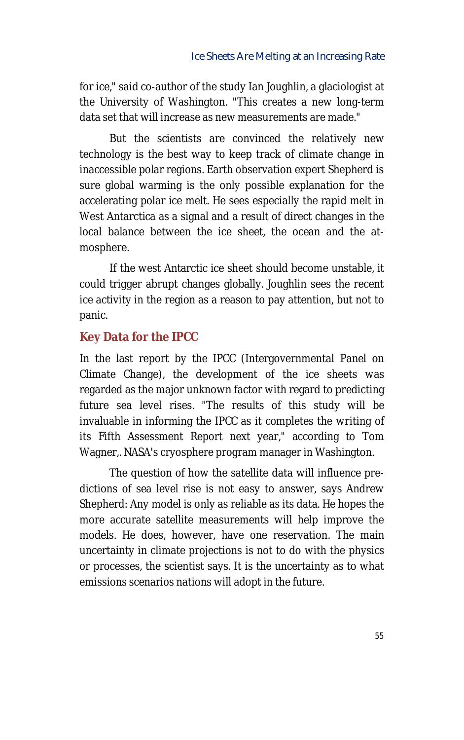for ice," said co-author of the study Ian Joughlin, a glaciologist at the University of Washington. "This creates a new long-term data set that will increase as new measurements are made."

But the scientists are convinced the relatively new technology is the best way to keep track of climate change in inaccessible polar regions. Earth observation expert Shepherd is sure global warming is the only possible explanation for the accelerating polar ice melt. He sees especially the rapid melt in West Antarctica as a signal and a result of direct changes in the local balance between the ice sheet, the ocean and the atmosphere.

If the west Antarctic ice sheet should become unstable, it could trigger abrupt changes globally. Joughlin sees the recent ice activity in the region as a reason to pay attention, but not to panic.

## Key Data for the IPCC

In the last report by the IPCC (Intergovernmental Panel on Climate Change), the development of the ice sheets was regarded as the major unknown factor with regard to predicting future sea level rises. "The results of this study will be invaluable in informing the IPCC as it completes the writing of its Fifth Assessment Report next year," according to Tom Wagner,. NASA's cryosphere program manager in Washington.

The question of how the satellite data will influence predictions of sea level rise is not easy to answer, says Andrew Shepherd: Any model is only as reliable as its data. He hopes the more accurate satellite measurements will help improve the models. He does, however, have one reservation. The main uncertainty in climate projections is not to do with the physics or processes, the scientist says. It is the uncertainty as to what emissions scenarios nations will adopt in the future.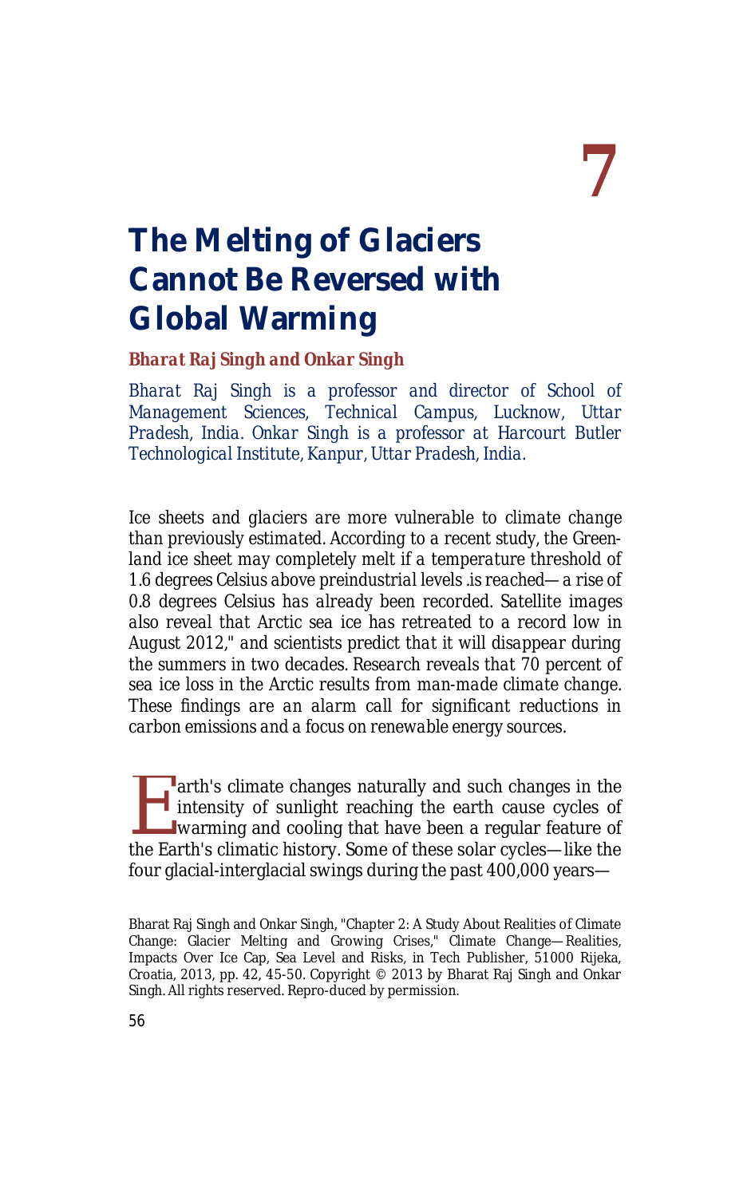# 7

# The Melting of Glaciers Cannot Be Reversed with Global Warming

***Bharat Raj Singh and Onkar Singh***

*Bharat Raj Singh is a professor and director of School of Management Sciences, Technical Campus, Lucknow, Uttar Pradesh, India. Onkar Singh is a professor at Harcourt Butler Technological Institute, Kanpur, Uttar Pradesh, India.*

*Ice sheets and glaciers are more vulnerable to climate change than previously estimated. According to a recent study, the Greenland ice sheet may completely melt if a temperature threshold of 1.6 degrees Celsius above preindustrial levels .is reached—a rise of 0.8 degrees Celsius has already been recorded. Satellite images also reveal that Arctic sea ice has retreated to a record low in August 2012," and scientists predict that it will disappear during the summers in two decades. Research reveals that 70 percent of sea ice loss in the Arctic results from man-made climate change. These findings are an alarm call for significant reductions in carbon emissions and a focus on renewable energy sources.*

Earth's climate changes naturally and such changes in the intensity of sunlight reaching the earth cause cycles of warming and cooling that have been a regular feature of the Earth's climatic history. Some of these solar cycles—like the four glacial-interglacial swings during the past 400,000 years—

Bharat Raj Singh and Onkar Singh, "Chapter 2: A Study About Realities of Climate Change: Glacier Melting and Growing Crises," Climate Change—Realities, Impacts Over Ice Cap, Sea Level and Risks, in Tech Publisher, 51000 Rijeka, Croatia, 2013, pp. 42, 45-50. Copyright © 2013 by Bharat Raj Singh and Onkar Singh. All rights reserved. Repro-duced by permission.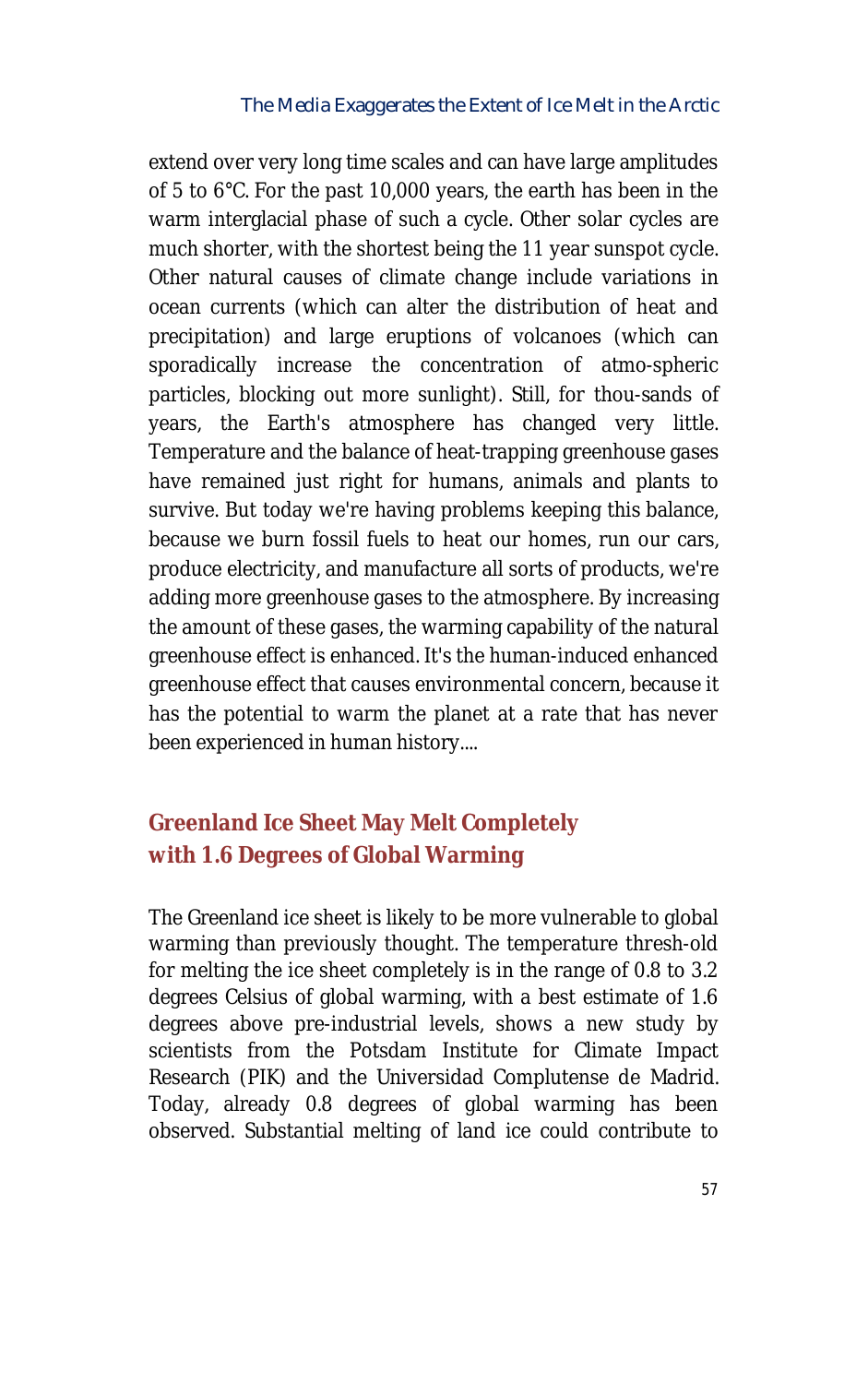extend over very long time scales and can have large amplitudes of 5 to 6°C. For the past 10,000 years, the earth has been in the warm interglacial phase of such a cycle. Other solar cycles are much shorter, with the shortest being the 11 year sunspot cycle. Other natural causes of climate change include variations in ocean currents (which can alter the distribution of heat and precipitation) and large eruptions of volcanoes (which can sporadically increase the concentration of atmo-spheric particles, blocking out more sunlight). Still, for thou-sands of years, the Earth's atmosphere has changed very little. Temperature and the balance of heat-trapping greenhouse gases have remained just right for humans, animals and plants to survive. But today we're having problems keeping this balance, because we burn fossil fuels to heat our homes, run our cars, produce electricity, and manufacture all sorts of products, we're adding more greenhouse gases to the atmosphere. By increasing the amount of these gases, the warming capability of the natural greenhouse effect is enhanced. It's the human-induced enhanced greenhouse effect that causes environmental concern, because it has the potential to warm the planet at a rate that has never been experienced in human history....

## Greenland Ice Sheet May Melt Completely with 1.6 Degrees of Global Warming

The Greenland ice sheet is likely to be more vulnerable to global warming than previously thought. The temperature thresh-old for melting the ice sheet completely is in the range of 0.8 to 3.2 degrees Celsius of global warming, with a best estimate of 1.6 degrees above pre-industrial levels, shows a new study by scientists from the Potsdam Institute for Climate Impact Research (PIK) and the Universidad Complutense de Madrid. Today, already 0.8 degrees of global warming has been observed. Substantial melting of land ice could contribute to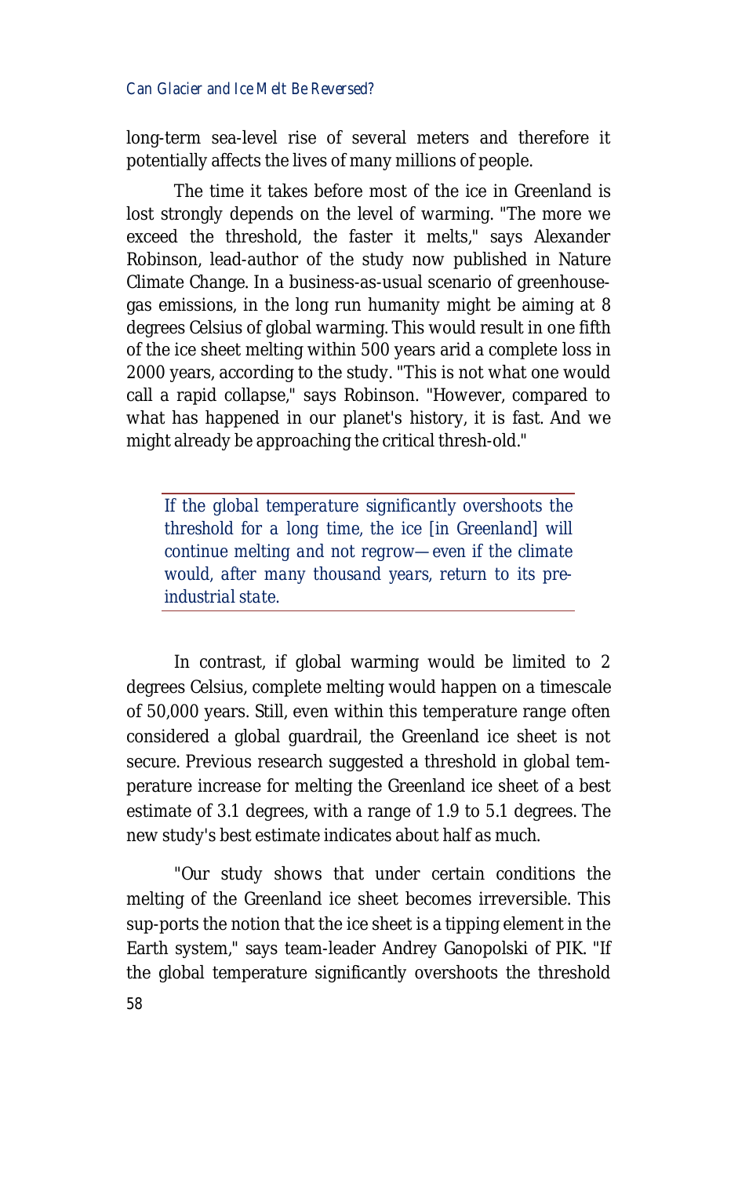long-term sea-level rise of several meters and therefore it potentially affects the lives of many millions of people.

The time it takes before most of the ice in Greenland is lost strongly depends on the level of warming. "The more we exceed the threshold, the faster it melts," says Alexander Robinson, lead-author of the study now published in Nature Climate Change. In a business-as-usual scenario of greenhouse-gas emissions, in the long run humanity might be aiming at 8 degrees Celsius of global warming. This would result in one fifth of the ice sheet melting within 500 years arid a complete loss in 2000 years, according to the study. "This is not what one would call a rapid collapse," says Robinson. "However, compared to what has happened in our planet's history, it is fast. And we might already be approaching the critical thresh-old."

> *If the global temperature significantly overshoots the threshold for a long time, the ice [in Greenland] will continue melting and not regrow—even if the climate would, after many thousand years, return to its pre-industrial state.*

In contrast, if global warming would be limited to 2 degrees Celsius, complete melting would happen on a timescale of 50,000 years. Still, even within this temperature range often considered a global guardrail, the Greenland ice sheet is not secure. Previous research suggested a threshold in global temperature increase for melting the Greenland ice sheet of a best estimate of 3.1 degrees, with a range of 1.9 to 5.1 degrees. The new study's best estimate indicates about half as much.

"Our study shows that under certain conditions the melting of the Greenland ice sheet becomes irreversible. This sup-ports the notion that the ice sheet is a tipping element in the Earth system," says team-leader Andrey Ganopolski of PIK. "If the global temperature significantly overshoots the threshold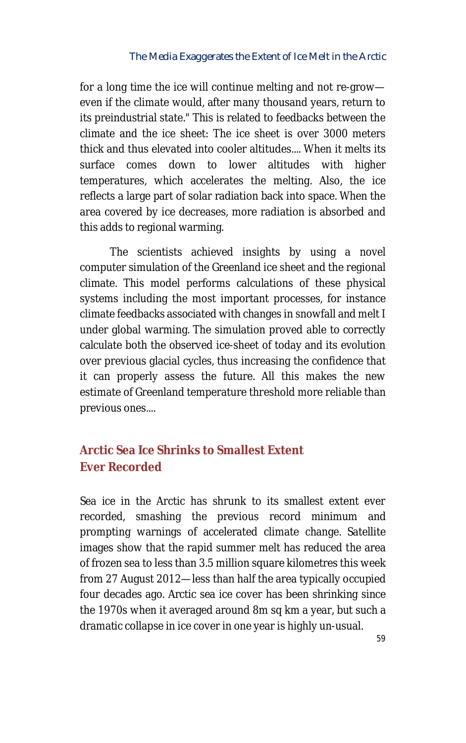for a long time the ice will continue melting and not re-grow—even if the climate would, after many thousand years, return to its preindustrial state." This is related to feedbacks between the climate and the ice sheet: The ice sheet is over 3000 meters thick and thus elevated into cooler altitudes.... When it melts its surface comes down to lower altitudes with higher temperatures, which accelerates the melting. Also, the ice reflects a large part of solar radiation back into space. When the area covered by ice decreases, more radiation is absorbed and this adds to regional warming.

The scientists achieved insights by using a novel computer simulation of the Greenland ice sheet and the regional climate. This model performs calculations of these physical systems including the most important processes, for instance climate feedbacks associated with changes in snowfall and melt I under global warming. The simulation proved able to correctly calculate both the observed ice-sheet of today and its evolution over previous glacial cycles, thus increasing the confidence that it can properly assess the future. All this makes the new estimate of Greenland temperature threshold more reliable than previous ones....

## Arctic Sea Ice Shrinks to Smallest Extent Ever Recorded

Sea ice in the Arctic has shrunk to its smallest extent ever recorded, smashing the previous record minimum and prompting warnings of accelerated climate change. Satellite images show that the rapid summer melt has reduced the area of frozen sea to less than 3.5 million square kilometres this week from 27 August 2012—less than half the area typically occupied four decades ago. Arctic sea ice cover has been shrinking since the 1970s when it averaged around 8m sq km a year, but such a dramatic collapse in ice cover in one year is highly un-usual.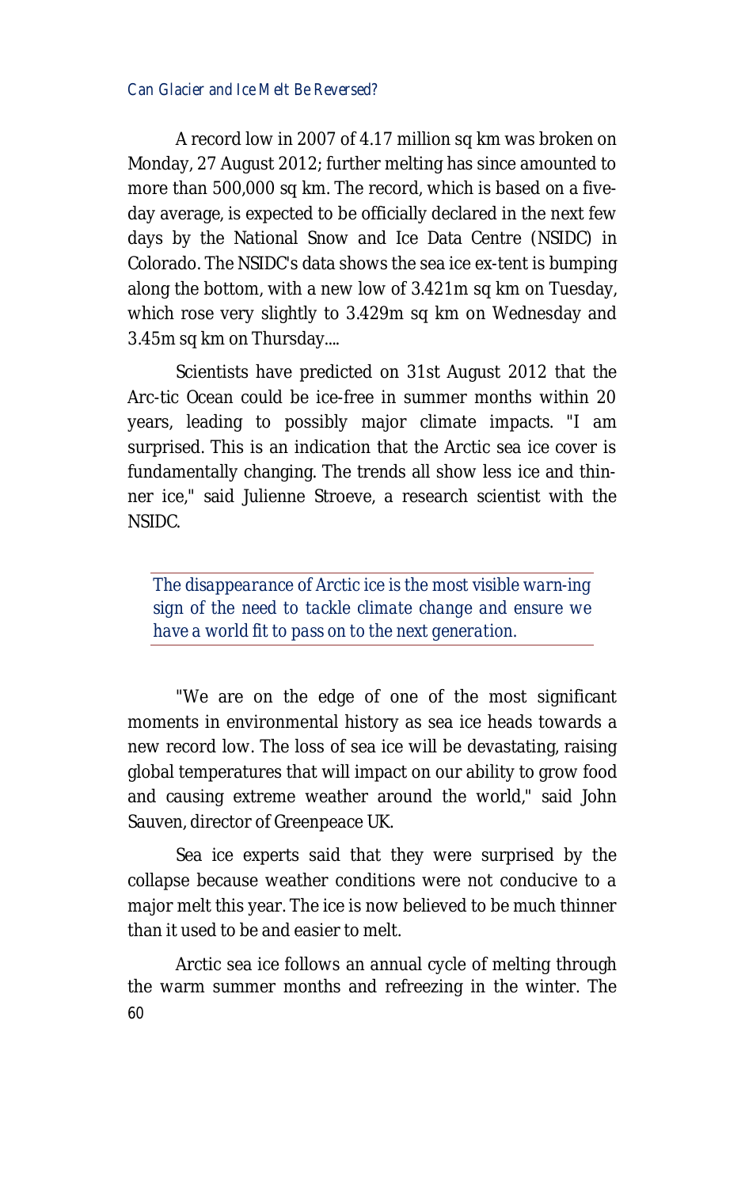A record low in 2007 of 4.17 million sq km was broken on Monday, 27 August 2012; further melting has since amounted to more than 500,000 sq km. The record, which is based on a five-day average, is expected to be officially declared in the next few days by the National Snow and Ice Data Centre (NSIDC) in Colorado. The NSIDC's data shows the sea ice ex-tent is bumping along the bottom, with a new low of 3.421m sq km on Tuesday, which rose very slightly to 3.429m sq km on Wednesday and 3.45m sq km on Thursday....

Scientists have predicted on 31st August 2012 that the Arc-tic Ocean could be ice-free in summer months within 20 years, leading to possibly major climate impacts. "I am surprised. This is an indication that the Arctic sea ice cover is fundamentally changing. The trends all show less ice and thin-ner ice," said Julienne Stroeve, a research scientist with the NSIDC.

> *The disappearance of Arctic ice is the most visible warn-ing sign of the need to tackle climate change and ensure we have a world fit to pass on to the next generation.*

"We are on the edge of one of the most significant moments in environmental history as sea ice heads towards a new record low. The loss of sea ice will be devastating, raising global temperatures that will impact on our ability to grow food and causing extreme weather around the world," said John Sauven, director of Greenpeace UK.

Sea ice experts said that they were surprised by the collapse because weather conditions were not conducive to a major melt this year. The ice is now believed to be much thinner than it used to be and easier to melt.

Arctic sea ice follows an annual cycle of melting through the warm summer months and refreezing in the winter. The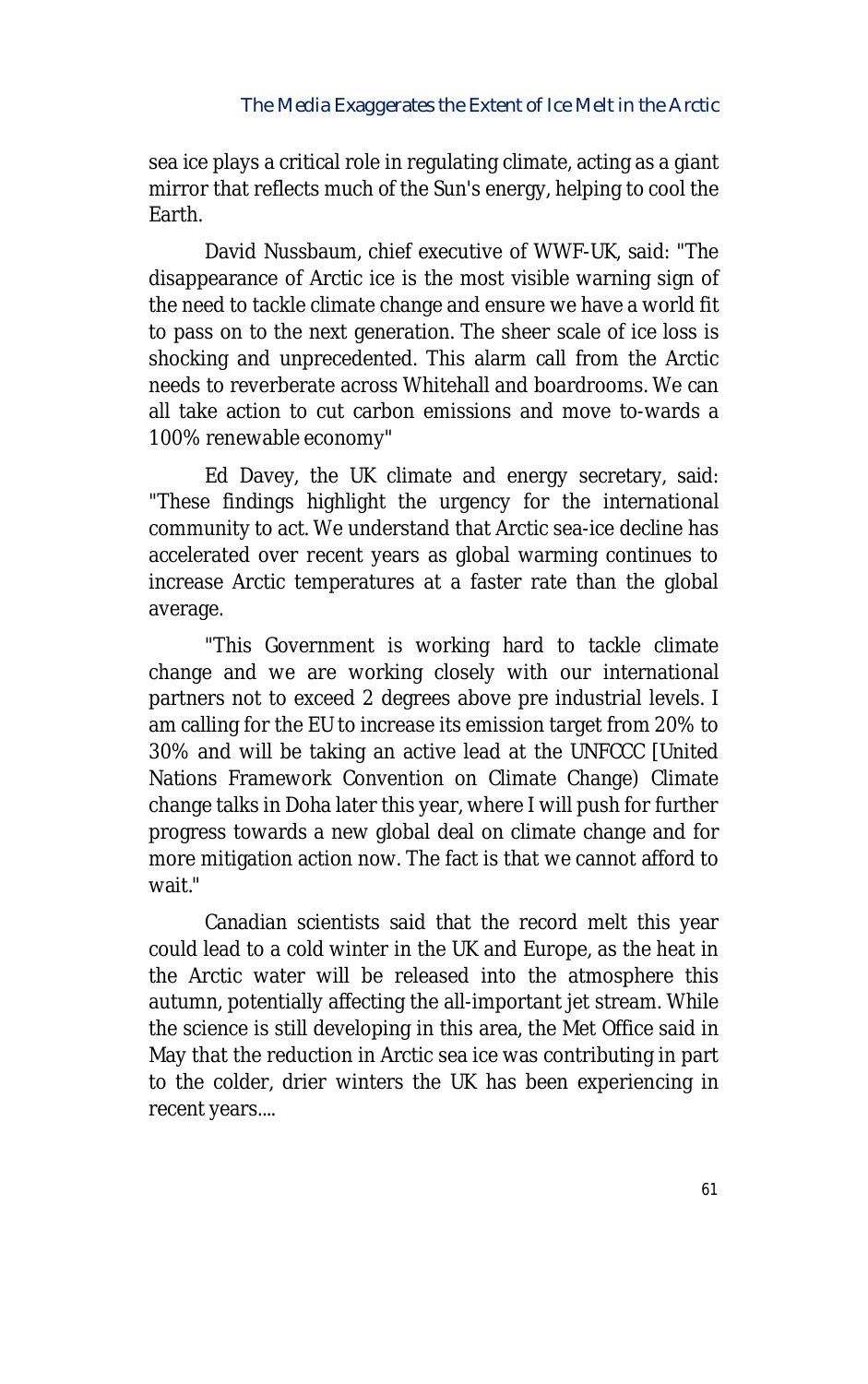sea ice plays a critical role in regulating climate, acting as a giant mirror that reflects much of the Sun's energy, helping to cool the Earth.

David Nussbaum, chief executive of WWF-UK, said: "The disappearance of Arctic ice is the most visible warning sign of the need to tackle climate change and ensure we have a world fit to pass on to the next generation. The sheer scale of ice loss is shocking and unprecedented. This alarm call from the Arctic needs to reverberate across Whitehall and boardrooms. We can all take action to cut carbon emissions and move to-wards a 100% renewable economy"

Ed Davey, the UK climate and energy secretary, said: "These findings highlight the urgency for the international community to act. We understand that Arctic sea-ice decline has accelerated over recent years as global warming continues to increase Arctic temperatures at a faster rate than the global average.

"This Government is working hard to tackle climate change and we are working closely with our international partners not to exceed 2 degrees above pre industrial levels. I am calling for the EU to increase its emission target from 20% to 30% and will be taking an active lead at the UNFCCC [United Nations Framework Convention on Climate Change) Climate change talks in Doha later this year, where I will push for further progress towards a new global deal on climate change and for more mitigation action now. The fact is that we cannot afford to wait."

Canadian scientists said that the record melt this year could lead to a cold winter in the UK and Europe, as the heat in the Arctic water will be released into the atmosphere this autumn, potentially affecting the all-important jet stream. While the science is still developing in this area, the Met Office said in May that the reduction in Arctic sea ice was contributing in part to the colder, drier winters the UK has been experiencing in recent years....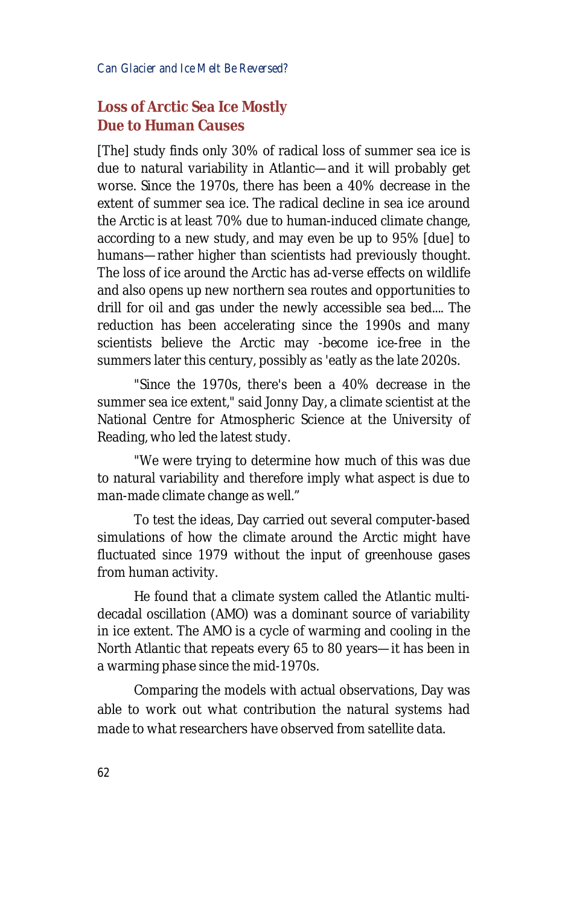## Loss of Arctic Sea Ice Mostly Due to Human Causes

[The] study finds only 30% of radical loss of summer sea ice is due to natural variability in Atlantic—and it will probably get worse. Since the 1970s, there has been a 40% decrease in the extent of summer sea ice. The radical decline in sea ice around the Arctic is at least 70% due to human-induced climate change, according to a new study, and may even be up to 95% [due] to humans—rather higher than scientists had previously thought. The loss of ice around the Arctic has ad-verse effects on wildlife and also opens up new northern sea routes and opportunities to drill for oil and gas under the newly accessible sea bed.... The reduction has been accelerating since the 1990s and many scientists believe the Arctic may -become ice-free in the summers later this century, possibly as 'eatly as the late 2020s.

"Since the 1970s, there's been a 40% decrease in the summer sea ice extent," said Jonny Day, a climate scientist at the National Centre for Atmospheric Science at the University of Reading, who led the latest study.

"We were trying to determine how much of this was due to natural variability and therefore imply what aspect is due to man-made climate change as well."

To test the ideas, Day carried out several computer-based simulations of how the climate around the Arctic might have fluctuated since 1979 without the input of greenhouse gases from human activity.

He found that a climate system called the Atlantic multi-decadal oscillation (AMO) was a dominant source of variability in ice extent. The AMO is a cycle of warming and cooling in the North Atlantic that repeats every 65 to 80 years—it has been in a warming phase since the mid-1970s.

Comparing the models with actual observations, Day was able to work out what contribution the natural systems had made to what researchers have observed from satellite data.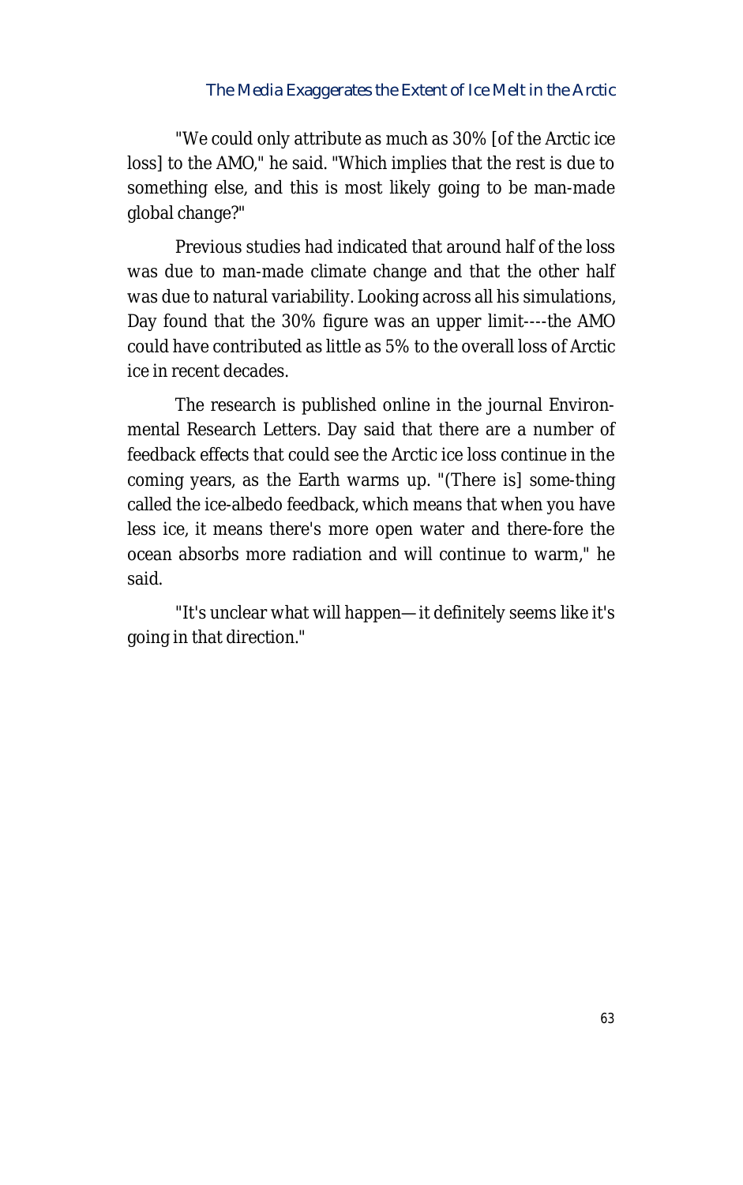"We could only attribute as much as 30% [of the Arctic ice loss] to the AMO," he said. "Which implies that the rest is due to something else, and this is most likely going to be man-made global change?"

Previous studies had indicated that around half of the loss was due to man-made climate change and that the other half was due to natural variability. Looking across all his simulations, Day found that the 30% figure was an upper limit----the AMO could have contributed as little as 5% to the overall loss of Arctic ice in recent decades.

The research is published online in the journal Environmental Research Letters. Day said that there are a number of feedback effects that could see the Arctic ice loss continue in the coming years, as the Earth warms up. "(There is] some-thing called the ice-albedo feedback, which means that when you have less ice, it means there's more open water and there-fore the ocean absorbs more radiation and will continue to warm," he said.

"It's unclear what will happen— it definitely seems like it's going in that direction."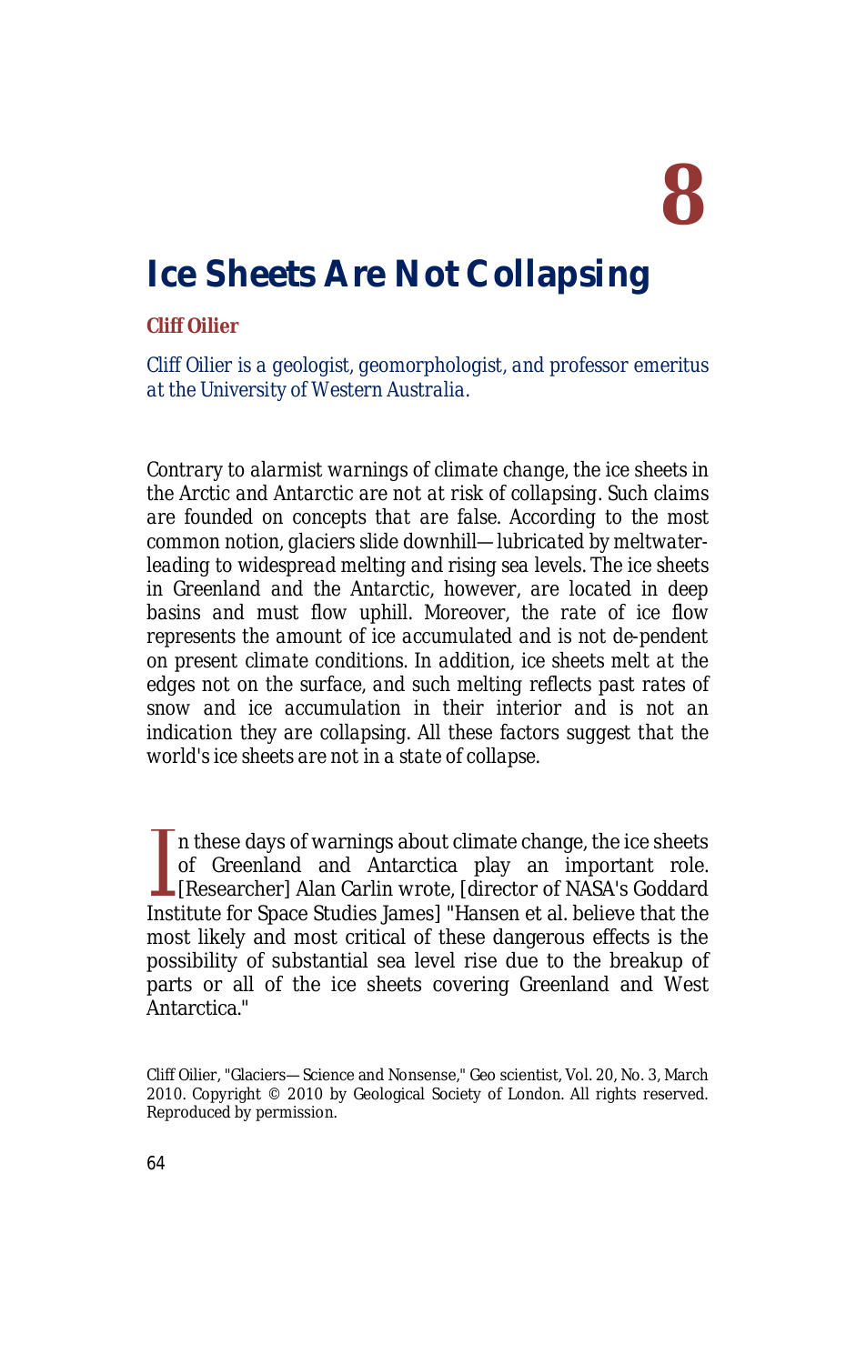# 8

# Ice Sheets Are Not Collapsing

**Cliff Oilier**

*Cliff Oilier is a geologist, geomorphologist, and professor emeritus at the University of Western Australia.*

*Contrary to alarmist warnings of climate change, the ice sheets in the Arctic and Antarctic are not at risk of collapsing. Such claims are founded on concepts that are false. According to the most common notion, glaciers slide downhill—lubricated by meltwater-leading to widespread melting and rising sea levels. The ice sheets in Greenland and the Antarctic, however, are located in deep basins and must flow uphill. Moreover, the rate of ice flow represents the amount of ice accumulated and is not de-pendent on present climate conditions. In addition, ice sheets melt at the edges not on the surface, and such melting reflects past rates of snow and ice accumulation in their interior and is not an indication they are collapsing. All these factors suggest that the world's ice sheets are not in a state of collapse.*

In these days of warnings about climate change, the ice sheets of Greenland and Antarctica play an important role. [Researcher] Alan Carlin wrote, [director of NASA's Goddard Institute for Space Studies James] "Hansen et al. believe that the most likely and most critical of these dangerous effects is the possibility of substantial sea level rise due to the breakup of parts or all of the ice sheets covering Greenland and West Antarctica."

Cliff Oilier, "Glaciers—Science and Nonsense," Geo scientist, Vol. 20, No. 3, March 2010. Copyright © 2010 by Geological Society of London. All rights reserved. Reproduced by permission.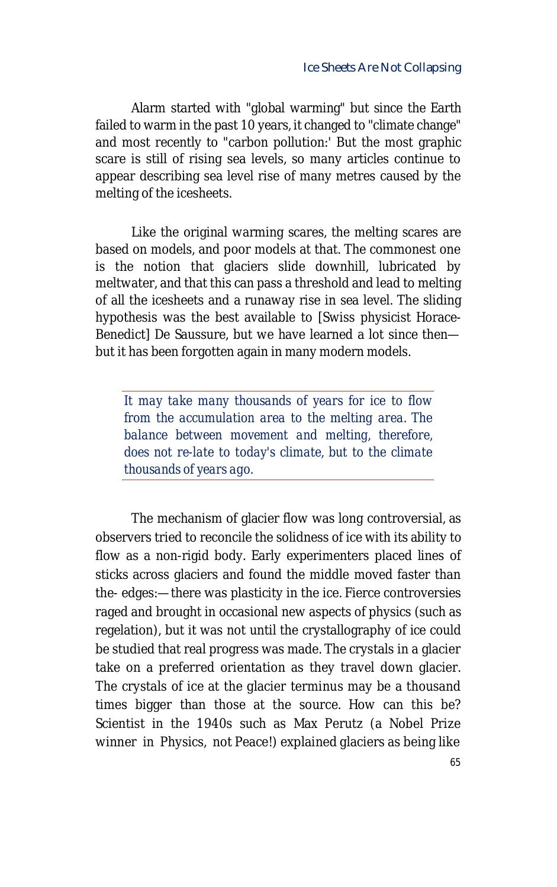Alarm started with "global warming" but since the Earth failed to warm in the past 10 years, it changed to "climate change" and most recently to "carbon pollution:' But the most graphic scare is still of rising sea levels, so many articles continue to appear describing sea level rise of many metres caused by the melting of the icesheets.

Like the original warming scares, the melting scares are based on models, and poor models at that. The commonest one is the notion that glaciers slide downhill, lubricated by meltwater, and that this can pass a threshold and lead to melting of all the icesheets and a runaway rise in sea level. The sliding hypothesis was the best available to [Swiss physicist Horace-Benedict] De Saussure, but we have learned a lot since then—but it has been forgotten again in many modern models.

---

*It may take many thousands of years for ice to flow from the accumulation area to the melting area. The balance between movement and melting, therefore, does not re-late to today's climate, but to the climate thousands of years ago.*

---

The mechanism of glacier flow was long controversial, as observers tried to reconcile the solidness of ice with its ability to flow as a non-rigid body. Early experimenters placed lines of sticks across glaciers and found the middle moved faster than the- edges:— there was plasticity in the ice. Fierce controversies raged and brought in occasional new aspects of physics (such as regelation), but it was not until the crystallography of ice could be studied that real progress was made. The crystals in a glacier take on a preferred orientation as they travel down glacier. The crystals of ice at the glacier terminus may be a thousand times bigger than those at the source. How can this be? Scientist in the 1940s such as Max Perutz (a Nobel Prize winner in Physics, not Peace!) explained glaciers as being like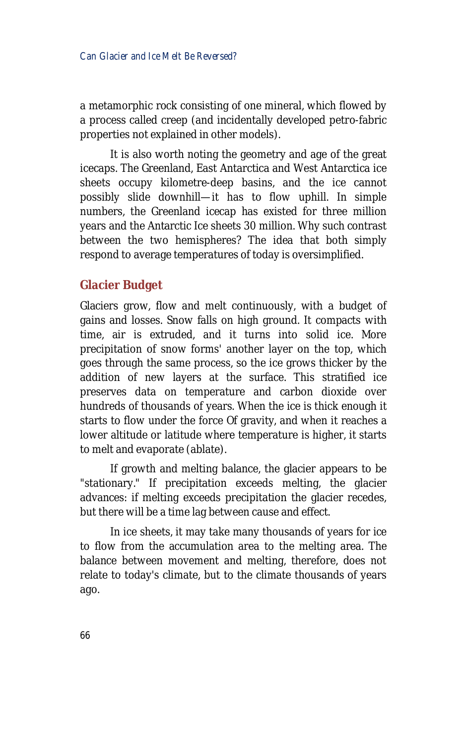a metamorphic rock consisting of one mineral, which flowed by a process called creep (and incidentally developed petro-fabric properties not explained in other models).

It is also worth noting the geometry and age of the great icecaps. The Greenland, East Antarctica and West Antarctica ice sheets occupy kilometre-deep basins, and the ice cannot possibly slide downhill—it has to flow uphill. In simple numbers, the Greenland icecap has existed for three million years and the Antarctic Ice sheets 30 million. Why such contrast between the two hemispheres? The idea that both simply respond to average temperatures of today is oversimplified.

## Glacier Budget

Glaciers grow, flow and melt continuously, with a budget of gains and losses. Snow falls on high ground. It compacts with time, air is extruded, and it turns into solid ice. More precipitation of snow forms' another layer on the top, which goes through the same process, so the ice grows thicker by the addition of new layers at the surface. This stratified ice preserves data on temperature and carbon dioxide over hundreds of thousands of years. When the ice is thick enough it starts to flow under the force Of gravity, and when it reaches a lower altitude or latitude where temperature is higher, it starts to melt and evaporate (ablate).

If growth and melting balance, the glacier appears to be "stationary." If precipitation exceeds melting, the glacier advances: if melting exceeds precipitation the glacier recedes, but there will be a time lag between cause and effect.

In ice sheets, it may take many thousands of years for ice to flow from the accumulation area to the melting area. The balance between movement and melting, therefore, does not relate to today's climate, but to the climate thousands of years ago.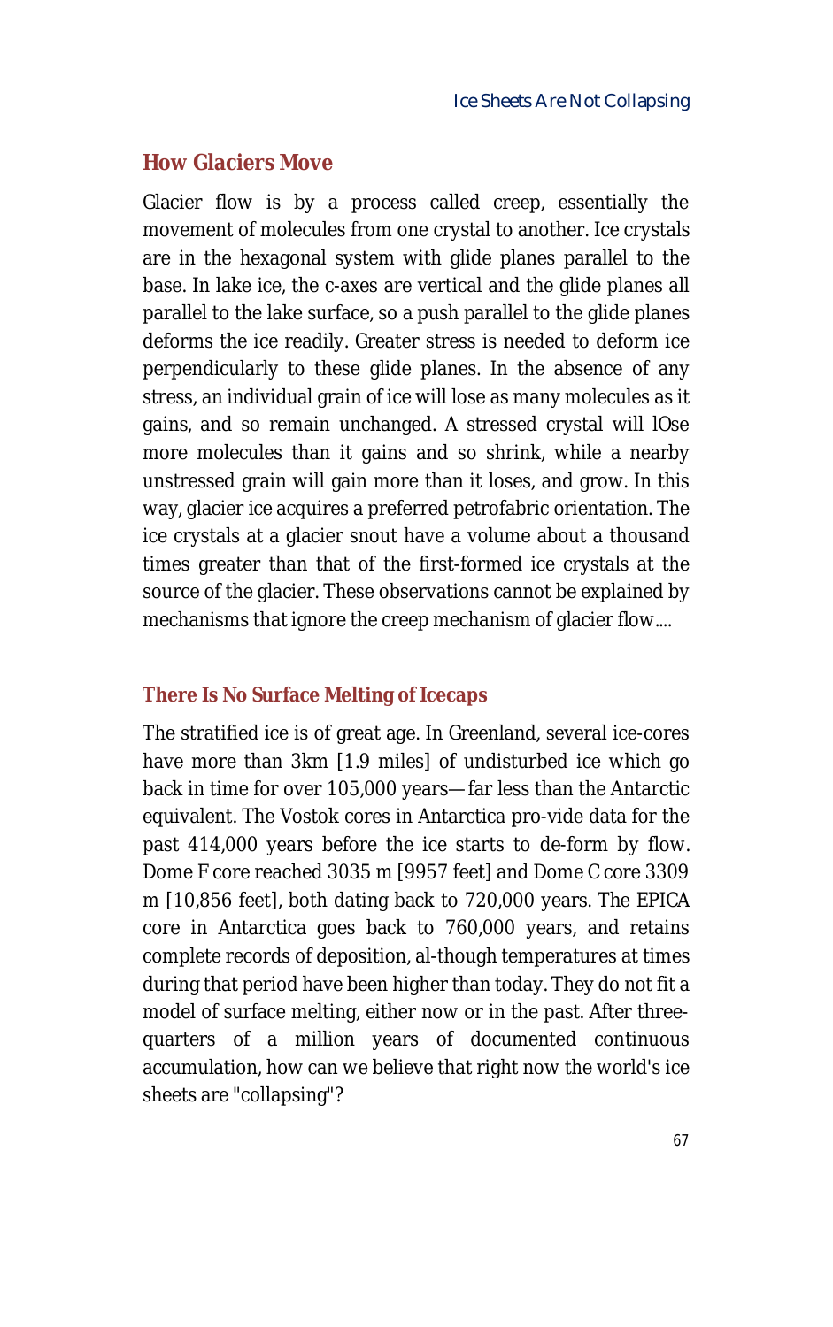## How Glaciers Move

Glacier flow is by a process called creep, essentially the movement of molecules from one crystal to another. Ice crystals are in the hexagonal system with glide planes parallel to the base. In lake ice, the c-axes are vertical and the glide planes all parallel to the lake surface, so a push parallel to the glide planes deforms the ice readily. Greater stress is needed to deform ice perpendicularly to these glide planes. In the absence of any stress, an individual grain of ice will lose as many molecules as it gains, and so remain unchanged. A stressed crystal will lOse more molecules than it gains and so shrink, while a nearby unstressed grain will gain more than it loses, and grow. In this way, glacier ice acquires a preferred petrofabric orientation. The ice crystals at a glacier snout have a volume about a thousand times greater than that of the first-formed ice crystals at the source of the glacier. These observations cannot be explained by mechanisms that ignore the creep mechanism of glacier flow....

## There Is No Surface Melting of Icecaps

The stratified ice is of great age. In Greenland, several ice-cores have more than 3km [1.9 miles] of undisturbed ice which go back in time for over 105,000 years—far less than the Antarctic equivalent. The Vostok cores in Antarctica pro-vide data for the past 414,000 years before the ice starts to de-form by flow. Dome F core reached 3035 m [9957 feet] and Dome C core 3309 m [10,856 feet], both dating back to 720,000 years. The EPICA core in Antarctica goes back to 760,000 years, and retains complete records of deposition, al-though temperatures at times during that period have been higher than today. They do not fit a model of surface melting, either now or in the past. After three-quarters of a million years of documented continuous accumulation, how can we believe that right now the world's ice sheets are "collapsing"?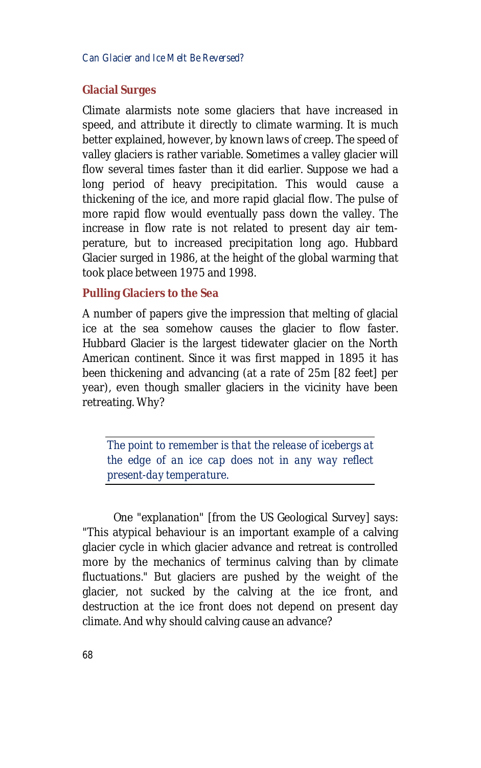## Glacial Surges

Climate alarmists note some glaciers that have increased in speed, and attribute it directly to climate warming. It is much better explained, however, by known laws of creep. The speed of valley glaciers is rather variable. Sometimes a valley glacier will flow several times faster than it did earlier. Suppose we had a long period of heavy precipitation. This would cause a thickening of the ice, and more rapid glacial flow. The pulse of more rapid flow would eventually pass down the valley. The increase in flow rate is not related to present day air temperature, but to increased precipitation long ago. Hubbard Glacier surged in 1986, at the height of the global warming that took place between 1975 and 1998.

## Pulling Glaciers to the Sea

A number of papers give the impression that melting of glacial ice at the sea somehow causes the glacier to flow faster. Hubbard Glacier is the largest tidewater glacier on the North American continent. Since it was first mapped in 1895 it has been thickening and advancing (at a rate of 25m [82 feet] per year), even though smaller glaciers in the vicinity have been retreating. Why?

> *The point to remember is that the release of icebergs at the edge of an ice cap does not in any way reflect present-day temperature.*

One "explanation" [from the US Geological Survey] says: "This atypical behaviour is an important example of a calving glacier cycle in which glacier advance and retreat is controlled more by the mechanics of terminus calving than by climate fluctuations." But glaciers are pushed by the weight of the glacier, not sucked by the calving at the ice front, and destruction at the ice front does not depend on present day climate. And why should calving cause an advance?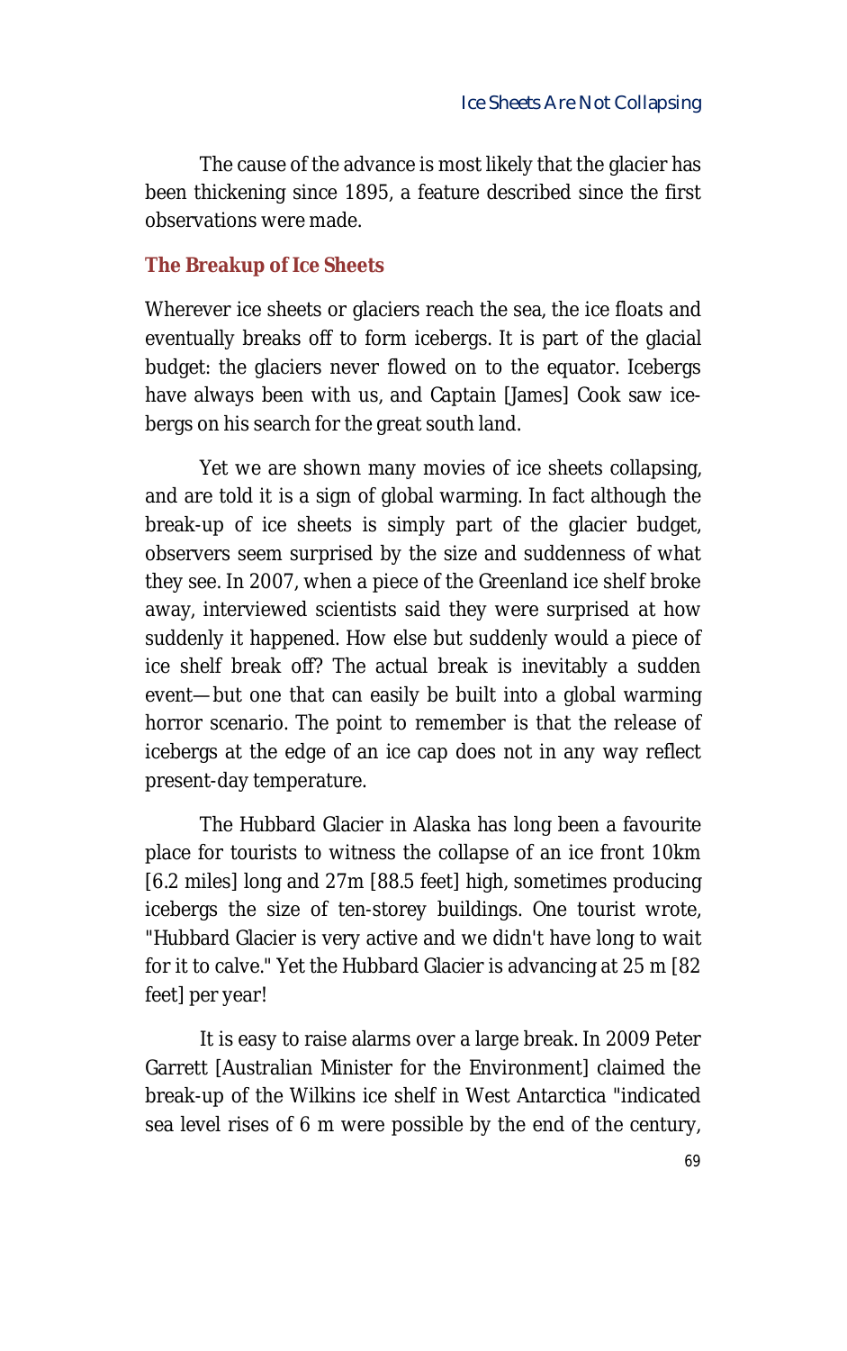The cause of the advance is most likely that the glacier has been thickening since 1895, a feature described since the first observations were made.

## The Breakup of Ice Sheets

Wherever ice sheets or glaciers reach the sea, the ice floats and eventually breaks off to form icebergs. It is part of the glacial budget: the glaciers never flowed on to the equator. Icebergs have always been with us, and Captain [James] Cook saw icebergs on his search for the great south land.

Yet we are shown many movies of ice sheets collapsing, and are told it is a sign of global warming. In fact although the break-up of ice sheets is simply part of the glacier budget, observers seem surprised by the size and suddenness of what they see. In 2007, when a piece of the Greenland ice shelf broke away, interviewed scientists said they were surprised at how suddenly it happened. How else but suddenly would a piece of ice shelf break off? The actual break is inevitably a sudden event—but one that can easily be built into a global warming horror scenario. The point to remember is that the release of icebergs at the edge of an ice cap does not in any way reflect present-day temperature.

The Hubbard Glacier in Alaska has long been a favourite place for tourists to witness the collapse of an ice front 10km [6.2 miles] long and 27m [88.5 feet] high, sometimes producing icebergs the size of ten-storey buildings. One tourist wrote, "Hubbard Glacier is very active and we didn't have long to wait for it to calve." Yet the Hubbard Glacier is advancing at 25 m [82 feet] per year!

It is easy to raise alarms over a large break. In 2009 Peter Garrett [Australian Minister for the Environment] claimed the break-up of the Wilkins ice shelf in West Antarctica "indicated sea level rises of 6 m were possible by the end of the century,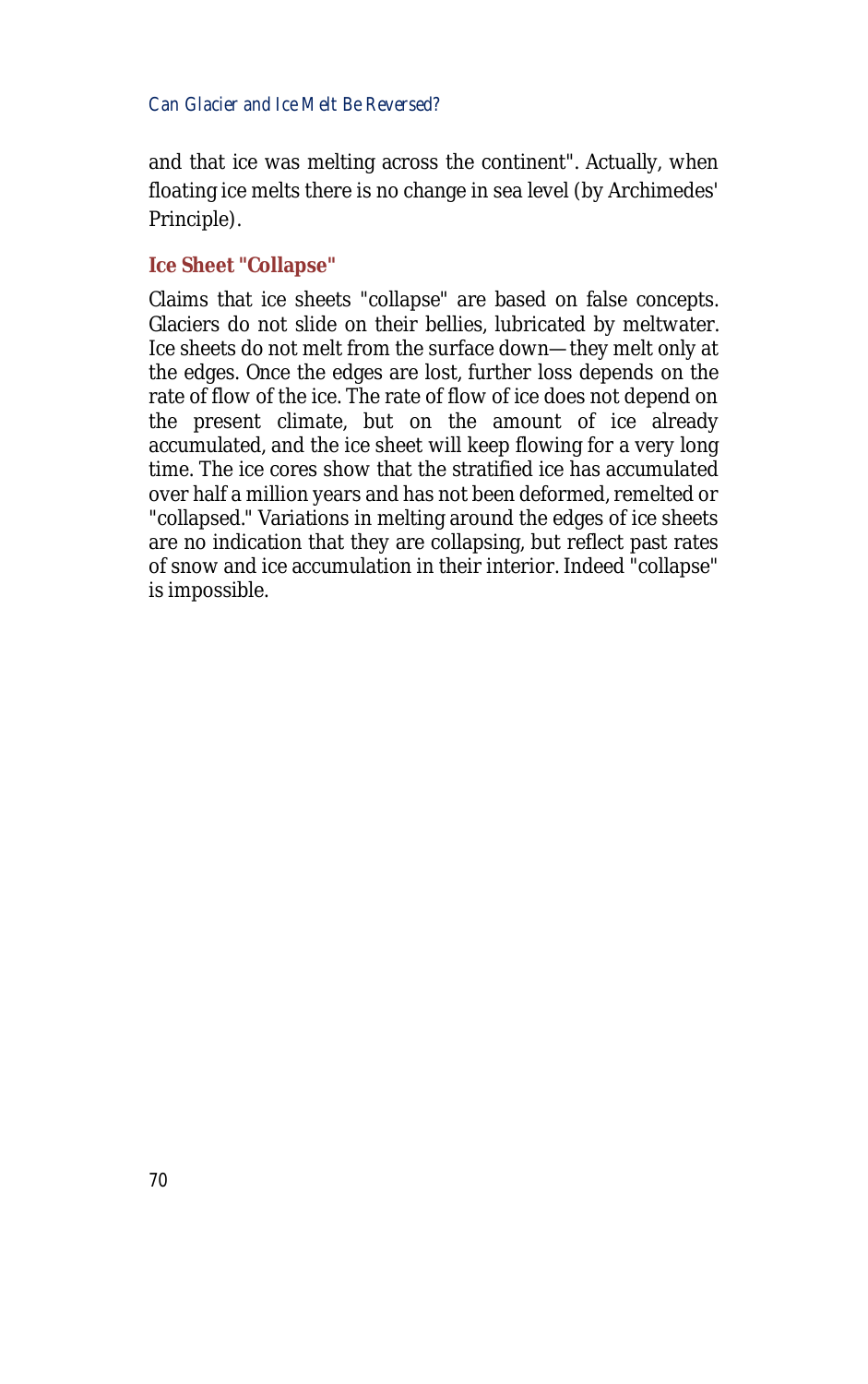and that ice was melting across the continent". Actually, when floating ice melts there is no change in sea level (by Archimedes' Principle).

### Ice Sheet "Collapse"

Claims that ice sheets "collapse" are based on false concepts. Glaciers do not slide on their bellies, lubricated by meltwater. Ice sheets do not melt from the surface down—they melt only at the edges. Once the edges are lost, further loss depends on the rate of flow of the ice. The rate of flow of ice does not depend on the present climate, but on the amount of ice already accumulated, and the ice sheet will keep flowing for a very long time. The ice cores show that the stratified ice has accumulated over half a million years and has not been deformed, remelted or "collapsed." Variations in melting around the edges of ice sheets are no indication that they are collapsing, but reflect past rates of snow and ice accumulation in their interior. Indeed "collapse" is impossible.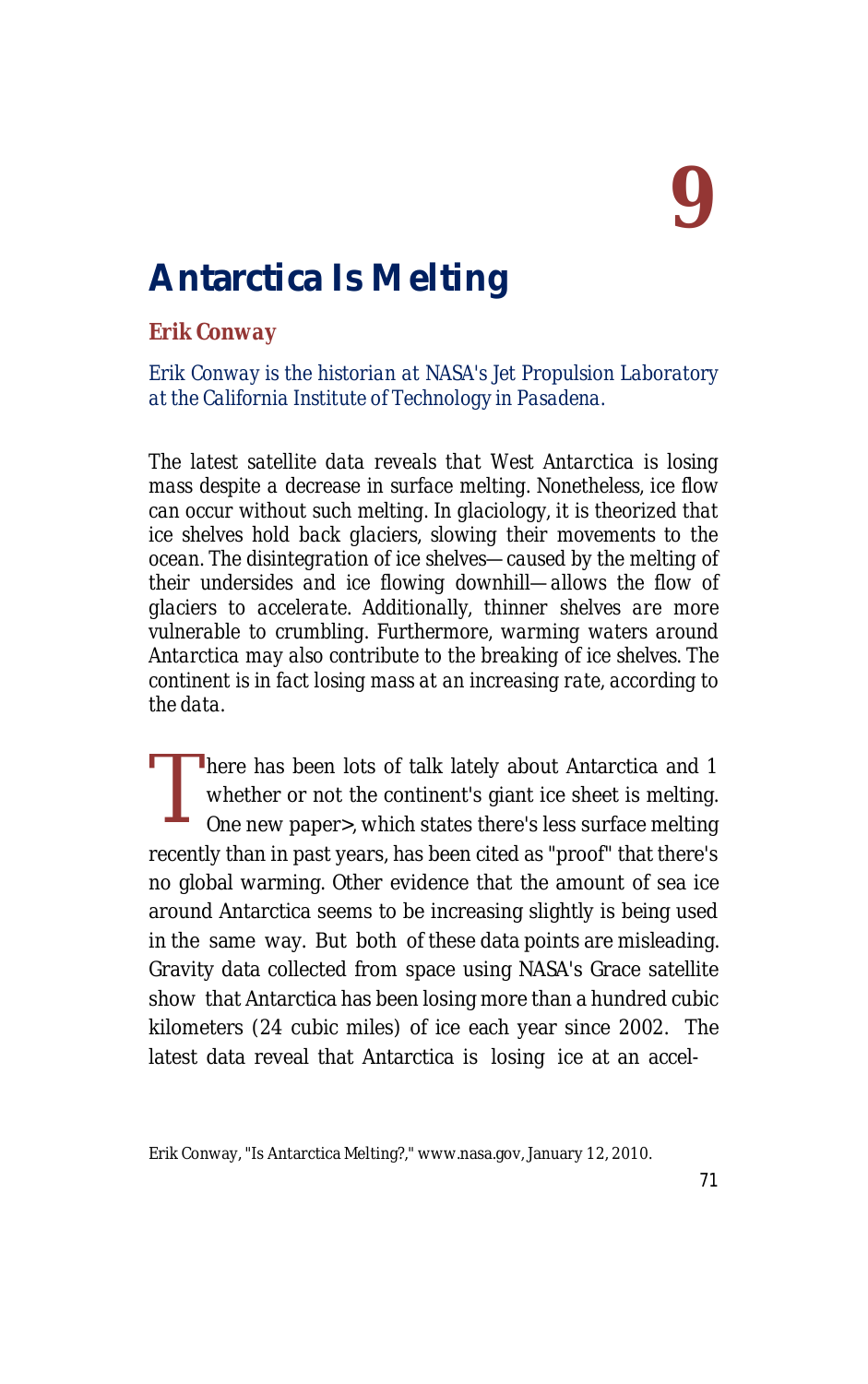# 9

# Antarctica Is Melting

**Erik Conway**

*Erik Conway is the historian at NASA's Jet Propulsion Laboratory at the California Institute of Technology in Pasadena.*

*The latest satellite data reveals that West Antarctica is losing mass despite a decrease in surface melting. Nonetheless, ice flow can occur without such melting. In glaciology, it is theorized that ice shelves hold back glaciers, slowing their movements to the ocean. The disintegration of ice shelves—caused by the melting of their undersides and ice flowing downhill—allows the flow of glaciers to accelerate. Additionally, thinner shelves are more vulnerable to crumbling. Furthermore, warming waters around Antarctica may also contribute to the breaking of ice shelves. The continent is in fact losing mass at an increasing rate, according to the data.*

There has been lots of talk lately about Antarctica and 1 whether or not the continent's giant ice sheet is melting. One new paper>, which states there's less surface melting recently than in past years, has been cited as "proof" that there's no global warming. Other evidence that the amount of sea ice around Antarctica seems to be increasing slightly is being used in the same way. But both of these data points are misleading. Gravity data collected from space using NASA's Grace satellite show that Antarctica has been losing more than a hundred cubic kilometers (24 cubic miles) of ice each year since 2002. The latest data reveal that Antarctica is losing ice at an accel-

Erik Conway, "Is Antarctica Melting?," www.nasa.gov, January 12, 2010.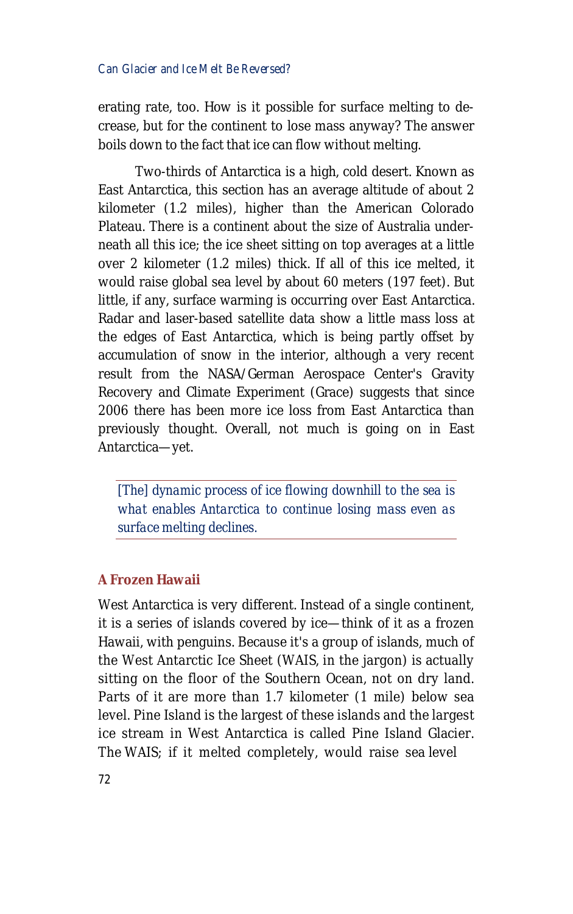erating rate, too. How is it possible for surface melting to decrease, but for the continent to lose mass anyway? The answer boils down to the fact that ice can flow without melting.

Two-thirds of Antarctica is a high, cold desert. Known as East Antarctica, this section has an average altitude of about 2 kilometer (1.2 miles), higher than the American Colorado Plateau. There is a continent about the size of Australia underneath all this ice; the ice sheet sitting on top averages at a little over 2 kilometer (1.2 miles) thick. If all of this ice melted, it would raise global sea level by about 60 meters (197 feet). But little, if any, surface warming is occurring over East Antarctica. Radar and laser-based satellite data show a little mass loss at the edges of East Antarctica, which is being partly offset by accumulation of snow in the interior, although a very recent result from the NASA/German Aerospace Center's Gravity Recovery and Climate Experiment (Grace) suggests that since 2006 there has been more ice loss from East Antarctica than previously thought. Overall, not much is going on in East Antarctica—yet.

> *[The] dynamic process of ice flowing downhill to the sea is what enables Antarctica to continue losing mass even as surface melting declines.*

## A Frozen Hawaii

West Antarctica is very different. Instead of a single continent, it is a series of islands covered by ice—think of it as a frozen Hawaii, with penguins. Because it's a group of islands, much of the West Antarctic Ice Sheet (WAIS, in the jargon) is actually sitting on the floor of the Southern Ocean, not on dry land. Parts of it are more than 1.7 kilometer (1 mile) below sea level. Pine Island is the largest of these islands and the largest ice stream in West Antarctica is called Pine Island Glacier. The WAIS; if it melted completely, would raise sea level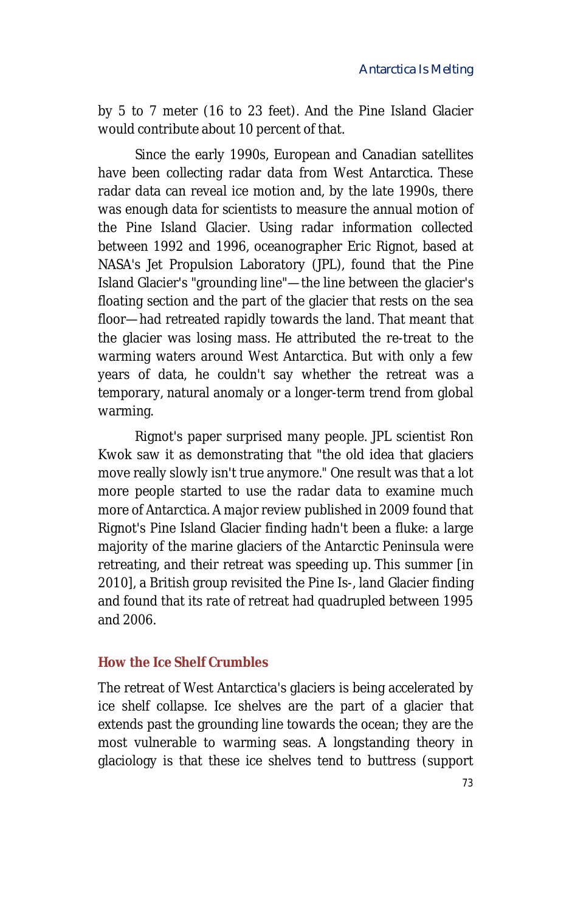by 5 to 7 meter (16 to 23 feet). And the Pine Island Glacier would contribute about 10 percent of that.

Since the early 1990s, European and Canadian satellites have been collecting radar data from West Antarctica. These radar data can reveal ice motion and, by the late 1990s, there was enough data for scientists to measure the annual motion of the Pine Island Glacier. Using radar information collected between 1992 and 1996, oceanographer Eric Rignot, based at NASA's Jet Propulsion Laboratory (JPL), found that the Pine Island Glacier's "grounding line"—the line between the glacier's floating section and the part of the glacier that rests on the sea floor—had retreated rapidly towards the land. That meant that the glacier was losing mass. He attributed the re-treat to the warming waters around West Antarctica. But with only a few years of data, he couldn't say whether the retreat was a temporary, natural anomaly or a longer-term trend from global warming.

Rignot's paper surprised many people. JPL scientist Ron Kwok saw it as demonstrating that "the old idea that glaciers move really slowly isn't true anymore." One result was that a lot more people started to use the radar data to examine much more of Antarctica. A major review published in 2009 found that Rignot's Pine Island Glacier finding hadn't been a fluke: a large majority of the marine glaciers of the Antarctic Peninsula were retreating, and their retreat was speeding up. This summer [in 2010], a British group revisited the Pine Is-, land Glacier finding and found that its rate of retreat had quadrupled between 1995 and 2006.

## How the Ice Shelf Crumbles

The retreat of West Antarctica's glaciers is being accelerated by ice shelf collapse. Ice shelves are the part of a glacier that extends past the grounding line towards the ocean; they are the most vulnerable to warming seas. A longstanding theory in glaciology is that these ice shelves tend to buttress (support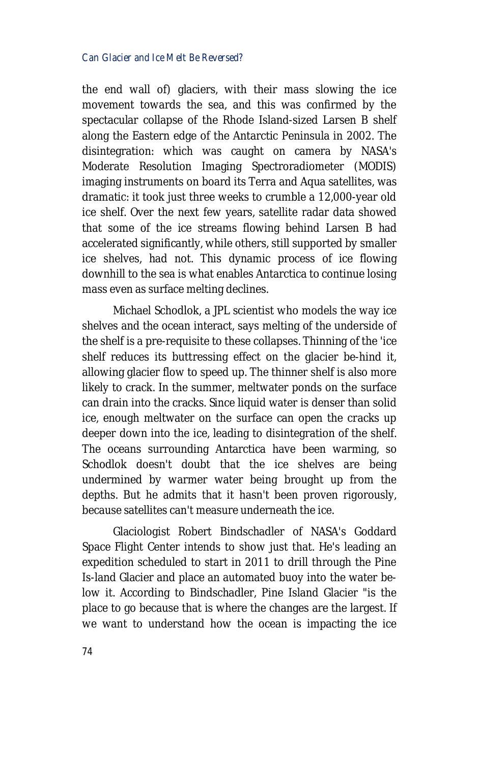the end wall of) glaciers, with their mass slowing the ice movement towards the sea, and this was confirmed by the spectacular collapse of the Rhode Island-sized Larsen B shelf along the Eastern edge of the Antarctic Peninsula in 2002. The disintegration: which was caught on camera by NASA's Moderate Resolution Imaging Spectroradiometer (MODIS) imaging instruments on board its Terra and Aqua satellites, was dramatic: it took just three weeks to crumble a 12,000-year old ice shelf. Over the next few years, satellite radar data showed that some of the ice streams flowing behind Larsen B had accelerated significantly, while others, still supported by smaller ice shelves, had not. This dynamic process of ice flowing downhill to the sea is what enables Antarctica to continue losing mass even as surface melting declines.

Michael Schodlok, a JPL scientist who models the way ice shelves and the ocean interact, says melting of the underside of the shelf is a pre-requisite to these collapses. Thinning of the 'ice shelf reduces its buttressing effect on the glacier be-hind it, allowing glacier flow to speed up. The thinner shelf is also more likely to crack. In the summer, meltwater ponds on the surface can drain into the cracks. Since liquid water is denser than solid ice, enough meltwater on the surface can open the cracks up deeper down into the ice, leading to disintegration of the shelf. The oceans surrounding Antarctica have been warming, so Schodlok doesn't doubt that the ice shelves are being undermined by warmer water being brought up from the depths. But he admits that it hasn't been proven rigorously, because satellites can't measure underneath the ice.

Glaciologist Robert Bindschadler of NASA's Goddard Space Flight Center intends to show just that. He's leading an expedition scheduled to start in 2011 to drill through the Pine Is-land Glacier and place an automated buoy into the water be-low it. According to Bindschadler, Pine Island Glacier "is the place to go because that is where the changes are the largest. If we want to understand how the ocean is impacting the ice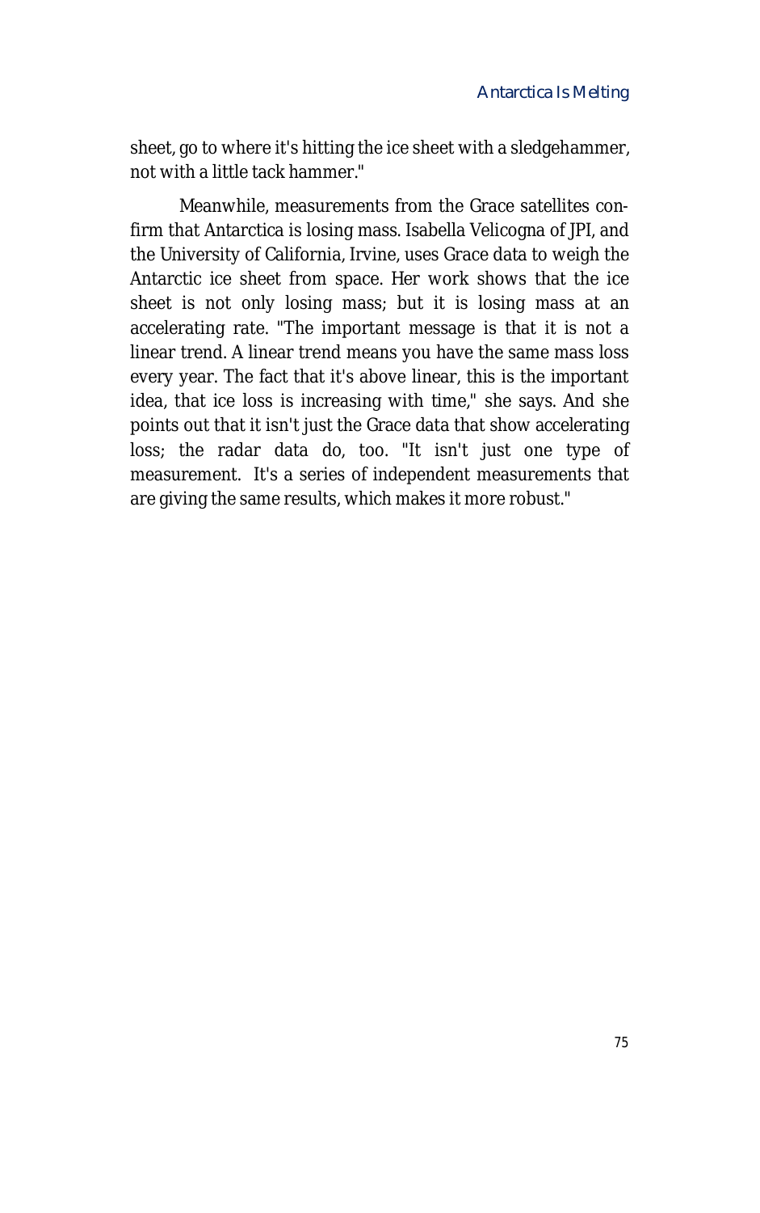sheet, go to where it's hitting the ice sheet with a sledgehammer, not with a little tack hammer."

Meanwhile, measurements from the Grace satellites confirm that Antarctica is losing mass. Isabella Velicogna of JPI, and the University of California, Irvine, uses Grace data to weigh the Antarctic ice sheet from space. Her work shows that the ice sheet is not only losing mass; but it is losing mass at an accelerating rate. "The important message is that it is not a linear trend. A linear trend means you have the same mass loss every year. The fact that it's above linear, this is the important idea, that ice loss is increasing with time," she says. And she points out that it isn't just the Grace data that show accelerating loss; the radar data do, too. "It isn't just one type of measurement. It's a series of independent measurements that are giving the same results, which makes it more robust."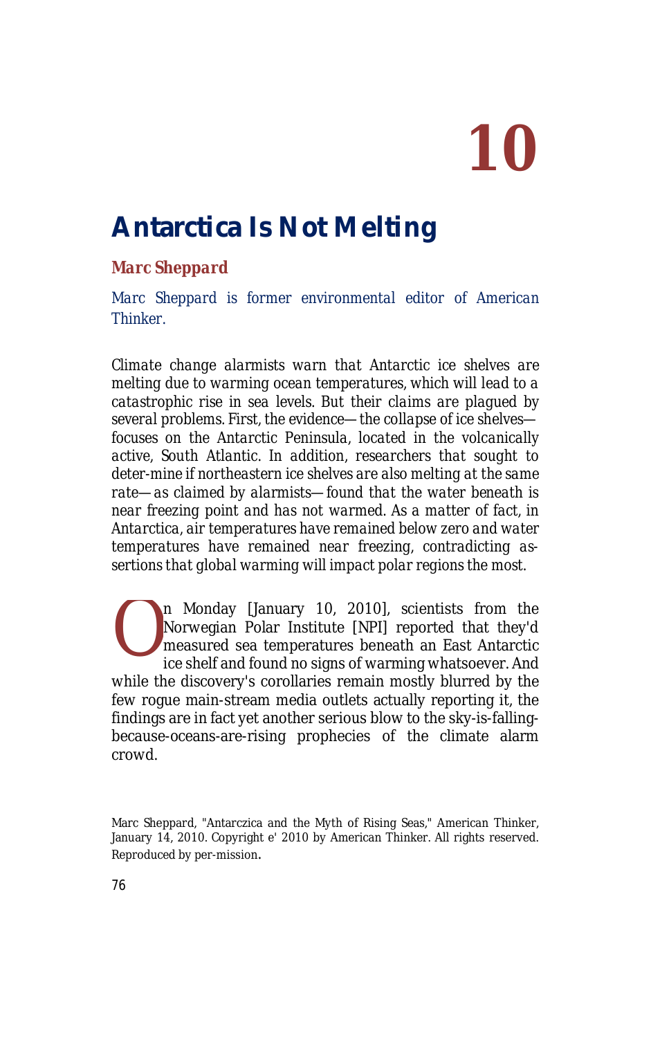# 10

## Antarctica Is Not Melting

**_Marc Sheppard_**

Marc Sheppard is former environmental editor of American Thinker.

*Climate change alarmists warn that Antarctic ice shelves are melting due to warming ocean temperatures, which will lead to a catastrophic rise in sea levels. But their claims are plagued by several problems. First, the evidence—the collapse of ice shelves—focuses on the Antarctic Peninsula, located in the volcanically active, South Atlantic. In addition, researchers that sought to deter-mine if northeastern ice shelves are also melting at the same rate—as claimed by alarmists—found that the water beneath is near freezing point and has not warmed. As a matter of fact, in Antarctica, air temperatures have remained below zero and water temperatures have remained near freezing, contradicting as-sertions that global warming will impact polar regions the most.*

On Monday [January 10, 2010], scientists from the Norwegian Polar Institute [NPI] reported that they'd measured sea temperatures beneath an East Antarctic ice shelf and found no signs of warming whatsoever. And while the discovery's corollaries remain mostly blurred by the few rogue main-stream media outlets actually reporting it, the findings are in fact yet another serious blow to the sky-is-falling-because-oceans-are-rising prophecies of the climate alarm crowd.

Marc Sheppard, "Antarczica and the Myth of Rising Seas," American Thinker, January 14, 2010. Copyright e' 2010 by American Thinker. All rights reserved. Reproduced by per-mission.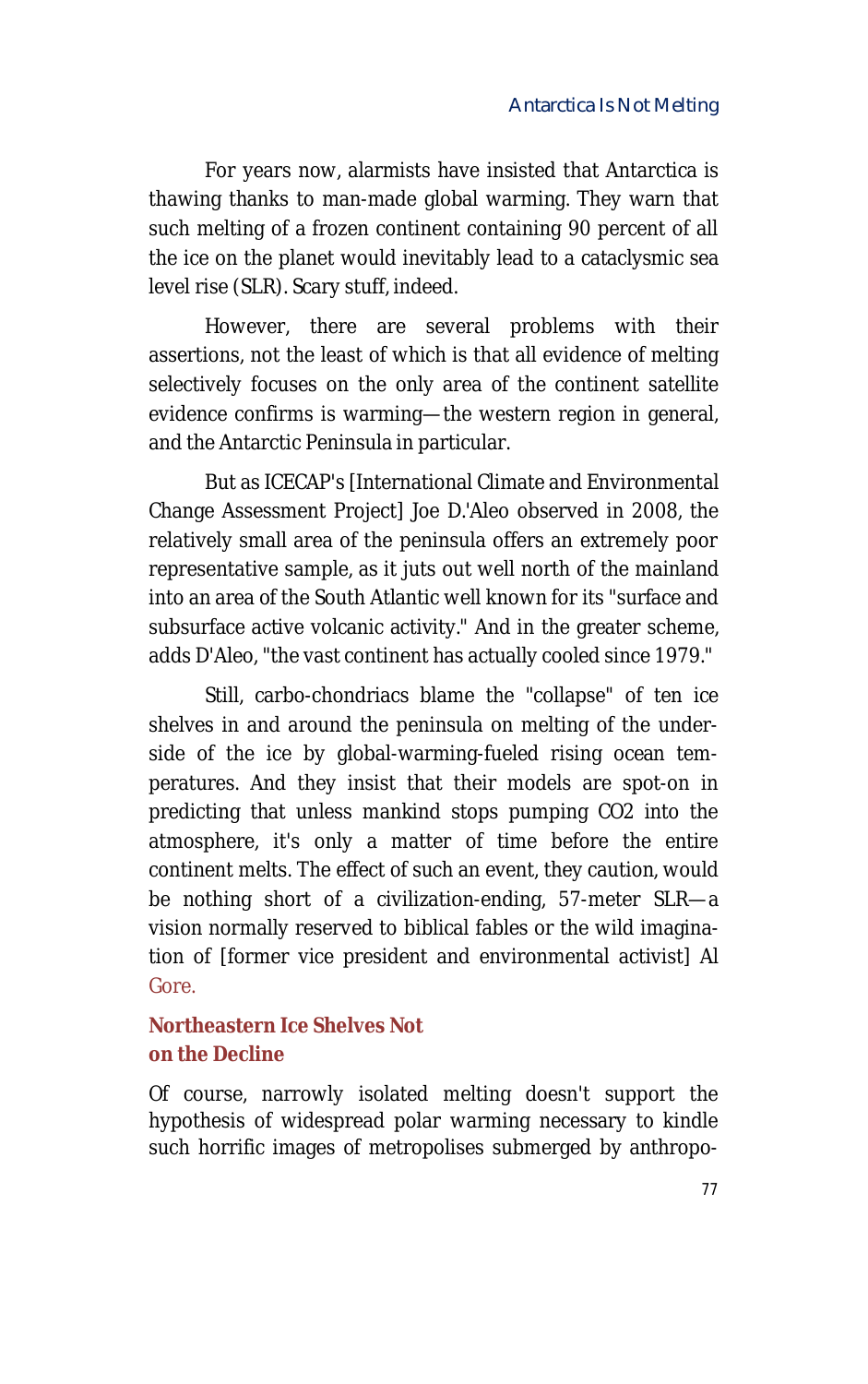For years now, alarmists have insisted that Antarctica is thawing thanks to man-made global warming. They warn that such melting of a frozen continent containing 90 percent of all the ice on the planet would inevitably lead to a cataclysmic sea level rise (SLR). Scary stuff, indeed.

However, there are several problems with their assertions, not the least of which is that all evidence of melting selectively focuses on the only area of the continent satellite evidence confirms is warming—the western region in general, and the Antarctic Peninsula in particular.

But as ICECAP's [International Climate and Environmental Change Assessment Project] Joe D.'Aleo observed in 2008, the relatively small area of the peninsula offers an extremely poor representative sample, as it juts out well north of the mainland into an area of the South Atlantic well known for its "surface and subsurface active volcanic activity." And in the greater scheme, adds D'Aleo, "the vast continent has actually cooled since 1979."

Still, carbo-chondriacs blame the "collapse" of ten ice shelves in and around the peninsula on melting of the underside of the ice by global-warming-fueled rising ocean temperatures. And they insist that their models are spot-on in predicting that unless mankind stops pumping $CO_2$ into the atmosphere, it's only a matter of time before the entire continent melts. The effect of such an event, they caution, would be nothing short of a civilization-ending, 57-meter SLR—a vision normally reserved to biblical fables or the wild imagination of [former vice president and environmental activist] Al Gore.

## Northeastern Ice Shelves Not on the Decline

Of course, narrowly isolated melting doesn't support the hypothesis of widespread polar warming necessary to kindle such horrific images of metropolises submerged by anthropo-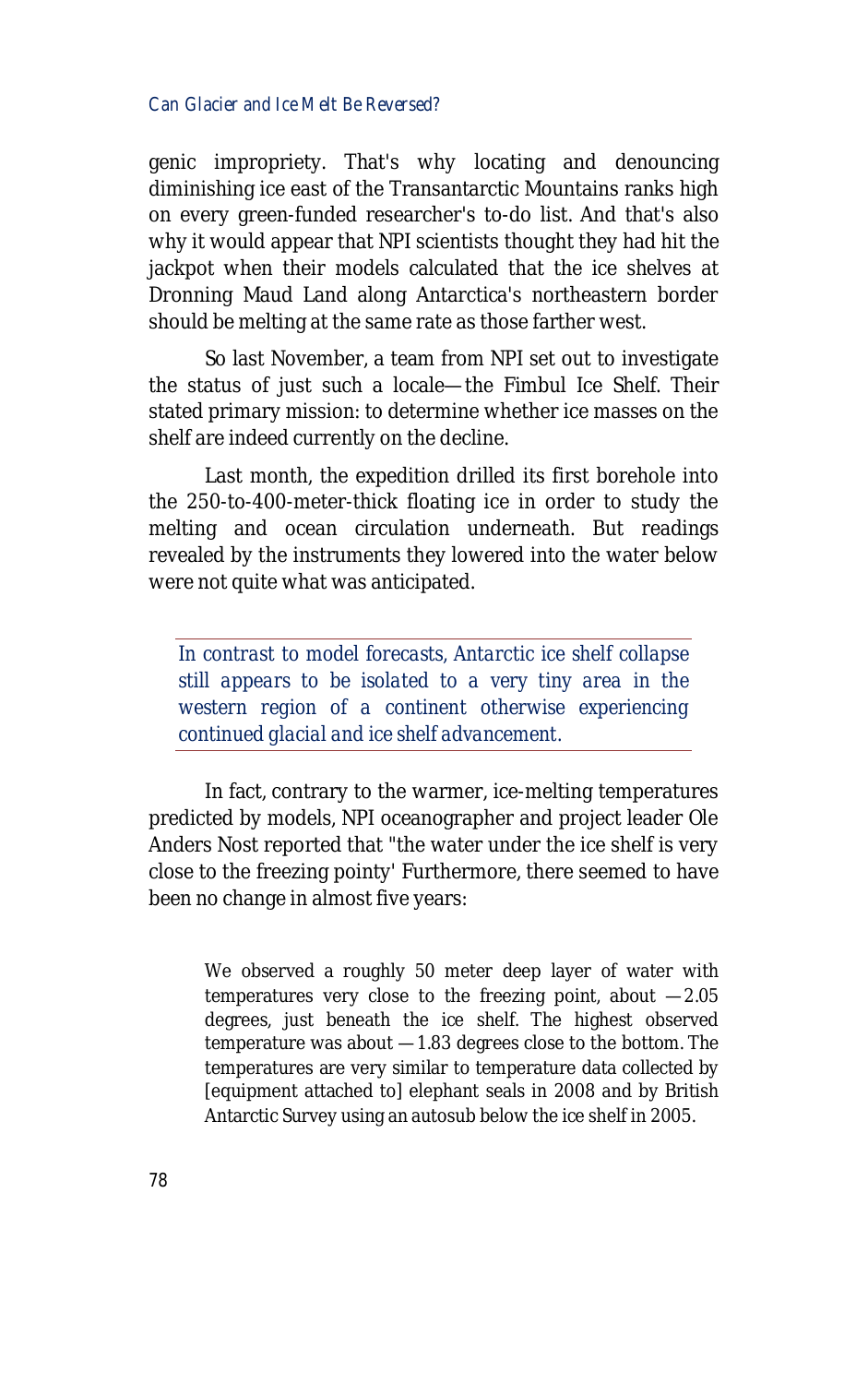genic impropriety. That's why locating and denouncing diminishing ice east of the Transantarctic Mountains ranks high on every green-funded researcher's to-do list. And that's also why it would appear that NPI scientists thought they had hit the jackpot when their models calculated that the ice shelves at Dronning Maud Land along Antarctica's northeastern border should be melting at the same rate as those farther west.

So last November, a team from NPI set out to investigate the status of just such a locale—the Fimbul Ice Shelf. Their stated primary mission: to determine whether ice masses on the shelf are indeed currently on the decline.

Last month, the expedition drilled its first borehole into the 250-to-400-meter-thick floating ice in order to study the melting and ocean circulation underneath. But readings revealed by the instruments they lowered into the water below were not quite what was anticipated.

> *In contrast to model forecasts, Antarctic ice shelf collapse still appears to be isolated to a very tiny area in the western region of a continent otherwise experiencing continued glacial and ice shelf advancement.*

In fact, contrary to the warmer, ice-melting temperatures predicted by models, NPI oceanographer and project leader Ole Anders Nost reported that "the water under the ice shelf is very close to the freezing pointy' Furthermore, there seemed to have been no change in almost five years:

> We observed a roughly 50 meter deep layer of water with temperatures very close to the freezing point, about —2.05 degrees, just beneath the ice shelf. The highest observed temperature was about —1.83 degrees close to the bottom. The temperatures are very similar to temperature data collected by [equipment attached to] elephant seals in 2008 and by British Antarctic Survey using an autosub below the ice shelf in 2005.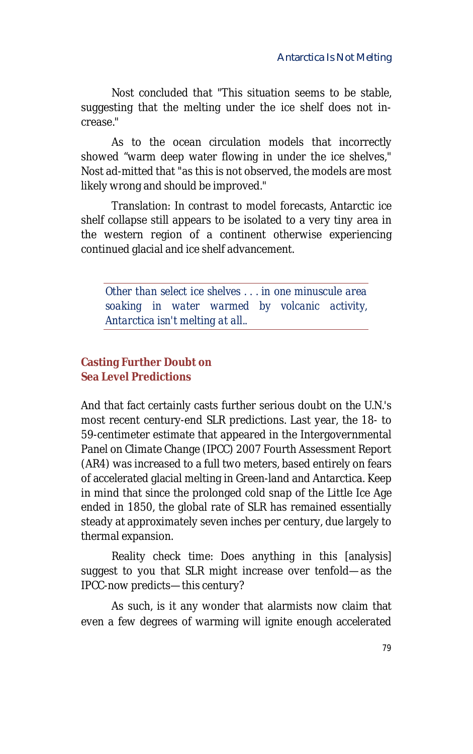Nost concluded that "This situation seems to be stable, suggesting that the melting under the ice shelf does not increase."

As to the ocean circulation models that incorrectly showed "warm deep water flowing in under the ice shelves," Nost ad-mitted that "as this is not observed, the models are most likely wrong and should be improved."

Translation: In contrast to model forecasts, Antarctic ice shelf collapse still appears to be isolated to a very tiny area in the western region of a continent otherwise experiencing continued glacial and ice shelf advancement.

> *Other than select ice shelves . . . in one minuscule area soaking in water warmed by volcanic activity, Antarctica isn't melting at all..*

## Casting Further Doubt on Sea Level Predictions

And that fact certainly casts further serious doubt on the U.N.'s most recent century-end SLR predictions. Last year, the 18- to 59-centimeter estimate that appeared in the Intergovernmental Panel on Climate Change (IPCC) 2007 Fourth Assessment Report (AR4) was increased to a full two meters, based entirely on fears of accelerated glacial melting in Green-land and Antarctica. Keep in mind that since the prolonged cold snap of the Little Ice Age ended in 1850, the global rate of SLR has remained essentially steady at approximately seven inches per century, due largely to thermal expansion.

Reality check time: Does anything in this [analysis] suggest to you that SLR might increase over tenfold—as the IPCC-now predicts—this century?

As such, is it any wonder that alarmists now claim that even a few degrees of warming will ignite enough accelerated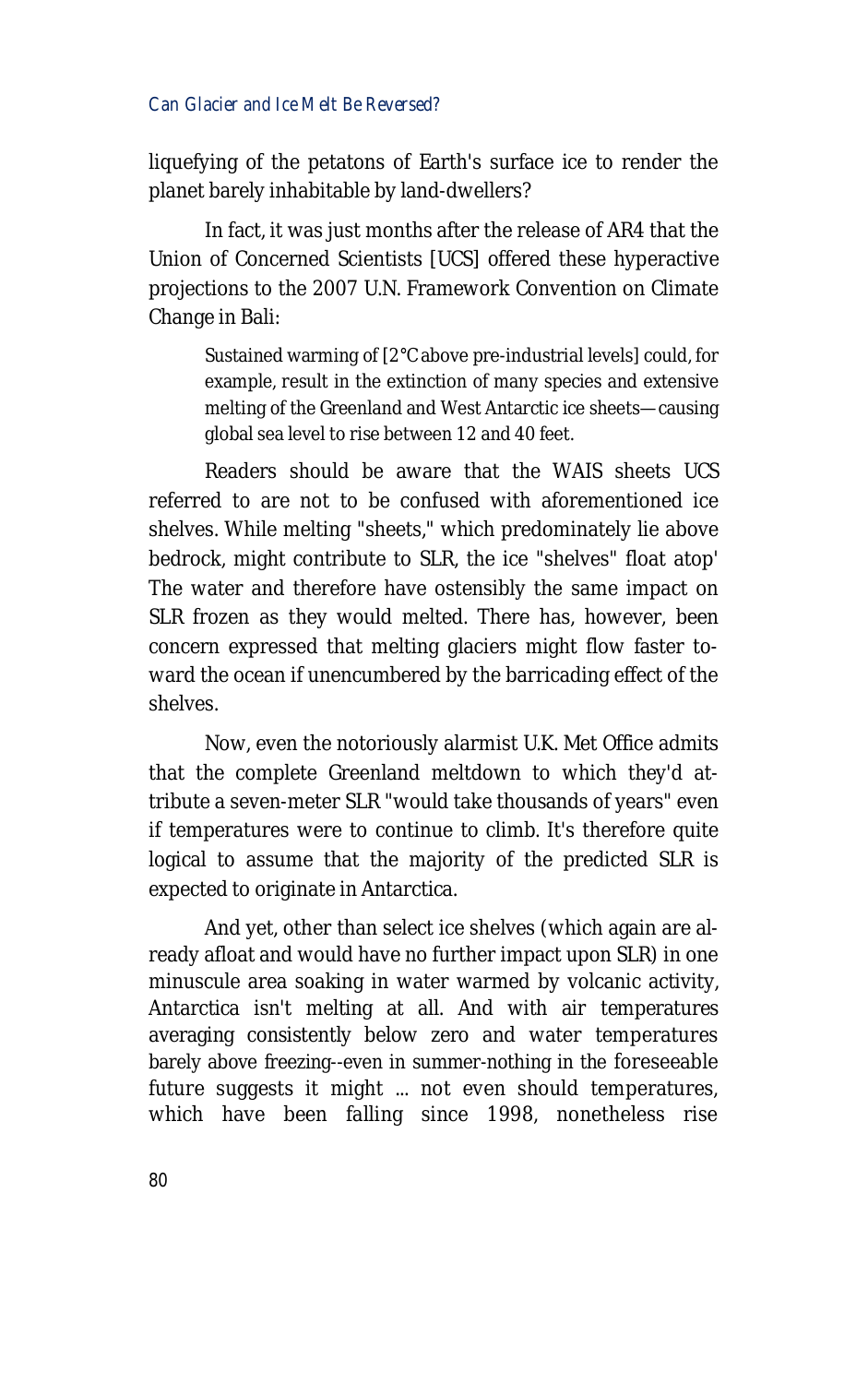liquefying of the petatons of Earth's surface ice to render the planet barely inhabitable by land-dwellers?

In fact, it was just months after the release of AR4 that the Union of Concerned Scientists [UCS] offered these hyperactive projections to the 2007 U.N. Framework Convention on Climate Change in Bali:

> Sustained warming of [2°C above pre-industrial levels] could, for example, result in the extinction of many species and extensive melting of the Greenland and West Antarctic ice sheets—causing global sea level to rise between 12 and 40 feet.

Readers should be aware that the WAIS sheets UCS referred to are not to be confused with aforementioned ice shelves. While melting "sheets," which predominately lie above bedrock, might contribute to SLR, the ice "shelves" float atop' The water and therefore have ostensibly the same impact on SLR frozen as they would melted. There has, however, been concern expressed that melting glaciers might flow faster toward the ocean if unencumbered by the barricading effect of the shelves.

Now, even the notoriously alarmist U.K. Met Office admits that the complete Greenland meltdown to which they'd attribute a seven-meter SLR "would take thousands of years" even if temperatures were to continue to climb. It's therefore quite logical to assume that the majority of the predicted SLR is expected to originate in Antarctica.

And yet, other than select ice shelves (which again are already afloat and would have no further impact upon SLR) in one minuscule area soaking in water warmed by volcanic activity, Antarctica isn't melting at all. And with air temperatures averaging consistently below zero and water temperatures barely above freezing--even in summer-nothing in the foreseeable future suggests it might ... not even should temperatures, which have been falling since 1998, nonetheless rise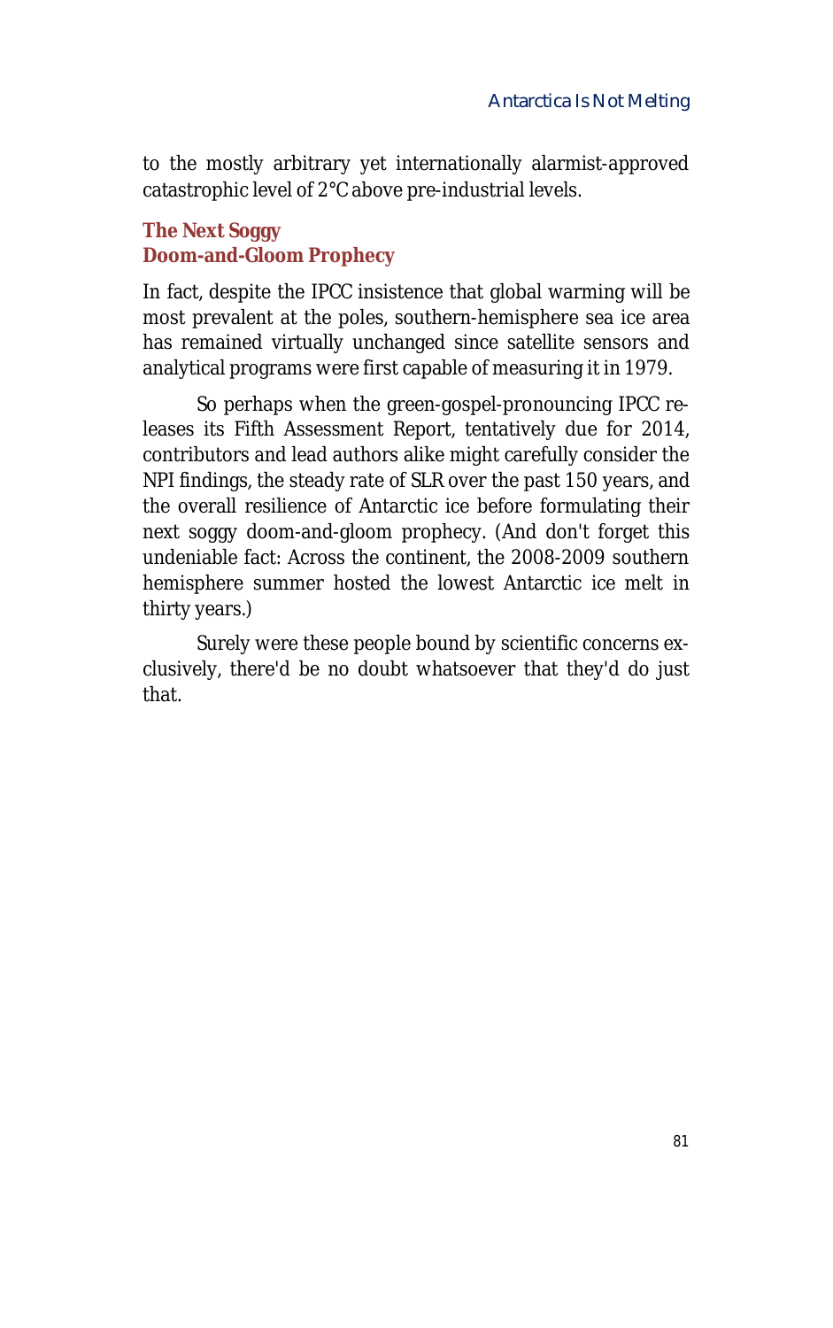to the mostly arbitrary yet internationally alarmist-approved catastrophic level of 2°C above pre-industrial levels.

### The Next Soggy Doom-and-Gloom Prophecy

In fact, despite the IPCC insistence that global warming will be most prevalent at the poles, southern-hemisphere sea ice area has remained virtually unchanged since satellite sensors and analytical programs were first capable of measuring it in 1979.

So perhaps when the green-gospel-pronouncing IPCC releases its Fifth Assessment Report, tentatively due for 2014, contributors and lead authors alike might carefully consider the NPI findings, the steady rate of SLR over the past 150 years, and the overall resilience of Antarctic ice before formulating their next soggy doom-and-gloom prophecy. (And don't forget this undeniable fact: Across the continent, the 2008-2009 southern hemisphere summer hosted the lowest Antarctic ice melt in thirty years.)

Surely were these people bound by scientific concerns exclusively, there'd be no doubt whatsoever that they'd do just that.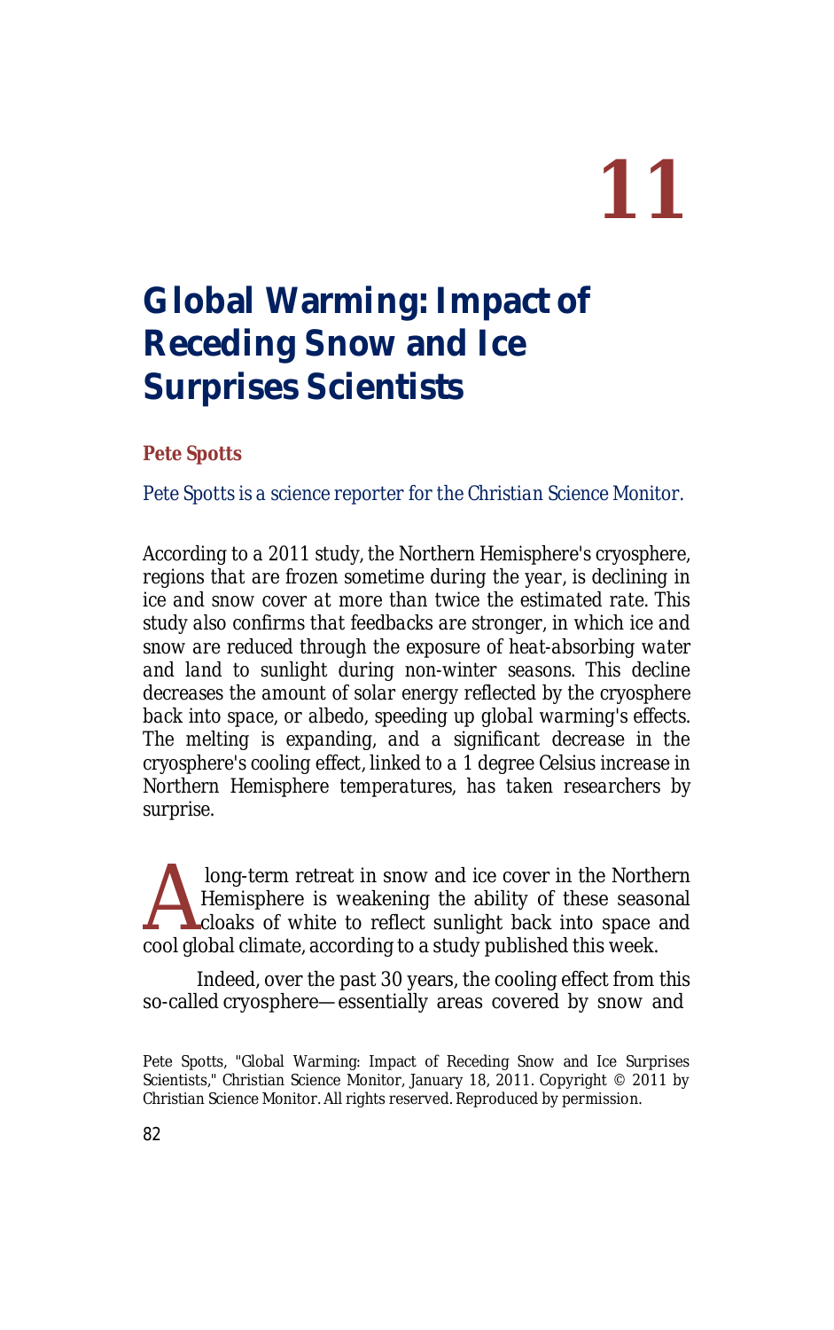# 11

# Global Warming: Impact of Receding Snow and Ice Surprises Scientists

**Pete Spotts**

*Pete Spotts is a science reporter for the Christian Science Monitor.*

*According to a 2011 study, the Northern Hemisphere's cryosphere, regions that are frozen sometime during the year, is declining in ice and snow cover at more than twice the estimated rate. This study also confirms that feedbacks are stronger, in which ice and snow are reduced through the exposure of heat-absorbing water and land to sunlight during non-winter seasons. This decline decreases the amount of solar energy reflected by the cryosphere back into space, or albedo, speeding up global warming's effects. The melting is expanding, and a significant decrease in the cryosphere's cooling effect, linked to a 1 degree Celsius increase in Northern Hemisphere temperatures, has taken researchers by surprise.*

A long-term retreat in snow and ice cover in the Northern Hemisphere is weakening the ability of these seasonal cloaks of white to reflect sunlight back into space and cool global climate, according to a study published this week.

Indeed, over the past 30 years, the cooling effect from this so-called cryosphere—essentially areas covered by snow and

Pete Spotts, "Global Warming: Impact of Receding Snow and Ice Surprises Scientists," Christian Science Monitor, January 18, 2011. Copyright © 2011 by Christian Science Monitor. All rights reserved. Reproduced by permission.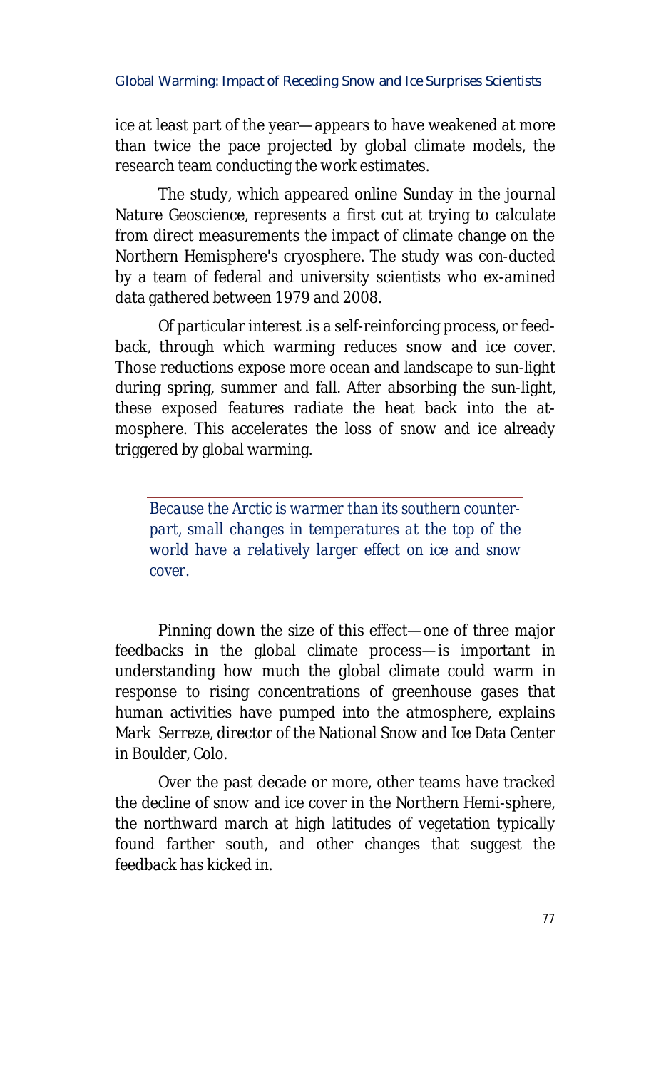ice at least part of the year—appears to have weakened at more than twice the pace projected by global climate models, the research team conducting the work estimates.

The study, which appeared online Sunday in the journal Nature Geoscience, represents a first cut at trying to calculate from direct measurements the impact of climate change on the Northern Hemisphere's cryosphere. The study was con-ducted by a team of federal and university scientists who ex-amined data gathered between 1979 and 2008.

Of particular interest .is a self-reinforcing process, or feed-back, through which warming reduces snow and ice cover. Those reductions expose more ocean and landscape to sun-light during spring, summer and fall. After absorbing the sun-light, these exposed features radiate the heat back into the at-mosphere. This accelerates the loss of snow and ice already triggered by global warming.

> *Because the Arctic is warmer than its southern counter-part, small changes in temperatures at the top of the world have a relatively larger effect on ice and snow cover.*

Pinning down the size of this effect—one of three major feedbacks in the global climate process—is important in understanding how much the global climate could warm in response to rising concentrations of greenhouse gases that human activities have pumped into the atmosphere, explains Mark Serreze, director of the National Snow and Ice Data Center in Boulder, Colo.

Over the past decade or more, other teams have tracked the decline of snow and ice cover in the Northern Hemi-sphere, the northward march at high latitudes of vegetation typically found farther south, and other changes that suggest the feedback has kicked in.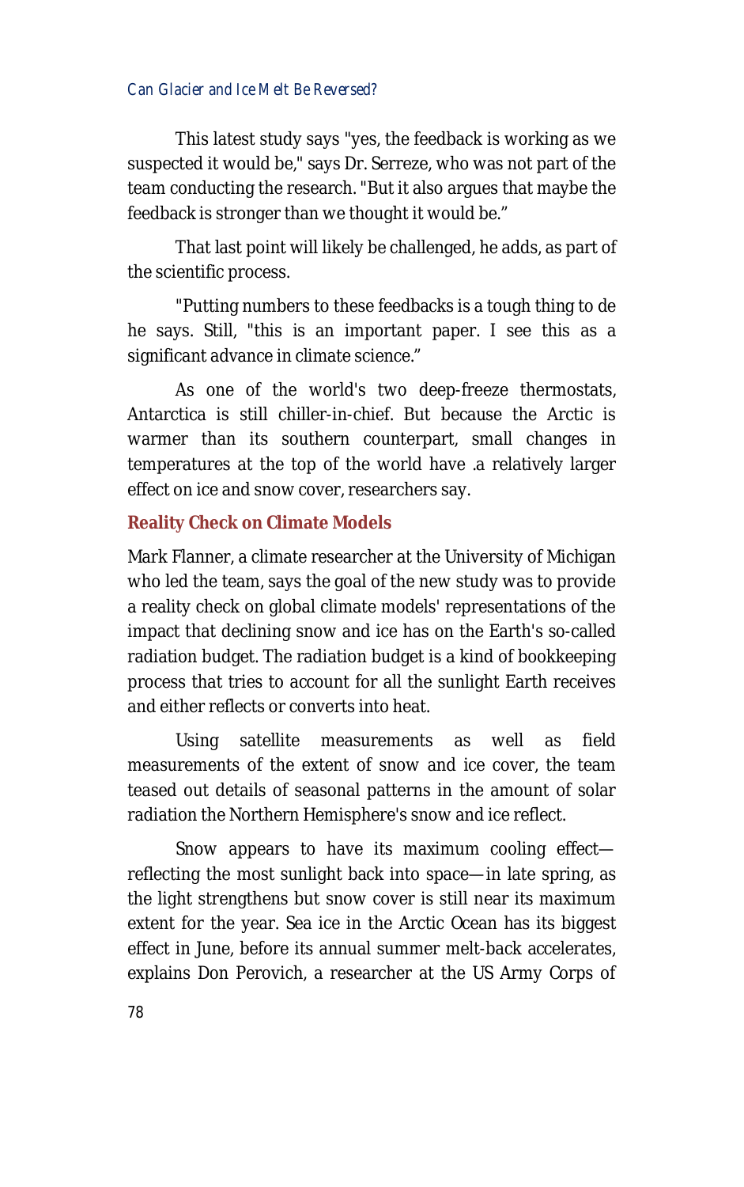This latest study says "yes, the feedback is working as we suspected it would be," says Dr. Serreze, who was not part of the team conducting the research. "But it also argues that maybe the feedback is stronger than we thought it would be."

That last point will likely be challenged, he adds, as part of the scientific process.

"Putting numbers to these feedbacks is a tough thing to de he says. Still, "this is an important paper. I see this as a significant advance in climate science."

As one of the world's two deep-freeze thermostats, Antarctica is still chiller-in-chief. But because the Arctic is warmer than its southern counterpart, small changes in temperatures at the top of the world have .a relatively larger effect on ice and snow cover, researchers say.

## Reality Check on Climate Models

Mark Flanner, a climate researcher at the University of Michigan who led the team, says the goal of the new study was to provide a reality check on global climate models' representations of the impact that declining snow and ice has on the Earth's so-called radiation budget. The radiation budget is a kind of bookkeeping process that tries to account for all the sunlight Earth receives and either reflects or converts into heat.

Using satellite measurements as well as field measurements of the extent of snow and ice cover, the team teased out details of seasonal patterns in the amount of solar radiation the Northern Hemisphere's snow and ice reflect.

Snow appears to have its maximum cooling effect—reflecting the most sunlight back into space—in late spring, as the light strengthens but snow cover is still near its maximum extent for the year. Sea ice in the Arctic Ocean has its biggest effect in June, before its annual summer melt-back accelerates, explains Don Perovich, a researcher at the US Army Corps of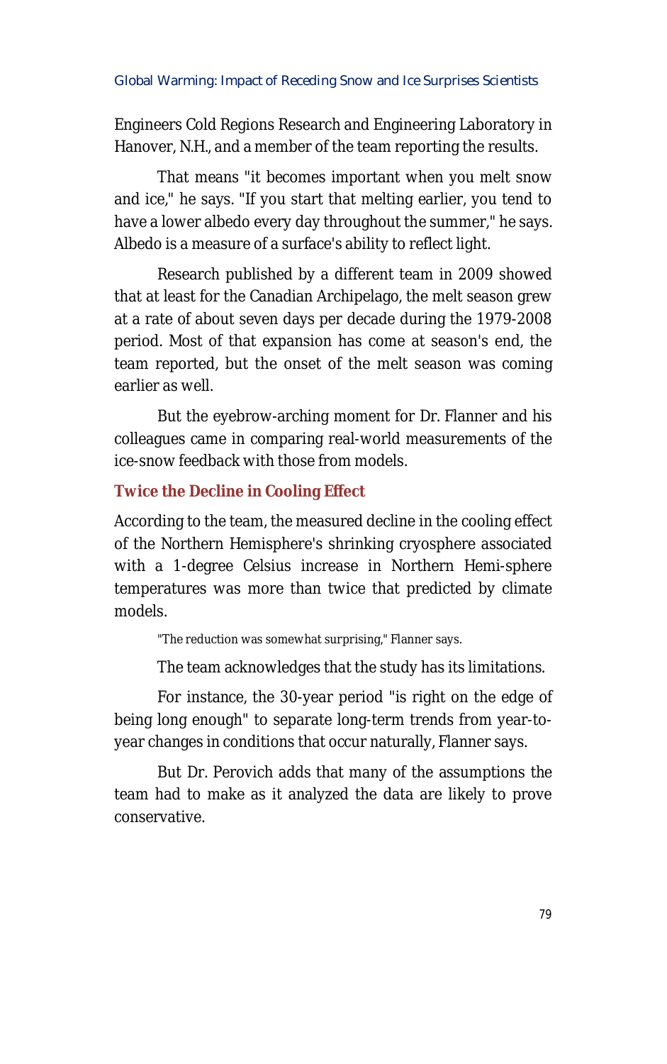Engineers Cold Regions Research and Engineering Laboratory in Hanover, N.H., and a member of the team reporting the results.

That means "it becomes important when you melt snow and ice," he says. "If you start that melting earlier, you tend to have a lower albedo every day throughout the summer," he says. Albedo is a measure of a surface's ability to reflect light.

Research published by a different team in 2009 showed that at least for the Canadian Archipelago, the melt season grew at a rate of about seven days per decade during the 1979-2008 period. Most of that expansion has come at season's end, the team reported, but the onset of the melt season was coming earlier as well.

But the eyebrow-arching moment for Dr. Flanner and his colleagues came in comparing real-world measurements of the ice-snow feedback with those from models.

### Twice the Decline in Cooling Effect

According to the team, the measured decline in the cooling effect of the Northern Hemisphere's shrinking cryosphere associated with a 1-degree Celsius increase in Northern Hemi-sphere temperatures was more than twice that predicted by climate models.

"The reduction was somewhat surprising," Flanner says.

The team acknowledges that the study has its limitations.

For instance, the 30-year period "is right on the edge of being long enough" to separate long-term trends from year-to-year changes in conditions that occur naturally, Flanner says.

But Dr. Perovich adds that many of the assumptions the team had to make as it analyzed the data are likely to prove conservative.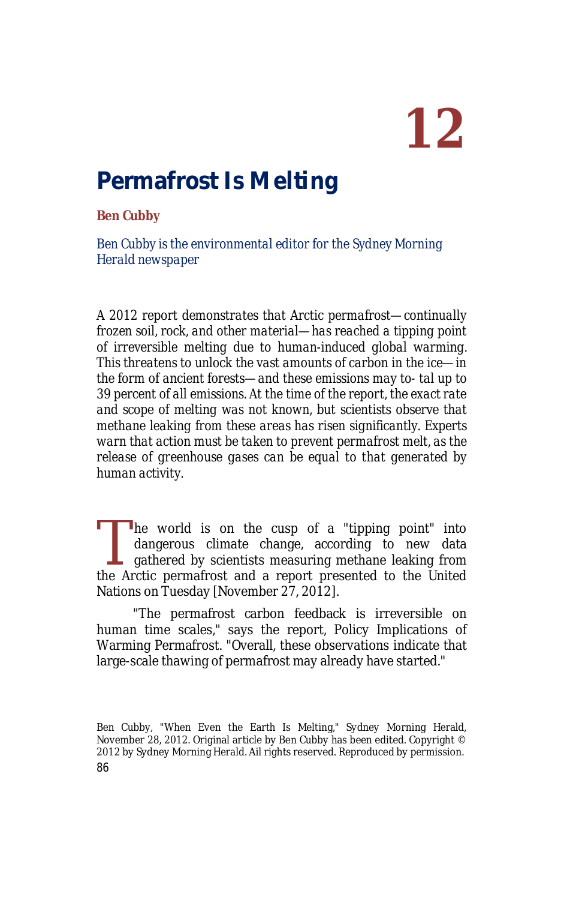# 12

## Permafrost Is Melting

**Ben Cubby**

*Ben Cubby is the environmental editor for the Sydney Morning Herald newspaper*

*A 2012 report demonstrates that Arctic permafrost—continually frozen soil, rock, and other material—has reached a tipping point of irreversible melting due to human-induced global warming. This threatens to unlock the vast amounts of carbon in the ice—in the form of ancient forests—and these emissions may to- tal up to 39 percent of all emissions. At the time of the report, the exact rate and scope of melting was not known, but scientists observe that methane leaking from these areas has risen significantly. Experts warn that action must be taken to prevent permafrost melt, as the release of greenhouse gases can be equal to that generated by human activity.*

The world is on the cusp of a "tipping point" into dangerous climate change, according to new data gathered by scientists measuring methane leaking from the Arctic permafrost and a report presented to the United Nations on Tuesday [November 27, 2012].

"The permafrost carbon feedback is irreversible on human time scales," says the report, Policy Implications of Warming Permafrost. "Overall, these observations indicate that large-scale thawing of permafrost may already have started."

Ben Cubby, "When Even the Earth Is Melting," Sydney Morning Herald, November 28, 2012. Original article by Ben Cubby has been edited. Copyright © 2012 by Sydney Morning Herald. All rights reserved. Reproduced by permission.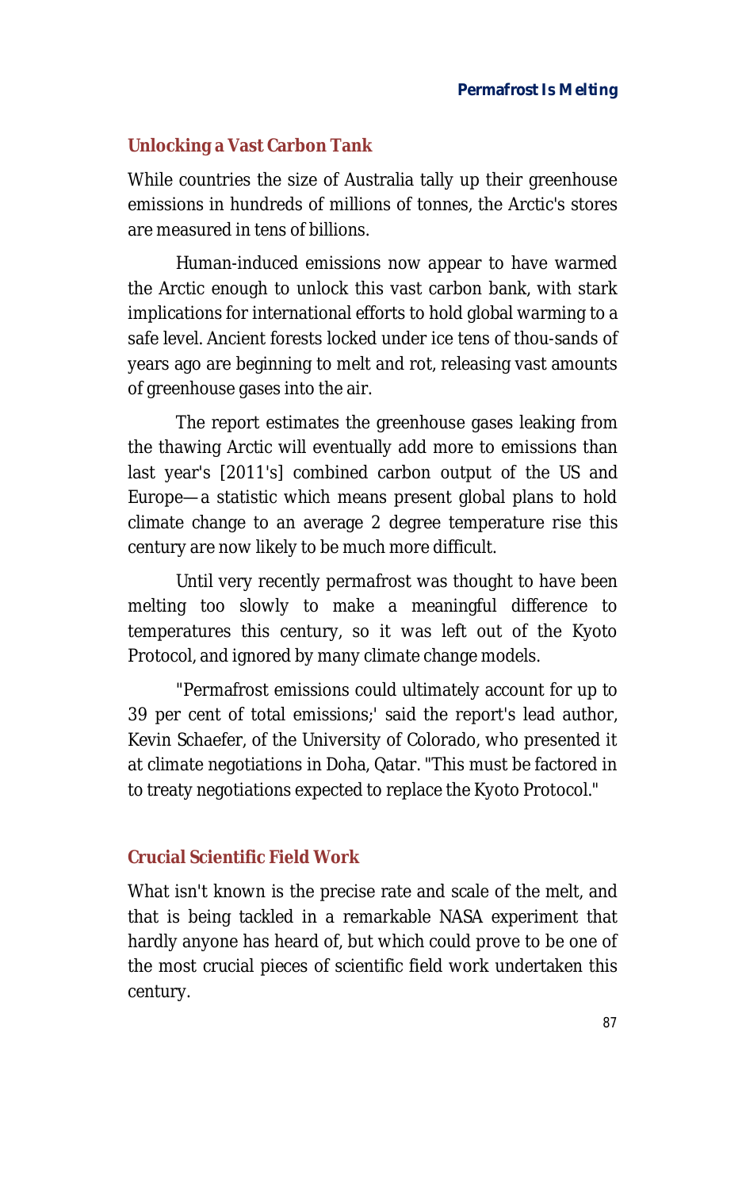## Unlocking a Vast Carbon Tank

While countries the size of Australia tally up their greenhouse emissions in hundreds of millions of tonnes, the Arctic's stores are measured in tens of billions.

Human-induced emissions now appear to have warmed the Arctic enough to unlock this vast carbon bank, with stark implications for international efforts to hold global warming to a safe level. Ancient forests locked under ice tens of thou-sands of years ago are beginning to melt and rot, releasing vast amounts of greenhouse gases into the air.

The report estimates the greenhouse gases leaking from the thawing Arctic will eventually add more to emissions than last year's [2011's] combined carbon output of the US and Europe—a statistic which means present global plans to hold climate change to an average 2 degree temperature rise this century are now likely to be much more difficult.

Until very recently permafrost was thought to have been melting too slowly to make a meaningful difference to temperatures this century, so it was left out of the Kyoto Protocol, and ignored by many climate change models.

"Permafrost emissions could ultimately account for up to 39 per cent of total emissions;' said the report's lead author, Kevin Schaefer, of the University of Colorado, who presented it at climate negotiations in Doha, Qatar. "This must be factored in to treaty negotiations expected to replace the Kyoto Protocol."

## Crucial Scientific Field Work

What isn't known is the precise rate and scale of the melt, and that is being tackled in a remarkable NASA experiment that hardly anyone has heard of, but which could prove to be one of the most crucial pieces of scientific field work undertaken this century.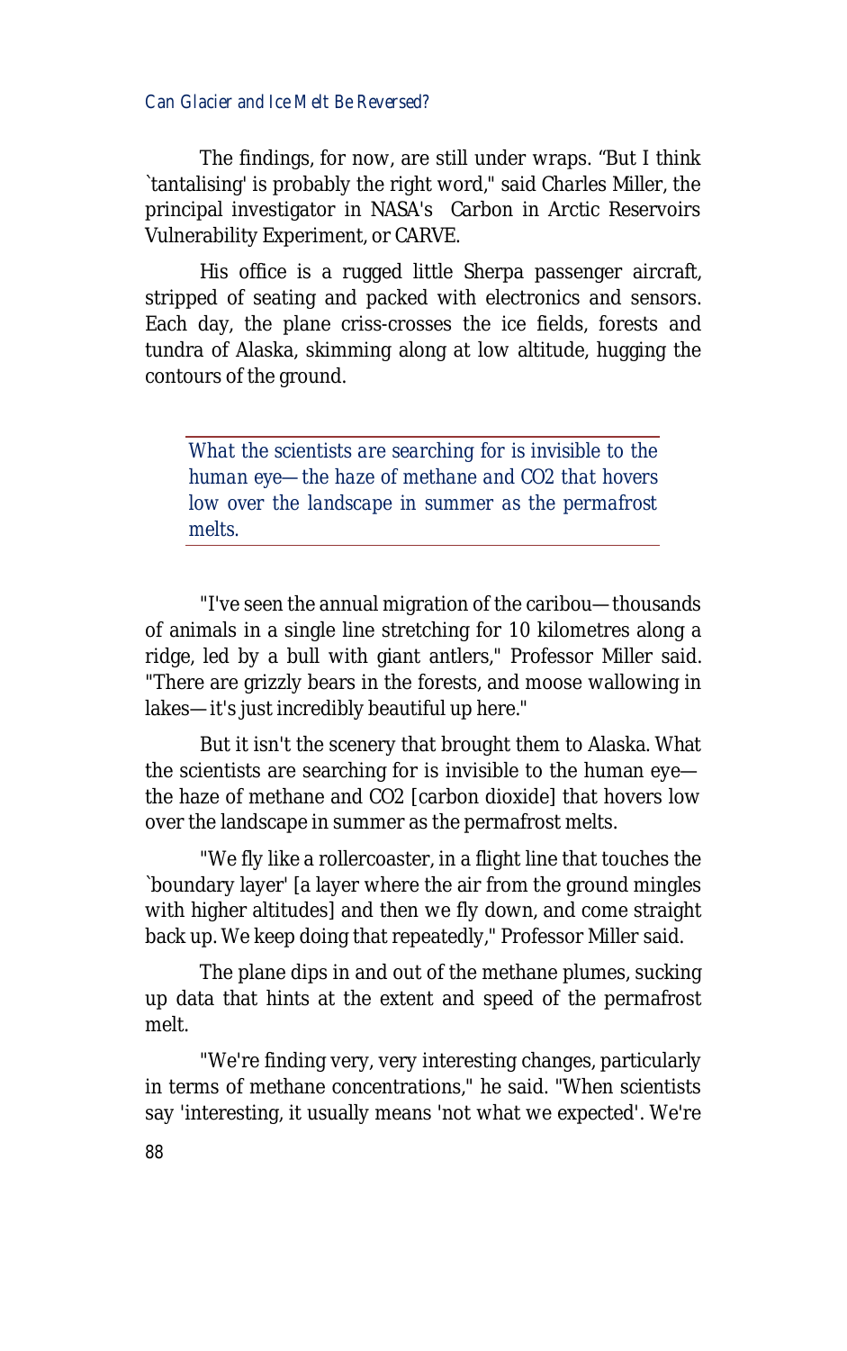The findings, for now, are still under wraps. "But I think `tantalising' is probably the right word," said Charles Miller, the principal investigator in NASA's Carbon in Arctic Reservoirs Vulnerability Experiment, or CARVE.

His office is a rugged little Sherpa passenger aircraft, stripped of seating and packed with electronics and sensors. Each day, the plane criss-crosses the ice fields, forests and tundra of Alaska, skimming along at low altitude, hugging the contours of the ground.

> *What the scientists are searching for is invisible to the human eye—the haze of methane and CO2 that hovers low over the landscape in summer as the permafrost melts.*

"I've seen the annual migration of the caribou—thousands of animals in a single line stretching for 10 kilometres along a ridge, led by a bull with giant antlers," Professor Miller said. "There are grizzly bears in the forests, and moose wallowing in lakes—it's just incredibly beautiful up here."

But it isn't the scenery that brought them to Alaska. What the scientists are searching for is invisible to the human eye—the haze of methane and $CO_2$ [carbon dioxide] that hovers low over the landscape in summer as the permafrost melts.

"We fly like a rollercoaster, in a flight line that touches the `boundary layer' [a layer where the air from the ground mingles with higher altitudes] and then we fly down, and come straight back up. We keep doing that repeatedly," Professor Miller said.

The plane dips in and out of the methane plumes, sucking up data that hints at the extent and speed of the permafrost melt.

"We're finding very, very interesting changes, particularly in terms of methane concentrations," he said. "When scientists say 'interesting, it usually means 'not what we expected'. We're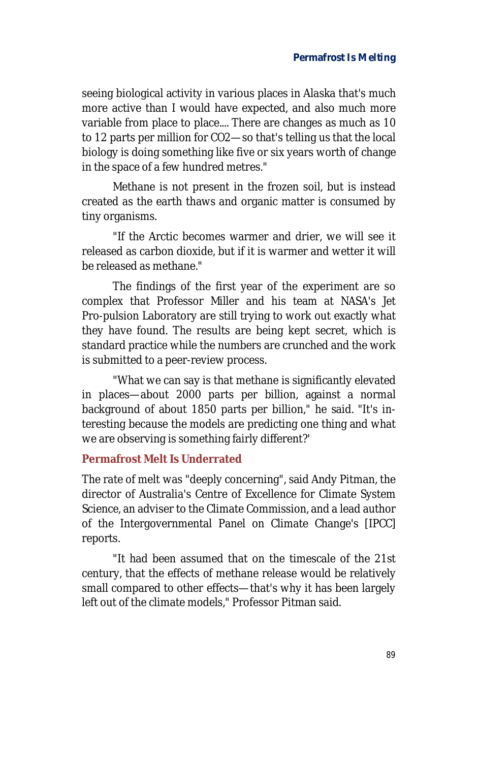seeing biological activity in various places in Alaska that's much more active than I would have expected, and also much more variable from place to place.... There are changes as much as 10 to 12 parts per million for $CO_2$—so that's telling us that the local biology is doing something like five or six years worth of change in the space of a few hundred metres."

Methane is not present in the frozen soil, but is instead created as the earth thaws and organic matter is consumed by tiny organisms.

"If the Arctic becomes warmer and drier, we will see it released as carbon dioxide, but if it is warmer and wetter it will be released as methane."

The findings of the first year of the experiment are so complex that Professor Miller and his team at NASA's Jet Pro-pulsion Laboratory are still trying to work out exactly what they have found. The results are being kept secret, which is standard practice while the numbers are crunched and the work is submitted to a peer-review process.

"What we can say is that methane is significantly elevated in places—about 2000 parts per billion, against a normal background of about 1850 parts per billion," he said. "It's interesting because the models are predicting one thing and what we are observing is something fairly different?'

## Permafrost Melt Is Underrated

The rate of melt was "deeply concerning", said Andy Pitman, the director of Australia's Centre of Excellence for Climate System Science, an adviser to the Climate Commission, and a lead author of the Intergovernmental Panel on Climate Change's [IPCC] reports.

"It had been assumed that on the timescale of the 21st century, that the effects of methane release would be relatively small compared to other effects—that's why it has been largely left out of the climate models," Professor Pitman said.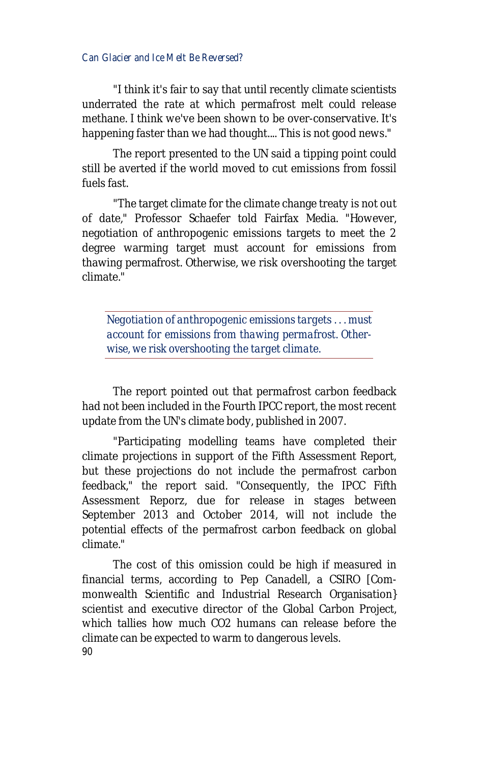"I think it's fair to say that until recently climate scientists underrated the rate at which permafrost melt could release methane. I think we've been shown to be over-conservative. It's happening faster than we had thought.... This is not good news."

The report presented to the UN said a tipping point could still be averted if the world moved to cut emissions from fossil fuels fast.

"The target climate for the climate change treaty is not out of date," Professor Schaefer told Fairfax Media. "However, negotiation of anthropogenic emissions targets to meet the 2 degree warming target must account for emissions from thawing permafrost. Otherwise, we risk overshooting the target climate."

> *Negotiation of anthropogenic emissions targets . . . must account for emissions from thawing permafrost. Otherwise, we risk overshooting the target climate.*

The report pointed out that permafrost carbon feedback had not been included in the Fourth IPCC report, the most recent update from the UN's climate body, published in 2007.

"Participating modelling teams have completed their climate projections in support of the Fifth Assessment Report, but these projections do not include the permafrost carbon feedback," the report said. "Consequently, the IPCC Fifth Assessment Reporz, due for release in stages between September 2013 and October 2014, will not include the potential effects of the permafrost carbon feedback on global climate."

The cost of this omission could be high if measured in financial terms, according to Pep Canadell, a CSIRO [Commonwealth Scientific and Industrial Research Organisation} scientist and executive director of the Global Carbon Project, which tallies how much $CO_2$ humans can release before the climate can be expected to warm to dangerous levels.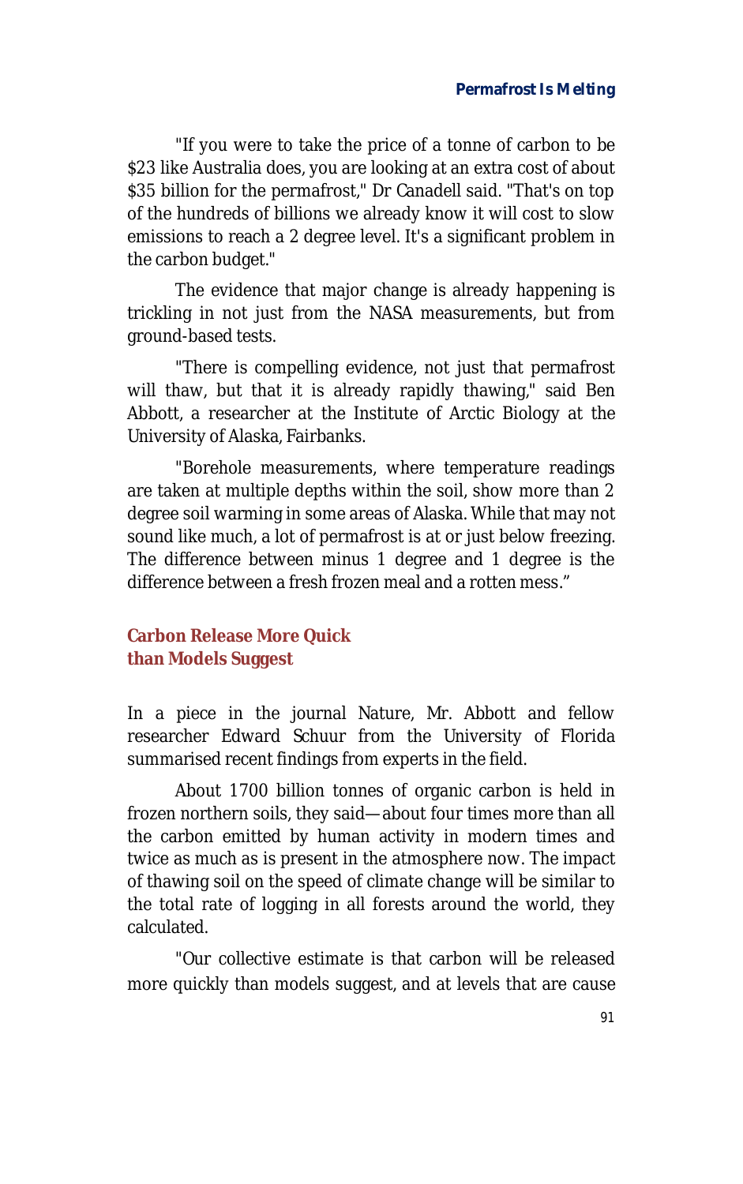"If you were to take the price of a tonne of carbon to be $23 like Australia does, you are looking at an extra cost of about $35 billion for the permafrost," Dr Canadell said. "That's on top of the hundreds of billions we already know it will cost to slow emissions to reach a 2 degree level. It's a significant problem in the carbon budget."

The evidence that major change is already happening is trickling in not just from the NASA measurements, but from ground-based tests.

"There is compelling evidence, not just that permafrost will thaw, but that it is already rapidly thawing," said Ben Abbott, a researcher at the Institute of Arctic Biology at the University of Alaska, Fairbanks.

"Borehole measurements, where temperature readings are taken at multiple depths within the soil, show more than 2 degree soil warming in some areas of Alaska. While that may not sound like much, a lot of permafrost is at or just below freezing. The difference between minus 1 degree and 1 degree is the difference between a fresh frozen meal and a rotten mess."

## Carbon Release More Quick than Models Suggest

In a piece in the journal Nature, Mr. Abbott and fellow researcher Edward Schuur from the University of Florida summarised recent findings from experts in the field.

About 1700 billion tonnes of organic carbon is held in frozen northern soils, they said—about four times more than all the carbon emitted by human activity in modern times and twice as much as is present in the atmosphere now. The impact of thawing soil on the speed of climate change will be similar to the total rate of logging in all forests around the world, they calculated.

"Our collective estimate is that carbon will be released more quickly than models suggest, and at levels that are cause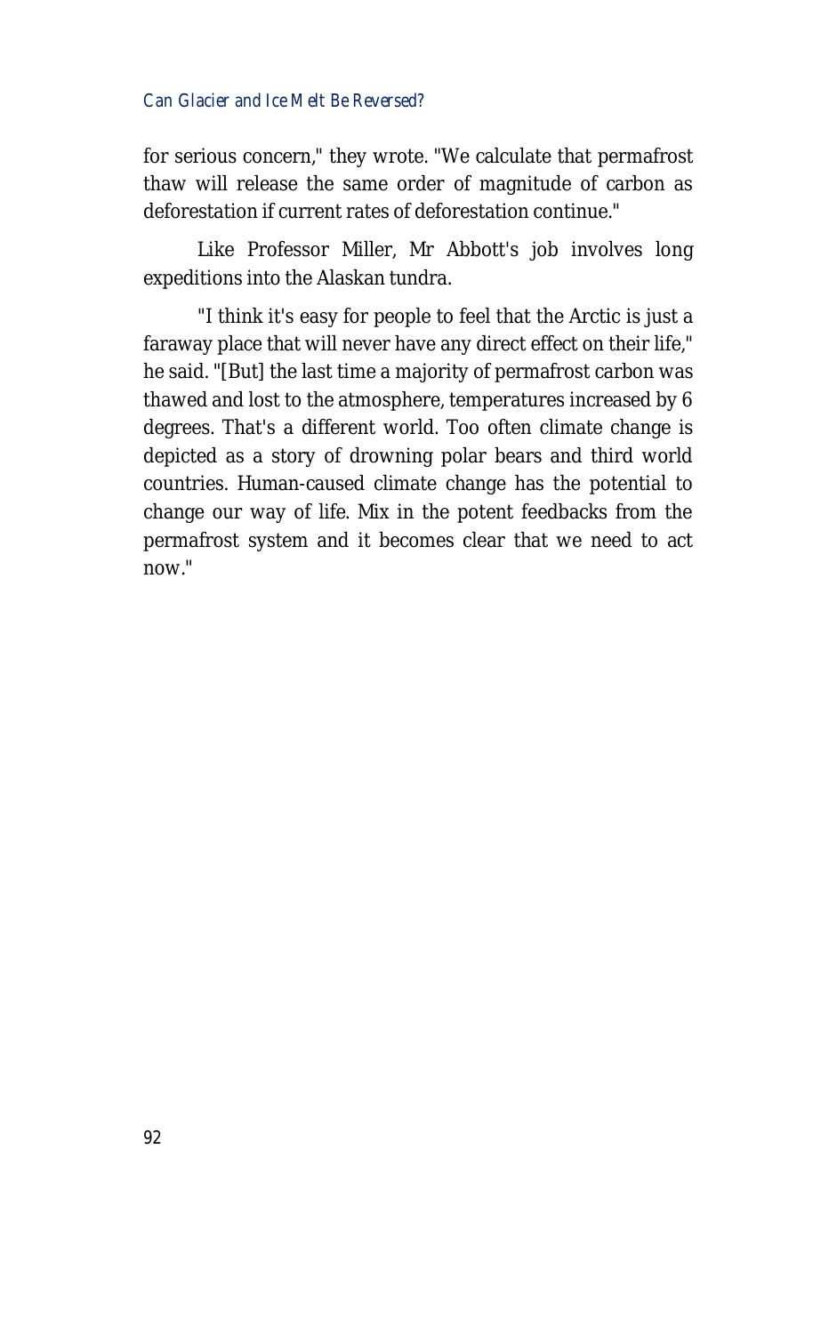for serious concern," they wrote. "We calculate that permafrost thaw will release the same order of magnitude of carbon as deforestation if current rates of deforestation continue."

Like Professor Miller, Mr Abbott's job involves long expeditions into the Alaskan tundra.

"I think it's easy for people to feel that the Arctic is just a faraway place that will never have any direct effect on their life," he said. "[But] the last time a majority of permafrost carbon was thawed and lost to the atmosphere, temperatures increased by 6 degrees. That's a different world. Too often climate change is depicted as a story of drowning polar bears and third world countries. Human-caused climate change has the potential to change our way of life. Mix in the potent feedbacks from the permafrost system and it becomes clear that we need to act now."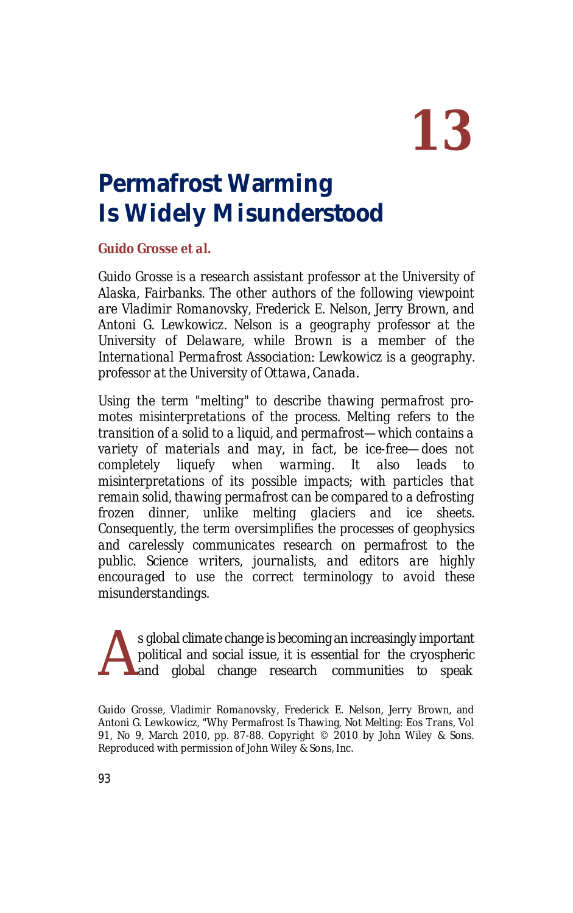13

# Permafrost Warming Is Widely Misunderstood

**Guido Grosse et al.**

*Guido Grosse is a research assistant professor at the University of Alaska, Fairbanks. The other authors of the following viewpoint are Vladimir Romanovsky, Frederick E. Nelson, Jerry Brown, and Antoni G. Lewkowicz. Nelson is a geography professor at the University of Delaware, while Brown is a member of the International Permafrost Association: Lewkowicz is a geography. professor at the University of Ottawa, Canada.*

*Using the term "melting" to describe thawing permafrost promotes misinterpretations of the process. Melting refers to the transition of a solid to a liquid, and permafrost—which contains a variety of materials and may, in fact, be ice-free—does not completely liquefy when warming. It also leads to misinterpretations of its possible impacts; with particles that remain solid, thawing permafrost can be compared to a defrosting frozen dinner, unlike melting glaciers and ice sheets. Consequently, the term oversimplifies the processes of geophysics and carelessly communicates research on permafrost to the public. Science writers, journalists, and editors are highly encouraged to use the correct terminology to avoid these misunderstandings.*

As global climate change is becoming an increasingly important political and social issue, it is essential for the cryospheric and global change research communities to speak

Guido Grosse, Vladimir Romanovsky, Frederick E. Nelson, Jerry Brown, and Antoni G. Lewkowicz, "Why Permafrost Is Thawing, Not Melting: Eos Trans, Vol 91, No 9, March 2010, pp. 87-88. Copyright © 2010 by John Wiley & Sons. Reproduced with permission of John Wiley & Sons, Inc.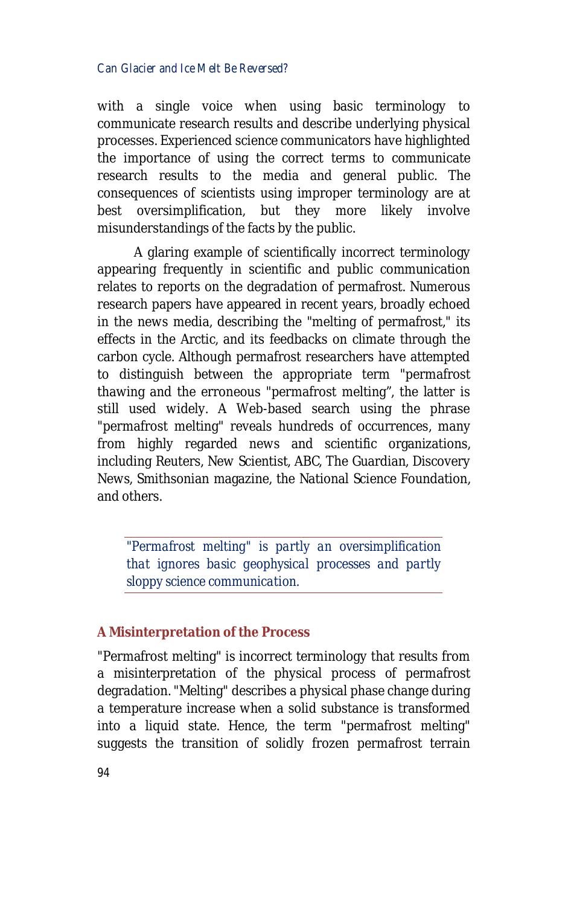with a single voice when using basic terminology to communicate research results and describe underlying physical processes. Experienced science communicators have highlighted the importance of using the correct terms to communicate research results to the media and general public. The consequences of scientists using improper terminology are at best oversimplification, but they more likely involve misunderstandings of the facts by the public.

A glaring example of scientifically incorrect terminology appearing frequently in scientific and public communication relates to reports on the degradation of permafrost. Numerous research papers have appeared in recent years, broadly echoed in the news media, describing the "melting of permafrost," its effects in the Arctic, and its feedbacks on climate through the carbon cycle. Although permafrost researchers have attempted to distinguish between the appropriate term "permafrost thawing and the erroneous "permafrost melting", the latter is still used widely. A Web-based search using the phrase "permafrost melting" reveals hundreds of occurrences, many from highly regarded news and scientific organizations, including Reuters, New Scientist, ABC, The Guardian, Discovery News, Smithsonian magazine, the National Science Foundation, and others.

> *"Permafrost melting" is partly an oversimplification that ignores basic geophysical processes and partly sloppy science communication.*

## A Misinterpretation of the Process

"Permafrost melting" is incorrect terminology that results from a misinterpretation of the physical process of permafrost degradation. "Melting" describes a physical phase change during a temperature increase when a solid substance is transformed into a liquid state. Hence, the term "permafrost melting" suggests the transition of solidly frozen permafrost terrain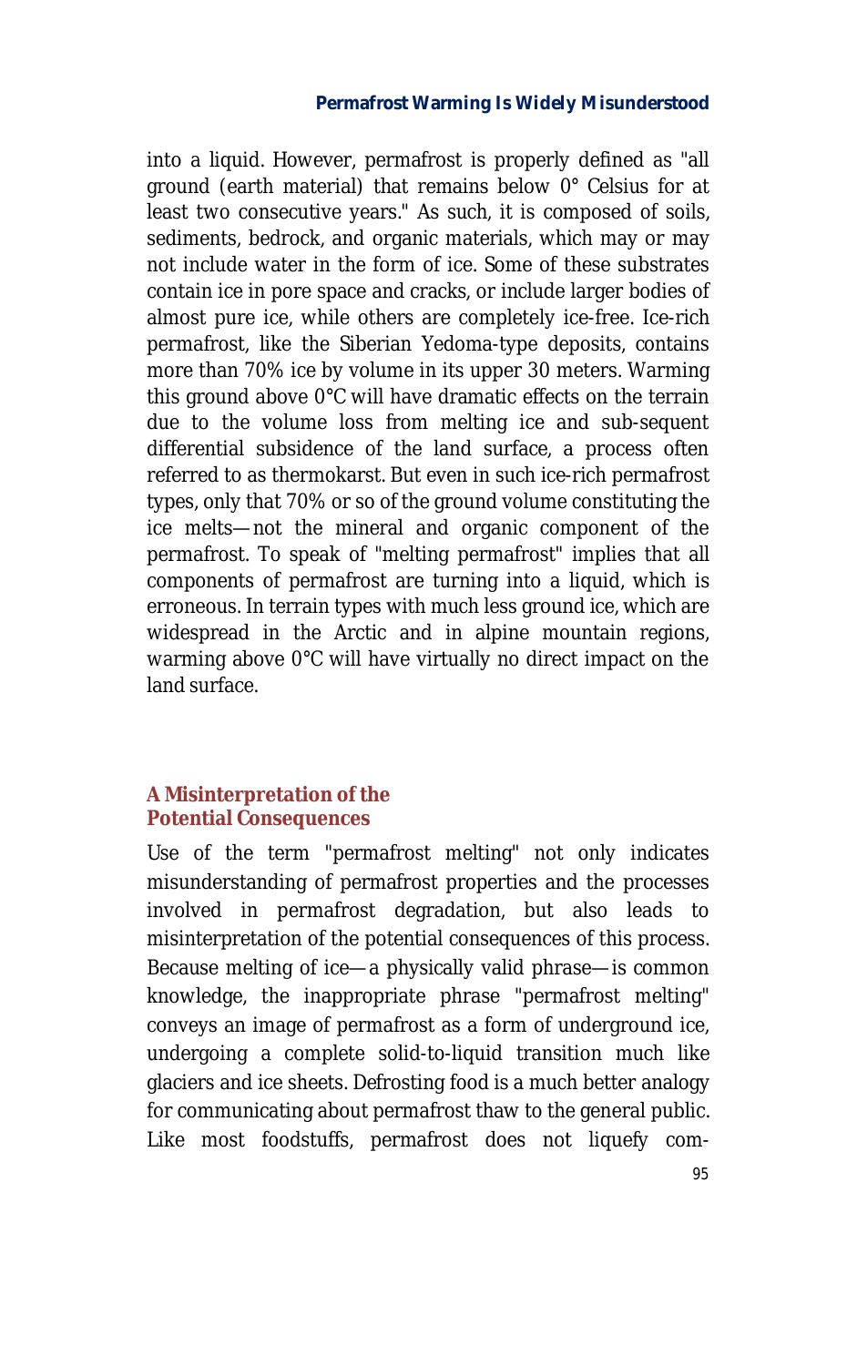into a liquid. However, permafrost is properly defined as "all ground (earth material) that remains below 0° Celsius for at least two consecutive years." As such, it is composed of soils, sediments, bedrock, and organic materials, which may or may not include water in the form of ice. Some of these substrates contain ice in pore space and cracks, or include larger bodies of almost pure ice, while others are completely ice-free. Ice-rich permafrost, like the Siberian Yedoma-type deposits, contains more than 70% ice by volume in its upper 30 meters. Warming this ground above 0°C will have dramatic effects on the terrain due to the volume loss from melting ice and sub-sequent differential subsidence of the land surface, a process often referred to as thermokarst. But even in such ice-rich permafrost types, only that 70% or so of the ground volume constituting the ice melts—not the mineral and organic component of the permafrost. To speak of "melting permafrost" implies that all components of permafrost are turning into a liquid, which is erroneous. In terrain types with much less ground ice, which are widespread in the Arctic and in alpine mountain regions, warming above 0°C will have virtually no direct impact on the land surface.

## A Misinterpretation of the Potential Consequences

Use of the term "permafrost melting" not only indicates misunderstanding of permafrost properties and the processes involved in permafrost degradation, but also leads to misinterpretation of the potential consequences of this process. Because melting of ice—a physically valid phrase—is common knowledge, the inappropriate phrase "permafrost melting" conveys an image of permafrost as a form of underground ice, undergoing a complete solid-to-liquid transition much like glaciers and ice sheets. Defrosting food is a much better analogy for communicating about permafrost thaw to the general public. Like most foodstuffs, permafrost does not liquefy com-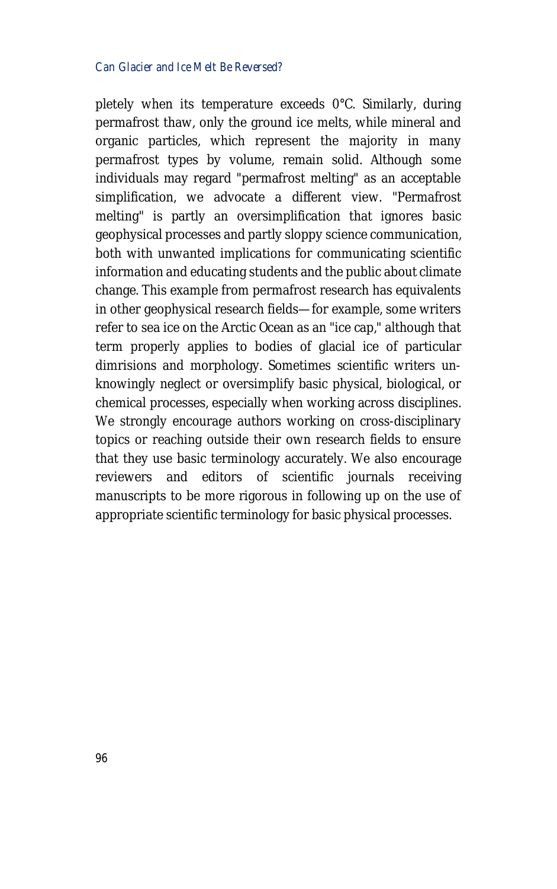pletely when its temperature exceeds 0°C. Similarly, during permafrost thaw, only the ground ice melts, while mineral and organic particles, which represent the majority in many permafrost types by volume, remain solid. Although some individuals may regard "permafrost melting" as an acceptable simplification, we advocate a different view. "Permafrost melting" is partly an oversimplification that ignores basic geophysical processes and partly sloppy science communication, both with unwanted implications for communicating scientific information and educating students and the public about climate change. This example from permafrost research has equivalents in other geophysical research fields—for example, some writers refer to sea ice on the Arctic Ocean as an "ice cap," although that term properly applies to bodies of glacial ice of particular dimrisions and morphology. Sometimes scientific writers unknowingly neglect or oversimplify basic physical, biological, or chemical processes, especially when working across disciplines. We strongly encourage authors working on cross-disciplinary topics or reaching outside their own research fields to ensure that they use basic terminology accurately. We also encourage reviewers and editors of scientific journals receiving manuscripts to be more rigorous in following up on the use of appropriate scientific terminology for basic physical processes.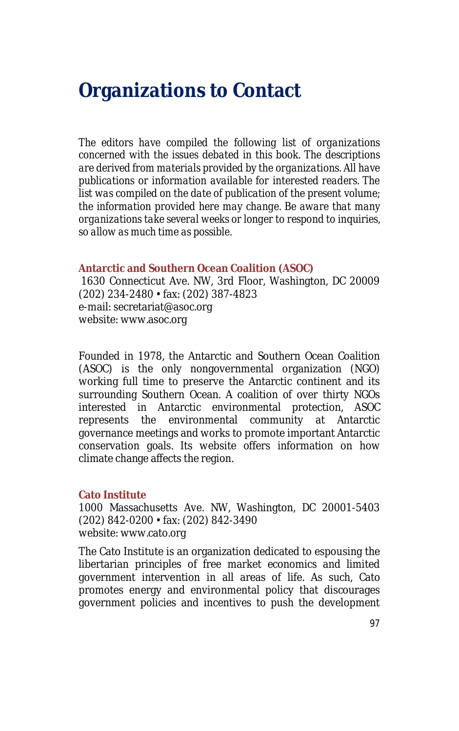# Organizations to Contact

*The editors have compiled the following list of organizations concerned with the issues debated in this book. The descriptions are derived from materials provided by the organizations. All have publications or information available for interested readers. The list was compiled on the date of publication of the present volume; the information provided here may change. Be aware that many organizations take several weeks or longer to respond to inquiries, so allow as much time as possible.*

**Antarctic and Southern Ocean Coalition (ASOC)**
1630 Connecticut Ave. NW, 3rd Floor, Washington, DC 20009
(202) 234-2480 • fax: (202) 387-4823
e-mail: secretariat@asoc.org
website: www.asoc.org

Founded in 1978, the Antarctic and Southern Ocean Coalition (ASOC) is the only nongovernmental organization (NGO) working full time to preserve the Antarctic continent and its surrounding Southern Ocean. A coalition of over thirty NGOs interested in Antarctic environmental protection, ASOC represents the environmental community at Antarctic governance meetings and works to promote important Antarctic conservation goals. Its website offers information on how climate change affects the region.

**Cato Institute**
1000 Massachusetts Ave. NW, Washington, DC 20001-5403
(202) 842-0200 • fax: (202) 842-3490
website: www.cato.org

The Cato Institute is an organization dedicated to espousing the libertarian principles of free market economics and limited government intervention in all areas of life. As such, Cato promotes energy and environmental policy that discourages government policies and incentives to push the development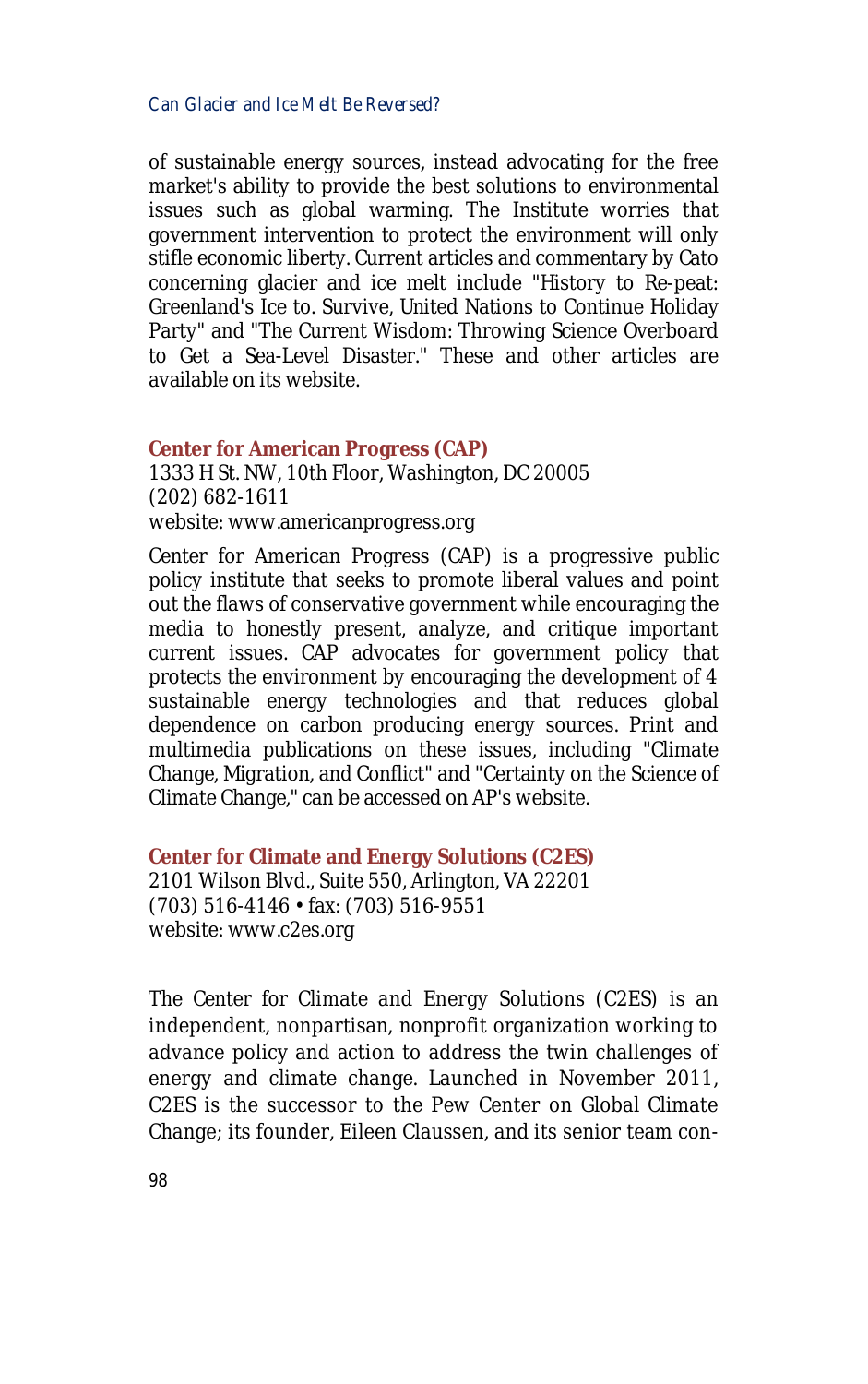of sustainable energy sources, instead advocating for the free market's ability to provide the best solutions to environmental issues such as global warming. The Institute worries that government intervention to protect the environment will only stifle economic liberty. Current articles and commentary by Cato concerning glacier and ice melt include "History to Re-peat: Greenland's Ice to. Survive, United Nations to Continue Holiday Party" and "The Current Wisdom: Throwing Science Overboard to Get a Sea-Level Disaster." These and other articles are available on its website.

**Center for American Progress (CAP)**
1333 H St. NW, 10th Floor, Washington, DC 20005
(202) 682-1611
website: www.americanprogress.org

Center for American Progress (CAP) is a progressive public policy institute that seeks to promote liberal values and point out the flaws of conservative government while encouraging the media to honestly present, analyze, and critique important current issues. CAP advocates for government policy that protects the environment by encouraging the development of 4 sustainable energy technologies and that reduces global dependence on carbon producing energy sources. Print and multimedia publications on these issues, including "Climate Change, Migration, and Conflict" and "Certainty on the Science of Climate Change," can be accessed on AP's website.

**Center for Climate and Energy Solutions (C2ES)**
2101 Wilson Blvd., Suite 550, Arlington, VA 22201
(703) 516-4146 • fax: (703) 516-9551
website: www.c2es.org

The Center for Climate and Energy Solutions (C2ES) is an independent, nonpartisan, nonprofit organization working to advance policy and action to address the twin challenges of energy and climate change. Launched in November 2011, C2ES is the successor to the Pew Center on Global Climate Change; its founder, Eileen Claussen, and its senior team con-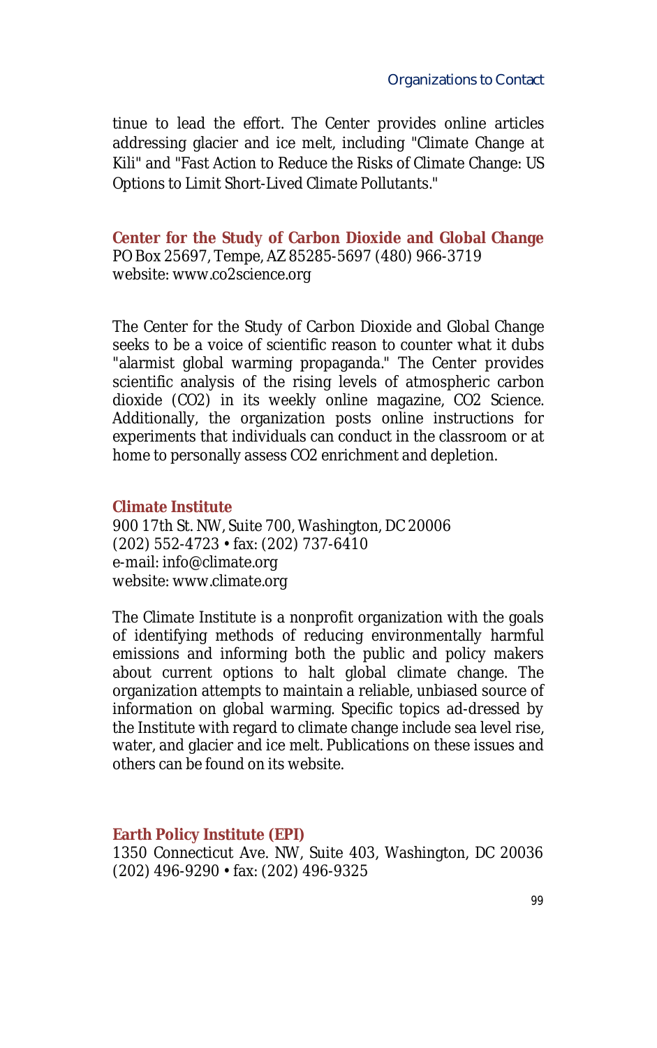tinue to lead the effort. The Center provides online articles addressing glacier and ice melt, including "Climate Change at Kili" and "Fast Action to Reduce the Risks of Climate Change: US Options to Limit Short-Lived Climate Pollutants."

**Center for the Study of Carbon Dioxide and Global Change**
PO Box 25697, Tempe, AZ 85285-5697 (480) 966-3719
website: www.co2science.org

The Center for the Study of Carbon Dioxide and Global Change seeks to be a voice of scientific reason to counter what it dubs "alarmist global warming propaganda." The Center provides scientific analysis of the rising levels of atmospheric carbon dioxide ($CO_2$) in its weekly online magazine, $CO_2$ Science. Additionally, the organization posts online instructions for experiments that individuals can conduct in the classroom or at home to personally assess $CO_2$ enrichment and depletion.

**Climate Institute**
900 17th St. NW, Suite 700, Washington, DC 20006
(202) 552-4723 • fax: (202) 737-6410
e-mail: info@climate.org
website: www.climate.org

The Climate Institute is a nonprofit organization with the goals of identifying methods of reducing environmentally harmful emissions and informing both the public and policy makers about current options to halt global climate change. The organization attempts to maintain a reliable, unbiased source of information on global warming. Specific topics ad-dressed by the Institute with regard to climate change include sea level rise, water, and glacier and ice melt. Publications on these issues and others can be found on its website.

**Earth Policy Institute (EPI)**
1350 Connecticut Ave. NW, Suite 403, Washington, DC 20036
(202) 496-9290 • fax: (202) 496-9325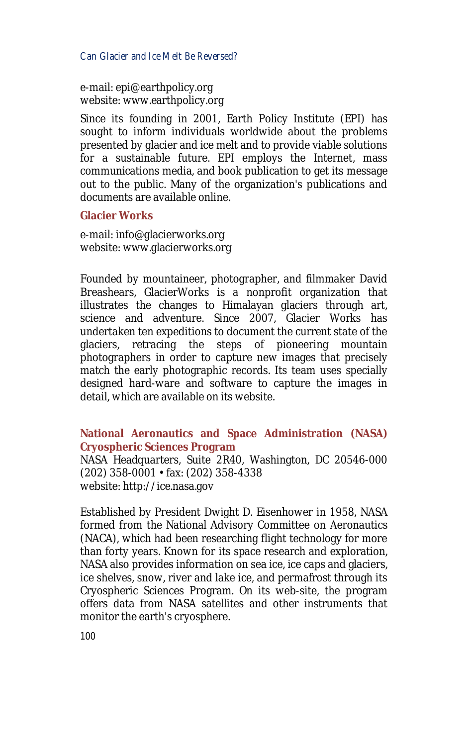e-mail: epi@earthpolicy.org
website: www.earthpolicy.org

Since its founding in 2001, Earth Policy Institute (EPI) has sought to inform individuals worldwide about the problems presented by glacier and ice melt and to provide viable solutions for a sustainable future. EPI employs the Internet, mass communications media, and book publication to get its message out to the public. Many of the organization's publications and documents are available online.

**Glacier Works**

e-mail: info@glacierworks.org
website: www.glacierworks.org

Founded by mountaineer, photographer, and filmmaker David Breashears, GlacierWorks is a nonprofit organization that illustrates the changes to Himalayan glaciers through art, science and adventure. Since 2007, Glacier Works has undertaken ten expeditions to document the current state of the glaciers, retracing the steps of pioneering mountain photographers in order to capture new images that precisely match the early photographic records. Its team uses specially designed hard-ware and software to capture the images in detail, which are available on its website.

**National Aeronautics and Space Administration (NASA) Cryospheric Sciences Program**
NASA Headquarters, Suite 2R40, Washington, DC 20546-000
(202) 358-0001 • fax: (202) 358-4338
website: http://ice.nasa.gov

Established by President Dwight D. Eisenhower in 1958, NASA formed from the National Advisory Committee on Aeronautics (NACA), which had been researching flight technology for more than forty years. Known for its space research and exploration, NASA also provides information on sea ice, ice caps and glaciers, ice shelves, snow, river and lake ice, and permafrost through its Cryospheric Sciences Program. On its web-site, the program offers data from NASA satellites and other instruments that monitor the earth's cryosphere.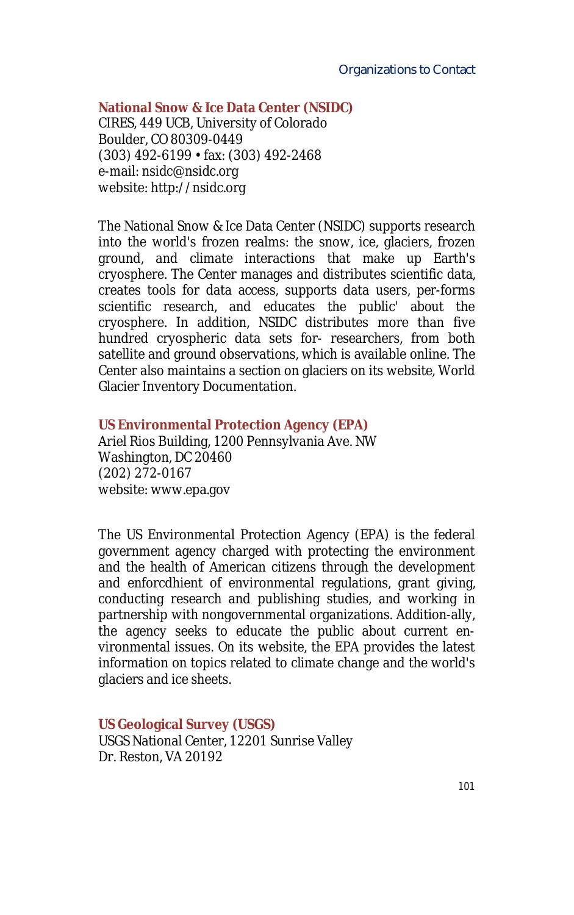### National Snow & Ice Data Center (NSIDC)

CIRES, 449 UCB, University of Colorado
Boulder, CO 80309-0449
(303) 492-6199 • fax: (303) 492-2468
e-mail: nsidc@nsidc.org
website: http://nsidc.org

The National Snow & Ice Data Center (NSIDC) supports research into the world's frozen realms: the snow, ice, glaciers, frozen ground, and climate interactions that make up Earth's cryosphere. The Center manages and distributes scientific data, creates tools for data access, supports data users, per-forms scientific research, and educates the public' about the cryosphere. In addition, NSIDC distributes more than five hundred cryospheric data sets for- researchers, from both satellite and ground observations, which is available online. The Center also maintains a section on glaciers on its website, World Glacier Inventory Documentation.

### US Environmental Protection Agency (EPA)

Ariel Rios Building, 1200 Pennsylvania Ave. NW
Washington, DC 20460
(202) 272-0167
website: www.epa.gov

The US Environmental Protection Agency (EPA) is the federal government agency charged with protecting the environment and the health of American citizens through the development and enforcdhient of environmental regulations, grant giving, conducting research and publishing studies, and working in partnership with nongovernmental organizations. Addition-ally, the agency seeks to educate the public about current en-vironmental issues. On its website, the EPA provides the latest information on topics related to climate change and the world's glaciers and ice sheets.

### US Geological Survey (USGS)

USGS National Center, 12201 Sunrise Valley
Dr. Reston, VA 20192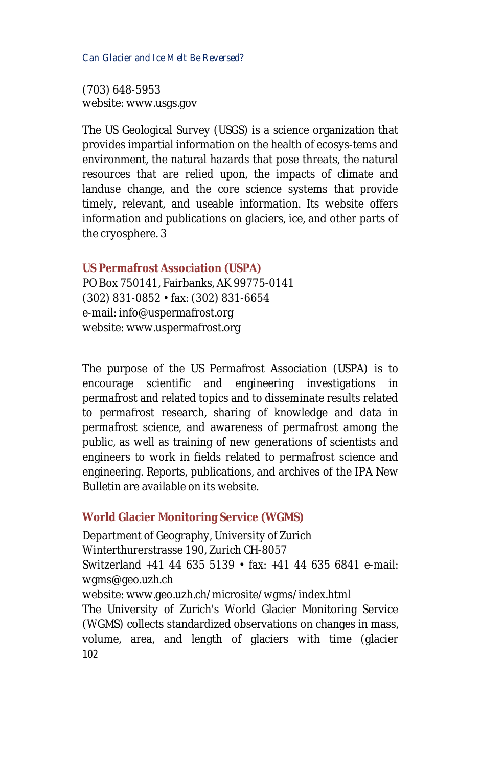(703) 648-5953
website: www.usgs.gov

The US Geological Survey (USGS) is a science organization that provides impartial information on the health of ecosys-tems and environment, the natural hazards that pose threats, the natural resources that are relied upon, the impacts of climate and landuse change, and the core science systems that provide timely, relevant, and useable information. Its website offers information and publications on glaciers, ice, and other parts of the cryosphere. 3

**US Permafrost Association (USPA)**
PO Box 750141, Fairbanks, AK 99775-0141
(302) 831-0852 • fax: (302) 831-6654
e-mail: info@uspermafrost.org
website: www.uspermafrost.org

The purpose of the US Permafrost Association (USPA) is to encourage scientific and engineering investigations in permafrost and related topics and to disseminate results related to permafrost research, sharing of knowledge and data in permafrost science, and awareness of permafrost among the public, as well as training of new generations of scientists and engineers to work in fields related to permafrost science and engineering. Reports, publications, and archives of the IPA New Bulletin are available on its website.

**World Glacier Monitoring Service (WGMS)**
Department of Geography, University of Zurich
Winterthurerstrasse 190, Zurich CH-8057
Switzerland +41 44 635 5139 • fax: +41 44 635 6841 e-mail: wgms@geo.uzh.ch
website: www.geo.uzh.ch/microsite/wgms/index.html
The University of Zurich's World Glacier Monitoring Service (WGMS) collects standardized observations on changes in mass, volume, area, and length of glaciers with time (glacier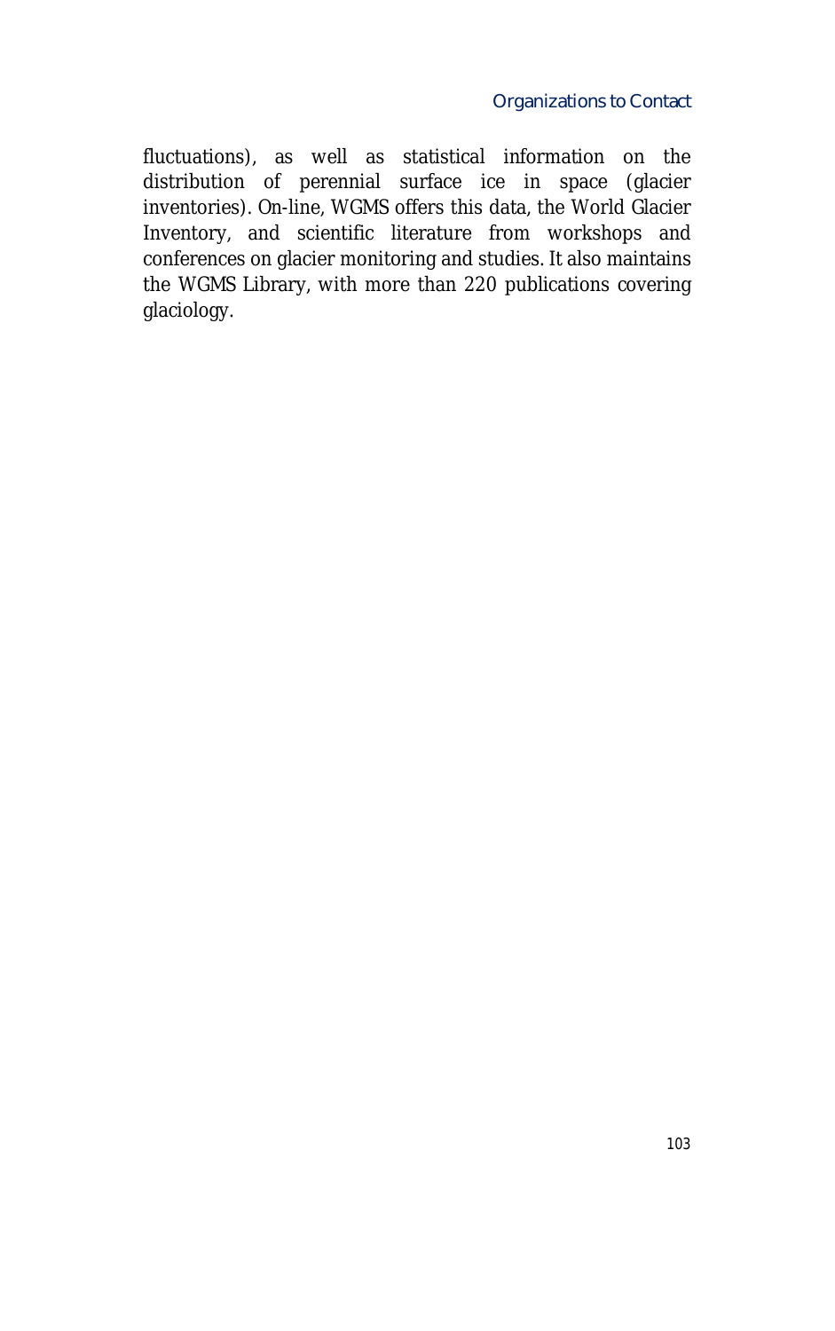fluctuations), as well as statistical information on the distribution of perennial surface ice in space (glacier inventories). On-line, WGMS offers this data, the World Glacier Inventory, and scientific literature from workshops and conferences on glacier monitoring and studies. It also maintains the WGMS Library, with more than 220 publications covering glaciology.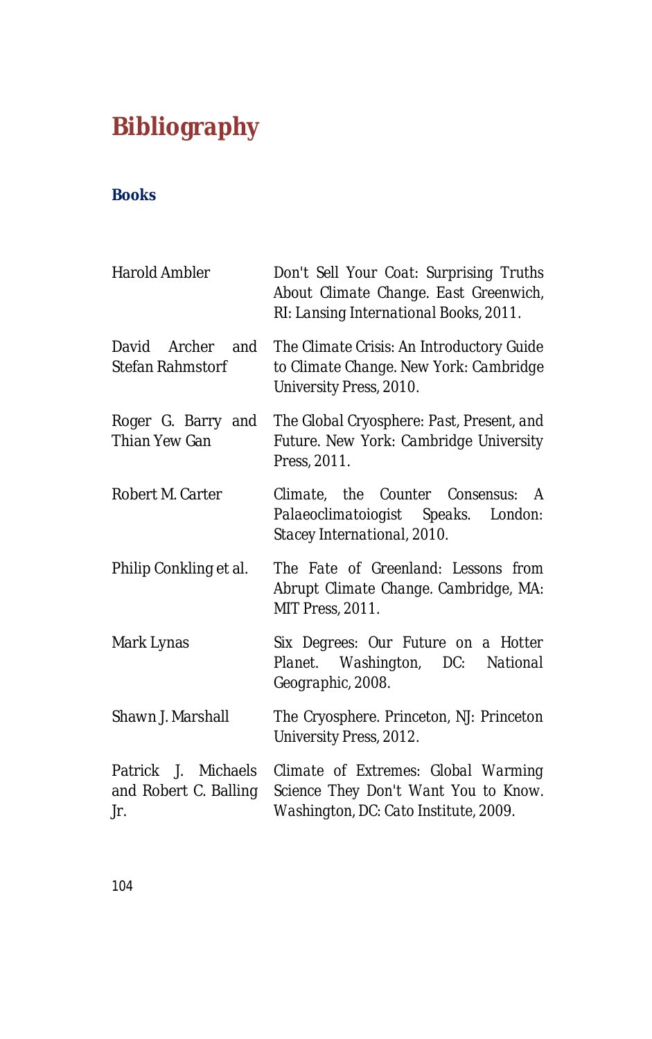# Bibliography

## Books

| | |
|---|---|
| Harold Ambler | *Don't Sell Your Coat: Surprising Truths About Climate Change*. East Greenwich, RI: Lansing International Books, 2011. |
| David Archer and Stefan Rahmstorf | *The Climate Crisis: An Introductory Guide to Climate Change*. New York: Cambridge University Press, 2010. |
| Roger G. Barry and Thian Yew Gan | *The Global Cryosphere: Past, Present, and Future*. New York: Cambridge University Press, 2011. |
| Robert M. Carter | *Climate, the Counter Consensus: A Palaeoclimatoiogist Speaks*. London: Stacey International, 2010. |
| Philip Conkling et al. | *The Fate of Greenland: Lessons from Abrupt Climate Change*. Cambridge, MA: MIT Press, 2011. |
| Mark Lynas | *Six Degrees: Our Future on a Hotter Planet*. Washington, DC: National Geographic, 2008. |
| Shawn J. Marshall | *The Cryosphere*. Princeton, NJ: Princeton University Press, 2012. |
| Patrick J. Michaels and Robert C. Balling Jr. | *Climate of Extremes: Global Warming Science They Don't Want You to Know*. Washington, DC: Cato Institute, 2009. |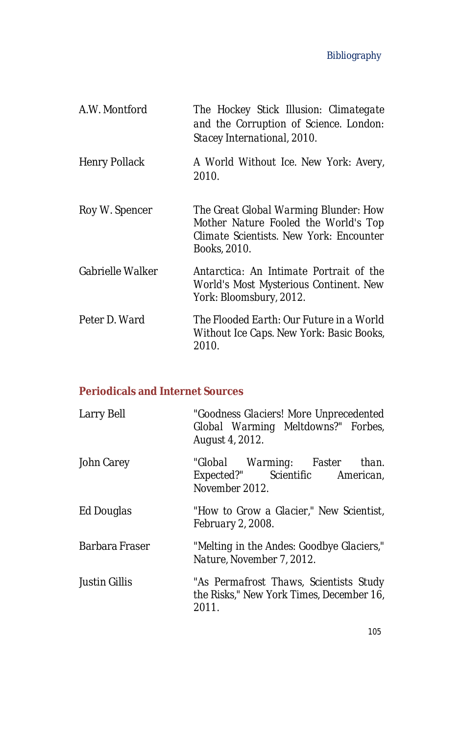A.W. Montford — *The Hockey Stick Illusion: Climategate and the Corruption of Science.* London: Stacey International, 2010.

Henry Pollack — *A World Without Ice.* New York: Avery, 2010.

Roy W. Spencer — *The Great Global Warming Blunder: How Mother Nature Fooled the World's Top Climate Scientists.* New York: Encounter Books, 2010.

Gabrielle Walker — *Antarctica: An Intimate Portrait of the World's Most Mysterious Continent.* New York: Bloomsbury, 2012.

Peter D. Ward — *The Flooded Earth: Our Future in a World Without Ice Caps.* New York: Basic Books, 2010.

## Periodicals and Internet Sources

Larry Bell — "Goodness Glaciers! More Unprecedented Global Warming Meltdowns?" *Forbes*, August 4, 2012.

John Carey — "Global Warming: Faster than. Expected?" *Scientific American*, November 2012.

Ed Douglas — "How to Grow a Glacier," *New Scientist*, February 2, 2008.

Barbara Fraser — "Melting in the Andes: Goodbye Glaciers," *Nature*, November 7, 2012.

Justin Gillis — "As Permafrost Thaws, Scientists Study the Risks," *New York Times*, December 16, 2011.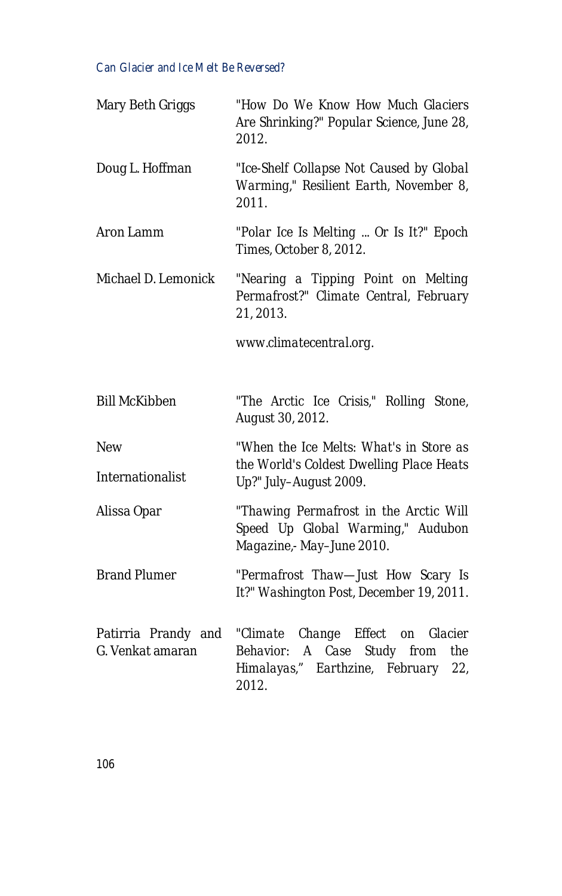Mary Beth Griggs "How Do We Know How Much Glaciers Are Shrinking?" *Popular Science*, June 28, 2012.

Doug L. Hoffman "Ice-Shelf Collapse Not Caused by Global Warming," *Resilient Earth*, November 8, 2011.

Aron Lamm "Polar Ice Is Melting ... Or Is It?" *Epoch Times*, October 8, 2012.

Michael D. Lemonick "Nearing a Tipping Point on Melting Permafrost?" *Climate Central*, February 21, 2013.

www.climatecentral.org.

Bill McKibben "The Arctic Ice Crisis," *Rolling Stone*, August 30, 2012.

*New Internationalist* "When the Ice Melts: What's in Store as the World's Coldest Dwelling Place Heats Up?" July–August 2009.

Alissa Opar "Thawing Permafrost in the Arctic Will Speed Up Global Warming," *Audubon Magazine*,- May–June 2010.

Brand Plumer "Permafrost Thaw—Just How Scary Is It?" *Washington Post*, December 19, 2011.

Patirria Prandy and G. Venkat amaran "Climate Change Effect on Glacier Behavior: A Case Study from the Himalayas," *Earthzine*, February 22, 2012.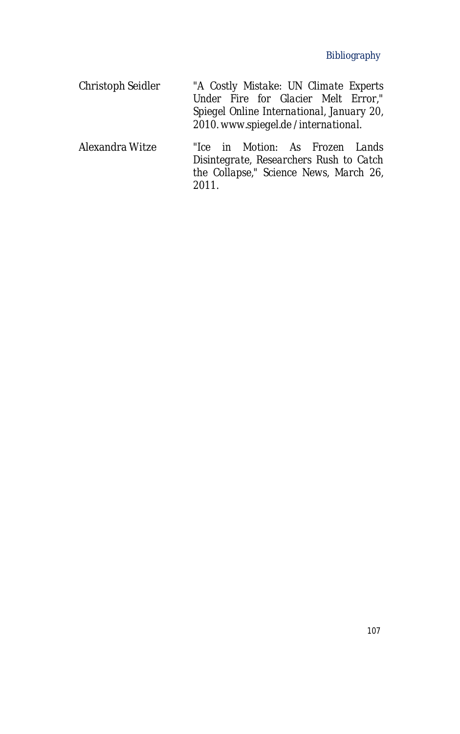Christoph Seidler — "A Costly Mistake: UN Climate Experts Under Fire for Glacier Melt Error," *Spiegel Online International*, January 20, 2010. www.spiegel.de /international.

Alexandra Witze — "Ice in Motion: As Frozen Lands Disintegrate, Researchers Rush to Catch the Collapse," *Science News*, March 26, 2011.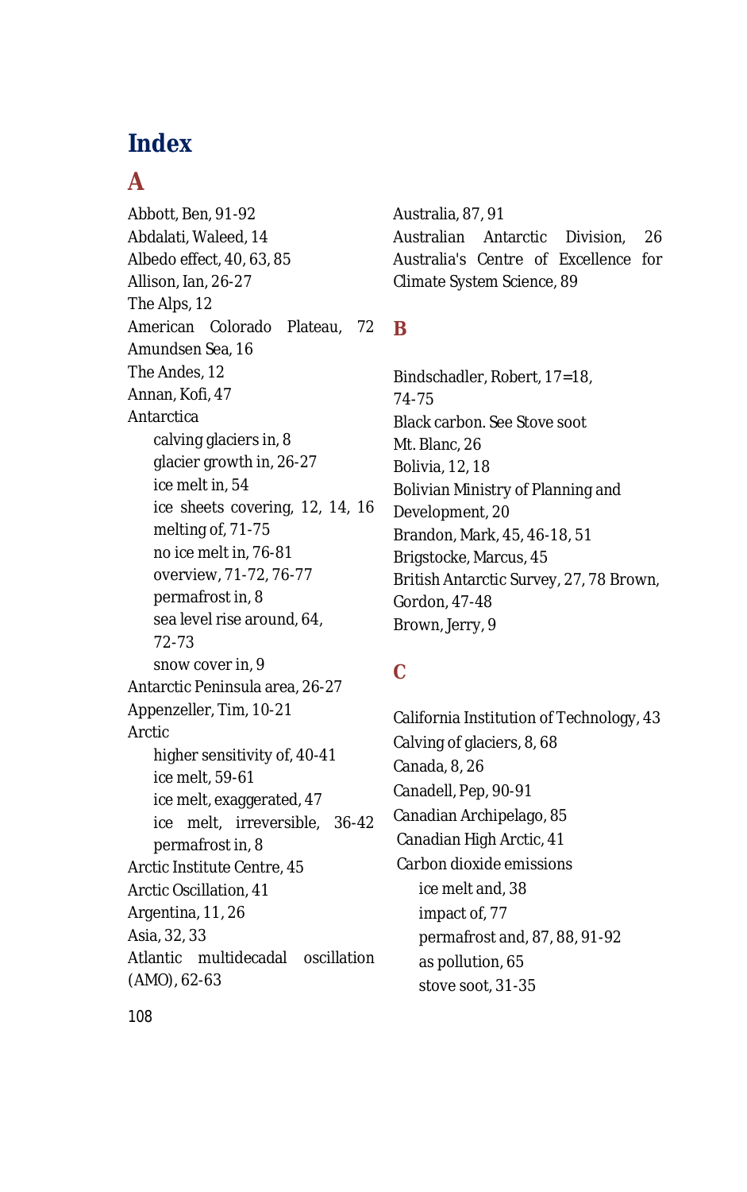# Index

## A

Abbott, Ben, 91-92
Abdalati, Waleed, 14
Albedo effect, 40, 63, 85
Allison, Ian, 26-27
The Alps, 12
American Colorado Plateau, 72
Amundsen Sea, 16
The Andes, 12
Annan, Kofi, 47
Antarctica
- calving glaciers in, 8
- glacier growth in, 26-27
- ice melt in, 54
- ice sheets covering, 12, 14, 16
- melting of, 71-75
- no ice melt in, 76-81
- overview, 71-72, 76-77
- permafrost in, 8
- sea level rise around, 64, 72-73
- snow cover in, 9

Antarctic Peninsula area, 26-27
Appenzeller, Tim, 10-21
Arctic
- higher sensitivity of, 40-41
- ice melt, 59-61
- ice melt, exaggerated, 47
- ice melt, irreversible, 36-42
- permafrost in, 8

Arctic Institute Centre, 45
Arctic Oscillation, 41
Argentina, 11, 26
Asia, 32, 33
Atlantic multidecadal oscillation (AMO), 62-63
Australia, 87, 91
Australian Antarctic Division, 26
Australia's Centre of Excellence for Climate System Science, 89

## B

Bindschadler, Robert, 17=18, 74-75
Black carbon. See Stove soot
Mt. Blanc, 26
Bolivia, 12, 18
Bolivian Ministry of Planning and Development, 20
Brandon, Mark, 45, 46-18, 51
Brigstocke, Marcus, 45
British Antarctic Survey, 27, 78 Brown, Gordon, 47-48
Brown, Jerry, 9

## C

California Institution of Technology, 43
Calving of glaciers, 8, 68
Canada, 8, 26
Canadell, Pep, 90-91
Canadian Archipelago, 85
Canadian High Arctic, 41
Carbon dioxide emissions
- ice melt and, 38
- impact of, 77
- permafrost and, 87, 88, 91-92
- as pollution, 65
- stove soot, 31-35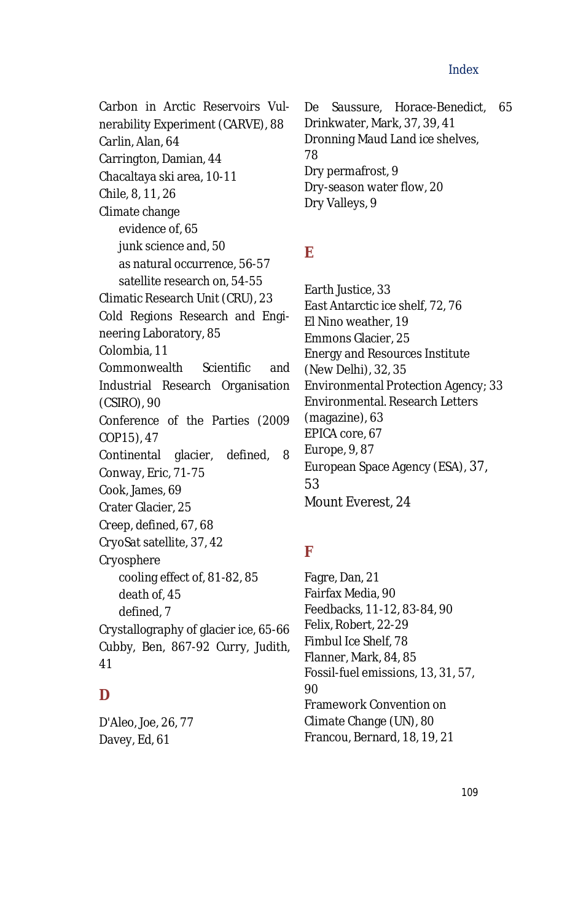Carbon in Arctic Reservoirs Vulnerability Experiment (CARVE), 88
Carlin, Alan, 64
Carrington, Damian, 44
Chacaltaya ski area, 10-11
Chile, 8, 11, 26
Climate change
  evidence of, 65
  junk science and, 50
  as natural occurrence, 56-57
  satellite research on, 54-55
Climatic Research Unit (CRU), 23
Cold Regions Research and Engineering Laboratory, 85
Colombia, 11
Commonwealth Scientific and Industrial Research Organisation (CSIRO), 90
Conference of the Parties (2009 COP15), 47
Continental glacier, defined, 8
Conway, Eric, 71-75
Cook, James, 69
Crater Glacier, 25
Creep, defined, 67, 68
CryoSat satellite, 37, 42
Cryosphere
  cooling effect of, 81-82, 85
  death of, 45
  defined, 7
Crystallography of glacier ice, 65-66
Cubby, Ben, 867-92 Curry, Judith, 41

## D

D'Aleo, Joe, 26, 77
Davey, Ed, 61
De Saussure, Horace-Benedict, 65
Drinkwater, Mark, 37, 39, 41
Dronning Maud Land ice shelves, 78
Dry permafrost, 9
Dry-season water flow, 20
Dry Valleys, 9

## E

Earth Justice, 33
East Antarctic ice shelf, 72, 76
El Nino weather, 19
Emmons Glacier, 25
Energy and Resources Institute (New Delhi), 32, 35
Environmental Protection Agency; 33
Environmental. Research Letters (magazine), 63
EPICA core, 67
Europe, 9, 87
European Space Agency (ESA), 37, 53
Mount Everest, 24

## F

Fagre, Dan, 21
Fairfax Media, 90
Feedbacks, 11-12, 83-84, 90
Felix, Robert, 22-29
Fimbul Ice Shelf, 78
Flanner, Mark, 84, 85
Fossil-fuel emissions, 13, 31, 57, 90
Framework Convention on Climate Change (UN), 80
Francou, Bernard, 18, 19, 21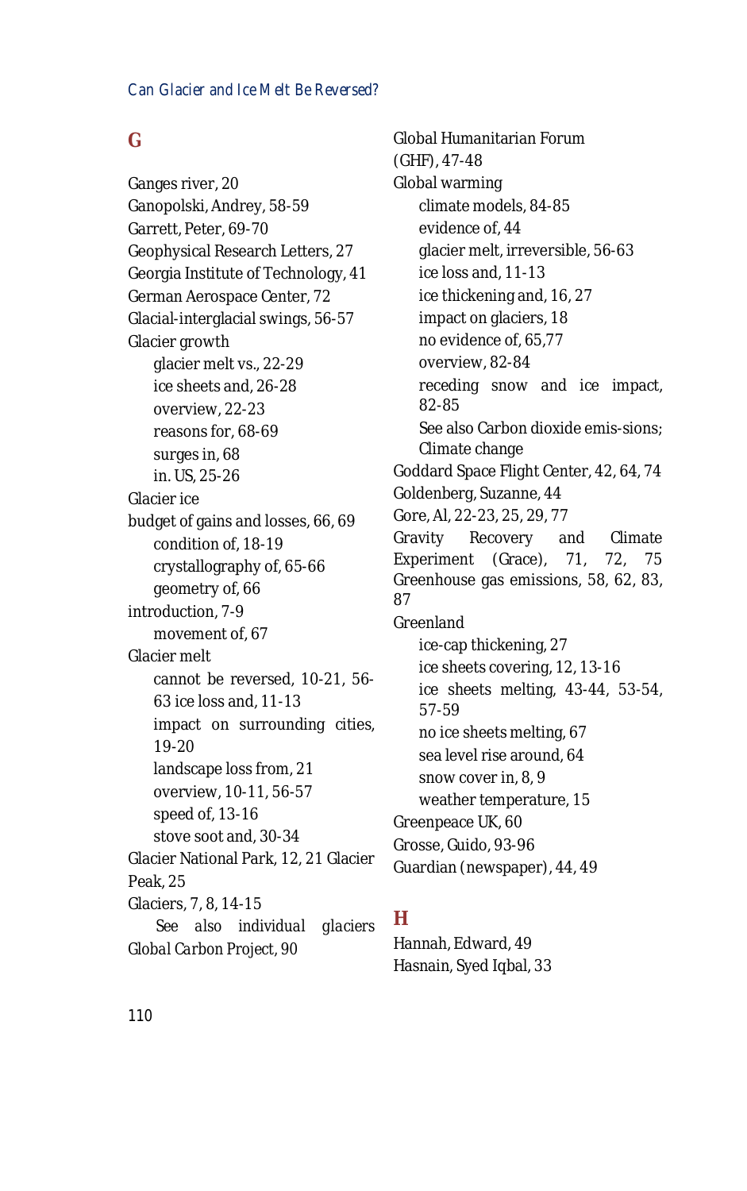## G

Ganges river, 20
Ganopolski, Andrey, 58-59
Garrett, Peter, 69-70
Geophysical Research Letters, 27
Georgia Institute of Technology, 41
German Aerospace Center, 72
Glacial-interglacial swings, 56-57
Glacier growth
- glacier melt vs., 22-29
- ice sheets and, 26-28
- overview, 22-23
- reasons for, 68-69
- surges in, 68
- in. US, 25-26

Glacier ice
budget of gains and losses, 66, 69
- condition of, 18-19
- crystallography of, 65-66
- geometry of, 66

introduction, 7-9
- movement of, 67

Glacier melt
- cannot be reversed, 10-21, 56-63 ice loss and, 11-13
- impact on surrounding cities, 19-20
- landscape loss from, 21
- overview, 10-11, 56-57
- speed of, 13-16
- stove soot and, 30-34

Glacier National Park, 12, 21 Glacier Peak, 25
Glaciers, 7, 8, 14-15
- *See also individual glaciers*

*Global Carbon Project*, 90
Global Humanitarian Forum (GHF), 47-48
Global warming
- climate models, 84-85
- evidence of, 44
- glacier melt, irreversible, 56-63
- ice loss and, 11-13
- ice thickening and, 16, 27
- impact on glaciers, 18
- no evidence of, 65,77
- overview, 82-84
- receding snow and ice impact, 82-85
- See also Carbon dioxide emis-sions; Climate change

Goddard Space Flight Center, 42, 64, 74
Goldenberg, Suzanne, 44
Gore, Al, 22-23, 25, 29, 77
Gravity Recovery and Climate Experiment (Grace), 71, 72, 75
Greenhouse gas emissions, 58, 62, 83, 87
Greenland
- ice-cap thickening, 27
- ice sheets covering, 12, 13-16
- ice sheets melting, 43-44, 53-54, 57-59
- no ice sheets melting, 67
- sea level rise around, 64
- snow cover in, 8, 9
- weather temperature, 15

Greenpeace UK, 60
Grosse, Guido, 93-96
Guardian (newspaper), 44, 49

## H

Hannah, Edward, 49
Hasnain, Syed Iqbal, 33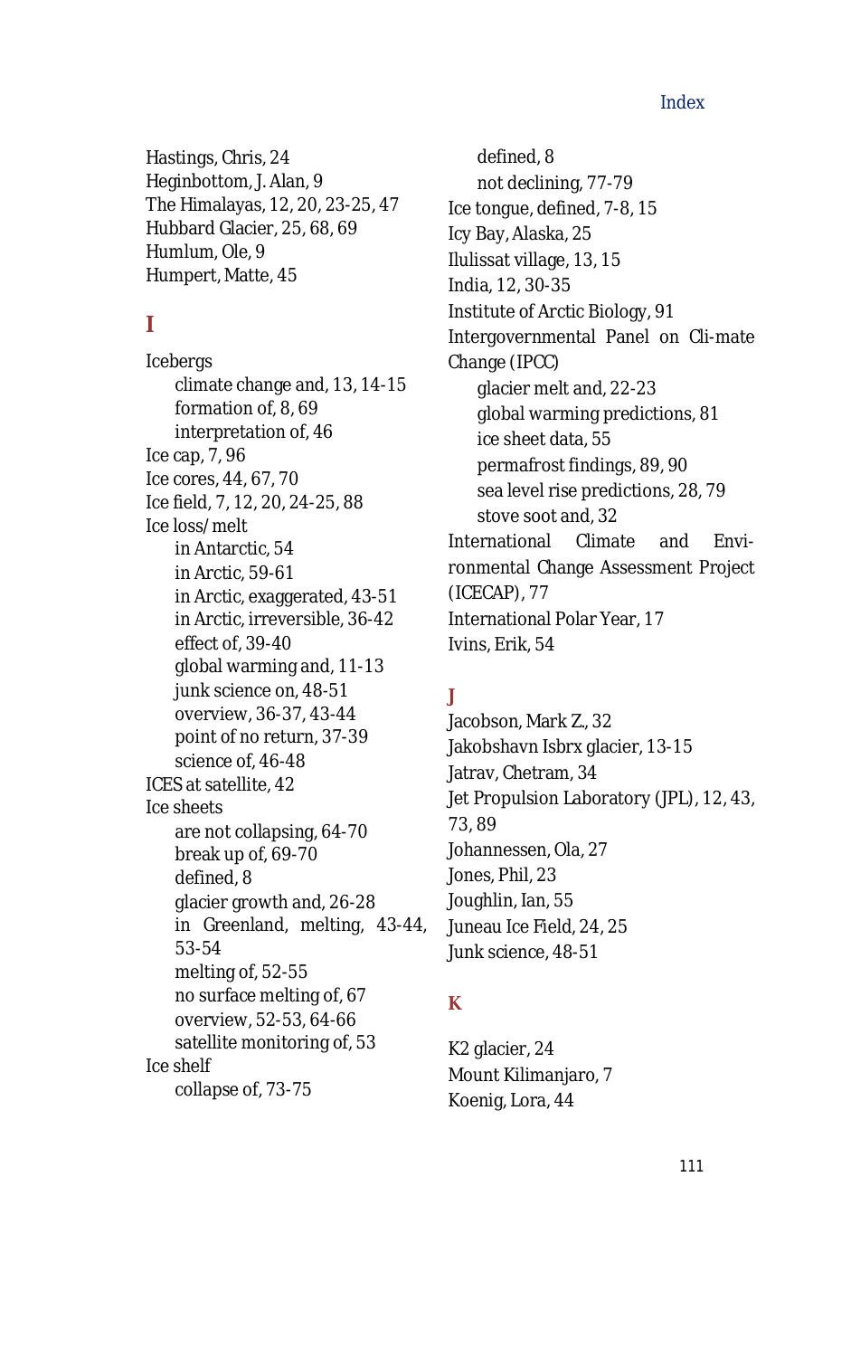Hastings, Chris, 24
Heginbottom, J. Alan, 9
The Himalayas, 12, 20, 23-25, 47
Hubbard Glacier, 25, 68, 69
Humlum, Ole, 9
Humpert, Matte, 45

## I

Icebergs
- climate change and, 13, 14-15
- formation of, 8, 69
- interpretation of, 46

Ice cap, 7, 96
Ice cores, 44, 67, 70
Ice field, 7, 12, 20, 24-25, 88
Ice loss/melt
- in Antarctic, 54
- in Arctic, 59-61
- in Arctic, exaggerated, 43-51
- in Arctic, irreversible, 36-42
- effect of, 39-40
- global warming and, 11-13
- junk science on, 48-51
- overview, 36-37, 43-44
- point of no return, 37-39
- science of, 46-48

ICES at satellite, 42
Ice sheets
- are not collapsing, 64-70
- break up of, 69-70
- defined, 8
- glacier growth and, 26-28
- in Greenland, melting, 43-44, 53-54
- melting of, 52-55
- no surface melting of, 67
- overview, 52-53, 64-66
- satellite monitoring of, 53

Ice shelf
- collapse of, 73-75
- defined, 8
- not declining, 77-79

Ice tongue, defined, 7-8, 15
Icy Bay, Alaska, 25
Ilulissat village, 13, 15
India, 12, 30-35
Institute of Arctic Biology, 91
Intergovernmental Panel on Cli-mate Change (IPCC)
- glacier melt and, 22-23
- global warming predictions, 81
- ice sheet data, 55
- permafrost findings, 89, 90
- sea level rise predictions, 28, 79
- stove soot and, 32

International Climate and Envi-ronmental Change Assessment Project (ICECAP), 77
International Polar Year, 17
Ivins, Erik, 54

## J

Jacobson, Mark Z., 32
Jakobshavn Isbrx glacier, 13-15
Jatrav, Chetram, 34
Jet Propulsion Laboratory (JPL), 12, 43, 73, 89
Johannessen, Ola, 27
Jones, Phil, 23
Joughlin, Ian, 55
Juneau Ice Field, 24, 25
Junk science, 48-51

## K

K2 glacier, 24
Mount Kilimanjaro, 7
Koenig, Lora, 44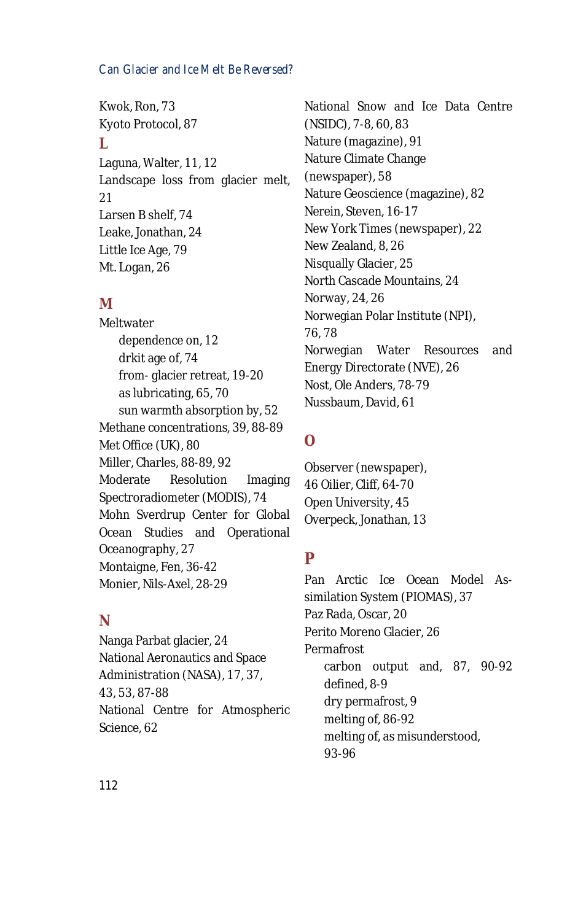Kwok, Ron, 73
Kyoto Protocol, 87

## L

Laguna, Walter, 11, 12
Landscape loss from glacier melt, 21
Larsen B shelf, 74
Leake, Jonathan, 24
Little Ice Age, 79
Mt. Logan, 26

## M

Meltwater
- dependence on, 12
- drkit age of, 74
- from- glacier retreat, 19-20
- as lubricating, 65, 70
- sun warmth absorption by, 52

Methane concentrations, 39, 88-89
Met Office (UK), 80
Miller, Charles, 88-89, 92
Moderate Resolution Imaging Spectroradiometer (MODIS), 74
Mohn Sverdrup Center for Global Ocean Studies and Operational Oceanography, 27
Montaigne, Fen, 36-42
Monier, Nils-Axel, 28-29

## N

Nanga Parbat glacier, 24
National Aeronautics and Space Administration (NASA), 17, 37, 43, 53, 87-88
National Centre for Atmospheric Science, 62
National Snow and Ice Data Centre (NSIDC), 7-8, 60, 83
Nature (magazine), 91
Nature Climate Change (newspaper), 58
Nature Geoscience (magazine), 82
Nerein, Steven, 16-17
New York Times (newspaper), 22
New Zealand, 8, 26
Nisqually Glacier, 25
North Cascade Mountains, 24
Norway, 24, 26
Norwegian Polar Institute (NPI), 76, 78
Norwegian Water Resources and Energy Directorate (NVE), 26
Nost, Ole Anders, 78-79
Nussbaum, David, 61

## O

Observer (newspaper), 46
Oilier, Cliff, 64-70
Open University, 45
Overpeck, Jonathan, 13

## P

Pan Arctic Ice Ocean Model Assimilation System (PIOMAS), 37
Paz Rada, Oscar, 20
Perito Moreno Glacier, 26
Permafrost
- carbon output and, 87, 90-92
- defined, 8-9
- dry permafrost, 9
- melting of, 86-92
- melting of, as misunderstood, 93-96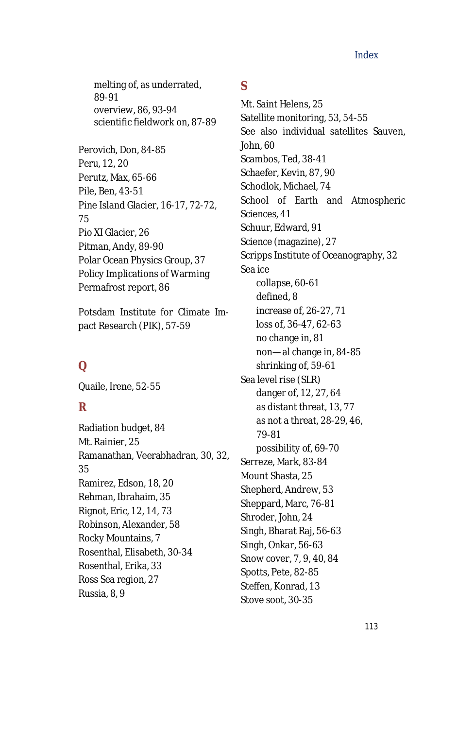melting of, as underrated, 89-91
overview, 86, 93-94
scientific fieldwork on, 87-89

Perovich, Don, 84-85
Peru, 12, 20
Perutz, Max, 65-66
Pile, Ben, 43-51
Pine Island Glacier, 16-17, 72-72, 75
Pio XI Glacier, 26
Pitman, Andy, 89-90
Polar Ocean Physics Group, 37
Policy Implications of Warming Permafrost report, 86

Potsdam Institute for Climate Impact Research (PIK), 57-59

## Q

Quaile, Irene, 52-55

## R

Radiation budget, 84
Mt. Rainier, 25
Ramanathan, Veerabhadran, 30, 32, 35
Ramirez, Edson, 18, 20
Rehman, Ibrahaim, 35
Rignot, Eric, 12, 14, 73
Robinson, Alexander, 58
Rocky Mountains, 7
Rosenthal, Elisabeth, 30-34
Rosenthal, Erika, 33
Ross Sea region, 27
Russia, 8, 9

## S

Mt. Saint Helens, 25
Satellite monitoring, 53, 54-55
See also individual satellites Sauven, John, 60
Scambos, Ted, 38-41
Schaefer, Kevin, 87, 90
Schodlok, Michael, 74
School of Earth and Atmospheric Sciences, 41
Schuur, Edward, 91
Science (magazine), 27
Scripps Institute of Oceanography, 32
Sea ice
collapse, 60-61
defined, 8
increase of, 26-27, 71
loss of, 36-47, 62-63
no change in, 81
non—al change in, 84-85
shrinking of, 59-61
Sea level rise (SLR)
danger of, 12, 27, 64
as distant threat, 13, 77
as not a threat, 28-29, 46, 79-81
possibility of, 69-70
Serreze, Mark, 83-84
Mount Shasta, 25
Shepherd, Andrew, 53
Sheppard, Marc, 76-81
Shroder, John, 24
Singh, Bharat Raj, 56-63
Singh, Onkar, 56-63
Snow cover, 7, 9, 40, 84
Spotts, Pete, 82-85
Steffen, Konrad, 13
Stove soot, 30-35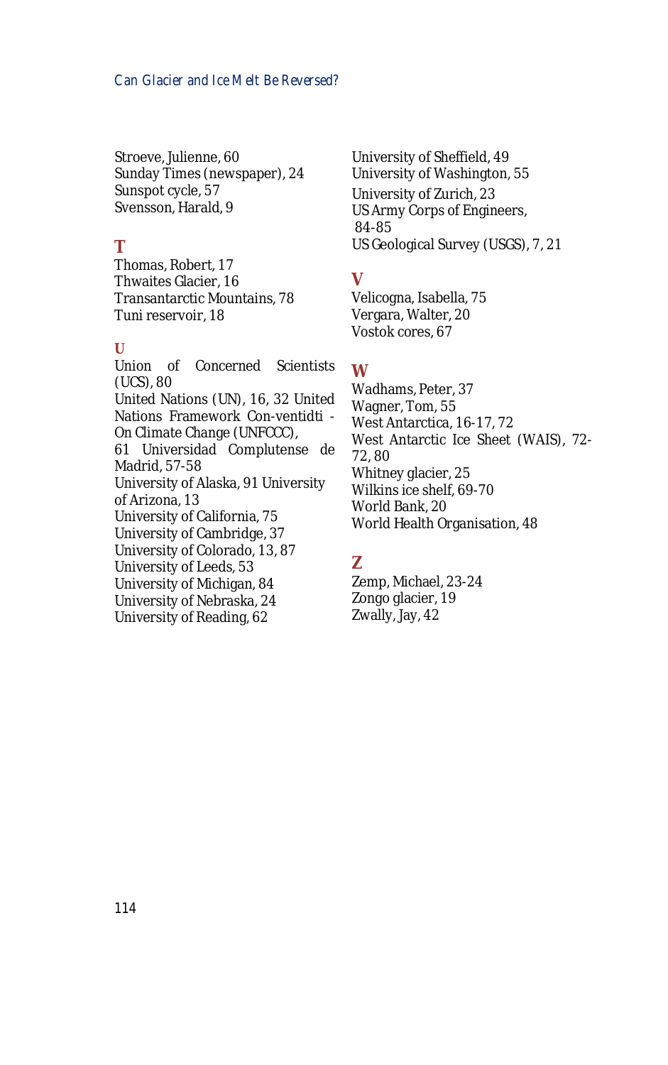Stroeve, Julienne, 60
Sunday Times (newspaper), 24
Sunspot cycle, 57
Svensson, Harald, 9

**T**

Thomas, Robert, 17
Thwaites Glacier, 16
Transantarctic Mountains, 78
Tuni reservoir, 18

**U**

Union of Concerned Scientists (UCS), 80
United Nations (UN), 16, 32 United Nations Framework Con-ventidti - On Climate Change (UNFCCC), 61 Universidad Complutense de Madrid, 57-58
University of Alaska, 91 University of Arizona, 13
University of California, 75
University of Cambridge, 37
University of Colorado, 13, 87
University of Leeds, 53
University of Michigan, 84
University of Nebraska, 24
University of Reading, 62
University of Sheffield, 49
University of Washington, 55
University of Zurich, 23
US Army Corps of Engineers, 84-85
US Geological Survey (USGS), 7, 21

**V**

Velicogna, Isabella, 75
Vergara, Walter, 20
Vostok cores, 67

**W**

Wadhams, Peter, 37
Wagner, Tom, 55
West Antarctica, 16-17, 72
West Antarctic Ice Sheet (WAIS), 72-72, 80
Whitney glacier, 25
Wilkins ice shelf, 69-70
World Bank, 20
World Health Organisation, 48

**Z**

Zemp, Michael, 23-24
Zongo glacier, 19
Zwally, Jay, 42